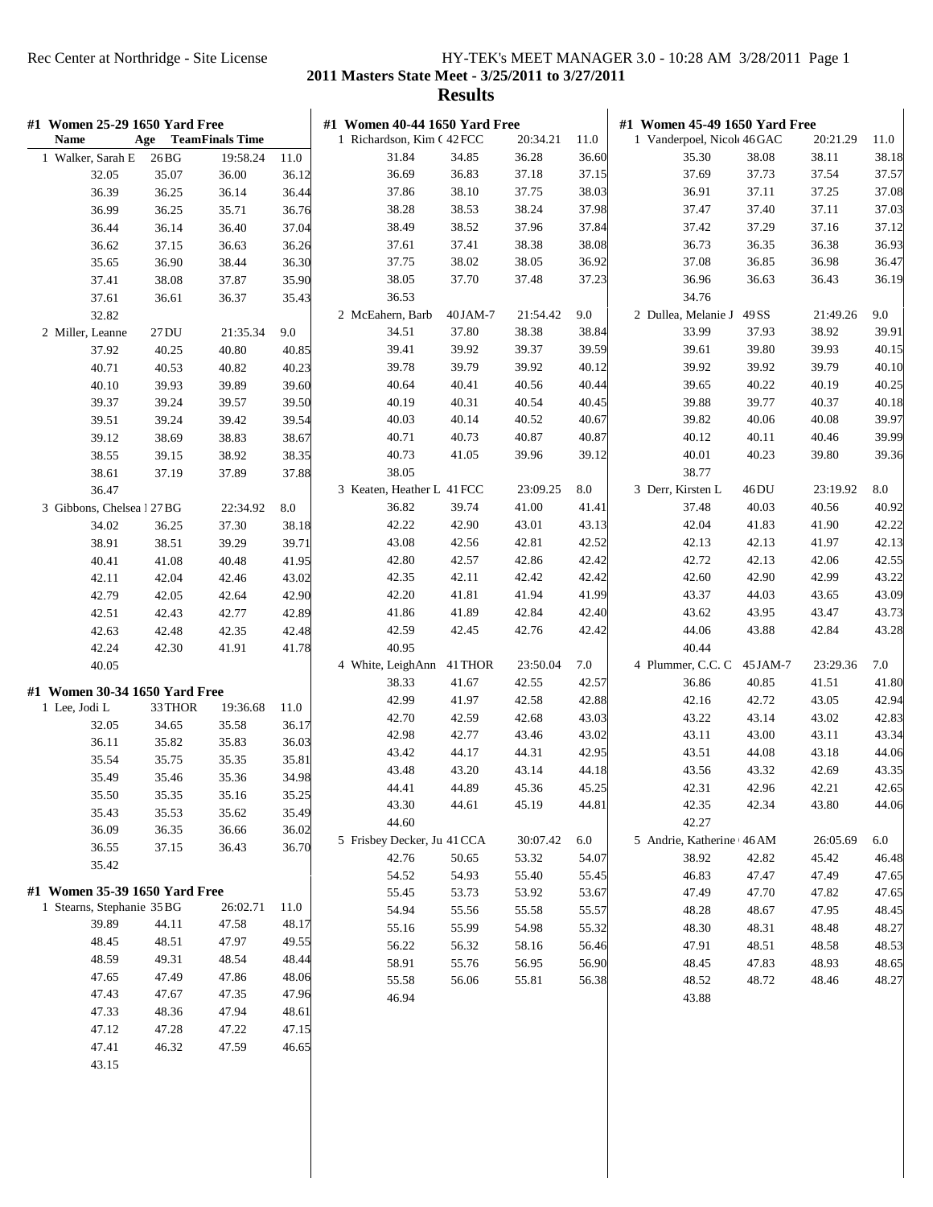Rec Center at Northridge - Site License

HY-TEK's MEET MANAGER 3.0 - 10:28 AM 3/28/2011 Page 1

**2011 Masters State Meet - 3/25/2011 to 3/27/2011**

## Results

### #1 Women 25-29 1650 Yard Free

| Name | Age | Team | Finals Time | |
|---|---|---|---|---|
| 1 Walker, Sarah E | 26 | BG | 19:58.24 | 11.0 |

32.05 35.07 36.00 36.12
36.39 36.25 36.14 36.44
36.99 36.25 35.71 36.76
36.44 36.14 36.40 37.04
36.62 37.15 36.63 36.26
35.65 36.90 38.44 36.30
37.41 38.08 37.87 35.90
37.61 36.61 36.37 35.43
32.82

| Name | Age | Team | Finals Time | |
|---|---|---|---|---|
| 2 Miller, Leanne | 27 | DU | 21:35.34 | 9.0 |

37.92 40.25 40.80 40.85
40.71 40.53 40.82 40.23
40.10 39.93 39.89 39.60
39.37 39.24 39.57 39.50
39.51 39.24 39.42 39.54
39.12 38.69 38.83 38.67
38.55 39.15 38.92 38.35
38.61 37.19 37.89 37.88
36.47

| Name | Age | Team | Finals Time | |
|---|---|---|---|---|
| 3 Gibbons, Chelsea | 27 | BG | 22:34.92 | 8.0 |

34.02 36.25 37.30 38.18
38.91 38.51 39.29 39.71
40.41 41.08 40.48 41.95
42.11 42.04 42.46 43.02
42.79 42.05 42.64 42.90
42.51 42.43 42.77 42.89
42.63 42.48 42.35 42.48
42.24 42.30 41.91 41.78
40.05

### #1 Women 30-34 1650 Yard Free

| Name | Age | Team | Finals Time | |
|---|---|---|---|---|
| 1 Lee, Jodi L | 33 | THOR | 19:36.68 | 11.0 |

32.05 34.65 35.58 36.17
36.11 35.82 35.83 36.03
35.54 35.75 35.35 35.81
35.49 35.46 35.36 34.98
35.50 35.35 35.16 35.25
35.43 35.53 35.62 35.49
36.09 36.35 36.66 36.02
36.55 37.15 36.43 36.70
35.42

### #1 Women 35-39 1650 Yard Free

| Name | Age | Team | Finals Time | |
|---|---|---|---|---|
| 1 Stearns, Stephanie | 35 | BG | 26:02.71 | 11.0 |

39.89 44.11 47.58 48.17
48.45 48.51 47.97 49.55
48.59 49.31 48.54 48.44
47.65 47.49 47.86 48.06
47.43 47.67 47.35 47.96
47.33 48.36 47.94 48.61
47.12 47.28 47.22 47.15
47.41 46.32 47.59 46.65
43.15

### #1 Women 40-44 1650 Yard Free

| Name | Age | Team | Finals Time | |
|---|---|---|---|---|
| 1 Richardson, Kim C | 42 | FCC | 20:34.21 | 11.0 |

31.84 34.85 36.28 36.60
36.69 36.83 37.18 37.15
37.86 38.10 37.75 38.03
38.28 38.53 38.24 37.98
38.49 38.52 37.96 37.84
37.61 37.41 38.38 38.08
37.75 38.02 38.05 36.92
38.05 37.70 37.48 37.23
36.53

| Name | Age | Team | Finals Time | |
|---|---|---|---|---|
| 2 McEahern, Barb | 40 | JAM-7 | 21:54.42 | 9.0 |

34.51 37.80 38.38 38.84
39.41 39.92 39.37 39.59
39.78 39.79 39.92 40.12
40.64 40.41 40.56 40.44
40.19 40.31 40.54 40.45
40.03 40.14 40.52 40.67
40.71 40.73 40.87 40.87
40.73 41.05 39.96 39.12
38.05

| Name | Age | Team | Finals Time | |
|---|---|---|---|---|
| 3 Keaten, Heather L | 41 | FCC | 23:09.25 | 8.0 |

36.82 39.74 41.00 41.41
42.22 42.90 43.01 43.13
43.08 42.56 42.81 42.52
42.80 42.57 42.86 42.42
42.35 42.11 42.42 42.42
42.20 41.81 41.94 41.99
41.86 41.89 42.84 42.40
42.59 42.45 42.76 42.42
40.95

| Name | Age | Team | Finals Time | |
|---|---|---|---|---|
| 4 White, LeighAnn | 41 | THOR | 23:50.04 | 7.0 |

38.33 41.67 42.55 42.57
42.99 41.97 42.58 42.88
42.70 42.59 42.68 43.03
42.98 42.77 43.46 43.02
43.42 44.17 44.31 42.95
43.48 43.20 43.14 44.18
44.41 44.89 45.36 45.25
43.30 44.61 45.19 44.81
44.60

| Name | Age | Team | Finals Time | |
|---|---|---|---|---|
| 5 Frisbey Decker, Ju | 41 | CCA | 30:07.42 | 6.0 |

42.76 50.65 53.32 54.07
54.52 54.93 55.40 55.45
55.45 53.73 53.92 53.67
54.94 55.56 55.58 55.57
55.16 55.99 54.98 55.32
56.22 56.32 58.16 56.46
58.91 55.76 56.95 56.90
55.58 56.06 55.81 56.38
46.94

### #1 Women 45-49 1650 Yard Free

| Name | Age | Team | Finals Time | |
|---|---|---|---|---|
| 1 Vanderpoel, Nicol | 46 | GAC | 20:21.29 | 11.0 |

35.30 38.08 38.11 38.18
37.69 37.73 37.54 37.57
36.91 37.11 37.25 37.08
37.47 37.40 37.11 37.03
37.42 37.29 37.16 37.12
36.73 36.35 36.38 36.93
37.08 36.85 36.98 36.47
36.96 36.63 36.43 36.19
34.76

| Name | Age | Team | Finals Time | |
|---|---|---|---|---|
| 2 Dullea, Melanie J | 49 | SS | 21:49.26 | 9.0 |

33.99 37.93 38.92 39.91
39.61 39.80 39.93 40.15
39.92 39.92 39.79 40.10
39.65 40.22 40.19 40.25
39.88 39.77 40.37 40.18
39.82 40.06 40.08 39.97
40.12 40.11 40.46 39.99
40.01 40.23 39.80 39.36
38.77

| Name | Age | Team | Finals Time | |
|---|---|---|---|---|
| 3 Derr, Kirsten L | 46 | DU | 23:19.92 | 8.0 |

37.48 40.03 40.56 40.92
42.04 41.83 41.90 42.22
42.13 42.13 41.97 42.13
42.72 42.13 42.06 42.55
42.60 42.90 42.99 43.22
43.37 44.03 43.65 43.09
43.62 43.95 43.47 43.73
44.06 43.88 42.84 43.28
40.44

| Name | Age | Team | Finals Time | |
|---|---|---|---|---|
| 4 Plummer, C.C. C | 45 | JAM-7 | 23:29.36 | 7.0 |

36.86 40.85 41.51 41.80
42.16 42.72 43.05 42.94
43.22 43.14 43.02 42.83
43.11 43.00 43.11 43.34
43.51 44.08 43.18 44.06
43.56 43.32 42.69 43.35
42.31 42.96 42.21 42.65
42.35 42.34 43.80 44.06
42.27

| Name | Age | Team | Finals Time | |
|---|---|---|---|---|
| 5 Andrie, Katherine | 46 | AM | 26:05.69 | 6.0 |

38.92 42.82 45.42 46.48
46.83 47.47 47.49 47.65
47.49 47.70 47.82 47.65
48.28 48.67 47.95 48.45
48.30 48.31 48.48 48.27
47.91 48.51 48.58 48.53
48.45 47.83 48.93 48.65
48.52 48.72 48.46 48.27
43.88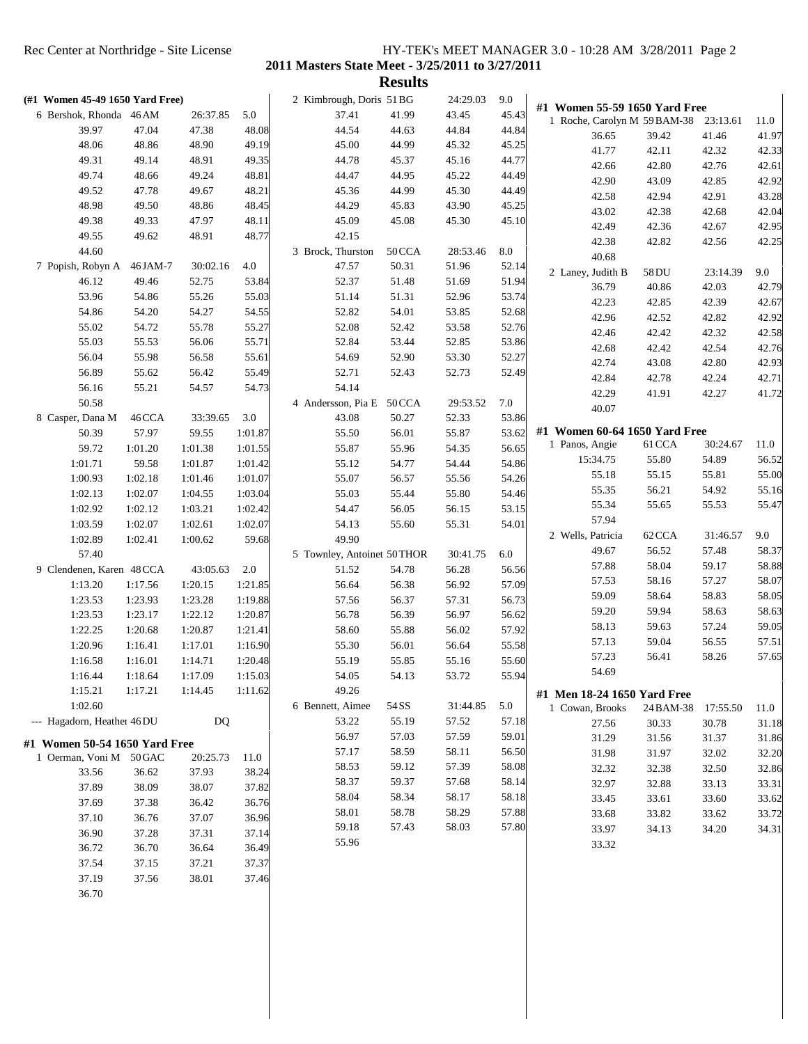## 2011 Masters State Meet - 3/25/2011 to 3/27/2011

## Results

**(#1 Women 45-49 1650 Yard Free)**

| Place | Name | Age | Team | Time | Points |
|---|---|---|---|---|---|
| 6 | Bershok, Rhonda | 46 | AM | 26:37.85 | 5.0 |
| | 39.97 | 47.04 | 47.38 | 48.08 | |
| | 48.06 | 48.86 | 48.90 | 49.19 | |
| | 49.31 | 49.14 | 48.91 | 49.35 | |
| | 49.74 | 48.66 | 49.24 | 48.81 | |
| | 49.52 | 47.78 | 49.67 | 48.21 | |
| | 48.98 | 49.50 | 48.86 | 48.45 | |
| | 49.38 | 49.33 | 47.97 | 48.11 | |
| | 49.55 | 49.62 | 48.91 | 48.77 | |
| | 44.60 | | | | |
| 7 | Popish, Robyn A | 46 | JAM-7 | 30:02.16 | 4.0 |
| | 46.12 | 49.46 | 52.75 | 53.84 | |
| | 53.96 | 54.86 | 55.26 | 55.03 | |
| | 54.86 | 54.20 | 54.27 | 54.55 | |
| | 55.02 | 54.72 | 55.78 | 55.27 | |
| | 55.03 | 55.53 | 56.06 | 55.71 | |
| | 56.04 | 55.98 | 56.58 | 55.61 | |
| | 56.89 | 55.62 | 56.42 | 55.49 | |
| | 56.16 | 55.21 | 54.57 | 54.73 | |
| | 50.58 | | | | |
| 8 | Casper, Dana M | 46 | CCA | 33:39.65 | 3.0 |
| | 50.39 | 57.97 | 59.55 | 1:01.87 | |
| | 59.72 | 1:01.20 | 1:01.38 | 1:01.55 | |
| | 1:01.71 | 59.58 | 1:01.87 | 1:01.42 | |
| | 1:00.93 | 1:02.18 | 1:01.46 | 1:01.07 | |
| | 1:02.13 | 1:02.07 | 1:04.55 | 1:03.04 | |
| | 1:02.92 | 1:02.12 | 1:03.21 | 1:02.42 | |
| | 1:03.59 | 1:02.07 | 1:02.61 | 1:02.07 | |
| | 1:02.89 | 1:02.41 | 1:00.62 | 59.68 | |
| | 57.40 | | | | |
| 9 | Clendenen, Karen | 48 | CCA | 43:05.63 | 2.0 |
| | 1:13.20 | 1:17.56 | 1:20.15 | 1:21.85 | |
| | 1:23.53 | 1:23.93 | 1:23.28 | 1:19.88 | |
| | 1:23.53 | 1:23.17 | 1:22.12 | 1:20.87 | |
| | 1:22.25 | 1:20.68 | 1:20.87 | 1:21.41 | |
| | 1:20.96 | 1:16.41 | 1:17.01 | 1:16.90 | |
| | 1:16.58 | 1:16.01 | 1:14.71 | 1:20.48 | |
| | 1:16.44 | 1:18.64 | 1:17.09 | 1:15.03 | |
| | 1:15.21 | 1:17.21 | 1:14.45 | 1:11.62 | |
| | 1:02.60 | | | | |
| --- | Hagadorn, Heather | 46 | DU | DQ | |

**#1 Women 50-54 1650 Yard Free**

| Place | Name | Age | Team | Time | Points |
|---|---|---|---|---|---|
| 1 | Oerman, Voni M | 50 | GAC | 20:25.73 | 11.0 |
| | 33.56 | 36.62 | 37.93 | 38.24 | |
| | 37.89 | 38.09 | 38.07 | 37.82 | |
| | 37.69 | 37.38 | 36.42 | 36.76 | |
| | 37.10 | 36.76 | 37.07 | 36.96 | |
| | 36.90 | 37.28 | 37.31 | 37.14 | |
| | 36.72 | 36.70 | 36.64 | 36.49 | |
| | 37.54 | 37.15 | 37.21 | 37.37 | |
| | 37.19 | 37.56 | 38.01 | 37.46 | |
| | 36.70 | | | | |
| 2 | Kimbrough, Doris | 51 | BG | 24:29.03 | 9.0 |
| | 37.41 | 41.99 | 43.45 | 45.43 | |
| | 44.54 | 44.63 | 44.84 | 44.84 | |
| | 45.00 | 44.99 | 45.32 | 45.25 | |
| | 44.78 | 45.37 | 45.16 | 44.77 | |
| | 44.47 | 44.95 | 45.22 | 44.49 | |
| | 45.36 | 44.99 | 45.30 | 44.49 | |
| | 44.29 | 45.83 | 43.90 | 45.25 | |
| | 45.09 | 45.08 | 45.30 | 45.10 | |
| | 42.15 | | | | |
| 3 | Brock, Thurston | 50 | CCA | 28:53.46 | 8.0 |
| | 47.57 | 50.31 | 51.96 | 52.14 | |
| | 52.37 | 51.48 | 51.69 | 51.94 | |
| | 51.14 | 51.31 | 52.96 | 53.74 | |
| | 52.82 | 54.01 | 53.85 | 52.68 | |
| | 52.08 | 52.42 | 53.58 | 52.76 | |
| | 52.84 | 53.44 | 52.85 | 53.86 | |
| | 54.69 | 52.90 | 53.30 | 52.27 | |
| | 52.71 | 52.43 | 52.73 | 52.49 | |
| | 54.14 | | | | |
| 4 | Andersson, Pia E | 50 | CCA | 29:53.52 | 7.0 |
| | 43.08 | 50.27 | 52.33 | 53.86 | |
| | 55.50 | 56.01 | 55.87 | 53.62 | |
| | 55.87 | 55.96 | 54.35 | 56.65 | |
| | 55.12 | 54.77 | 54.44 | 54.86 | |
| | 55.07 | 56.57 | 55.56 | 54.26 | |
| | 55.03 | 55.44 | 55.80 | 54.46 | |
| | 54.47 | 56.05 | 56.15 | 53.15 | |
| | 54.13 | 55.60 | 55.31 | 54.01 | |
| | 49.90 | | | | |
| 5 | Townley, Antoinette | 50 | THOR | 30:41.75 | 6.0 |
| | 51.52 | 54.78 | 56.28 | 56.56 | |
| | 56.64 | 56.38 | 56.92 | 57.09 | |
| | 57.56 | 56.37 | 57.31 | 56.73 | |
| | 56.78 | 56.39 | 56.97 | 56.62 | |
| | 58.60 | 55.88 | 56.02 | 57.92 | |
| | 55.30 | 56.01 | 56.64 | 55.58 | |
| | 55.19 | 55.85 | 55.16 | 55.60 | |
| | 54.05 | 54.13 | 53.72 | 55.94 | |
| | 49.26 | | | | |
| 6 | Bennett, Aimee | 54 | SS | 31:44.85 | 5.0 |
| | 53.22 | 55.19 | 57.52 | 57.18 | |
| | 56.97 | 57.03 | 57.59 | 59.01 | |
| | 57.17 | 58.59 | 58.11 | 56.50 | |
| | 58.53 | 59.12 | 57.39 | 58.08 | |
| | 58.37 | 59.37 | 57.68 | 58.14 | |
| | 58.04 | 58.34 | 58.17 | 58.18 | |
| | 58.01 | 58.78 | 58.29 | 57.88 | |
| | 59.18 | 57.43 | 58.03 | 57.80 | |
| | 55.96 | | | | |

**#1 Women 55-59 1650 Yard Free**

| Place | Name | Age | Team | Time | Points |
|---|---|---|---|---|---|
| 1 | Roche, Carolyn M | 59 | BAM-38 | 23:13.61 | 11.0 |
| | 36.65 | 39.42 | 41.46 | 41.97 | |
| | 41.77 | 42.11 | 42.32 | 42.33 | |
| | 42.66 | 42.80 | 42.76 | 42.61 | |
| | 42.90 | 43.09 | 42.85 | 42.92 | |
| | 42.58 | 42.94 | 42.91 | 43.28 | |
| | 43.02 | 42.38 | 42.68 | 42.04 | |
| | 42.49 | 42.36 | 42.67 | 42.95 | |
| | 42.38 | 42.82 | 42.56 | 42.25 | |
| | 40.68 | | | | |
| 2 | Laney, Judith B | 58 | DU | 23:14.39 | 9.0 |
| | 36.79 | 40.86 | 42.03 | 42.79 | |
| | 42.23 | 42.85 | 42.39 | 42.67 | |
| | 42.96 | 42.52 | 42.82 | 42.92 | |
| | 42.46 | 42.42 | 42.32 | 42.58 | |
| | 42.68 | 42.42 | 42.54 | 42.76 | |
| | 42.74 | 43.08 | 42.80 | 42.93 | |
| | 42.84 | 42.78 | 42.24 | 42.71 | |
| | 42.29 | 41.91 | 42.27 | 41.72 | |
| | 40.07 | | | | |

**#1 Women 60-64 1650 Yard Free**

| Place | Name | Age | Team | Time | Points |
|---|---|---|---|---|---|
| 1 | Panos, Angie | 61 | CCA | 30:24.67 | 11.0 |
| | 15:34.75 | 55.80 | 54.89 | 56.52 | |
| | 55.18 | 55.15 | 55.81 | 55.00 | |
| | 55.35 | 56.21 | 54.92 | 55.16 | |
| | 55.34 | 55.65 | 55.53 | 55.47 | |
| | 57.94 | | | | |
| 2 | Wells, Patricia | 62 | CCA | 31:46.57 | 9.0 |
| | 49.67 | 56.52 | 57.48 | 58.37 | |
| | 57.88 | 58.04 | 59.17 | 58.88 | |
| | 57.53 | 58.16 | 57.27 | 58.07 | |
| | 59.09 | 58.64 | 58.83 | 58.05 | |
| | 59.20 | 59.94 | 58.63 | 58.63 | |
| | 58.13 | 59.63 | 57.24 | 59.05 | |
| | 57.13 | 59.04 | 56.55 | 57.51 | |
| | 57.23 | 56.41 | 58.26 | 57.65 | |
| | 54.69 | | | | |

**#1 Men 18-24 1650 Yard Free**

| Place | Name | Age | Team | Time | Points |
|---|---|---|---|---|---|
| 1 | Cowan, Brooks | 24 | BAM-38 | 17:55.50 | 11.0 |
| | 27.56 | 30.33 | 30.78 | 31.18 | |
| | 31.29 | 31.56 | 31.37 | 31.86 | |
| | 31.98 | 31.97 | 32.02 | 32.20 | |
| | 32.32 | 32.38 | 32.50 | 32.86 | |
| | 32.97 | 32.88 | 33.13 | 33.31 | |
| | 33.45 | 33.61 | 33.60 | 33.62 | |
| | 33.68 | 33.82 | 33.62 | 33.72 | |
| | 33.97 | 34.13 | 34.20 | 34.31 | |
| | 33.32 | | | | |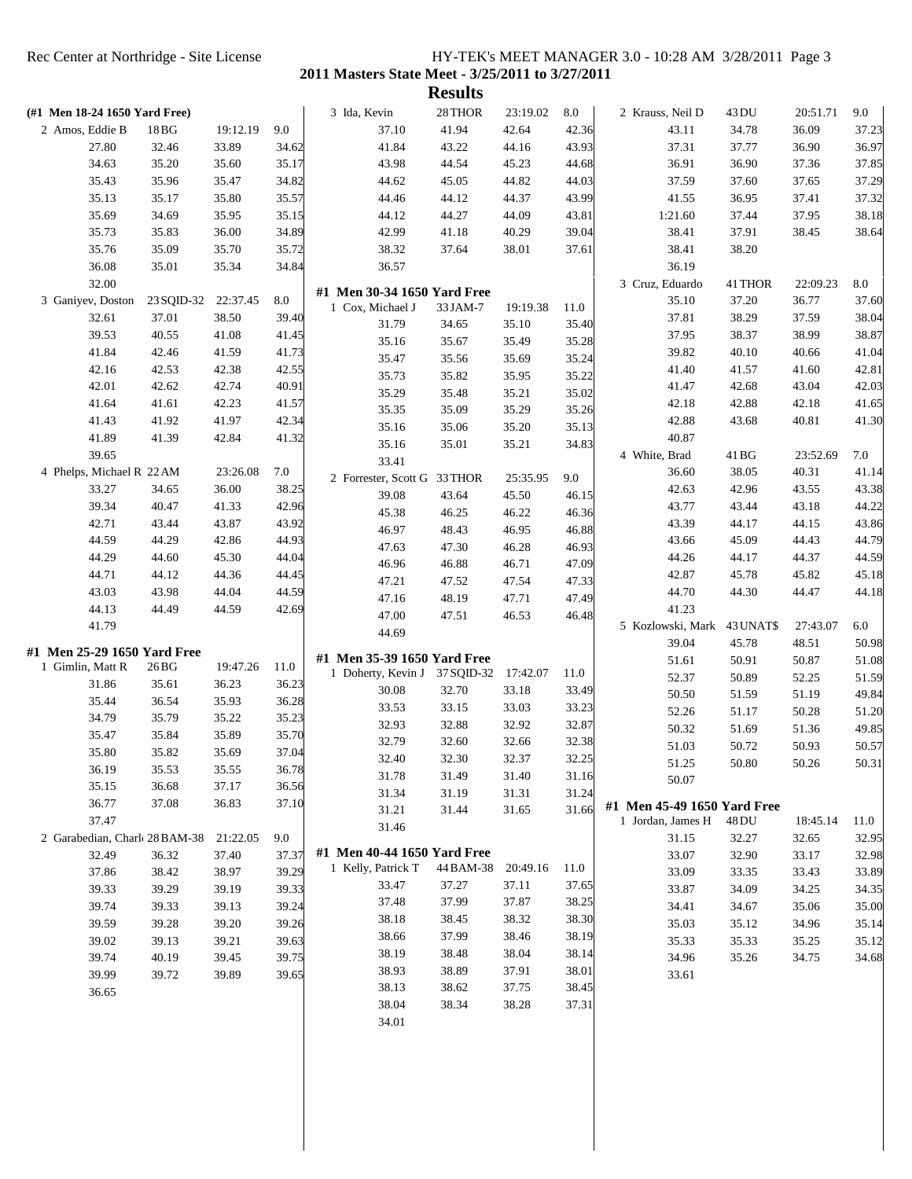**2011 Masters State Meet - 3/25/2011 to 3/27/2011**

**Results**

**(#1 Men 18-24 1650 Yard Free)**

| | | | |
|---|---|---|---|
| 2 Amos, Eddie B | 18 BG | 19:12.19 | 9.0 |
| 27.80 | 32.46 | 33.89 | 34.62 |
| 34.63 | 35.20 | 35.60 | 35.17 |
| 35.43 | 35.96 | 35.47 | 34.82 |
| 35.13 | 35.17 | 35.80 | 35.57 |
| 35.69 | 34.69 | 35.95 | 35.15 |
| 35.73 | 35.83 | 36.00 | 34.89 |
| 35.76 | 35.09 | 35.70 | 35.72 |
| 36.08 | 35.01 | 35.34 | 34.84 |
| 32.00 | | | |
| 3 Ganiyev, Doston | 23 SQID-32 | 22:37.45 | 8.0 |
| 32.61 | 37.01 | 38.50 | 39.40 |
| 39.53 | 40.55 | 41.08 | 41.45 |
| 41.84 | 42.46 | 41.59 | 41.73 |
| 42.16 | 42.53 | 42.38 | 42.55 |
| 42.01 | 42.62 | 42.74 | 40.91 |
| 41.64 | 41.61 | 42.23 | 41.57 |
| 41.43 | 41.92 | 41.97 | 42.34 |
| 41.89 | 41.39 | 42.84 | 41.32 |
| 39.65 | | | |
| 4 Phelps, Michael R | 22 AM | 23:26.08 | 7.0 |
| 33.27 | 34.65 | 36.00 | 38.25 |
| 39.34 | 40.47 | 41.33 | 42.96 |
| 42.71 | 43.44 | 43.87 | 43.92 |
| 44.59 | 44.29 | 42.86 | 44.93 |
| 44.29 | 44.60 | 45.30 | 44.04 |
| 44.71 | 44.12 | 44.36 | 44.45 |
| 43.03 | 43.98 | 44.04 | 44.59 |
| 44.13 | 44.49 | 44.59 | 42.69 |
| 41.79 | | | |

**#1 Men 25-29 1650 Yard Free**

| | | | |
|---|---|---|---|
| 1 Gimlin, Matt R | 26 BG | 19:47.26 | 11.0 |
| 31.86 | 35.61 | 36.23 | 36.23 |
| 35.44 | 36.54 | 35.93 | 36.28 |
| 34.79 | 35.79 | 35.22 | 35.23 |
| 35.47 | 35.84 | 35.89 | 35.70 |
| 35.80 | 35.82 | 35.69 | 37.04 |
| 36.19 | 35.53 | 35.55 | 36.78 |
| 35.15 | 36.68 | 37.17 | 36.56 |
| 36.77 | 37.08 | 36.83 | 37.10 |
| 37.47 | | | |
| 2 Garabedian, Charl | 28 BAM-38 | 21:22.05 | 9.0 |
| 32.49 | 36.32 | 37.40 | 37.37 |
| 37.86 | 38.42 | 38.97 | 39.29 |
| 39.33 | 39.29 | 39.19 | 39.33 |
| 39.74 | 39.33 | 39.13 | 39.24 |
| 39.59 | 39.28 | 39.20 | 39.26 |
| 39.02 | 39.13 | 39.21 | 39.63 |
| 39.74 | 40.19 | 39.45 | 39.75 |
| 39.99 | 39.72 | 39.89 | 39.65 |
| 36.65 | | | |
| 3 Ida, Kevin | 28 THOR | 23:19.02 | 8.0 |
| 37.10 | 41.94 | 42.64 | 42.36 |
| 41.84 | 43.22 | 44.16 | 43.93 |
| 43.98 | 44.54 | 45.23 | 44.68 |
| 44.62 | 45.05 | 44.82 | 44.03 |
| 44.46 | 44.12 | 44.37 | 43.99 |
| 44.12 | 44.27 | 44.09 | 43.81 |
| 42.99 | 41.18 | 40.29 | 39.04 |
| 38.32 | 37.64 | 38.01 | 37.61 |
| 36.57 | | | |

**#1 Men 30-34 1650 Yard Free**

| | | | |
|---|---|---|---|
| 1 Cox, Michael J | 33 JAM-7 | 19:19.38 | 11.0 |
| 31.79 | 34.65 | 35.10 | 35.40 |
| 35.16 | 35.67 | 35.49 | 35.28 |
| 35.47 | 35.56 | 35.69 | 35.24 |
| 35.73 | 35.82 | 35.95 | 35.22 |
| 35.29 | 35.48 | 35.21 | 35.02 |
| 35.35 | 35.09 | 35.29 | 35.26 |
| 35.16 | 35.06 | 35.20 | 35.13 |
| 35.16 | 35.01 | 35.21 | 34.83 |
| 33.41 | | | |
| 2 Forrester, Scott G | 33 THOR | 25:35.95 | 9.0 |
| 39.08 | 43.64 | 45.50 | 46.15 |
| 45.38 | 46.25 | 46.22 | 46.36 |
| 46.97 | 48.43 | 46.95 | 46.88 |
| 47.63 | 47.30 | 46.28 | 46.93 |
| 46.96 | 46.88 | 46.71 | 47.09 |
| 47.21 | 47.52 | 47.54 | 47.33 |
| 47.16 | 48.19 | 47.71 | 47.49 |
| 47.00 | 47.51 | 46.53 | 46.48 |
| 44.69 | | | |

**#1 Men 35-39 1650 Yard Free**

| | | | |
|---|---|---|---|
| 1 Doherty, Kevin J | 37 SQID-32 | 17:42.07 | 11.0 |
| 30.08 | 32.70 | 33.18 | 33.49 |
| 33.53 | 33.15 | 33.03 | 33.23 |
| 32.93 | 32.88 | 32.92 | 32.87 |
| 32.79 | 32.60 | 32.66 | 32.38 |
| 32.40 | 32.30 | 32.37 | 32.25 |
| 31.78 | 31.49 | 31.40 | 31.16 |
| 31.34 | 31.19 | 31.31 | 31.24 |
| 31.21 | 31.44 | 31.65 | 31.66 |
| 31.46 | | | |

**#1 Men 40-44 1650 Yard Free**

| | | | |
|---|---|---|---|
| 1 Kelly, Patrick T | 44 BAM-38 | 20:49.16 | 11.0 |
| 33.47 | 37.27 | 37.11 | 37.65 |
| 37.48 | 37.99 | 37.87 | 38.25 |
| 38.18 | 38.45 | 38.32 | 38.30 |
| 38.66 | 37.99 | 38.46 | 38.19 |
| 38.19 | 38.48 | 38.04 | 38.14 |
| 38.93 | 38.89 | 37.91 | 38.01 |
| 38.13 | 38.62 | 37.75 | 38.45 |
| 38.04 | 38.34 | 38.28 | 37.31 |
| 34.01 | | | |
| 2 Krauss, Neil D | 43 DU | 20:51.71 | 9.0 |
| 43.11 | 34.78 | 36.09 | 37.23 |
| 37.31 | 37.77 | 36.90 | 36.97 |
| 36.91 | 36.90 | 37.36 | 37.85 |
| 37.59 | 37.60 | 37.65 | 37.29 |
| 41.55 | 36.95 | 37.41 | 37.32 |
| 1:21.60 | 37.44 | 37.95 | 38.18 |
| 38.41 | 37.91 | 38.45 | 38.64 |
| 38.41 | 38.20 | | |
| 36.19 | | | |
| 3 Cruz, Eduardo | 41 THOR | 22:09.23 | 8.0 |
| 35.10 | 37.20 | 36.77 | 37.60 |
| 37.81 | 38.29 | 37.59 | 38.04 |
| 37.95 | 38.37 | 38.99 | 38.87 |
| 39.82 | 40.10 | 40.66 | 41.04 |
| 41.40 | 41.57 | 41.60 | 42.81 |
| 41.47 | 42.68 | 43.04 | 42.03 |
| 42.18 | 42.88 | 42.18 | 41.65 |
| 42.88 | 43.68 | 40.81 | 41.30 |
| 40.87 | | | |
| 4 White, Brad | 41 BG | 23:52.69 | 7.0 |
| 36.60 | 38.05 | 40.31 | 41.14 |
| 42.63 | 42.96 | 43.55 | 43.38 |
| 43.77 | 43.44 | 43.18 | 44.22 |
| 43.39 | 44.17 | 44.15 | 43.86 |
| 43.66 | 45.09 | 44.43 | 44.79 |
| 44.26 | 44.17 | 44.37 | 44.59 |
| 42.87 | 45.78 | 45.82 | 45.18 |
| 44.70 | 44.30 | 44.47 | 44.18 |
| 41.23 | | | |
| 5 Kozlowski, Mark | 43 UNAT$ | 27:43.07 | 6.0 |
| 39.04 | 45.78 | 48.51 | 50.98 |
| 51.61 | 50.91 | 50.87 | 51.08 |
| 52.37 | 50.89 | 52.25 | 51.59 |
| 50.50 | 51.59 | 51.19 | 49.84 |
| 52.26 | 51.17 | 50.28 | 51.20 |
| 50.32 | 51.69 | 51.36 | 49.85 |
| 51.03 | 50.72 | 50.93 | 50.57 |
| 51.25 | 50.80 | 50.26 | 50.31 |
| 50.07 | | | |

**#1 Men 45-49 1650 Yard Free**

| | | | |
|---|---|---|---|
| 1 Jordan, James H | 48 DU | 18:45.14 | 11.0 |
| 31.15 | 32.27 | 32.65 | 32.95 |
| 33.07 | 32.90 | 33.17 | 32.98 |
| 33.09 | 33.35 | 33.43 | 33.89 |
| 33.87 | 34.09 | 34.25 | 34.35 |
| 34.41 | 34.67 | 35.06 | 35.00 |
| 35.03 | 35.12 | 34.96 | 35.14 |
| 35.33 | 35.33 | 35.25 | 35.12 |
| 34.96 | 35.26 | 34.75 | 34.68 |
| 33.61 | | | |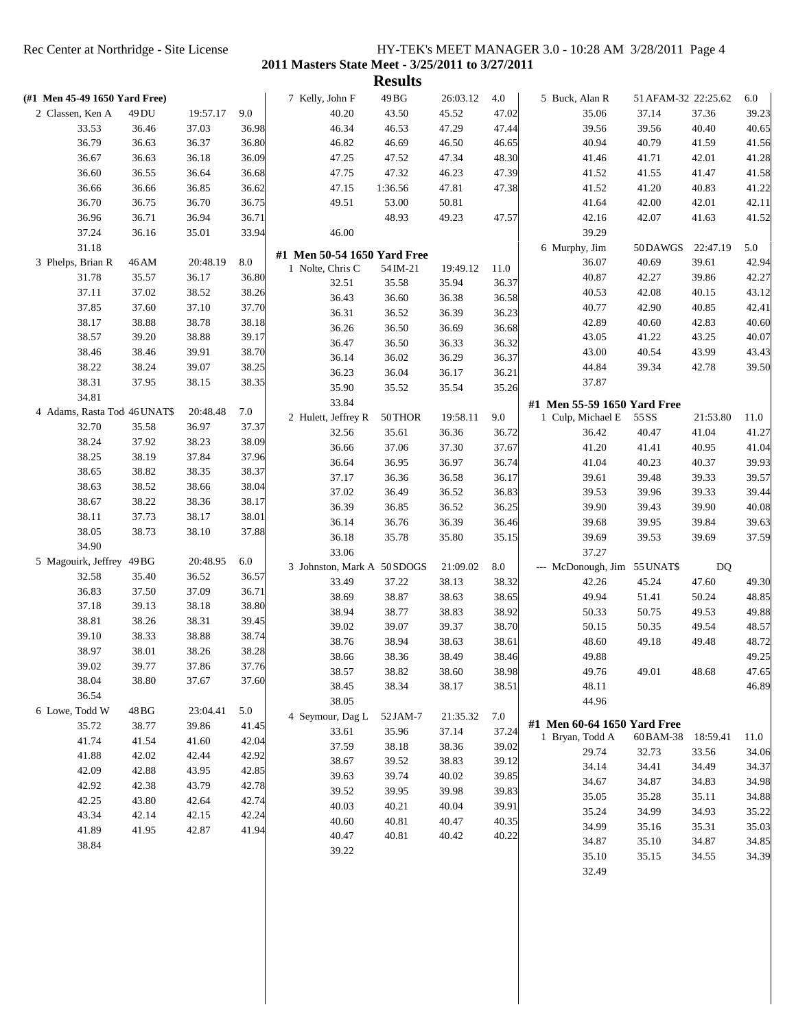# 2011 Masters State Meet - 3/25/2011 to 3/27/2011

## Results

### (#1 Men 45-49 1650 Yard Free)

| Place | Name | Age/Team | Time | Points |
|---|---|---|---|---|
| 2 | Classen, Ken A | 49 DU | 19:57.17 | 9.0 |

33.53, 36.46, 37.03, 36.98, 36.79, 36.63, 36.37, 36.80, 36.67, 36.63, 36.18, 36.09, 36.60, 36.55, 36.64, 36.68, 36.66, 36.66, 36.85, 36.62, 36.70, 36.75, 36.70, 36.75, 36.96, 36.71, 36.94, 36.71, 37.24, 36.16, 35.01, 33.94, 31.18

| Place | Name | Age/Team | Time | Points |
|---|---|---|---|---|
| 3 | Phelps, Brian R | 46 AM | 20:48.19 | 8.0 |

31.78, 35.57, 36.17, 36.80, 37.11, 37.02, 38.52, 38.26, 37.85, 37.60, 37.10, 37.70, 38.17, 38.88, 38.78, 38.18, 38.57, 39.20, 38.88, 39.17, 38.46, 38.46, 39.91, 38.70, 38.22, 38.24, 39.07, 38.25, 38.31, 37.95, 38.15, 38.35, 34.81

| Place | Name | Age/Team | Time | Points |
|---|---|---|---|---|
| 4 | Adams, Rasta Tod | 46 UNAT$ | 20:48.48 | 7.0 |

32.70, 35.58, 36.97, 37.37, 38.24, 37.92, 38.23, 38.09, 38.25, 38.19, 37.84, 37.96, 38.65, 38.82, 38.35, 38.37, 38.63, 38.52, 38.66, 38.04, 38.67, 38.22, 38.36, 38.17, 38.11, 37.73, 38.17, 38.01, 38.05, 38.73, 38.10, 37.88, 34.90

| Place | Name | Age/Team | Time | Points |
|---|---|---|---|---|
| 5 | Magouirk, Jeffrey | 49 BG | 20:48.95 | 6.0 |

32.58, 35.40, 36.52, 36.57, 36.83, 37.50, 37.09, 36.71, 37.18, 39.13, 38.18, 38.80, 38.81, 38.26, 38.31, 39.45, 39.10, 38.33, 38.88, 38.74, 38.97, 38.01, 38.26, 38.28, 39.02, 39.77, 37.86, 37.76, 38.04, 38.80, 37.67, 37.60, 36.54

| Place | Name | Age/Team | Time | Points |
|---|---|---|---|---|
| 6 | Lowe, Todd W | 48 BG | 23:04.41 | 5.0 |

35.72, 38.77, 39.86, 41.45, 41.74, 41.54, 41.60, 42.04, 41.88, 42.02, 42.44, 42.92, 42.09, 42.88, 43.95, 42.85, 42.92, 42.38, 43.79, 42.78, 42.25, 43.80, 42.64, 42.74, 43.34, 42.14, 42.15, 42.24, 41.89, 41.95, 42.87, 41.94, 38.84

| Place | Name | Age/Team | Time | Points |
|---|---|---|---|---|
| 7 | Kelly, John F | 49 BG | 26:03.12 | 4.0 |

40.20, 43.50, 45.52, 47.02, 46.34, 46.53, 47.29, 47.44, 46.82, 46.69, 46.50, 46.65, 47.25, 47.52, 47.34, 48.30, 47.75, 47.32, 46.23, 47.39, 47.15, 1:36.56, 47.81, 47.38, 49.51, 53.00, 50.81, 48.93, 49.23, 47.57, 46.00

### #1 Men 50-54 1650 Yard Free

| Place | Name | Age/Team | Time | Points |
|---|---|---|---|---|
| 1 | Nolte, Chris C | 54 IM-21 | 19:49.12 | 11.0 |

32.51, 35.58, 35.94, 36.37, 36.43, 36.60, 36.38, 36.58, 36.31, 36.52, 36.39, 36.23, 36.26, 36.50, 36.69, 36.68, 36.47, 36.50, 36.33, 36.32, 36.14, 36.02, 36.29, 36.37, 36.23, 36.04, 36.17, 36.21, 35.90, 35.52, 35.54, 35.26, 33.84

| Place | Name | Age/Team | Time | Points |
|---|---|---|---|---|
| 2 | Hulett, Jeffrey R | 50 THOR | 19:58.11 | 9.0 |

32.56, 35.61, 36.36, 36.72, 36.66, 37.06, 37.30, 37.67, 36.64, 36.95, 36.97, 36.74, 37.17, 36.36, 36.58, 36.17, 37.02, 36.49, 36.52, 36.83, 36.39, 36.85, 36.52, 36.25, 36.14, 36.76, 36.39, 36.46, 36.18, 35.78, 35.80, 35.15, 33.06

| Place | Name | Age/Team | Time | Points |
|---|---|---|---|---|
| 3 | Johnston, Mark A | 50 SDOGS | 21:09.02 | 8.0 |

33.49, 37.22, 38.13, 38.32, 38.69, 38.87, 38.63, 38.65, 38.94, 38.77, 38.83, 38.92, 39.02, 39.07, 39.37, 38.70, 38.76, 38.94, 38.63, 38.61, 38.66, 38.36, 38.49, 38.46, 38.57, 38.82, 38.60, 38.98, 38.45, 38.34, 38.17, 38.51, 38.05

| Place | Name | Age/Team | Time | Points |
|---|---|---|---|---|
| 4 | Seymour, Dag L | 52 JAM-7 | 21:35.32 | 7.0 |

33.61, 35.96, 37.14, 37.24, 37.59, 38.18, 38.36, 39.02, 38.67, 39.52, 38.83, 39.12, 39.63, 39.74, 40.02, 39.85, 39.52, 39.95, 39.98, 39.83, 40.03, 40.21, 40.04, 39.91, 40.60, 40.81, 40.47, 40.35, 40.47, 40.81, 40.42, 40.22, 39.22

| Place | Name | Age/Team | Time | Points |
|---|---|---|---|---|
| 5 | Buck, Alan R | 51 AFAM-32 | 22:25.62 | 6.0 |

35.06, 37.14, 37.36, 39.23, 39.56, 39.56, 40.40, 40.65, 40.94, 40.79, 41.59, 41.56, 41.46, 41.71, 42.01, 41.28, 41.52, 41.55, 41.47, 41.58, 41.52, 41.20, 40.83, 41.22, 41.64, 42.00, 42.01, 42.11, 42.16, 42.07, 41.63, 41.52, 39.29

| Place | Name | Age/Team | Time | Points |
|---|---|---|---|---|
| 6 | Murphy, Jim | 50 DAWGS | 22:47.19 | 5.0 |

36.07, 40.69, 39.61, 42.94, 40.87, 42.27, 39.86, 42.27, 40.53, 42.08, 40.15, 43.12, 40.77, 42.90, 40.85, 42.41, 42.89, 40.60, 42.83, 40.60, 43.05, 41.22, 43.25, 40.07, 43.00, 40.54, 43.99, 43.43, 44.84, 39.34, 42.78, 39.50, 37.87

### #1 Men 55-59 1650 Yard Free

| Place | Name | Age/Team | Time | Points |
|---|---|---|---|---|
| 1 | Culp, Michael E | 55 SS | 21:53.80 | 11.0 |

36.42, 40.47, 41.04, 41.27, 41.20, 41.41, 40.95, 41.04, 41.04, 40.23, 40.37, 39.93, 39.61, 39.48, 39.33, 39.57, 39.53, 39.96, 39.33, 39.44, 39.90, 39.43, 39.90, 40.08, 39.68, 39.95, 39.84, 39.63, 39.69, 39.53, 39.69, 37.59, 37.27

| Place | Name | Age/Team | Time | Points |
|---|---|---|---|---|
| --- | McDonough, Jim | 55 UNAT$ | DQ | |

42.26, 45.24, 47.60, 49.30, 49.94, 51.41, 50.24, 48.85, 50.33, 50.75, 49.53, 49.88, 50.15, 50.35, 49.54, 48.57, 48.60, 49.18, 49.48, 48.72, 49.88, 49.25, 49.76, 49.01, 48.68, 47.65, 48.11, 46.89, 44.96

### #1 Men 60-64 1650 Yard Free

| Place | Name | Age/Team | Time | Points |
|---|---|---|---|---|
| 1 | Bryan, Todd A | 60 BAM-38 | 18:59.41 | 11.0 |

29.74, 32.73, 33.56, 34.06, 34.14, 34.41, 34.49, 34.37, 34.67, 34.87, 34.83, 34.98, 35.05, 35.28, 35.11, 34.88, 35.24, 34.99, 34.93, 35.22, 34.99, 35.16, 35.31, 35.03, 34.87, 35.10, 34.87, 34.85, 35.10, 35.15, 34.55, 34.39, 32.49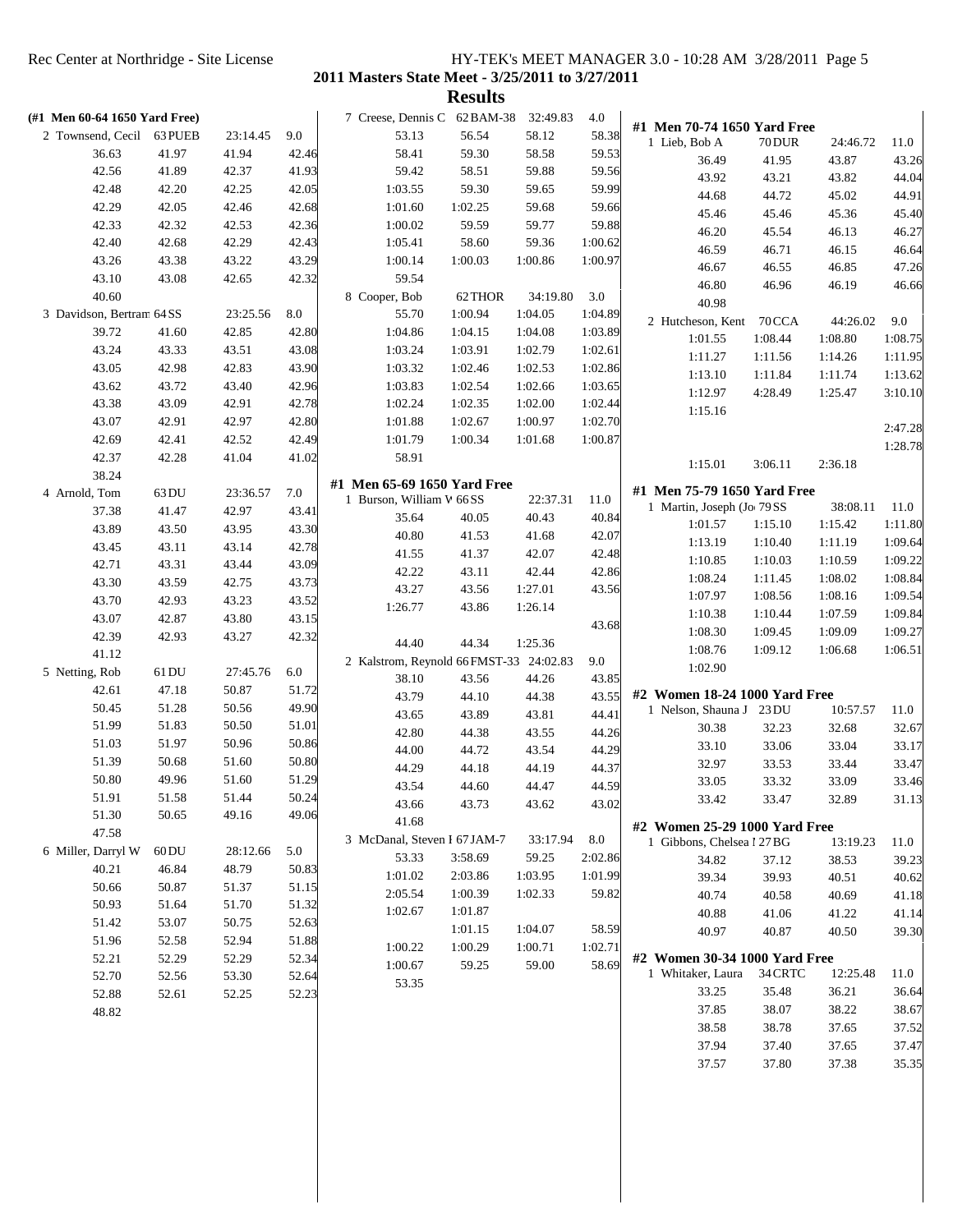## 2011 Masters State Meet - 3/25/2011 to 3/27/2011

## Results

### (#1 Men 60-64 1650 Yard Free)

2 Townsend, Cecil 63 PUEB 23:14.45 9.0

| | | | |
|---|---|---|---|
| 36.63 | 41.97 | 41.94 | 42.46 |
| 42.56 | 41.89 | 42.37 | 41.93 |
| 42.48 | 42.20 | 42.25 | 42.05 |
| 42.29 | 42.05 | 42.46 | 42.68 |
| 42.33 | 42.32 | 42.53 | 42.36 |
| 42.40 | 42.68 | 42.29 | 42.43 |
| 43.26 | 43.38 | 43.22 | 43.29 |
| 43.10 | 43.08 | 42.65 | 42.32 |
| 40.60 | | | |

3 Davidson, Bertram 64 SS 23:25.56 8.0

| | | | |
|---|---|---|---|
| 39.72 | 41.60 | 42.85 | 42.80 |
| 43.24 | 43.33 | 43.51 | 43.08 |
| 43.05 | 42.98 | 42.83 | 43.90 |
| 43.62 | 43.72 | 43.40 | 42.96 |
| 43.38 | 43.09 | 42.91 | 42.78 |
| 43.07 | 42.91 | 42.97 | 42.80 |
| 42.69 | 42.41 | 42.52 | 42.49 |
| 42.37 | 42.28 | 41.04 | 41.02 |
| 38.24 | | | |

4 Arnold, Tom 63 DU 23:36.57 7.0

| | | | |
|---|---|---|---|
| 37.38 | 41.47 | 42.97 | 43.41 |
| 43.89 | 43.50 | 43.95 | 43.30 |
| 43.45 | 43.11 | 43.14 | 42.78 |
| 42.71 | 43.31 | 43.44 | 43.09 |
| 43.30 | 43.59 | 42.75 | 43.73 |
| 43.70 | 42.93 | 43.23 | 43.52 |
| 43.07 | 42.87 | 43.80 | 43.15 |
| 42.39 | 42.93 | 43.27 | 42.32 |
| 41.12 | | | |

5 Netting, Rob 61 DU 27:45.76 6.0

| | | | |
|---|---|---|---|
| 42.61 | 47.18 | 50.87 | 51.72 |
| 50.45 | 51.28 | 50.56 | 49.90 |
| 51.99 | 51.83 | 50.50 | 51.01 |
| 51.03 | 51.97 | 50.96 | 50.86 |
| 51.39 | 50.68 | 51.60 | 50.80 |
| 50.80 | 49.96 | 51.60 | 51.29 |
| 51.91 | 51.58 | 51.44 | 50.24 |
| 51.30 | 50.65 | 49.16 | 49.06 |
| 47.58 | | | |

6 Miller, Darryl W 60 DU 28:12.66 5.0

| | | | |
|---|---|---|---|
| 40.21 | 46.84 | 48.79 | 50.83 |
| 50.66 | 50.87 | 51.37 | 51.15 |
| 50.93 | 51.64 | 51.70 | 51.32 |
| 51.42 | 53.07 | 50.75 | 52.63 |
| 51.96 | 52.58 | 52.94 | 51.88 |
| 52.21 | 52.29 | 52.29 | 52.34 |
| 52.70 | 52.56 | 53.30 | 52.64 |
| 52.88 | 52.61 | 52.25 | 52.23 |
| 48.82 | | | |

7 Creese, Dennis C 62 BAM-38 32:49.83 4.0

| | | | |
|---|---|---|---|
| 53.13 | 56.54 | 58.12 | 58.38 |
| 58.41 | 59.30 | 58.58 | 59.53 |
| 59.42 | 58.51 | 59.88 | 59.56 |
| 1:03.55 | 59.30 | 59.65 | 59.99 |
| 1:01.60 | 1:02.25 | 59.68 | 59.66 |
| 1:00.02 | 59.59 | 59.77 | 59.88 |
| 1:05.41 | 58.60 | 59.36 | 1:00.62 |
| 1:00.14 | 1:00.03 | 1:00.86 | 1:00.97 |
| 59.54 | | | |

8 Cooper, Bob 62 THOR 34:19.80 3.0

| | | | |
|---|---|---|---|
| 55.70 | 1:00.94 | 1:04.05 | 1:04.89 |
| 1:04.86 | 1:04.15 | 1:04.08 | 1:03.89 |
| 1:03.24 | 1:03.91 | 1:02.79 | 1:02.61 |
| 1:03.32 | 1:02.46 | 1:02.53 | 1:02.86 |
| 1:03.83 | 1:02.54 | 1:02.66 | 1:03.65 |
| 1:02.24 | 1:02.35 | 1:02.00 | 1:02.44 |
| 1:01.88 | 1:02.67 | 1:00.97 | 1:02.70 |
| 1:01.79 | 1:00.34 | 1:01.68 | 1:00.87 |
| 58.91 | | | |

### #1 Men 65-69 1650 Yard Free

1 Burson, William V 66 SS 22:37.31 11.0

| | | | |
|---|---|---|---|
| 35.64 | 40.05 | 40.43 | 40.84 |
| 40.80 | 41.53 | 41.68 | 42.07 |
| 41.55 | 41.37 | 42.07 | 42.48 |
| 42.22 | 43.11 | 42.44 | 42.86 |
| 43.27 | 43.56 | 1:27.01 | 43.56 |
| 1:26.77 | 43.86 | 1:26.14 | |
| | | | 43.68 |
| 44.40 | 44.34 | 1:25.36 | |

2 Kalstrom, Reynold 66 FMST-33 24:02.83 9.0

| | | | |
|---|---|---|---|
| 38.10 | 43.56 | 44.26 | 43.85 |
| 43.79 | 44.10 | 44.38 | 43.55 |
| 43.65 | 43.89 | 43.81 | 44.41 |
| 42.80 | 44.38 | 43.55 | 44.26 |
| 44.00 | 44.72 | 43.54 | 44.29 |
| 44.29 | 44.18 | 44.19 | 44.37 |
| 43.54 | 44.60 | 44.47 | 44.59 |
| 43.66 | 43.73 | 43.62 | 43.02 |
| 41.68 | | | |

3 McDanal, Steven I 67 JAM-7 33:17.94 8.0

| | | | |
|---|---|---|---|
| 53.33 | 3:58.69 | 59.25 | 2:02.86 |
| 1:01.02 | 2:03.86 | 1:03.95 | 1:01.99 |
| 2:05.54 | 1:00.39 | 1:02.33 | 59.82 |
| 1:02.67 | 1:01.87 | | |
| | 1:01.15 | 1:04.07 | 58.59 |
| 1:00.22 | 1:00.29 | 1:00.71 | 1:02.71 |
| 1:00.67 | 59.25 | 59.00 | 58.69 |
| 53.35 | | | |

### #1 Men 70-74 1650 Yard Free

1 Lieb, Bob A 70 DUR 24:46.72 11.0

| | | | |
|---|---|---|---|
| 36.49 | 41.95 | 43.87 | 43.26 |
| 43.92 | 43.21 | 43.82 | 44.04 |
| 44.68 | 44.72 | 45.02 | 44.91 |
| 45.46 | 45.46 | 45.36 | 45.40 |
| 46.20 | 45.54 | 46.13 | 46.27 |
| 46.59 | 46.71 | 46.15 | 46.64 |
| 46.67 | 46.55 | 46.85 | 47.26 |
| 46.80 | 46.96 | 46.19 | 46.66 |
| 40.98 | | | |

2 Hutcheson, Kent 70 CCA 44:26.02 9.0

| | | | |
|---|---|---|---|
| 1:01.55 | 1:08.44 | 1:08.80 | 1:08.75 |
| 1:11.27 | 1:11.56 | 1:14.26 | 1:11.95 |
| 1:13.10 | 1:11.84 | 1:11.74 | 1:13.62 |
| 1:12.97 | 4:28.49 | 1:25.47 | 3:10.10 |
| 1:15.16 | | | |
| | | | 2:47.28 |
| | | | 1:28.78 |
| 1:15.01 | 3:06.11 | 2:36.18 | |

### #1 Men 75-79 1650 Yard Free

1 Martin, Joseph (Jo 79 SS 38:08.11 11.0

| | | | |
|---|---|---|---|
| 1:01.57 | 1:15.10 | 1:15.42 | 1:11.80 |
| 1:13.19 | 1:10.40 | 1:11.19 | 1:09.64 |
| 1:10.85 | 1:10.03 | 1:10.59 | 1:09.22 |
| 1:08.24 | 1:11.45 | 1:08.02 | 1:08.84 |
| 1:07.97 | 1:08.56 | 1:08.16 | 1:09.54 |
| 1:10.38 | 1:10.44 | 1:07.59 | 1:09.84 |
| 1:08.30 | 1:09.45 | 1:09.09 | 1:09.27 |
| 1:08.76 | 1:09.12 | 1:06.68 | 1:06.51 |
| 1:02.90 | | | |

### #2 Women 18-24 1000 Yard Free

1 Nelson, Shauna J 23 DU 10:57.57 11.0

| | | | |
|---|---|---|---|
| 30.38 | 32.23 | 32.68 | 32.67 |
| 33.10 | 33.06 | 33.04 | 33.17 |
| 32.97 | 33.53 | 33.44 | 33.47 |
| 33.05 | 33.32 | 33.09 | 33.46 |
| 33.42 | 33.47 | 32.89 | 31.13 |

### #2 Women 25-29 1000 Yard Free

1 Gibbons, Chelsea I 27 BG 13:19.23 11.0

| | | | |
|---|---|---|---|
| 34.82 | 37.12 | 38.53 | 39.23 |
| 39.34 | 39.93 | 40.51 | 40.62 |
| 40.74 | 40.58 | 40.69 | 41.18 |
| 40.88 | 41.06 | 41.22 | 41.14 |
| 40.97 | 40.87 | 40.50 | 39.30 |

### #2 Women 30-34 1000 Yard Free

1 Whitaker, Laura 34 CRTC 12:25.48 11.0

| | | | |
|---|---|---|---|
| 33.25 | 35.48 | 36.21 | 36.64 |
| 37.85 | 38.07 | 38.22 | 38.67 |
| 38.58 | 38.78 | 37.65 | 37.52 |
| 37.94 | 37.40 | 37.65 | 37.47 |
| 37.57 | 37.80 | 37.38 | 35.35 |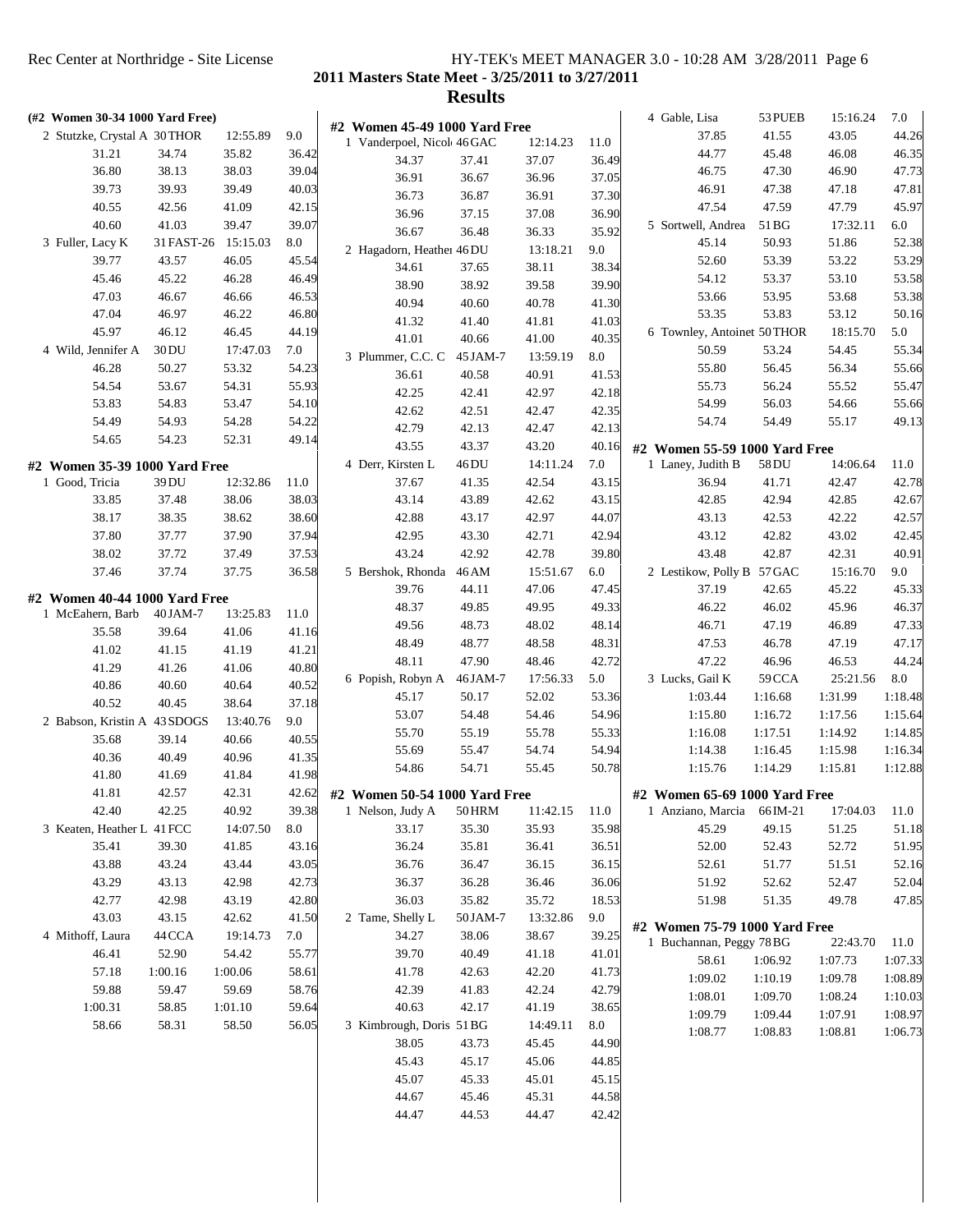**2011 Masters State Meet - 3/25/2011 to 3/27/2011**

**Results**

### (#2 Women 30-34 1000 Yard Free)

| Place | Name | Age | Team | Time | Points |
|---|---|---|---|---|---|
| 2 | Stutzke, Crystal A | 30 | THOR | 12:55.89 | 9.0 |
| | 31.21 | 34.74 | 35.82 | 36.42 | |
| | 36.80 | 38.13 | 38.03 | 39.04 | |
| | 39.73 | 39.93 | 39.49 | 40.03 | |
| | 40.55 | 42.56 | 41.09 | 42.15 | |
| | 40.60 | 41.03 | 39.47 | 39.07 | |
| 3 | Fuller, Lacy K | 31 | FAST-26 | 15:15.03 | 8.0 |
| | 39.77 | 43.57 | 46.05 | 45.54 | |
| | 45.46 | 45.22 | 46.28 | 46.49 | |
| | 47.03 | 46.67 | 46.66 | 46.53 | |
| | 47.04 | 46.97 | 46.22 | 46.80 | |
| | 45.97 | 46.12 | 46.45 | 44.19 | |
| 4 | Wild, Jennifer A | 30 | DU | 17:47.03 | 7.0 |
| | 46.28 | 50.27 | 53.32 | 54.23 | |
| | 54.54 | 53.67 | 54.31 | 55.93 | |
| | 53.83 | 54.83 | 53.47 | 54.10 | |
| | 54.49 | 54.93 | 54.28 | 54.22 | |
| | 54.65 | 54.23 | 52.31 | 49.14 | |

### #2 Women 35-39 1000 Yard Free

| Place | Name | Age | Team | Time | Points |
|---|---|---|---|---|---|
| 1 | Good, Tricia | 39 | DU | 12:32.86 | 11.0 |
| | 33.85 | 37.48 | 38.06 | 38.03 | |
| | 38.17 | 38.35 | 38.62 | 38.60 | |
| | 37.80 | 37.77 | 37.90 | 37.94 | |
| | 38.02 | 37.72 | 37.49 | 37.53 | |
| | 37.46 | 37.74 | 37.75 | 36.58 | |

### #2 Women 40-44 1000 Yard Free

| Place | Name | Age | Team | Time | Points |
|---|---|---|---|---|---|
| 1 | McEahern, Barb | 40 | JAM-7 | 13:25.83 | 11.0 |
| | 35.58 | 39.64 | 41.06 | 41.16 | |
| | 41.02 | 41.15 | 41.19 | 41.21 | |
| | 41.29 | 41.26 | 41.06 | 40.80 | |
| | 40.86 | 40.60 | 40.64 | 40.52 | |
| | 40.52 | 40.45 | 38.64 | 37.18 | |
| 2 | Babson, Kristin A | 43 | SDOGS | 13:40.76 | 9.0 |
| | 35.68 | 39.14 | 40.66 | 40.55 | |
| | 40.36 | 40.49 | 40.96 | 41.35 | |
| | 41.80 | 41.69 | 41.84 | 41.98 | |
| | 41.81 | 42.57 | 42.31 | 42.62 | |
| | 42.40 | 42.25 | 40.92 | 39.38 | |
| 3 | Keaten, Heather L | 41 | FCC | 14:07.50 | 8.0 |
| | 35.41 | 39.30 | 41.85 | 43.16 | |
| | 43.88 | 43.24 | 43.44 | 43.05 | |
| | 43.29 | 43.13 | 42.98 | 42.73 | |
| | 42.77 | 42.98 | 43.19 | 42.80 | |
| | 43.03 | 43.15 | 42.62 | 41.50 | |
| 4 | Mithoff, Laura | 44 | CCA | 19:14.73 | 7.0 |
| | 46.41 | 52.90 | 54.42 | 55.77 | |
| | 57.18 | 1:00.16 | 1:00.06 | 58.61 | |
| | 59.88 | 59.47 | 59.69 | 58.76 | |
| | 1:00.31 | 58.85 | 1:01.10 | 59.64 | |
| | 58.66 | 58.31 | 58.50 | 56.05 | |

### #2 Women 45-49 1000 Yard Free

| Place | Name | Age | Team | Time | Points |
|---|---|---|---|---|---|
| 1 | Vanderpoel, Nicol | 46 | GAC | 12:14.23 | 11.0 |
| | 34.37 | 37.41 | 37.07 | 36.49 | |
| | 36.91 | 36.67 | 36.96 | 37.05 | |
| | 36.73 | 36.87 | 36.91 | 37.30 | |
| | 36.96 | 37.15 | 37.08 | 36.90 | |
| | 36.67 | 36.48 | 36.33 | 35.92 | |
| 2 | Hagadorn, Heather | 46 | DU | 13:18.21 | 9.0 |
| | 34.61 | 37.65 | 38.11 | 38.34 | |
| | 38.90 | 38.92 | 39.58 | 39.90 | |
| | 40.94 | 40.60 | 40.78 | 41.30 | |
| | 41.32 | 41.40 | 41.81 | 41.03 | |
| | 41.01 | 40.66 | 41.00 | 40.35 | |
| 3 | Plummer, C.C. C | 45 | JAM-7 | 13:59.19 | 8.0 |
| | 36.61 | 40.58 | 40.91 | 41.53 | |
| | 42.25 | 42.41 | 42.97 | 42.18 | |
| | 42.62 | 42.51 | 42.47 | 42.35 | |
| | 42.79 | 42.13 | 42.47 | 42.13 | |
| | 43.55 | 43.37 | 43.20 | 40.16 | |
| 4 | Derr, Kirsten L | 46 | DU | 14:11.24 | 7.0 |
| | 37.67 | 41.35 | 42.54 | 43.15 | |
| | 43.14 | 43.89 | 42.62 | 43.15 | |
| | 42.88 | 43.17 | 42.97 | 44.07 | |
| | 42.95 | 43.30 | 42.71 | 42.94 | |
| | 43.24 | 42.92 | 42.78 | 39.80 | |
| 5 | Bershok, Rhonda | 46 | AM | 15:51.67 | 6.0 |
| | 39.76 | 44.11 | 47.06 | 47.45 | |
| | 48.37 | 49.85 | 49.95 | 49.33 | |
| | 49.56 | 48.73 | 48.02 | 48.14 | |
| | 48.49 | 48.77 | 48.58 | 48.31 | |
| | 48.11 | 47.90 | 48.46 | 42.72 | |
| 6 | Popish, Robyn A | 46 | JAM-7 | 17:56.33 | 5.0 |
| | 45.17 | 50.17 | 52.02 | 53.36 | |
| | 53.07 | 54.48 | 54.46 | 54.96 | |
| | 55.70 | 55.19 | 55.78 | 55.33 | |
| | 55.69 | 55.47 | 54.74 | 54.94 | |
| | 54.86 | 54.71 | 55.45 | 50.78 | |

### #2 Women 50-54 1000 Yard Free

| Place | Name | Age | Team | Time | Points |
|---|---|---|---|---|---|
| 1 | Nelson, Judy A | 50 | HRM | 11:42.15 | 11.0 |
| | 33.17 | 35.30 | 35.93 | 35.98 | |
| | 36.24 | 35.81 | 36.41 | 36.51 | |
| | 36.76 | 36.47 | 36.15 | 36.15 | |
| | 36.37 | 36.28 | 36.46 | 36.06 | |
| | 36.03 | 35.82 | 35.72 | 18.53 | |
| 2 | Tame, Shelly L | 50 | JAM-7 | 13:32.86 | 9.0 |
| | 34.27 | 38.06 | 38.67 | 39.25 | |
| | 39.70 | 40.49 | 41.18 | 41.01 | |
| | 41.78 | 42.63 | 42.20 | 41.73 | |
| | 42.39 | 41.83 | 42.24 | 42.79 | |
| | 40.63 | 42.17 | 41.19 | 38.65 | |
| 3 | Kimbrough, Doris | 51 | BG | 14:49.11 | 8.0 |
| | 38.05 | 43.73 | 45.45 | 44.90 | |
| | 45.43 | 45.17 | 45.06 | 44.85 | |
| | 45.07 | 45.33 | 45.01 | 45.15 | |
| | 44.67 | 45.46 | 45.31 | 44.58 | |
| | 44.47 | 44.53 | 44.47 | 42.42 | |
| 4 | Gable, Lisa | 53 | PUEB | 15:16.24 | 7.0 |
| | 37.85 | 41.55 | 43.05 | 44.26 | |
| | 44.77 | 45.48 | 46.08 | 46.35 | |
| | 46.75 | 47.30 | 46.90 | 47.73 | |
| | 46.91 | 47.38 | 47.18 | 47.81 | |
| | 47.54 | 47.59 | 47.79 | 45.97 | |
| 5 | Sortwell, Andrea | 51 | BG | 17:32.11 | 6.0 |
| | 45.14 | 50.93 | 51.86 | 52.38 | |
| | 52.60 | 53.39 | 53.22 | 53.29 | |
| | 54.12 | 53.37 | 53.10 | 53.58 | |
| | 53.66 | 53.95 | 53.68 | 53.38 | |
| | 53.35 | 53.83 | 53.12 | 50.16 | |
| 6 | Townley, Antoinet | 50 | THOR | 18:15.70 | 5.0 |
| | 50.59 | 53.24 | 54.45 | 55.34 | |
| | 55.80 | 56.45 | 56.34 | 55.66 | |
| | 55.73 | 56.24 | 55.52 | 55.47 | |
| | 54.99 | 56.03 | 54.66 | 55.66 | |
| | 54.74 | 54.49 | 55.17 | 49.13 | |

### #2 Women 55-59 1000 Yard Free

| Place | Name | Age | Team | Time | Points |
|---|---|---|---|---|---|
| 1 | Laney, Judith B | 58 | DU | 14:06.64 | 11.0 |
| | 36.94 | 41.71 | 42.47 | 42.78 | |
| | 42.85 | 42.94 | 42.85 | 42.67 | |
| | 43.13 | 42.53 | 42.22 | 42.57 | |
| | 43.12 | 42.82 | 43.02 | 42.45 | |
| | 43.48 | 42.87 | 42.31 | 40.91 | |
| 2 | Lestikow, Polly B | 57 | GAC | 15:16.70 | 9.0 |
| | 37.19 | 42.65 | 45.22 | 45.33 | |
| | 46.22 | 46.02 | 45.96 | 46.37 | |
| | 46.71 | 47.19 | 46.89 | 47.33 | |
| | 47.53 | 46.78 | 47.19 | 47.17 | |
| | 47.22 | 46.96 | 46.53 | 44.24 | |
| 3 | Lucks, Gail K | 59 | CCA | 25:21.56 | 8.0 |
| | 1:03.44 | 1:16.68 | 1:31.99 | 1:18.48 | |
| | 1:15.80 | 1:16.72 | 1:17.56 | 1:15.64 | |
| | 1:16.08 | 1:17.51 | 1:14.92 | 1:14.85 | |
| | 1:14.38 | 1:16.45 | 1:15.98 | 1:16.34 | |
| | 1:15.76 | 1:14.29 | 1:15.81 | 1:12.88 | |

### #2 Women 65-69 1000 Yard Free

| Place | Name | Age | Team | Time | Points |
|---|---|---|---|---|---|
| 1 | Anziano, Marcia | 66 | IM-21 | 17:04.03 | 11.0 |
| | 45.29 | 49.15 | 51.25 | 51.18 | |
| | 52.00 | 52.43 | 52.72 | 51.95 | |
| | 52.61 | 51.77 | 51.51 | 52.16 | |
| | 51.92 | 52.62 | 52.47 | 52.04 | |
| | 51.98 | 51.35 | 49.78 | 47.85 | |

### #2 Women 75-79 1000 Yard Free

| Place | Name | Age | Team | Time | Points |
|---|---|---|---|---|---|
| 1 | Buchannan, Peggy | 78 | BG | 22:43.70 | 11.0 |
| | 58.61 | 1:06.92 | 1:07.73 | 1:07.33 | |
| | 1:09.02 | 1:10.19 | 1:09.78 | 1:08.89 | |
| | 1:08.01 | 1:09.70 | 1:08.24 | 1:10.03 | |
| | 1:09.79 | 1:09.44 | 1:07.91 | 1:08.97 | |
| | 1:08.77 | 1:08.83 | 1:08.81 | 1:06.73 | |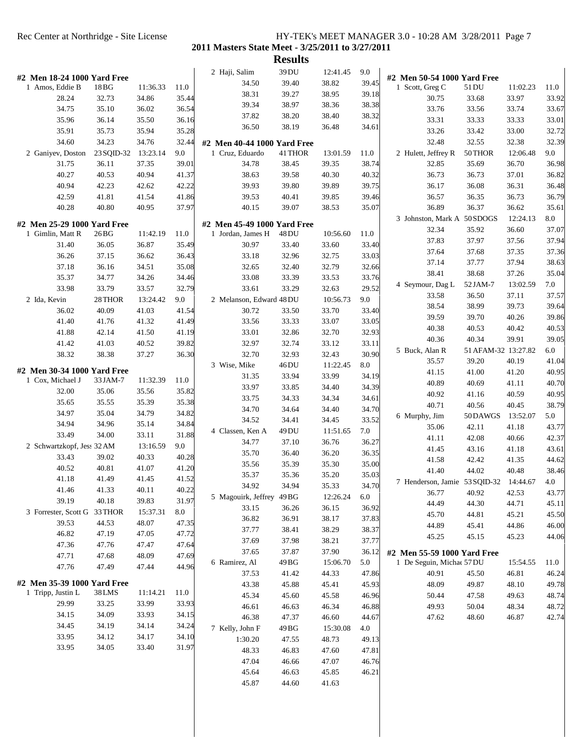## 2011 Masters State Meet - 3/25/2011 to 3/27/2011

### Results

#### #2 Men 18-24 1000 Yard Free

| | Name | Age Team | | Time | Points |
|---|---|---|---|---|---|
| 1 | Amos, Eddie B | 18 BG | | 11:36.33 | 11.0 |
| | 28.24 | 32.73 | 34.86 | 35.44 | |
| | 34.75 | 35.10 | 36.02 | 36.54 | |
| | 35.96 | 36.14 | 35.50 | 36.16 | |
| | 35.91 | 35.73 | 35.94 | 35.28 | |
| | 34.60 | 34.23 | 34.76 | 32.44 | |
| 2 | Ganiyev, Doston | 23 SQID-32 | | 13:23.14 | 9.0 |
| | 31.75 | 36.11 | 37.35 | 39.01 | |
| | 40.27 | 40.53 | 40.94 | 41.37 | |
| | 40.94 | 42.23 | 42.62 | 42.22 | |
| | 42.59 | 41.81 | 41.54 | 41.86 | |
| | 40.28 | 40.80 | 40.95 | 37.97 | |

#### #2 Men 25-29 1000 Yard Free

| | Name | Age Team | | Time | Points |
|---|---|---|---|---|---|
| 1 | Gimlin, Matt R | 26 BG | | 11:42.19 | 11.0 |
| | 31.40 | 36.05 | 36.87 | 35.49 | |
| | 36.26 | 37.15 | 36.62 | 36.43 | |
| | 37.18 | 36.16 | 34.51 | 35.08 | |
| | 35.37 | 34.77 | 34.26 | 34.46 | |
| | 33.98 | 33.79 | 33.57 | 32.79 | |
| 2 | Ida, Kevin | 28 THOR | | 13:24.42 | 9.0 |
| | 36.02 | 40.09 | 41.03 | 41.54 | |
| | 41.40 | 41.76 | 41.32 | 41.49 | |
| | 41.88 | 42.14 | 41.50 | 41.19 | |
| | 41.42 | 41.03 | 40.52 | 39.82 | |
| | 38.32 | 38.38 | 37.27 | 36.30 | |

#### #2 Men 30-34 1000 Yard Free

| | Name | Age Team | | Time | Points |
|---|---|---|---|---|---|
| 1 | Cox, Michael J | 33 JAM-7 | | 11:32.39 | 11.0 |
| | 32.00 | 35.06 | 35.56 | 35.82 | |
| | 35.65 | 35.55 | 35.39 | 35.38 | |
| | 34.97 | 35.04 | 34.79 | 34.82 | |
| | 34.94 | 34.96 | 35.14 | 34.84 | |
| | 33.49 | 34.00 | 33.11 | 31.88 | |
| 2 | Schwartzkopf, Jess | 32 AM | | 13:16.59 | 9.0 |
| | 33.43 | 39.02 | 40.33 | 40.28 | |
| | 40.52 | 40.81 | 41.07 | 41.20 | |
| | 41.18 | 41.49 | 41.45 | 41.52 | |
| | 41.46 | 41.33 | 40.11 | 40.22 | |
| | 39.19 | 40.18 | 39.83 | 31.97 | |
| 3 | Forrester, Scott G | 33 THOR | | 15:37.31 | 8.0 |
| | 39.53 | 44.53 | 48.07 | 47.35 | |
| | 46.82 | 47.19 | 47.05 | 47.72 | |
| | 47.36 | 47.76 | 47.47 | 47.64 | |
| | 47.71 | 47.68 | 48.09 | 47.69 | |
| | 47.76 | 47.49 | 47.44 | 44.96 | |

#### #2 Men 35-39 1000 Yard Free

| | Name | Age Team | | Time | Points |
|---|---|---|---|---|---|
| 1 | Tripp, Justin L | 38 LMS | | 11:14.21 | 11.0 |
| | 29.99 | 33.25 | 33.99 | 33.93 | |
| | 34.15 | 34.09 | 33.93 | 34.15 | |
| | 34.45 | 34.19 | 34.14 | 34.24 | |
| | 33.95 | 34.12 | 34.17 | 34.10 | |
| | 33.95 | 34.05 | 33.40 | 31.97 | |
| 2 | Haji, Salim | 39 DU | | 12:41.45 | 9.0 |
| | 34.50 | 39.40 | 38.82 | 39.45 | |
| | 38.31 | 39.27 | 38.95 | 39.18 | |
| | 39.34 | 38.97 | 38.36 | 38.38 | |
| | 37.82 | 38.20 | 38.40 | 38.32 | |
| | 36.50 | 38.19 | 36.48 | 34.61 | |

#### #2 Men 40-44 1000 Yard Free

| | Name | Age Team | | Time | Points |
|---|---|---|---|---|---|
| 1 | Cruz, Eduardo | 41 THOR | | 13:01.59 | 11.0 |
| | 34.78 | 38.45 | 39.35 | 38.74 | |
| | 38.63 | 39.58 | 40.30 | 40.32 | |
| | 39.93 | 39.80 | 39.89 | 39.75 | |
| | 39.53 | 40.41 | 39.85 | 39.46 | |
| | 40.15 | 39.07 | 38.53 | 35.07 | |

#### #2 Men 45-49 1000 Yard Free

| | Name | Age Team | | Time | Points |
|---|---|---|---|---|---|
| 1 | Jordan, James H | 48 DU | | 10:56.60 | 11.0 |
| | 30.97 | 33.40 | 33.60 | 33.40 | |
| | 33.18 | 32.96 | 32.75 | 33.03 | |
| | 32.65 | 32.40 | 32.79 | 32.66 | |
| | 33.08 | 33.39 | 33.53 | 33.76 | |
| | 33.61 | 33.29 | 32.63 | 29.52 | |
| 2 | Melanson, Edward | 48 DU | | 10:56.73 | 9.0 |
| | 30.72 | 33.50 | 33.70 | 33.40 | |
| | 33.56 | 33.33 | 33.07 | 33.05 | |
| | 33.01 | 32.86 | 32.70 | 32.93 | |
| | 32.97 | 32.74 | 33.12 | 33.11 | |
| | 32.70 | 32.93 | 32.43 | 30.90 | |
| 3 | Wise, Mike | 46 DU | | 11:22.45 | 8.0 |
| | 31.35 | 33.94 | 33.99 | 34.19 | |
| | 33.97 | 33.85 | 34.40 | 34.39 | |
| | 33.75 | 34.33 | 34.34 | 34.61 | |
| | 34.70 | 34.64 | 34.40 | 34.70 | |
| | 34.52 | 34.41 | 34.45 | 33.52 | |
| 4 | Classen, Ken A | 49 DU | | 11:51.65 | 7.0 |
| | 34.77 | 37.10 | 36.76 | 36.27 | |
| | 35.70 | 36.40 | 36.20 | 36.35 | |
| | 35.56 | 35.39 | 35.30 | 35.00 | |
| | 35.37 | 35.36 | 35.20 | 35.03 | |
| | 34.92 | 34.94 | 35.33 | 34.70 | |
| 5 | Magouirk, Jeffrey | 49 BG | | 12:26.24 | 6.0 |
| | 33.15 | 36.26 | 36.15 | 36.92 | |
| | 36.82 | 36.91 | 38.17 | 37.83 | |
| | 37.77 | 38.41 | 38.29 | 38.37 | |
| | 37.69 | 37.98 | 38.21 | 37.77 | |
| | 37.65 | 37.87 | 37.90 | 36.12 | |
| 6 | Ramirez, Al | 49 BG | | 15:06.70 | 5.0 |
| | 37.53 | 41.42 | 44.33 | 47.86 | |
| | 43.38 | 45.88 | 45.41 | 45.93 | |
| | 45.34 | 45.60 | 45.58 | 46.96 | |
| | 46.61 | 46.63 | 46.34 | 46.88 | |
| | 46.38 | 47.37 | 46.60 | 44.67 | |
| 7 | Kelly, John F | 49 BG | | 15:30.08 | 4.0 |
| | 1:30.20 | 47.55 | 48.73 | 49.13 | |
| | 48.33 | 46.83 | 47.60 | 47.81 | |
| | 47.04 | 46.66 | 47.07 | 46.76 | |
| | 45.64 | 46.63 | 45.85 | 46.21 | |
| | 45.87 | 44.60 | 41.63 | | |

#### #2 Men 50-54 1000 Yard Free

| | Name | Age Team | | Time | Points |
|---|---|---|---|---|---|
| 1 | Scott, Greg C | 51 DU | | 11:02.23 | 11.0 |
| | 30.75 | 33.68 | 33.97 | 33.92 | |
| | 33.76 | 33.56 | 33.74 | 33.67 | |
| | 33.31 | 33.33 | 33.33 | 33.01 | |
| | 33.26 | 33.42 | 33.00 | 32.72 | |
| | 32.48 | 32.55 | 32.38 | 32.39 | |
| 2 | Hulett, Jeffrey R | 50 THOR | | 12:06.48 | 9.0 |
| | 32.85 | 35.69 | 36.70 | 36.98 | |
| | 36.73 | 36.73 | 37.01 | 36.82 | |
| | 36.17 | 36.08 | 36.31 | 36.48 | |
| | 36.57 | 36.35 | 36.73 | 36.79 | |
| | 36.89 | 36.37 | 36.62 | 35.61 | |
| 3 | Johnston, Mark A | 50 SDOGS | | 12:24.13 | 8.0 |
| | 32.34 | 35.92 | 36.60 | 37.07 | |
| | 37.83 | 37.97 | 37.56 | 37.94 | |
| | 37.64 | 37.68 | 37.35 | 37.36 | |
| | 37.14 | 37.77 | 37.94 | 38.63 | |
| | 38.41 | 38.68 | 37.26 | 35.04 | |
| 4 | Seymour, Dag L | 52 JAM-7 | | 13:02.59 | 7.0 |
| | 33.58 | 36.50 | 37.11 | 37.57 | |
| | 38.54 | 38.99 | 39.73 | 39.64 | |
| | 39.59 | 39.70 | 40.26 | 39.86 | |
| | 40.38 | 40.53 | 40.42 | 40.53 | |
| | 40.36 | 40.34 | 39.91 | 39.05 | |
| 5 | Buck, Alan R | 51 AFAM-32 | | 13:27.82 | 6.0 |
| | 35.57 | 39.20 | 40.19 | 41.04 | |
| | 41.15 | 41.00 | 41.20 | 40.95 | |
| | 40.89 | 40.69 | 41.11 | 40.70 | |
| | 40.92 | 41.16 | 40.59 | 40.95 | |
| | 40.71 | 40.56 | 40.45 | 38.79 | |
| 6 | Murphy, Jim | 50 DAWGS | | 13:52.07 | 5.0 |
| | 35.06 | 42.11 | 41.18 | 43.77 | |
| | 41.11 | 42.08 | 40.66 | 42.37 | |
| | 41.45 | 43.16 | 41.18 | 43.61 | |
| | 41.58 | 42.42 | 41.35 | 44.62 | |
| | 41.40 | 44.02 | 40.48 | 38.46 | |
| 7 | Henderson, Jamie | 53 SQID-32 | | 14:44.67 | 4.0 |
| | 36.77 | 40.92 | 42.53 | 43.77 | |
| | 44.49 | 44.30 | 44.71 | 45.11 | |
| | 45.70 | 44.81 | 45.21 | 45.50 | |
| | 44.89 | 45.41 | 44.86 | 46.00 | |
| | 45.25 | 45.15 | 45.23 | 44.06 | |

#### #2 Men 55-59 1000 Yard Free

| | Name | Age Team | | Time | Points |
|---|---|---|---|---|---|
| 1 | De Seguin, Michae | 57 DU | | 15:54.55 | 11.0 |
| | 40.91 | 45.50 | 46.81 | 46.24 | |
| | 48.09 | 49.87 | 48.10 | 49.78 | |
| | 50.44 | 47.58 | 49.63 | 48.74 | |
| | 49.93 | 50.04 | 48.34 | 48.72 | |
| | 47.62 | 48.60 | 46.87 | 42.74 | |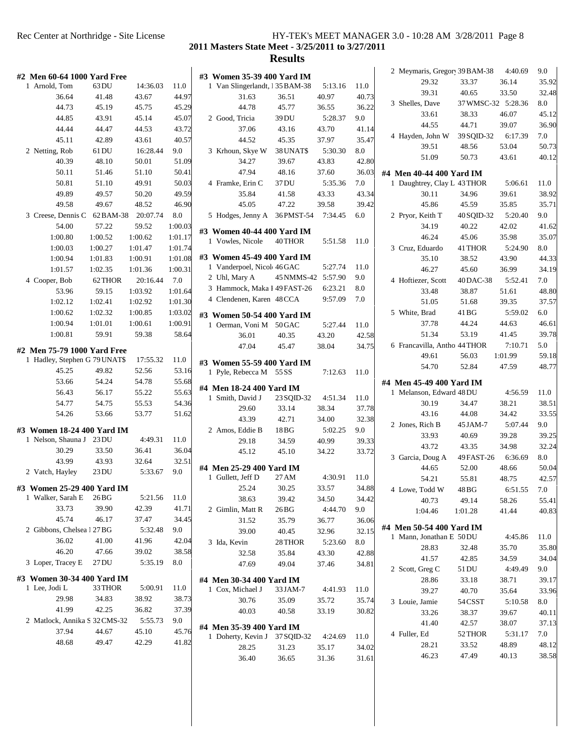## 2011 Masters State Meet - 3/25/2011 to 3/27/2011

### Results

#### #2 Men 60-64 1000 Yard Free

| Name | Age/Team | Time | Points |
|---|---|---|---|
| 1 Arnold, Tom | 63 DU | 14:36.03 | 11.0 |
| 36.64 | 41.48 | 43.67 | 44.97 |
| 44.73 | 45.19 | 45.75 | 45.29 |
| 44.85 | 43.91 | 45.14 | 45.07 |
| 44.44 | 44.47 | 44.53 | 43.72 |
| 45.11 | 42.89 | 43.61 | 40.57 |
| 2 Netting, Rob | 61 DU | 16:28.44 | 9.0 |
| 40.39 | 48.10 | 50.01 | 51.09 |
| 50.11 | 51.46 | 51.10 | 50.41 |
| 50.81 | 51.10 | 49.91 | 50.03 |
| 49.89 | 49.57 | 50.20 | 49.59 |
| 49.58 | 49.67 | 48.52 | 46.90 |
| 3 Creese, Dennis C | 62 BAM-38 | 20:07.74 | 8.0 |
| 54.00 | 57.22 | 59.52 | 1:00.03 |
| 1:00.80 | 1:00.52 | 1:00.62 | 1:01.17 |
| 1:00.03 | 1:00.27 | 1:01.47 | 1:01.74 |
| 1:00.94 | 1:01.83 | 1:00.91 | 1:01.08 |
| 1:01.57 | 1:02.35 | 1:01.36 | 1:00.31 |
| 4 Cooper, Bob | 62 THOR | 20:16.44 | 7.0 |
| 53.96 | 59.15 | 1:03.92 | 1:01.64 |
| 1:02.12 | 1:02.41 | 1:02.92 | 1:01.30 |
| 1:00.62 | 1:02.32 | 1:00.85 | 1:03.02 |
| 1:00.94 | 1:01.01 | 1:00.61 | 1:00.91 |
| 1:00.81 | 59.91 | 59.38 | 58.64 |

#### #2 Men 75-79 1000 Yard Free

| Name | Age/Team | Time | Points |
|---|---|---|---|
| 1 Hadley, Stephen G | 79 UNAT$ | 17:55.32 | 11.0 |
| 45.25 | 49.82 | 52.56 | 53.16 |
| 53.66 | 54.24 | 54.78 | 55.68 |
| 56.43 | 56.17 | 55.22 | 55.63 |
| 54.77 | 54.75 | 55.53 | 54.36 |
| 54.26 | 53.66 | 53.77 | 51.62 |

#### #3 Women 18-24 400 Yard IM

| Name | Age/Team | Time | Points |
|---|---|---|---|
| 1 Nelson, Shauna J | 23 DU | 4:49.31 | 11.0 |
| 30.29 | 33.50 | 36.41 | 36.04 |
| 43.99 | 43.93 | 32.64 | 32.51 |
| 2 Vatch, Hayley | 23 DU | 5:33.67 | 9.0 |

#### #3 Women 25-29 400 Yard IM

| Name | Age/Team | Time | Points |
|---|---|---|---|
| 1 Walker, Sarah E | 26 BG | 5:21.56 | 11.0 |
| 33.73 | 39.90 | 42.39 | 41.71 |
| 45.74 | 46.17 | 37.47 | 34.45 |
| 2 Gibbons, Chelsea | 27 BG | 5:32.48 | 9.0 |
| 36.02 | 41.00 | 41.96 | 42.04 |
| 46.20 | 47.66 | 39.02 | 38.58 |
| 3 Loper, Tracey E | 27 DU | 5:35.19 | 8.0 |

#### #3 Women 30-34 400 Yard IM

| Name | Age/Team | Time | Points |
|---|---|---|---|
| 1 Lee, Jodi L | 33 THOR | 5:00.91 | 11.0 |
| 29.98 | 34.83 | 38.92 | 38.73 |
| 41.99 | 42.25 | 36.82 | 37.39 |
| 2 Matlock, Annika S | 32 CMS-32 | 5:55.73 | 9.0 |
| 37.94 | 44.67 | 45.10 | 45.76 |
| 48.68 | 49.47 | 42.29 | 41.82 |

#### #3 Women 35-39 400 Yard IM

| Name | Age/Team | Time | Points |
|---|---|---|---|
| 1 Van Slingerlandt, | 35 BAM-38 | 5:13.16 | 11.0 |
| 31.63 | 36.51 | 40.97 | 40.73 |
| 44.78 | 45.77 | 36.55 | 36.22 |
| 2 Good, Tricia | 39 DU | 5:28.37 | 9.0 |
| 37.06 | 43.16 | 43.70 | 41.14 |
| 44.52 | 45.35 | 37.97 | 35.47 |
| 3 Krhoun, Skye W | 38 UNAT$ | 5:30.30 | 8.0 |
| 34.27 | 39.67 | 43.83 | 42.80 |
| 47.94 | 48.16 | 37.60 | 36.03 |
| 4 Framke, Erin C | 37 DU | 5:35.36 | 7.0 |
| 35.84 | 41.58 | 43.33 | 43.34 |
| 45.05 | 47.22 | 39.58 | 39.42 |
| 5 Hodges, Jenny A | 36 PMST-54 | 7:34.45 | 6.0 |

#### #3 Women 40-44 400 Yard IM

| Name | Age/Team | Time | Points |
|---|---|---|---|
| 1 Vowles, Nicole | 40 THOR | 5:51.58 | 11.0 |

#### #3 Women 45-49 400 Yard IM

| Name | Age/Team | Time | Points |
|---|---|---|---|
| 1 Vanderpoel, Nicol | 46 GAC | 5:27.74 | 11.0 |
| 2 Uhl, Mary A | 45 NMMS-42 | 5:57.90 | 9.0 |
| 3 Hammock, Maka I | 49 FAST-26 | 6:23.21 | 8.0 |
| 4 Clendenen, Karen | 48 CCA | 9:57.09 | 7.0 |

#### #3 Women 50-54 400 Yard IM

| Name | Age/Team | Time | Points |
|---|---|---|---|
| 1 Oerman, Voni M | 50 GAC | 5:27.44 | 11.0 |
| 36.01 | 40.35 | 43.20 | 42.58 |
| 47.04 | 45.47 | 38.04 | 34.75 |

#### #3 Women 55-59 400 Yard IM

| Name | Age/Team | Time | Points |
|---|---|---|---|
| 1 Pyle, Rebecca M | 55 SS | 7:12.63 | 11.0 |

#### #4 Men 18-24 400 Yard IM

| Name | Age/Team | Time | Points |
|---|---|---|---|
| 1 Smith, David J | 23 SQID-32 | 4:51.34 | 11.0 |
| 29.60 | 33.14 | 38.34 | 37.78 |
| 43.39 | 42.71 | 34.00 | 32.38 |
| 2 Amos, Eddie B | 18 BG | 5:02.25 | 9.0 |
| 29.18 | 34.59 | 40.99 | 39.33 |
| 45.12 | 45.10 | 34.22 | 33.72 |

#### #4 Men 25-29 400 Yard IM

| Name | Age/Team | Time | Points |
|---|---|---|---|
| 1 Gullett, Jeff D | 27 AM | 4:30.91 | 11.0 |
| 25.24 | 30.25 | 33.57 | 34.88 |
| 38.63 | 39.42 | 34.50 | 34.42 |
| 2 Gimlin, Matt R | 26 BG | 4:44.70 | 9.0 |
| 31.52 | 35.79 | 36.77 | 36.06 |
| 39.00 | 40.45 | 32.96 | 32.15 |
| 3 Ida, Kevin | 28 THOR | 5:23.60 | 8.0 |
| 32.58 | 35.84 | 43.30 | 42.88 |
| 47.69 | 49.04 | 37.46 | 34.81 |

#### #4 Men 30-34 400 Yard IM

| Name | Age/Team | Time | Points |
|---|---|---|---|
| 1 Cox, Michael J | 33 JAM-7 | 4:41.93 | 11.0 |
| 30.76 | 35.09 | 35.72 | 35.74 |
| 40.03 | 40.58 | 33.19 | 30.82 |

#### #4 Men 35-39 400 Yard IM

| Name | Age/Team | Time | Points |
|---|---|---|---|
| 1 Doherty, Kevin J | 37 SQID-32 | 4:24.69 | 11.0 |
| 28.25 | 31.23 | 35.17 | 34.02 |
| 36.40 | 36.65 | 31.36 | 31.61 |
| 2 Meymaris, Gregory | 39 BAM-38 | 4:40.69 | 9.0 |
| 29.32 | 33.37 | 36.14 | 35.92 |
| 39.31 | 40.65 | 33.50 | 32.48 |
| 3 Shelles, Dave | 37 WMSC-32 | 5:28.36 | 8.0 |
| 33.61 | 38.33 | 46.07 | 45.12 |
| 44.55 | 44.71 | 39.07 | 36.90 |
| 4 Hayden, John W | 39 SQID-32 | 6:17.39 | 7.0 |
| 39.51 | 48.56 | 53.04 | 50.73 |
| 51.09 | 50.73 | 43.61 | 40.12 |

#### #4 Men 40-44 400 Yard IM

| Name | Age/Team | Time | Points |
|---|---|---|---|
| 1 Daughtrey, Clay L | 43 THOR | 5:06.61 | 11.0 |
| 30.11 | 34.96 | 39.61 | 38.92 |
| 45.86 | 45.59 | 35.85 | 35.71 |
| 2 Pryor, Keith T | 40 SQID-32 | 5:20.40 | 9.0 |
| 34.19 | 40.22 | 42.02 | 41.62 |
| 46.24 | 45.06 | 35.98 | 35.07 |
| 3 Cruz, Eduardo | 41 THOR | 5:24.90 | 8.0 |
| 35.10 | 38.52 | 43.90 | 44.33 |
| 46.27 | 45.60 | 36.99 | 34.19 |
| 4 Hoftiezer, Scott | 40 DAC-38 | 5:52.41 | 7.0 |
| 33.48 | 38.87 | 51.61 | 48.80 |
| 51.05 | 51.68 | 39.35 | 37.57 |
| 5 White, Brad | 41 BG | 5:59.02 | 6.0 |
| 37.78 | 44.24 | 44.63 | 46.61 |
| 51.34 | 53.19 | 41.45 | 39.78 |
| 6 Francavilla, Antho | 44 THOR | 7:10.71 | 5.0 |
| 49.61 | 56.03 | 1:01.99 | 59.18 |
| 54.70 | 52.84 | 47.59 | 48.77 |

#### #4 Men 45-49 400 Yard IM

| Name | Age/Team | Time | Points |
|---|---|---|---|
| 1 Melanson, Edward | 48 DU | 4:56.59 | 11.0 |
| 30.19 | 34.47 | 38.21 | 38.51 |
| 43.16 | 44.08 | 34.42 | 33.55 |
| 2 Jones, Rich B | 45 JAM-7 | 5:07.44 | 9.0 |
| 33.93 | 40.69 | 39.28 | 39.25 |
| 43.72 | 43.35 | 34.98 | 32.24 |
| 3 Garcia, Doug A | 49 FAST-26 | 6:36.69 | 8.0 |
| 44.65 | 52.00 | 48.66 | 50.04 |
| 54.21 | 55.81 | 48.75 | 42.57 |
| 4 Lowe, Todd W | 48 BG | 6:51.55 | 7.0 |
| 40.73 | 49.14 | 58.26 | 55.41 |
| 1:04.46 | 1:01.28 | 41.44 | 40.83 |

#### #4 Men 50-54 400 Yard IM

| Name | Age/Team | Time | Points |
|---|---|---|---|
| 1 Mann, Jonathan E | 50 DU | 4:45.86 | 11.0 |
| 28.83 | 32.48 | 35.70 | 35.80 |
| 41.57 | 42.85 | 34.59 | 34.04 |
| 2 Scott, Greg C | 51 DU | 4:49.49 | 9.0 |
| 28.86 | 33.18 | 38.71 | 39.17 |
| 39.27 | 40.70 | 35.64 | 33.96 |
| 3 Louie, Jamie | 54 CSST | 5:10.58 | 8.0 |
| 33.26 | 38.37 | 39.67 | 40.11 |
| 41.40 | 42.57 | 38.07 | 37.13 |
| 4 Fuller, Ed | 52 THOR | 5:31.17 | 7.0 |
| 28.21 | 33.52 | 48.89 | 48.12 |
| 46.23 | 47.49 | 40.13 | 38.58 |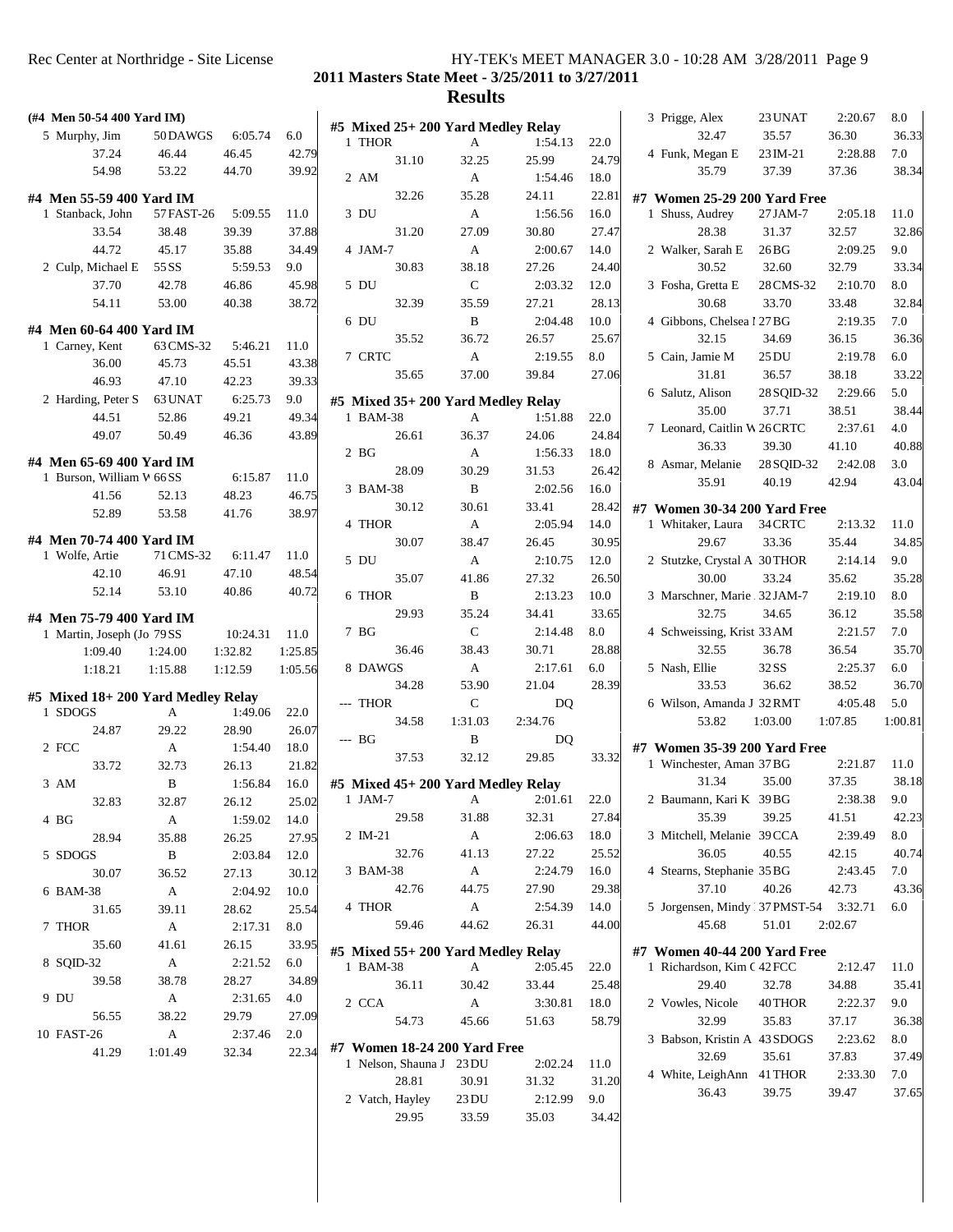## 2011 Masters State Meet - 3/25/2011 to 3/27/2011

## Results

### (#4 Men 50-54 400 Yard IM)

| Place | Name | Age | Team | Time | Points |
|---|---|---|---|---|---|
| 5 | Murphy, Jim | 50 | DAWGS | 6:05.74 | 6.0 |
| | 37.24 | 46.44 | 46.45 | 42.79 | |
| | 54.98 | 53.22 | 44.70 | 39.92 | |

### #4 Men 55-59 400 Yard IM

| Place | Name | Age | Team | Time | Points |
|---|---|---|---|---|---|
| 1 | Stanback, John | 57 | FAST-26 | 5:09.55 | 11.0 |
| | 33.54 | 38.48 | 39.39 | 37.88 | |
| | 44.72 | 45.17 | 35.88 | 34.49 | |
| 2 | Culp, Michael E | 55 | SS | 5:59.53 | 9.0 |
| | 37.70 | 42.78 | 46.86 | 45.98 | |
| | 54.11 | 53.00 | 40.38 | 38.72 | |

### #4 Men 60-64 400 Yard IM

| Place | Name | Age | Team | Time | Points |
|---|---|---|---|---|---|
| 1 | Carney, Kent | 63 | CMS-32 | 5:46.21 | 11.0 |
| | 36.00 | 45.73 | 45.51 | 43.38 | |
| | 46.93 | 47.10 | 42.23 | 39.33 | |
| 2 | Harding, Peter S | 63 | UNAT | 6:25.73 | 9.0 |
| | 44.51 | 52.86 | 49.21 | 49.34 | |
| | 49.07 | 50.49 | 46.36 | 43.89 | |

### #4 Men 65-69 400 Yard IM

| Place | Name | Age | Team | Time | Points |
|---|---|---|---|---|---|
| 1 | Burson, William W | 66 | SS | 6:15.87 | 11.0 |
| | 41.56 | 52.13 | 48.23 | 46.75 | |
| | 52.89 | 53.58 | 41.76 | 38.97 | |

### #4 Men 70-74 400 Yard IM

| Place | Name | Age | Team | Time | Points |
|---|---|---|---|---|---|
| 1 | Wolfe, Artie | 71 | CMS-32 | 6:11.47 | 11.0 |
| | 42.10 | 46.91 | 47.10 | 48.54 | |
| | 52.14 | 53.10 | 40.86 | 40.72 | |

### #4 Men 75-79 400 Yard IM

| Place | Name | Age | Team | Time | Points |
|---|---|---|---|---|---|
| 1 | Martin, Joseph (Jo | 79 | SS | 10:24.31 | 11.0 |
| | 1:09.40 | 1:24.00 | 1:32.82 | 1:25.85 | |
| | 1:18.21 | 1:15.88 | 1:12.59 | 1:05.56 | |

### #5 Mixed 18+ 200 Yard Medley Relay

| Place | Team | Relay | Time | Points |
|---|---|---|---|---|
| 1 | SDOGS | A | 1:49.06 | 22.0 |
| | 24.87 | 29.22 | 28.90 | 26.07 |
| 2 | FCC | A | 1:54.40 | 18.0 |
| | 33.72 | 32.73 | 26.13 | 21.82 |
| 3 | AM | B | 1:56.84 | 16.0 |
| | 32.83 | 32.87 | 26.12 | 25.02 |
| 4 | BG | A | 1:59.02 | 14.0 |
| | 28.94 | 35.88 | 26.25 | 27.95 |
| 5 | SDOGS | B | 2:03.84 | 12.0 |
| | 30.07 | 36.52 | 27.13 | 30.12 |
| 6 | BAM-38 | A | 2:04.92 | 10.0 |
| | 31.65 | 39.11 | 28.62 | 25.54 |
| 7 | THOR | A | 2:17.31 | 8.0 |
| | 35.60 | 41.61 | 26.15 | 33.95 |
| 8 | SQID-32 | A | 2:21.52 | 6.0 |
| | 39.58 | 38.78 | 28.27 | 34.89 |
| 9 | DU | A | 2:31.65 | 4.0 |
| | 56.55 | 38.22 | 29.79 | 27.09 |
| 10 | FAST-26 | A | 2:37.46 | 2.0 |
| | 41.29 | 1:01.49 | 32.34 | 22.34 |

### #5 Mixed 25+ 200 Yard Medley Relay

| Place | Team | Relay | Time | Points |
|---|---|---|---|---|
| 1 | THOR | A | 1:54.13 | 22.0 |
| | 31.10 | 32.25 | 25.99 | 24.79 |
| 2 | AM | A | 1:54.46 | 18.0 |
| | 32.26 | 35.28 | 24.11 | 22.81 |
| 3 | DU | A | 1:56.56 | 16.0 |
| | 31.20 | 27.09 | 30.80 | 27.47 |
| 4 | JAM-7 | A | 2:00.67 | 14.0 |
| | 30.83 | 38.18 | 27.26 | 24.40 |
| 5 | DU | C | 2:03.32 | 12.0 |
| | 32.39 | 35.59 | 27.21 | 28.13 |
| 6 | DU | B | 2:04.48 | 10.0 |
| | 35.52 | 36.72 | 26.57 | 25.67 |
| 7 | CRTC | A | 2:19.55 | 8.0 |
| | 35.65 | 37.00 | 39.84 | 27.06 |

### #5 Mixed 35+ 200 Yard Medley Relay

| Place | Team | Relay | Time | Points |
|---|---|---|---|---|
| 1 | BAM-38 | A | 1:51.88 | 22.0 |
| | 26.61 | 36.37 | 24.06 | 24.84 |
| 2 | BG | A | 1:56.33 | 18.0 |
| | 28.09 | 30.29 | 31.53 | 26.42 |
| 3 | BAM-38 | B | 2:02.56 | 16.0 |
| | 30.12 | 30.61 | 33.41 | 28.42 |
| 4 | THOR | A | 2:05.94 | 14.0 |
| | 30.07 | 38.47 | 26.45 | 30.95 |
| 5 | DU | A | 2:10.75 | 12.0 |
| | 35.07 | 41.86 | 27.32 | 26.50 |
| 6 | THOR | B | 2:13.23 | 10.0 |
| | 29.93 | 35.24 | 34.41 | 33.65 |
| 7 | BG | C | 2:14.48 | 8.0 |
| | 36.46 | 38.43 | 30.71 | 28.88 |
| 8 | DAWGS | A | 2:17.61 | 6.0 |
| | 34.28 | 53.90 | 21.04 | 28.39 |
| --- | THOR | C | DQ | |
| | 34.58 | 1:31.03 | 2:34.76 | |
| --- | BG | B | DQ | |
| | 37.53 | 32.12 | 29.85 | 33.32 |

### #5 Mixed 45+ 200 Yard Medley Relay

| Place | Team | Relay | Time | Points |
|---|---|---|---|---|
| 1 | JAM-7 | A | 2:01.61 | 22.0 |
| | 29.58 | 31.88 | 32.31 | 27.84 |
| 2 | IM-21 | A | 2:06.63 | 18.0 |
| | 32.76 | 41.13 | 27.22 | 25.52 |
| 3 | BAM-38 | A | 2:24.79 | 16.0 |
| | 42.76 | 44.75 | 27.90 | 29.38 |
| 4 | THOR | A | 2:54.39 | 14.0 |
| | 59.46 | 44.62 | 26.31 | 44.00 |

### #5 Mixed 55+ 200 Yard Medley Relay

| Place | Team | Relay | Time | Points |
|---|---|---|---|---|
| 1 | BAM-38 | A | 2:05.45 | 22.0 |
| | 36.11 | 30.42 | 33.44 | 25.48 |
| 2 | CCA | A | 3:30.81 | 18.0 |
| | 54.73 | 45.66 | 51.63 | 58.79 |

### #7 Women 18-24 200 Yard Free

| Place | Name | Age | Team | Time | Points |
|---|---|---|---|---|---|
| 1 | Nelson, Shauna J | 23 | DU | 2:02.24 | 11.0 |
| | 28.81 | 30.91 | 31.32 | 31.20 | |
| 2 | Vatch, Hayley | 23 | DU | 2:12.99 | 9.0 |
| | 29.95 | 33.59 | 35.03 | 34.42 | |
| 3 | Prigge, Alex | 23 | UNAT | 2:20.67 | 8.0 |
| | 32.47 | 35.57 | 36.30 | 36.33 | |
| 4 | Funk, Megan E | 23 | IM-21 | 2:28.88 | 7.0 |
| | 35.79 | 37.39 | 37.36 | 38.34 | |

### #7 Women 25-29 200 Yard Free

| Place | Name | Age | Team | Time | Points |
|---|---|---|---|---|---|
| 1 | Shuss, Audrey | 27 | JAM-7 | 2:05.18 | 11.0 |
| | 28.38 | 31.37 | 32.57 | 32.86 | |
| 2 | Walker, Sarah E | 26 | BG | 2:09.25 | 9.0 |
| | 30.52 | 32.60 | 32.79 | 33.34 | |
| 3 | Fosha, Gretta E | 28 | CMS-32 | 2:10.70 | 8.0 |
| | 30.68 | 33.70 | 33.48 | 32.84 | |
| 4 | Gibbons, Chelsea I | 27 | BG | 2:19.35 | 7.0 |
| | 32.15 | 34.69 | 36.15 | 36.36 | |
| 5 | Cain, Jamie M | 25 | DU | 2:19.78 | 6.0 |
| | 31.81 | 36.57 | 38.18 | 33.22 | |
| 6 | Salutz, Alison | 28 | SQID-32 | 2:29.66 | 5.0 |
| | 35.00 | 37.71 | 38.51 | 38.44 | |
| 7 | Leonard, Caitlin W | 26 | CRTC | 2:37.61 | 4.0 |
| | 36.33 | 39.30 | 41.10 | 40.88 | |
| 8 | Asmar, Melanie | 28 | SQID-32 | 2:42.08 | 3.0 |
| | 35.91 | 40.19 | 42.94 | 43.04 | |

### #7 Women 30-34 200 Yard Free

| Place | Name | Age | Team | Time | Points |
|---|---|---|---|---|---|
| 1 | Whitaker, Laura | 34 | CRTC | 2:13.32 | 11.0 |
| | 29.67 | 33.36 | 35.44 | 34.85 | |
| 2 | Stutzke, Crystal A | 30 | THOR | 2:14.14 | 9.0 |
| | 30.00 | 33.24 | 35.62 | 35.28 | |
| 3 | Marschner, Marie | 32 | JAM-7 | 2:19.10 | 8.0 |
| | 32.75 | 34.65 | 36.12 | 35.58 | |
| 4 | Schweissing, Krist | 33 | AM | 2:21.57 | 7.0 |
| | 32.55 | 36.78 | 36.54 | 35.70 | |
| 5 | Nash, Ellie | 32 | SS | 2:25.37 | 6.0 |
| | 33.53 | 36.62 | 38.52 | 36.70 | |
| 6 | Wilson, Amanda J | 32 | RMT | 4:05.48 | 5.0 |
| | 53.82 | 1:03.00 | 1:07.85 | 1:00.81 | |

### #7 Women 35-39 200 Yard Free

| Place | Name | Age | Team | Time | Points |
|---|---|---|---|---|---|
| 1 | Winchester, Aman | 37 | BG | 2:21.87 | 11.0 |
| | 31.34 | 35.00 | 37.35 | 38.18 | |
| 2 | Baumann, Kari K | 39 | BG | 2:38.38 | 9.0 |
| | 35.39 | 39.25 | 41.51 | 42.23 | |
| 3 | Mitchell, Melanie | 39 | CCA | 2:39.49 | 8.0 |
| | 36.05 | 40.55 | 42.15 | 40.74 | |
| 4 | Stearns, Stephanie | 35 | BG | 2:43.45 | 7.0 |
| | 37.10 | 40.26 | 42.73 | 43.36 | |
| 5 | Jorgensen, Mindy | 37 | PMST-54 | 3:32.71 | 6.0 |
| | 45.68 | 51.01 | 2:02.67 | | |

### #7 Women 40-44 200 Yard Free

| Place | Name | Age | Team | Time | Points |
|---|---|---|---|---|---|
| 1 | Richardson, Kim C | 42 | FCC | 2:12.47 | 11.0 |
| | 29.40 | 32.78 | 34.88 | 35.41 | |
| 2 | Vowles, Nicole | 40 | THOR | 2:22.37 | 9.0 |
| | 32.99 | 35.83 | 37.17 | 36.38 | |
| 3 | Babson, Kristin A | 43 | SDOGS | 2:23.62 | 8.0 |
| | 32.69 | 35.61 | 37.83 | 37.49 | |
| 4 | White, LeighAnn | 41 | THOR | 2:33.30 | 7.0 |
| | 36.43 | 39.75 | 39.47 | 37.65 | |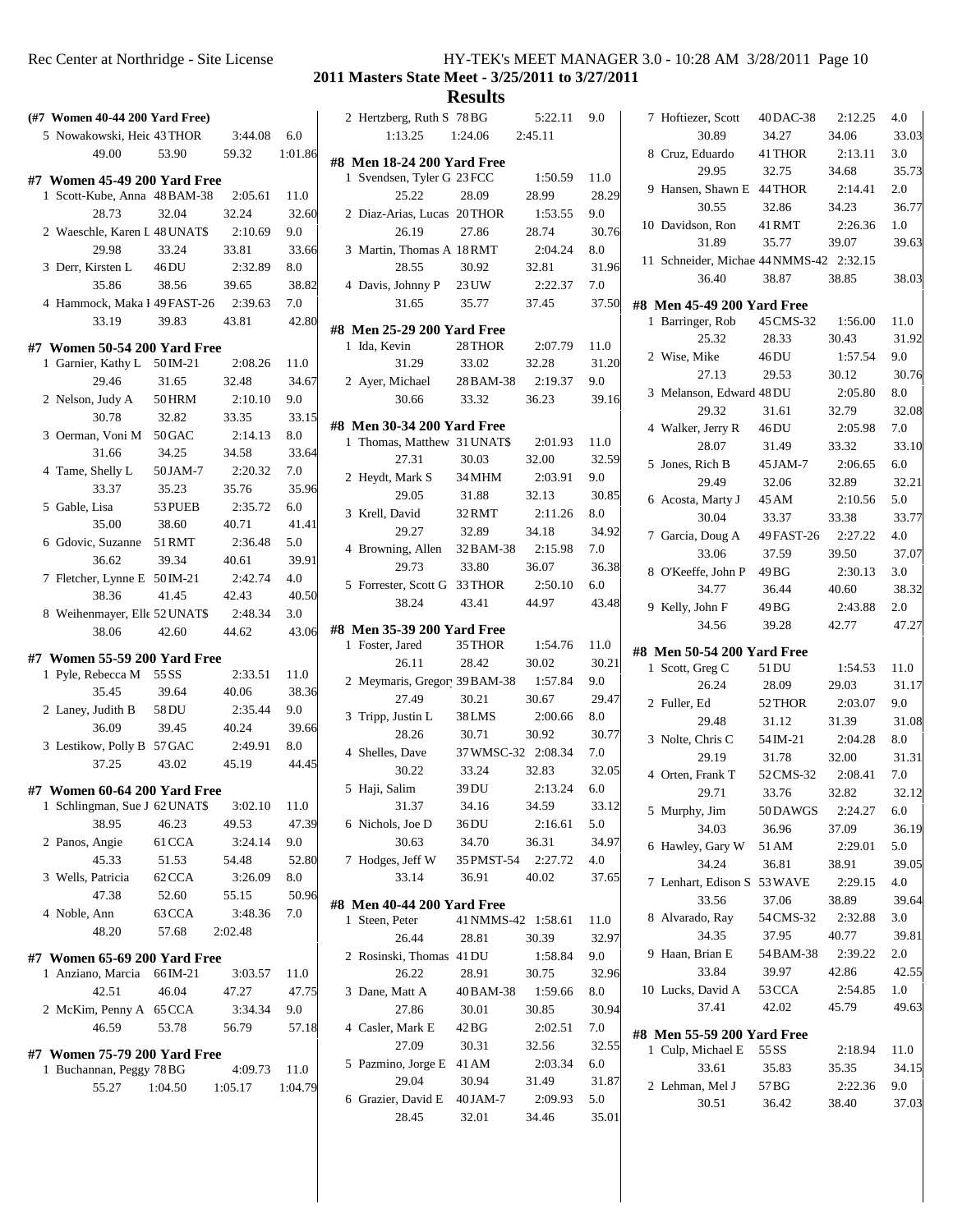## 2011 Masters State Meet - 3/25/2011 to 3/27/2011

### Results

**(#7 Women 40-44 200 Yard Free)**

| Place | Name | Age | Team | Time | Points |
|---|---|---|---|---|---|
| 5 | Nowakowski, Heic | 43 | THOR | 3:44.08 | 6.0 |
| | 49.00 | 53.90 | 59.32 | 1:01.86 | |

**#7 Women 45-49 200 Yard Free**

| Place | Name | Age | Team | Time | Points |
|---|---|---|---|---|---|
| 1 | Scott-Kube, Anna | 48 | BAM-38 | 2:05.61 | 11.0 |
| | 28.73 | 32.04 | 32.24 | 32.60 | |
| 2 | Waeschle, Karen L | 48 | UNAT$ | 2:10.69 | 9.0 |
| | 29.98 | 33.24 | 33.81 | 33.66 | |
| 3 | Derr, Kirsten L | 46 | DU | 2:32.89 | 8.0 |
| | 35.86 | 38.56 | 39.65 | 38.82 | |
| 4 | Hammock, Maka I | 49 | FAST-26 | 2:39.63 | 7.0 |
| | 33.19 | 39.83 | 43.81 | 42.80 | |

**#7 Women 50-54 200 Yard Free**

| Place | Name | Age | Team | Time | Points |
|---|---|---|---|---|---|
| 1 | Garnier, Kathy L | 50 | IM-21 | 2:08.26 | 11.0 |
| | 29.46 | 31.65 | 32.48 | 34.67 | |
| 2 | Nelson, Judy A | 50 | HRM | 2:10.10 | 9.0 |
| | 30.78 | 32.82 | 33.35 | 33.15 | |
| 3 | Oerman, Voni M | 50 | GAC | 2:14.13 | 8.0 |
| | 31.66 | 34.25 | 34.58 | 33.64 | |
| 4 | Tame, Shelly L | 50 | JAM-7 | 2:20.32 | 7.0 |
| | 33.37 | 35.23 | 35.76 | 35.96 | |
| 5 | Gable, Lisa | 53 | PUEB | 2:35.72 | 6.0 |
| | 35.00 | 38.60 | 40.71 | 41.41 | |
| 6 | Gdovic, Suzanne | 51 | RMT | 2:36.48 | 5.0 |
| | 36.62 | 39.34 | 40.61 | 39.91 | |
| 7 | Fletcher, Lynne E | 50 | IM-21 | 2:42.74 | 4.0 |
| | 38.36 | 41.45 | 42.43 | 40.50 | |
| 8 | Weihenmayer, Elle | 52 | UNAT$ | 2:48.34 | 3.0 |
| | 38.06 | 42.60 | 44.62 | 43.06 | |

**#7 Women 55-59 200 Yard Free**

| Place | Name | Age | Team | Time | Points |
|---|---|---|---|---|---|
| 1 | Pyle, Rebecca M | 55 | SS | 2:33.51 | 11.0 |
| | 35.45 | 39.64 | 40.06 | 38.36 | |
| 2 | Laney, Judith B | 58 | DU | 2:35.44 | 9.0 |
| | 36.09 | 39.45 | 40.24 | 39.66 | |
| 3 | Lestikow, Polly B | 57 | GAC | 2:49.91 | 8.0 |
| | 37.25 | 43.02 | 45.19 | 44.45 | |

**#7 Women 60-64 200 Yard Free**

| Place | Name | Age | Team | Time | Points |
|---|---|---|---|---|---|
| 1 | Schlingman, Sue J | 62 | UNAT$ | 3:02.10 | 11.0 |
| | 38.95 | 46.23 | 49.53 | 47.39 | |
| 2 | Panos, Angie | 61 | CCA | 3:24.14 | 9.0 |
| | 45.33 | 51.53 | 54.48 | 52.80 | |
| 3 | Wells, Patricia | 62 | CCA | 3:26.09 | 8.0 |
| | 47.38 | 52.60 | 55.15 | 50.96 | |
| 4 | Noble, Ann | 63 | CCA | 3:48.36 | 7.0 |
| | 48.20 | 57.68 | 2:02.48 | | |

**#7 Women 65-69 200 Yard Free**

| Place | Name | Age | Team | Time | Points |
|---|---|---|---|---|---|
| 1 | Anziano, Marcia | 66 | IM-21 | 3:03.57 | 11.0 |
| | 42.51 | 46.04 | 47.27 | 47.75 | |
| 2 | McKim, Penny A | 65 | CCA | 3:34.34 | 9.0 |
| | 46.59 | 53.78 | 56.79 | 57.18 | |

**#7 Women 75-79 200 Yard Free**

| Place | Name | Age | Team | Time | Points |
|---|---|---|---|---|---|
| 1 | Buchannan, Peggy | 78 | BG | 4:09.73 | 11.0 |
| | 55.27 | 1:04.50 | 1:05.17 | 1:04.79 | |
| 2 | Hertzberg, Ruth S | 78 | BG | 5:22.11 | 9.0 |
| | 1:13.25 | 1:24.06 | 2:45.11 | | |

**#8 Men 18-24 200 Yard Free**

| Place | Name | Age | Team | Time | Points |
|---|---|---|---|---|---|
| 1 | Svendsen, Tyler G | 23 | FCC | 1:50.59 | 11.0 |
| | 25.22 | 28.09 | 28.99 | 28.29 | |
| 2 | Diaz-Arias, Lucas | 20 | THOR | 1:53.55 | 9.0 |
| | 26.19 | 27.86 | 28.74 | 30.76 | |
| 3 | Martin, Thomas A | 18 | RMT | 2:04.24 | 8.0 |
| | 28.55 | 30.92 | 32.81 | 31.96 | |
| 4 | Davis, Johnny P | 23 | UW | 2:22.37 | 7.0 |
| | 31.65 | 35.77 | 37.45 | 37.50 | |

**#8 Men 25-29 200 Yard Free**

| Place | Name | Age | Team | Time | Points |
|---|---|---|---|---|---|
| 1 | Ida, Kevin | 28 | THOR | 2:07.79 | 11.0 |
| | 31.29 | 33.02 | 32.28 | 31.20 | |
| 2 | Ayer, Michael | 28 | BAM-38 | 2:19.37 | 9.0 |
| | 30.66 | 33.32 | 36.23 | 39.16 | |

**#8 Men 30-34 200 Yard Free**

| Place | Name | Age | Team | Time | Points |
|---|---|---|---|---|---|
| 1 | Thomas, Matthew | 31 | UNAT$ | 2:01.93 | 11.0 |
| | 27.31 | 30.03 | 32.00 | 32.59 | |
| 2 | Heydt, Mark S | 34 | MHM | 2:03.91 | 9.0 |
| | 29.05 | 31.88 | 32.13 | 30.85 | |
| 3 | Krell, David | 32 | RMT | 2:11.26 | 8.0 |
| | 29.27 | 32.89 | 34.18 | 34.92 | |
| 4 | Browning, Allen | 32 | BAM-38 | 2:15.98 | 7.0 |
| | 29.73 | 33.80 | 36.07 | 36.38 | |
| 5 | Forrester, Scott G | 33 | THOR | 2:50.10 | 6.0 |
| | 38.24 | 43.41 | 44.97 | 43.48 | |

**#8 Men 35-39 200 Yard Free**

| Place | Name | Age | Team | Time | Points |
|---|---|---|---|---|---|
| 1 | Foster, Jared | 35 | THOR | 1:54.76 | 11.0 |
| | 26.11 | 28.42 | 30.02 | 30.21 | |
| 2 | Meymaris, Gregory | 39 | BAM-38 | 1:57.84 | 9.0 |
| | 27.49 | 30.21 | 30.67 | 29.47 | |
| 3 | Tripp, Justin L | 38 | LMS | 2:00.66 | 8.0 |
| | 28.26 | 30.71 | 30.92 | 30.77 | |
| 4 | Shelles, Dave | 37 | WMSC-32 | 2:08.34 | 7.0 |
| | 30.22 | 33.24 | 32.83 | 32.05 | |
| 5 | Haji, Salim | 39 | DU | 2:13.24 | 6.0 |
| | 31.37 | 34.16 | 34.59 | 33.12 | |
| 6 | Nichols, Joe D | 36 | DU | 2:16.61 | 5.0 |
| | 30.63 | 34.70 | 36.31 | 34.97 | |
| 7 | Hodges, Jeff W | 35 | PMST-54 | 2:27.72 | 4.0 |
| | 33.14 | 36.91 | 40.02 | 37.65 | |

**#8 Men 40-44 200 Yard Free**

| Place | Name | Age | Team | Time | Points |
|---|---|---|---|---|---|
| 1 | Steen, Peter | 41 | NMMS-42 | 1:58.61 | 11.0 |
| | 26.44 | 28.81 | 30.39 | 32.97 | |
| 2 | Rosinski, Thomas | 41 | DU | 1:58.84 | 9.0 |
| | 26.22 | 28.91 | 30.75 | 32.96 | |
| 3 | Dane, Matt A | 40 | BAM-38 | 1:59.66 | 8.0 |
| | 27.86 | 30.01 | 30.85 | 30.94 | |
| 4 | Casler, Mark E | 42 | BG | 2:02.51 | 7.0 |
| | 27.09 | 30.31 | 32.56 | 32.55 | |
| 5 | Pazmino, Jorge E | 41 | AM | 2:03.34 | 6.0 |
| | 29.04 | 30.94 | 31.49 | 31.87 | |
| 6 | Grazier, David E | 40 | JAM-7 | 2:09.93 | 5.0 |
| | 28.45 | 32.01 | 34.46 | 35.01 | |
| 7 | Hoftiezer, Scott | 40 | DAC-38 | 2:12.25 | 4.0 |
| | 30.89 | 34.27 | 34.06 | 33.03 | |
| 8 | Cruz, Eduardo | 41 | THOR | 2:13.11 | 3.0 |
| | 29.95 | 32.75 | 34.68 | 35.73 | |
| 9 | Hansen, Shawn E | 44 | THOR | 2:14.41 | 2.0 |
| | 30.55 | 32.86 | 34.23 | 36.77 | |
| 10 | Davidson, Ron | 41 | RMT | 2:26.36 | 1.0 |
| | 31.89 | 35.77 | 39.07 | 39.63 | |
| 11 | Schneider, Michae | 44 | NMMS-42 | 2:32.15 | |
| | 36.40 | 38.87 | 38.85 | 38.03 | |

**#8 Men 45-49 200 Yard Free**

| Place | Name | Age | Team | Time | Points |
|---|---|---|---|---|---|
| 1 | Barringer, Rob | 45 | CMS-32 | 1:56.00 | 11.0 |
| | 25.32 | 28.33 | 30.43 | 31.92 | |
| 2 | Wise, Mike | 46 | DU | 1:57.54 | 9.0 |
| | 27.13 | 29.53 | 30.12 | 30.76 | |
| 3 | Melanson, Edward | 48 | DU | 2:05.80 | 8.0 |
| | 29.32 | 31.61 | 32.79 | 32.08 | |
| 4 | Walker, Jerry R | 46 | DU | 2:05.98 | 7.0 |
| | 28.07 | 31.49 | 33.32 | 33.10 | |
| 5 | Jones, Rich B | 45 | JAM-7 | 2:06.65 | 6.0 |
| | 29.49 | 32.06 | 32.89 | 32.21 | |
| 6 | Acosta, Marty J | 45 | AM | 2:10.56 | 5.0 |
| | 30.04 | 33.37 | 33.38 | 33.77 | |
| 7 | Garcia, Doug A | 49 | FAST-26 | 2:27.22 | 4.0 |
| | 33.06 | 37.59 | 39.50 | 37.07 | |
| 8 | O'Keeffe, John P | 49 | BG | 2:30.13 | 3.0 |
| | 34.77 | 36.44 | 40.60 | 38.32 | |
| 9 | Kelly, John F | 49 | BG | 2:43.88 | 2.0 |
| | 34.56 | 39.28 | 42.77 | 47.27 | |

**#8 Men 50-54 200 Yard Free**

| Place | Name | Age | Team | Time | Points |
|---|---|---|---|---|---|
| 1 | Scott, Greg C | 51 | DU | 1:54.53 | 11.0 |
| | 26.24 | 28.09 | 29.03 | 31.17 | |
| 2 | Fuller, Ed | 52 | THOR | 2:03.07 | 9.0 |
| | 29.48 | 31.12 | 31.39 | 31.08 | |
| 3 | Nolte, Chris C | 54 | IM-21 | 2:04.28 | 8.0 |
| | 29.19 | 31.78 | 32.00 | 31.31 | |
| 4 | Orten, Frank T | 52 | CMS-32 | 2:08.41 | 7.0 |
| | 29.71 | 33.76 | 32.82 | 32.12 | |
| 5 | Murphy, Jim | 50 | DAWGS | 2:24.27 | 6.0 |
| | 34.03 | 36.96 | 37.09 | 36.19 | |
| 6 | Hawley, Gary W | 51 | AM | 2:29.01 | 5.0 |
| | 34.24 | 36.81 | 38.91 | 39.05 | |
| 7 | Lenhart, Edison S | 53 | WAVE | 2:29.15 | 4.0 |
| | 33.56 | 37.06 | 38.89 | 39.64 | |
| 8 | Alvarado, Ray | 54 | CMS-32 | 2:32.88 | 3.0 |
| | 34.35 | 37.95 | 40.77 | 39.81 | |
| 9 | Haan, Brian E | 54 | BAM-38 | 2:39.22 | 2.0 |
| | 33.84 | 39.97 | 42.86 | 42.55 | |
| 10 | Lucks, David A | 53 | CCA | 2:54.85 | 1.0 |
| | 37.41 | 42.02 | 45.79 | 49.63 | |

**#8 Men 55-59 200 Yard Free**

| Place | Name | Age | Team | Time | Points |
|---|---|---|---|---|---|
| 1 | Culp, Michael E | 55 | SS | 2:18.94 | 11.0 |
| | 33.61 | 35.83 | 35.35 | 34.15 | |
| 2 | Lehman, Mel J | 57 | BG | 2:22.36 | 9.0 |
| | 30.51 | 36.42 | 38.40 | 37.03 | |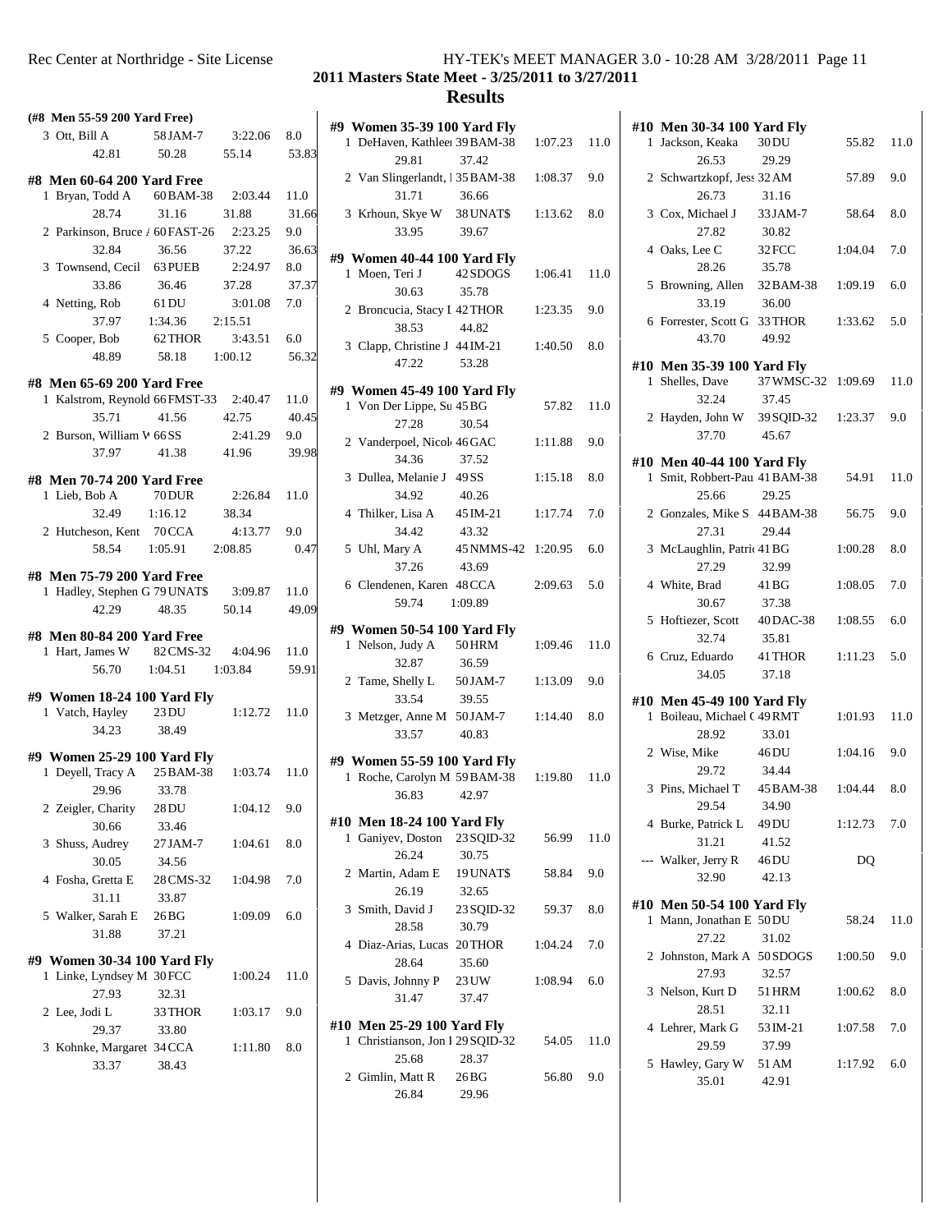## 2011 Masters State Meet - 3/25/2011 to 3/27/2011

## Results

**(#8 Men 55-59 200 Yard Free)**

| | Name | Age Team | | Time | Points |
|---|---|---|---|---|---|
| 3 | Ott, Bill A | 58 JAM-7 | | 3:22.06 | 8.0 |
| | 42.81 | 50.28 | 55.14 | 53.83 | |

**#8 Men 60-64 200 Yard Free**

| | Name | Age Team | | Time | Points |
|---|---|---|---|---|---|
| 1 | Bryan, Todd A | 60 BAM-38 | | 2:03.44 | 11.0 |
| | 28.74 | 31.16 | 31.88 | 31.66 | |
| 2 | Parkinson, Bruce A | 60 FAST-26 | | 2:23.25 | 9.0 |
| | 32.84 | 36.56 | 37.22 | 36.63 | |
| 3 | Townsend, Cecil | 63 PUEB | | 2:24.97 | 8.0 |
| | 33.86 | 36.46 | 37.28 | 37.37 | |
| 4 | Netting, Rob | 61 DU | | 3:01.08 | 7.0 |
| | 37.97 | 1:34.36 | 2:15.51 | | |
| 5 | Cooper, Bob | 62 THOR | | 3:43.51 | 6.0 |
| | 48.89 | 58.18 | 1:00.12 | 56.32 | |

**#8 Men 65-69 200 Yard Free**

| | Name | Age Team | | Time | Points |
|---|---|---|---|---|---|
| 1 | Kalstrom, Reynold | 66 FMST-33 | | 2:40.47 | 11.0 |
| | 35.71 | 41.56 | 42.75 | 40.45 | |
| 2 | Burson, William W | 66 SS | | 2:41.29 | 9.0 |
| | 37.97 | 41.38 | 41.96 | 39.98 | |

**#8 Men 70-74 200 Yard Free**

| | Name | Age Team | | Time | Points |
|---|---|---|---|---|---|
| 1 | Lieb, Bob A | 70 DUR | | 2:26.84 | 11.0 |
| | 32.49 | 1:16.12 | 38.34 | | |
| 2 | Hutcheson, Kent | 70 CCA | | 4:13.77 | 9.0 |
| | 58.54 | 1:05.91 | 2:08.85 | 0.47 | |

**#8 Men 75-79 200 Yard Free**

| | Name | Age Team | | Time | Points |
|---|---|---|---|---|---|
| 1 | Hadley, Stephen G | 79 UNAT$ | | 3:09.87 | 11.0 |
| | 42.29 | 48.35 | 50.14 | 49.09 | |

**#8 Men 80-84 200 Yard Free**

| | Name | Age Team | | Time | Points |
|---|---|---|---|---|---|
| 1 | Hart, James W | 82 CMS-32 | | 4:04.96 | 11.0 |
| | 56.70 | 1:04.51 | 1:03.84 | 59.91 | |

**#9 Women 18-24 100 Yard Fly**

| | Name | Age Team | Time | Points |
|---|---|---|---|---|
| 1 | Vatch, Hayley | 23 DU | 1:12.72 | 11.0 |
| | 34.23 | 38.49 | | |

**#9 Women 25-29 100 Yard Fly**

| | Name | Age Team | Time | Points |
|---|---|---|---|---|
| 1 | Deyell, Tracy A | 25 BAM-38 | 1:03.74 | 11.0 |
| | 29.96 | 33.78 | | |
| 2 | Zeigler, Charity | 28 DU | 1:04.12 | 9.0 |
| | 30.66 | 33.46 | | |
| 3 | Shuss, Audrey | 27 JAM-7 | 1:04.61 | 8.0 |
| | 30.05 | 34.56 | | |
| 4 | Fosha, Gretta E | 28 CMS-32 | 1:04.98 | 7.0 |
| | 31.11 | 33.87 | | |
| 5 | Walker, Sarah E | 26 BG | 1:09.09 | 6.0 |
| | 31.88 | 37.21 | | |

**#9 Women 30-34 100 Yard Fly**

| | Name | Age Team | Time | Points |
|---|---|---|---|---|
| 1 | Linke, Lyndsey M | 30 FCC | 1:00.24 | 11.0 |
| | 27.93 | 32.31 | | |
| 2 | Lee, Jodi L | 33 THOR | 1:03.17 | 9.0 |
| | 29.37 | 33.80 | | |
| 3 | Kohnke, Margaret | 34 CCA | 1:11.80 | 8.0 |
| | 33.37 | 38.43 | | |

**#9 Women 35-39 100 Yard Fly**

| | Name | Age Team | Time | Points |
|---|---|---|---|---|
| 1 | DeHaven, Kathleen | 39 BAM-38 | 1:07.23 | 11.0 |
| | 29.81 | 37.42 | | |
| 2 | Van Slingerlandt, I | 35 BAM-38 | 1:08.37 | 9.0 |
| | 31.71 | 36.66 | | |
| 3 | Krhoun, Skye W | 38 UNAT$ | 1:13.62 | 8.0 |
| | 33.95 | 39.67 | | |

**#9 Women 40-44 100 Yard Fly**

| | Name | Age Team | Time | Points |
|---|---|---|---|---|
| 1 | Moen, Teri J | 42 SDOGS | 1:06.41 | 11.0 |
| | 30.63 | 35.78 | | |
| 2 | Broncucia, Stacy L | 42 THOR | 1:23.35 | 9.0 |
| | 38.53 | 44.82 | | |
| 3 | Clapp, Christine J | 44 IM-21 | 1:40.50 | 8.0 |
| | 47.22 | 53.28 | | |

**#9 Women 45-49 100 Yard Fly**

| | Name | Age Team | Time | Points |
|---|---|---|---|---|
| 1 | Von Der Lippe, Su | 45 BG | 57.82 | 11.0 |
| | 27.28 | 30.54 | | |
| 2 | Vanderpoel, Nicole | 46 GAC | 1:11.88 | 9.0 |
| | 34.36 | 37.52 | | |
| 3 | Dullea, Melanie J | 49 SS | 1:15.18 | 8.0 |
| | 34.92 | 40.26 | | |
| 4 | Thilker, Lisa A | 45 IM-21 | 1:17.74 | 7.0 |
| | 34.42 | 43.32 | | |
| 5 | Uhl, Mary A | 45 NMMS-42 | 1:20.95 | 6.0 |
| | 37.26 | 43.69 | | |
| 6 | Clendenen, Karen | 48 CCA | 2:09.63 | 5.0 |
| | 59.74 | 1:09.89 | | |

**#9 Women 50-54 100 Yard Fly**

| | Name | Age Team | Time | Points |
|---|---|---|---|---|
| 1 | Nelson, Judy A | 50 HRM | 1:09.46 | 11.0 |
| | 32.87 | 36.59 | | |
| 2 | Tame, Shelly L | 50 JAM-7 | 1:13.09 | 9.0 |
| | 33.54 | 39.55 | | |
| 3 | Metzger, Anne M | 50 JAM-7 | 1:14.40 | 8.0 |
| | 33.57 | 40.83 | | |

**#9 Women 55-59 100 Yard Fly**

| | Name | Age Team | Time | Points |
|---|---|---|---|---|
| 1 | Roche, Carolyn M | 59 BAM-38 | 1:19.80 | 11.0 |
| | 36.83 | 42.97 | | |

**#10 Men 18-24 100 Yard Fly**

| | Name | Age Team | Time | Points |
|---|---|---|---|---|
| 1 | Ganiyev, Doston | 23 SQID-32 | 56.99 | 11.0 |
| | 26.24 | 30.75 | | |
| 2 | Martin, Adam E | 19 UNAT$ | 58.84 | 9.0 |
| | 26.19 | 32.65 | | |
| 3 | Smith, David J | 23 SQID-32 | 59.37 | 8.0 |
| | 28.58 | 30.79 | | |
| 4 | Diaz-Arias, Lucas | 20 THOR | 1:04.24 | 7.0 |
| | 28.64 | 35.60 | | |
| 5 | Davis, Johnny P | 23 UW | 1:08.94 | 6.0 |
| | 31.47 | 37.47 | | |

**#10 Men 25-29 100 Yard Fly**

| | Name | Age Team | Time | Points |
|---|---|---|---|---|
| 1 | Christianson, Jon I | 29 SQID-32 | 54.05 | 11.0 |
| | 25.68 | 28.37 | | |
| 2 | Gimlin, Matt R | 26 BG | 56.80 | 9.0 |
| | 26.84 | 29.96 | | |

**#10 Men 30-34 100 Yard Fly**

| | Name | Age Team | Time | Points |
|---|---|---|---|---|
| 1 | Jackson, Keaka | 30 DU | 55.82 | 11.0 |
| | 26.53 | 29.29 | | |
| 2 | Schwartzkopf, Jess | 32 AM | 57.89 | 9.0 |
| | 26.73 | 31.16 | | |
| 3 | Cox, Michael J | 33 JAM-7 | 58.64 | 8.0 |
| | 27.82 | 30.82 | | |
| 4 | Oaks, Lee C | 32 FCC | 1:04.04 | 7.0 |
| | 28.26 | 35.78 | | |
| 5 | Browning, Allen | 32 BAM-38 | 1:09.19 | 6.0 |
| | 33.19 | 36.00 | | |
| 6 | Forrester, Scott G | 33 THOR | 1:33.62 | 5.0 |
| | 43.70 | 49.92 | | |

**#10 Men 35-39 100 Yard Fly**

| | Name | Age Team | Time | Points |
|---|---|---|---|---|
| 1 | Shelles, Dave | 37 WMSC-32 | 1:09.69 | 11.0 |
| | 32.24 | 37.45 | | |
| 2 | Hayden, John W | 39 SQID-32 | 1:23.37 | 9.0 |
| | 37.70 | 45.67 | | |

**#10 Men 40-44 100 Yard Fly**

| | Name | Age Team | Time | Points |
|---|---|---|---|---|
| 1 | Smit, Robbert-Paul | 41 BAM-38 | 54.91 | 11.0 |
| | 25.66 | 29.25 | | |
| 2 | Gonzales, Mike S | 44 BAM-38 | 56.75 | 9.0 |
| | 27.31 | 29.44 | | |
| 3 | McLaughlin, Patric | 41 BG | 1:00.28 | 8.0 |
| | 27.29 | 32.99 | | |
| 4 | White, Brad | 41 BG | 1:08.05 | 7.0 |
| | 30.67 | 37.38 | | |
| 5 | Hoftiezer, Scott | 40 DAC-38 | 1:08.55 | 6.0 |
| | 32.74 | 35.81 | | |
| 6 | Cruz, Eduardo | 41 THOR | 1:11.23 | 5.0 |
| | 34.05 | 37.18 | | |

**#10 Men 45-49 100 Yard Fly**

| | Name | Age Team | Time | Points |
|---|---|---|---|---|
| 1 | Boileau, Michael C | 49 RMT | 1:01.93 | 11.0 |
| | 28.92 | 33.01 | | |
| 2 | Wise, Mike | 46 DU | 1:04.16 | 9.0 |
| | 29.72 | 34.44 | | |
| 3 | Pins, Michael T | 45 BAM-38 | 1:04.44 | 8.0 |
| | 29.54 | 34.90 | | |
| 4 | Burke, Patrick L | 49 DU | 1:12.73 | 7.0 |
| | 31.21 | 41.52 | | |
| --- | Walker, Jerry R | 46 DU | DQ | |
| | 32.90 | 42.13 | | |

**#10 Men 50-54 100 Yard Fly**

| | Name | Age Team | Time | Points |
|---|---|---|---|---|
| 1 | Mann, Jonathan E | 50 DU | 58.24 | 11.0 |
| | 27.22 | 31.02 | | |
| 2 | Johnston, Mark A | 50 SDOGS | 1:00.50 | 9.0 |
| | 27.93 | 32.57 | | |
| 3 | Nelson, Kurt D | 51 HRM | 1:00.62 | 8.0 |
| | 28.51 | 32.11 | | |
| 4 | Lehrer, Mark G | 53 IM-21 | 1:07.58 | 7.0 |
| | 29.59 | 37.99 | | |
| 5 | Hawley, Gary W | 51 AM | 1:17.92 | 6.0 |
| | 35.01 | 42.91 | | |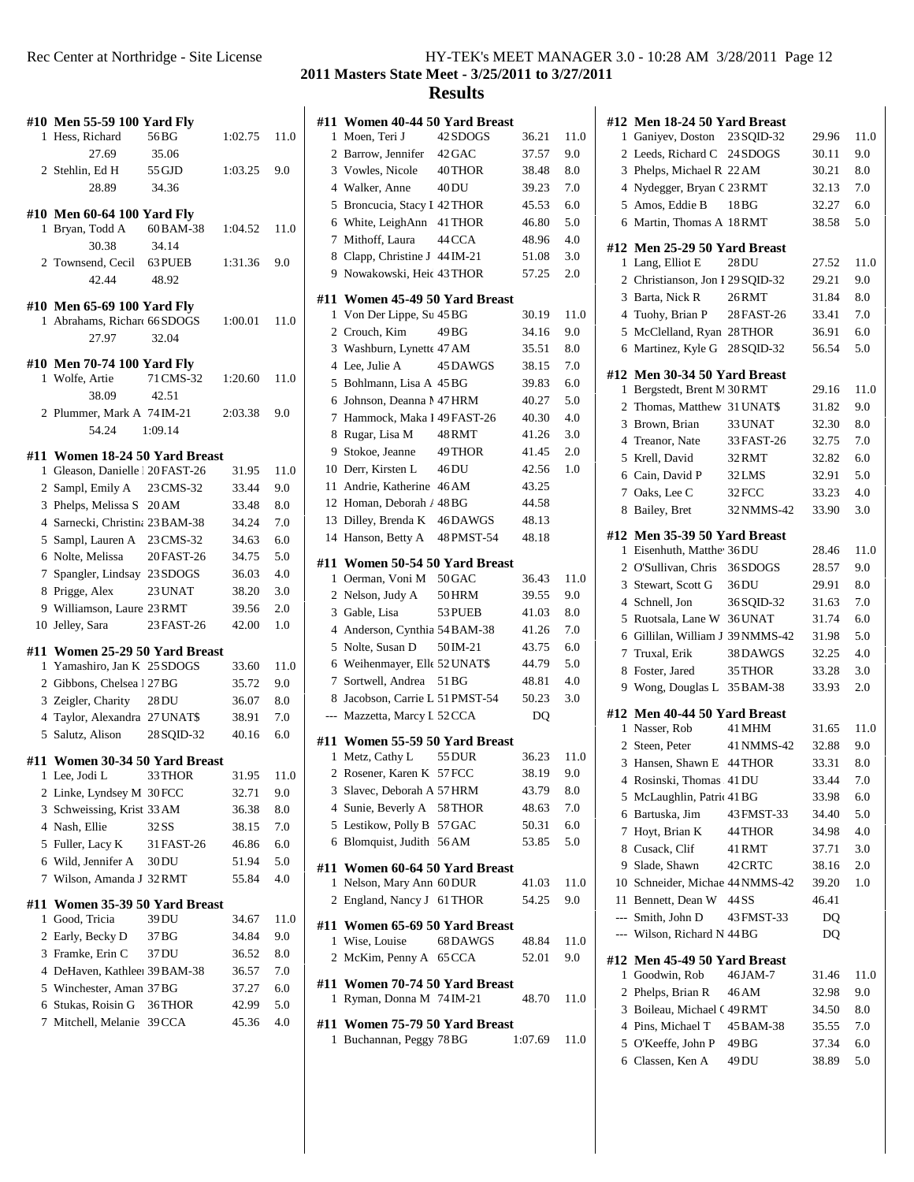**2011 Masters State Meet - 3/25/2011 to 3/27/2011**

## Results

### #10 Men 55-59 100 Yard Fly

| Place | Name | Age | Team | Time | Points |
|---|---|---|---|---|---|
| 1 | Hess, Richard | 56 | BG | 1:02.75 | 11.0 |
| | 27.69 | 35.06 | | | |
| 2 | Stehlin, Ed H | 55 | GJD | 1:03.25 | 9.0 |
| | 28.89 | 34.36 | | | |

### #10 Men 60-64 100 Yard Fly

| Place | Name | Age | Team | Time | Points |
|---|---|---|---|---|---|
| 1 | Bryan, Todd A | 60 | BAM-38 | 1:04.52 | 11.0 |
| | 30.38 | 34.14 | | | |
| 2 | Townsend, Cecil | 63 | PUEB | 1:31.36 | 9.0 |
| | 42.44 | 48.92 | | | |

### #10 Men 65-69 100 Yard Fly

| Place | Name | Age | Team | Time | Points |
|---|---|---|---|---|---|
| 1 | Abrahams, Richard | 66 | SDOGS | 1:00.01 | 11.0 |
| | 27.97 | 32.04 | | | |

### #10 Men 70-74 100 Yard Fly

| Place | Name | Age | Team | Time | Points |
|---|---|---|---|---|---|
| 1 | Wolfe, Artie | 71 | CMS-32 | 1:20.60 | 11.0 |
| | 38.09 | 42.51 | | | |
| 2 | Plummer, Mark A | 74 | IM-21 | 2:03.38 | 9.0 |
| | 54.24 | 1:09.14 | | | |

### #11 Women 18-24 50 Yard Breast

| Place | Name | Age | Team | Time | Points |
|---|---|---|---|---|---|
| 1 | Gleason, Danielle | 20 | FAST-26 | 31.95 | 11.0 |
| 2 | Sampl, Emily A | 23 | CMS-32 | 33.44 | 9.0 |
| 3 | Phelps, Melissa S | 20 | AM | 33.48 | 8.0 |
| 4 | Sarnecki, Christina | 23 | BAM-38 | 34.24 | 7.0 |
| 5 | Sampl, Lauren A | 23 | CMS-32 | 34.63 | 6.0 |
| 6 | Nolte, Melissa | 20 | FAST-26 | 34.75 | 5.0 |
| 7 | Spangler, Lindsay | 23 | SDOGS | 36.03 | 4.0 |
| 8 | Prigge, Alex | 23 | UNAT | 38.20 | 3.0 |
| 9 | Williamson, Laure | 23 | RMT | 39.56 | 2.0 |
| 10 | Jelley, Sara | 23 | FAST-26 | 42.00 | 1.0 |

### #11 Women 25-29 50 Yard Breast

| Place | Name | Age | Team | Time | Points |
|---|---|---|---|---|---|
| 1 | Yamashiro, Jan K | 25 | SDOGS | 33.60 | 11.0 |
| 2 | Gibbons, Chelsea | 27 | BG | 35.72 | 9.0 |
| 3 | Zeigler, Charity | 28 | DU | 36.07 | 8.0 |
| 4 | Taylor, Alexandra | 27 | UNAT$ | 38.91 | 7.0 |
| 5 | Salutz, Alison | 28 | SQID-32 | 40.16 | 6.0 |

### #11 Women 30-34 50 Yard Breast

| Place | Name | Age | Team | Time | Points |
|---|---|---|---|---|---|
| 1 | Lee, Jodi L | 33 | THOR | 31.95 | 11.0 |
| 2 | Linke, Lyndsey M | 30 | FCC | 32.71 | 9.0 |
| 3 | Schweissing, Krist | 33 | AM | 36.38 | 8.0 |
| 4 | Nash, Ellie | 32 | SS | 38.15 | 7.0 |
| 5 | Fuller, Lacy K | 31 | FAST-26 | 46.86 | 6.0 |
| 6 | Wild, Jennifer A | 30 | DU | 51.94 | 5.0 |
| 7 | Wilson, Amanda J | 32 | RMT | 55.84 | 4.0 |

### #11 Women 35-39 50 Yard Breast

| Place | Name | Age | Team | Time | Points |
|---|---|---|---|---|---|
| 1 | Good, Tricia | 39 | DU | 34.67 | 11.0 |
| 2 | Early, Becky D | 37 | BG | 34.84 | 9.0 |
| 3 | Framke, Erin C | 37 | DU | 36.52 | 8.0 |
| 4 | DeHaven, Kathleen | 39 | BAM-38 | 36.57 | 7.0 |
| 5 | Winchester, Aman | 37 | BG | 37.27 | 6.0 |
| 6 | Stukas, Roisin G | 36 | THOR | 42.99 | 5.0 |
| 7 | Mitchell, Melanie | 39 | CCA | 45.36 | 4.0 |

### #11 Women 40-44 50 Yard Breast

| Place | Name | Age | Team | Time | Points |
|---|---|---|---|---|---|
| 1 | Moen, Teri J | 42 | SDOGS | 36.21 | 11.0 |
| 2 | Barrow, Jennifer | 42 | GAC | 37.57 | 9.0 |
| 3 | Vowles, Nicole | 40 | THOR | 38.48 | 8.0 |
| 4 | Walker, Anne | 40 | DU | 39.23 | 7.0 |
| 5 | Broncucia, Stacy L | 42 | THOR | 45.53 | 6.0 |
| 6 | White, LeighAnn | 41 | THOR | 46.80 | 5.0 |
| 7 | Mithoff, Laura | 44 | CCA | 48.96 | 4.0 |
| 8 | Clapp, Christine J | 44 | IM-21 | 51.08 | 3.0 |
| 9 | Nowakowski, Heid | 43 | THOR | 57.25 | 2.0 |

### #11 Women 45-49 50 Yard Breast

| Place | Name | Age | Team | Time | Points |
|---|---|---|---|---|---|
| 1 | Von Der Lippe, Su | 45 | BG | 30.19 | 11.0 |
| 2 | Crouch, Kim | 49 | BG | 34.16 | 9.0 |
| 3 | Washburn, Lynette | 47 | AM | 35.51 | 8.0 |
| 4 | Lee, Julie A | 45 | DAWGS | 38.15 | 7.0 |
| 5 | Bohlmann, Lisa A | 45 | BG | 39.83 | 6.0 |
| 6 | Johnson, Deanna M | 47 | HRM | 40.27 | 5.0 |
| 7 | Hammock, Maka I | 49 | FAST-26 | 40.30 | 4.0 |
| 8 | Rugar, Lisa M | 48 | RMT | 41.26 | 3.0 |
| 9 | Stokoe, Jeanne | 49 | THOR | 41.45 | 2.0 |
| 10 | Derr, Kirsten L | 46 | DU | 42.56 | 1.0 |
| 11 | Andrie, Katherine | 46 | AM | 43.25 | |
| 12 | Homan, Deborah A | 48 | BG | 44.58 | |
| 13 | Dilley, Brenda K | 46 | DAWGS | 48.13 | |
| 14 | Hanson, Betty A | 48 | PMST-54 | 48.18 | |

### #11 Women 50-54 50 Yard Breast

| Place | Name | Age | Team | Time | Points |
|---|---|---|---|---|---|
| 1 | Oerman, Voni M | 50 | GAC | 36.43 | 11.0 |
| 2 | Nelson, Judy A | 50 | HRM | 39.55 | 9.0 |
| 3 | Gable, Lisa | 53 | PUEB | 41.03 | 8.0 |
| 4 | Anderson, Cynthia | 54 | BAM-38 | 41.26 | 7.0 |
| 5 | Nolte, Susan D | 50 | IM-21 | 43.75 | 6.0 |
| 6 | Weihenmayer, Elle | 52 | UNAT$ | 44.79 | 5.0 |
| 7 | Sortwell, Andrea | 51 | BG | 48.81 | 4.0 |
| 8 | Jacobson, Carrie L | 51 | PMST-54 | 50.23 | 3.0 |
| --- | Mazzetta, Marcy L | 52 | CCA | DQ | |

### #11 Women 55-59 50 Yard Breast

| Place | Name | Age | Team | Time | Points |
|---|---|---|---|---|---|
| 1 | Metz, Cathy L | 55 | DUR | 36.23 | 11.0 |
| 2 | Rosener, Karen K | 57 | FCC | 38.19 | 9.0 |
| 3 | Slavec, Deborah A | 57 | HRM | 43.79 | 8.0 |
| 4 | Sunie, Beverly A | 58 | THOR | 48.63 | 7.0 |
| 5 | Lestikow, Polly B | 57 | GAC | 50.31 | 6.0 |
| 6 | Blomquist, Judith | 56 | AM | 53.85 | 5.0 |

### #11 Women 60-64 50 Yard Breast

| Place | Name | Age | Team | Time | Points |
|---|---|---|---|---|---|
| 1 | Nelson, Mary Ann | 60 | DUR | 41.03 | 11.0 |
| 2 | England, Nancy J | 61 | THOR | 54.25 | 9.0 |

### #11 Women 65-69 50 Yard Breast

| Place | Name | Age | Team | Time | Points |
|---|---|---|---|---|---|
| 1 | Wise, Louise | 68 | DAWGS | 48.84 | 11.0 |
| 2 | McKim, Penny A | 65 | CCA | 52.01 | 9.0 |

### #11 Women 70-74 50 Yard Breast

| Place | Name | Age | Team | Time | Points |
|---|---|---|---|---|---|
| 1 | Ryman, Donna M | 74 | IM-21 | 48.70 | 11.0 |

### #11 Women 75-79 50 Yard Breast

| Place | Name | Age | Team | Time | Points |
|---|---|---|---|---|---|
| 1 | Buchannan, Peggy | 78 | BG | 1:07.69 | 11.0 |

### #12 Men 18-24 50 Yard Breast

| Place | Name | Age | Team | Time | Points |
|---|---|---|---|---|---|
| 1 | Ganiyev, Doston | 23 | SQID-32 | 29.96 | 11.0 |
| 2 | Leeds, Richard C | 24 | SDOGS | 30.11 | 9.0 |
| 3 | Phelps, Michael R | 22 | AM | 30.21 | 8.0 |
| 4 | Nydegger, Bryan C | 23 | RMT | 32.13 | 7.0 |
| 5 | Amos, Eddie B | 18 | BG | 32.27 | 6.0 |
| 6 | Martin, Thomas A | 18 | RMT | 38.58 | 5.0 |

### #12 Men 25-29 50 Yard Breast

| Place | Name | Age | Team | Time | Points |
|---|---|---|---|---|---|
| 1 | Lang, Elliot E | 28 | DU | 27.52 | 11.0 |
| 2 | Christianson, Jon E | 29 | SQID-32 | 29.21 | 9.0 |
| 3 | Barta, Nick R | 26 | RMT | 31.84 | 8.0 |
| 4 | Tuohy, Brian P | 28 | FAST-26 | 33.41 | 7.0 |
| 5 | McClelland, Ryan | 28 | THOR | 36.91 | 6.0 |
| 6 | Martinez, Kyle G | 28 | SQID-32 | 56.54 | 5.0 |

### #12 Men 30-34 50 Yard Breast

| Place | Name | Age | Team | Time | Points |
|---|---|---|---|---|---|
| 1 | Bergstedt, Brent M | 30 | RMT | 29.16 | 11.0 |
| 2 | Thomas, Matthew | 31 | UNAT$ | 31.82 | 9.0 |
| 3 | Brown, Brian | 33 | UNAT | 32.30 | 8.0 |
| 4 | Treanor, Nate | 33 | FAST-26 | 32.75 | 7.0 |
| 5 | Krell, David | 32 | RMT | 32.82 | 6.0 |
| 6 | Cain, David P | 32 | LMS | 32.91 | 5.0 |
| 7 | Oaks, Lee C | 32 | FCC | 33.23 | 4.0 |
| 8 | Bailey, Bret | 32 | NMMS-42 | 33.90 | 3.0 |

### #12 Men 35-39 50 Yard Breast

| Place | Name | Age | Team | Time | Points |
|---|---|---|---|---|---|
| 1 | Eisenhuth, Matthew | 36 | DU | 28.46 | 11.0 |
| 2 | O'Sullivan, Chris | 36 | SDOGS | 28.57 | 9.0 |
| 3 | Stewart, Scott G | 36 | DU | 29.91 | 8.0 |
| 4 | Schnell, Jon | 36 | SQID-32 | 31.63 | 7.0 |
| 5 | Ruotsala, Lane W | 36 | UNAT | 31.74 | 6.0 |
| 6 | Gillilan, William J | 39 | NMMS-42 | 31.98 | 5.0 |
| 7 | Truxal, Erik | 38 | DAWGS | 32.25 | 4.0 |
| 8 | Foster, Jared | 35 | THOR | 33.28 | 3.0 |
| 9 | Wong, Douglas L | 35 | BAM-38 | 33.93 | 2.0 |

### #12 Men 40-44 50 Yard Breast

| Place | Name | Age | Team | Time | Points |
|---|---|---|---|---|---|
| 1 | Nasser, Rob | 41 | MHM | 31.65 | 11.0 |
| 2 | Steen, Peter | 41 | NMMS-42 | 32.88 | 9.0 |
| 3 | Hansen, Shawn E | 44 | THOR | 33.31 | 8.0 |
| 4 | Rosinski, Thomas | 41 | DU | 33.44 | 7.0 |
| 5 | McLaughlin, Patric | 41 | BG | 33.98 | 6.0 |
| 6 | Bartuska, Jim | 43 | FMST-33 | 34.40 | 5.0 |
| 7 | Hoyt, Brian K | 44 | THOR | 34.98 | 4.0 |
| 8 | Cusack, Clif | 41 | RMT | 37.71 | 3.0 |
| 9 | Slade, Shawn | 42 | CRTC | 38.16 | 2.0 |
| 10 | Schneider, Michae | 44 | NMMS-42 | 39.20 | 1.0 |
| 11 | Bennett, Dean W | 44 | SS | 46.41 | |
| --- | Smith, John D | 43 | FMST-33 | DQ | |
| --- | Wilson, Richard N | 44 | BG | DQ | |

### #12 Men 45-49 50 Yard Breast

| Place | Name | Age | Team | Time | Points |
|---|---|---|---|---|---|
| 1 | Goodwin, Rob | 46 | JAM-7 | 31.46 | 11.0 |
| 2 | Phelps, Brian R | 46 | AM | 32.98 | 9.0 |
| 3 | Boileau, Michael C | 49 | RMT | 34.50 | 8.0 |
| 4 | Pins, Michael T | 45 | BAM-38 | 35.55 | 7.0 |
| 5 | O'Keeffe, John P | 49 | BG | 37.34 | 6.0 |
| 6 | Classen, Ken A | 49 | DU | 38.89 | 5.0 |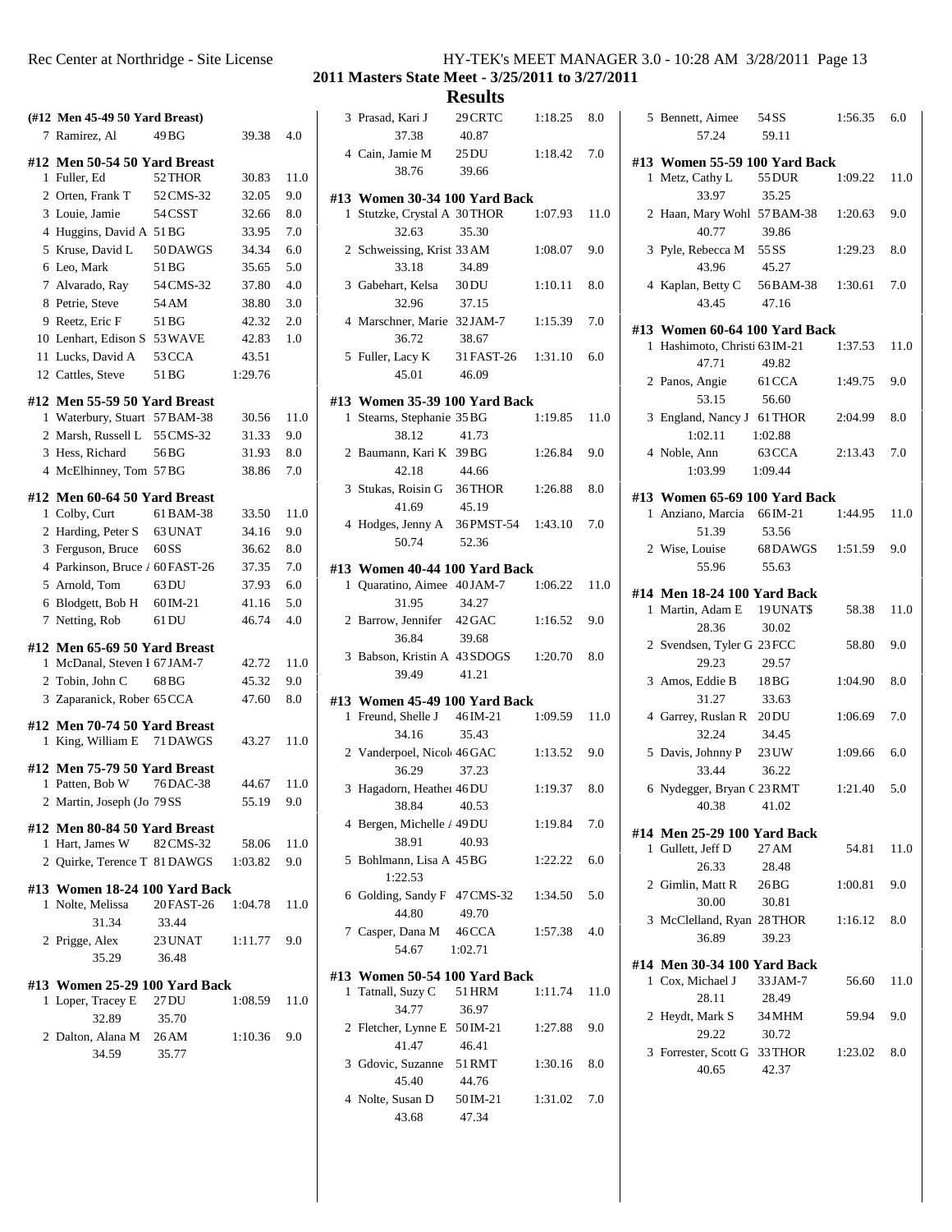## 2011 Masters State Meet - 3/25/2011 to 3/27/2011

## Results

### (#12 Men 45-49 50 Yard Breast)

| Place | Name | Age | Team | Time | Points |
|---|---|---|---|---|---|
| 7 | Ramirez, Al | 49 | BG | 39.38 | 4.0 |

### #12 Men 50-54 50 Yard Breast

| Place | Name | Age | Team | Time | Points |
|---|---|---|---|---|---|
| 1 | Fuller, Ed | 52 | THOR | 30.83 | 11.0 |
| 2 | Orten, Frank T | 52 | CMS-32 | 32.05 | 9.0 |
| 3 | Louie, Jamie | 54 | CSST | 32.66 | 8.0 |
| 4 | Huggins, David A | 51 | BG | 33.95 | 7.0 |
| 5 | Kruse, David L | 50 | DAWGS | 34.34 | 6.0 |
| 6 | Leo, Mark | 51 | BG | 35.65 | 5.0 |
| 7 | Alvarado, Ray | 54 | CMS-32 | 37.80 | 4.0 |
| 8 | Petrie, Steve | 54 | AM | 38.80 | 3.0 |
| 9 | Reetz, Eric F | 51 | BG | 42.32 | 2.0 |
| 10 | Lenhart, Edison S | 53 | WAVE | 42.83 | 1.0 |
| 11 | Lucks, David A | 53 | CCA | 43.51 | |
| 12 | Cattles, Steve | 51 | BG | 1:29.76 | |

### #12 Men 55-59 50 Yard Breast

| Place | Name | Age | Team | Time | Points |
|---|---|---|---|---|---|
| 1 | Waterbury, Stuart | 57 | BAM-38 | 30.56 | 11.0 |
| 2 | Marsh, Russell L | 55 | CMS-32 | 31.33 | 9.0 |
| 3 | Hess, Richard | 56 | BG | 31.93 | 8.0 |
| 4 | McElhinney, Tom | 57 | BG | 38.86 | 7.0 |

### #12 Men 60-64 50 Yard Breast

| Place | Name | Age | Team | Time | Points |
|---|---|---|---|---|---|
| 1 | Colby, Curt | 61 | BAM-38 | 33.50 | 11.0 |
| 2 | Harding, Peter S | 63 | UNAT | 34.16 | 9.0 |
| 3 | Ferguson, Bruce | 60 | SS | 36.62 | 8.0 |
| 4 | Parkinson, Bruce A | 60 | FAST-26 | 37.35 | 7.0 |
| 5 | Arnold, Tom | 63 | DU | 37.93 | 6.0 |
| 6 | Blodgett, Bob H | 60 | IM-21 | 41.16 | 5.0 |
| 7 | Netting, Rob | 61 | DU | 46.74 | 4.0 |

### #12 Men 65-69 50 Yard Breast

| Place | Name | Age | Team | Time | Points |
|---|---|---|---|---|---|
| 1 | McDanal, Steven F | 67 | JAM-7 | 42.72 | 11.0 |
| 2 | Tobin, John C | 68 | BG | 45.32 | 9.0 |
| 3 | Zaparanick, Rober | 65 | CCA | 47.60 | 8.0 |

### #12 Men 70-74 50 Yard Breast

| Place | Name | Age | Team | Time | Points |
|---|---|---|---|---|---|
| 1 | King, William E | 71 | DAWGS | 43.27 | 11.0 |

### #12 Men 75-79 50 Yard Breast

| Place | Name | Age | Team | Time | Points |
|---|---|---|---|---|---|
| 1 | Patten, Bob W | 76 | DAC-38 | 44.67 | 11.0 |
| 2 | Martin, Joseph (Jo | 79 | SS | 55.19 | 9.0 |

### #12 Men 80-84 50 Yard Breast

| Place | Name | Age | Team | Time | Points |
|---|---|---|---|---|---|
| 1 | Hart, James W | 82 | CMS-32 | 58.06 | 11.0 |
| 2 | Quirke, Terence T | 81 | DAWGS | 1:03.82 | 9.0 |

### #13 Women 18-24 100 Yard Back

| Place | Name | Age | Team | Time | Points |
|---|---|---|---|---|---|
| 1 | Nolte, Melissa | 20 | FAST-26 | 1:04.78 | 11.0 |
| | 31.34 | 33.44 | | | |
| 2 | Prigge, Alex | 23 | UNAT | 1:11.77 | 9.0 |
| | 35.29 | 36.48 | | | |

### #13 Women 25-29 100 Yard Back

| Place | Name | Age | Team | Time | Points |
|---|---|---|---|---|---|
| 1 | Loper, Tracey E | 27 | DU | 1:08.59 | 11.0 |
| | 32.89 | 35.70 | | | |
| 2 | Dalton, Alana M | 26 | AM | 1:10.36 | 9.0 |
| | 34.59 | 35.77 | | | |
| 3 | Prasad, Kari J | 29 | CRTC | 1:18.25 | 8.0 |
| | 37.38 | 40.87 | | | |
| 4 | Cain, Jamie M | 25 | DU | 1:18.42 | 7.0 |
| | 38.76 | 39.66 | | | |

### #13 Women 30-34 100 Yard Back

| Place | Name | Age | Team | Time | Points |
|---|---|---|---|---|---|
| 1 | Stutzke, Crystal A | 30 | THOR | 1:07.93 | 11.0 |
| | 32.63 | 35.30 | | | |
| 2 | Schweissing, Krist | 33 | AM | 1:08.07 | 9.0 |
| | 33.18 | 34.89 | | | |
| 3 | Gabehart, Kelsa | 30 | DU | 1:10.11 | 8.0 |
| | 32.96 | 37.15 | | | |
| 4 | Marschner, Marie | 32 | JAM-7 | 1:15.39 | 7.0 |
| | 36.72 | 38.67 | | | |
| 5 | Fuller, Lacy K | 31 | FAST-26 | 1:31.10 | 6.0 |
| | 45.01 | 46.09 | | | |

### #13 Women 35-39 100 Yard Back

| Place | Name | Age | Team | Time | Points |
|---|---|---|---|---|---|
| 1 | Stearns, Stephanie | 35 | BG | 1:19.85 | 11.0 |
| | 38.12 | 41.73 | | | |
| 2 | Baumann, Kari K | 39 | BG | 1:26.84 | 9.0 |
| | 42.18 | 44.66 | | | |
| 3 | Stukas, Roisin G | 36 | THOR | 1:26.88 | 8.0 |
| | 41.69 | 45.19 | | | |
| 4 | Hodges, Jenny A | 36 | PMST-54 | 1:43.10 | 7.0 |
| | 50.74 | 52.36 | | | |

### #13 Women 40-44 100 Yard Back

| Place | Name | Age | Team | Time | Points |
|---|---|---|---|---|---|
| 1 | Quaratino, Aimee | 40 | JAM-7 | 1:06.22 | 11.0 |
| | 31.95 | 34.27 | | | |
| 2 | Barrow, Jennifer | 42 | GAC | 1:16.52 | 9.0 |
| | 36.84 | 39.68 | | | |
| 3 | Babson, Kristin A | 43 | SDOGS | 1:20.70 | 8.0 |
| | 39.49 | 41.21 | | | |

### #13 Women 45-49 100 Yard Back

| Place | Name | Age | Team | Time | Points |
|---|---|---|---|---|---|
| 1 | Freund, Shelle J | 46 | IM-21 | 1:09.59 | 11.0 |
| | 34.16 | 35.43 | | | |
| 2 | Vanderpoel, Nicol | 46 | GAC | 1:13.52 | 9.0 |
| | 36.29 | 37.23 | | | |
| 3 | Hagadorn, Heather | 46 | DU | 1:19.37 | 8.0 |
| | 38.84 | 40.53 | | | |
| 4 | Bergen, Michelle A | 49 | DU | 1:19.84 | 7.0 |
| | 38.91 | 40.93 | | | |
| 5 | Bohlmann, Lisa A | 45 | BG | 1:22.22 | 6.0 |
| | 1:22.53 | | | | |
| 6 | Golding, Sandy F | 47 | CMS-32 | 1:34.50 | 5.0 |
| | 44.80 | 49.70 | | | |
| 7 | Casper, Dana M | 46 | CCA | 1:57.38 | 4.0 |
| | 54.67 | 1:02.71 | | | |

### #13 Women 50-54 100 Yard Back

| Place | Name | Age | Team | Time | Points |
|---|---|---|---|---|---|
| 1 | Tatnall, Suzy C | 51 | HRM | 1:11.74 | 11.0 |
| | 34.77 | 36.97 | | | |
| 2 | Fletcher, Lynne E | 50 | IM-21 | 1:27.88 | 9.0 |
| | 41.47 | 46.41 | | | |
| 3 | Gdovic, Suzanne | 51 | RMT | 1:30.16 | 8.0 |
| | 45.40 | 44.76 | | | |
| 4 | Nolte, Susan D | 50 | IM-21 | 1:31.02 | 7.0 |
| | 43.68 | 47.34 | | | |
| 5 | Bennett, Aimee | 54 | SS | 1:56.35 | 6.0 |
| | 57.24 | 59.11 | | | |

### #13 Women 55-59 100 Yard Back

| Place | Name | Age | Team | Time | Points |
|---|---|---|---|---|---|
| 1 | Metz, Cathy L | 55 | DUR | 1:09.22 | 11.0 |
| | 33.97 | 35.25 | | | |
| 2 | Haan, Mary Wohl | 57 | BAM-38 | 1:20.63 | 9.0 |
| | 40.77 | 39.86 | | | |
| 3 | Pyle, Rebecca M | 55 | SS | 1:29.23 | 8.0 |
| | 43.96 | 45.27 | | | |
| 4 | Kaplan, Betty C | 56 | BAM-38 | 1:30.61 | 7.0 |
| | 43.45 | 47.16 | | | |

### #13 Women 60-64 100 Yard Back

| Place | Name | Age | Team | Time | Points |
|---|---|---|---|---|---|
| 1 | Hashimoto, Christi | 63 | IM-21 | 1:37.53 | 11.0 |
| | 47.71 | 49.82 | | | |
| 2 | Panos, Angie | 61 | CCA | 1:49.75 | 9.0 |
| | 53.15 | 56.60 | | | |
| 3 | England, Nancy J | 61 | THOR | 2:04.99 | 8.0 |
| | 1:02.11 | 1:02.88 | | | |
| 4 | Noble, Ann | 63 | CCA | 2:13.43 | 7.0 |
| | 1:03.99 | 1:09.44 | | | |

### #13 Women 65-69 100 Yard Back

| Place | Name | Age | Team | Time | Points |
|---|---|---|---|---|---|
| 1 | Anziano, Marcia | 66 | IM-21 | 1:44.95 | 11.0 |
| | 51.39 | 53.56 | | | |
| 2 | Wise, Louise | 68 | DAWGS | 1:51.59 | 9.0 |
| | 55.96 | 55.63 | | | |

### #14 Men 18-24 100 Yard Back

| Place | Name | Age | Team | Time | Points |
|---|---|---|---|---|---|
| 1 | Martin, Adam E | 19 | UNAT$ | 58.38 | 11.0 |
| | 28.36 | 30.02 | | | |
| 2 | Svendsen, Tyler G | 23 | FCC | 58.80 | 9.0 |
| | 29.23 | 29.57 | | | |
| 3 | Amos, Eddie B | 18 | BG | 1:04.90 | 8.0 |
| | 31.27 | 33.63 | | | |
| 4 | Garrey, Ruslan R | 20 | DU | 1:06.69 | 7.0 |
| | 32.24 | 34.45 | | | |
| 5 | Davis, Johnny P | 23 | UW | 1:09.66 | 6.0 |
| | 33.44 | 36.22 | | | |
| 6 | Nydegger, Bryan C | 23 | RMT | 1:21.40 | 5.0 |
| | 40.38 | 41.02 | | | |

### #14 Men 25-29 100 Yard Back

| Place | Name | Age | Team | Time | Points |
|---|---|---|---|---|---|
| 1 | Gullett, Jeff D | 27 | AM | 54.81 | 11.0 |
| | 26.33 | 28.48 | | | |
| 2 | Gimlin, Matt R | 26 | BG | 1:00.81 | 9.0 |
| | 30.00 | 30.81 | | | |
| 3 | McClelland, Ryan | 28 | THOR | 1:16.12 | 8.0 |
| | 36.89 | 39.23 | | | |

### #14 Men 30-34 100 Yard Back

| Place | Name | Age | Team | Time | Points |
|---|---|---|---|---|---|
| 1 | Cox, Michael J | 33 | JAM-7 | 56.60 | 11.0 |
| | 28.11 | 28.49 | | | |
| 2 | Heydt, Mark S | 34 | MHM | 59.94 | 9.0 |
| | 29.22 | 30.72 | | | |
| 3 | Forrester, Scott G | 33 | THOR | 1:23.02 | 8.0 |
| | 40.65 | 42.37 | | | |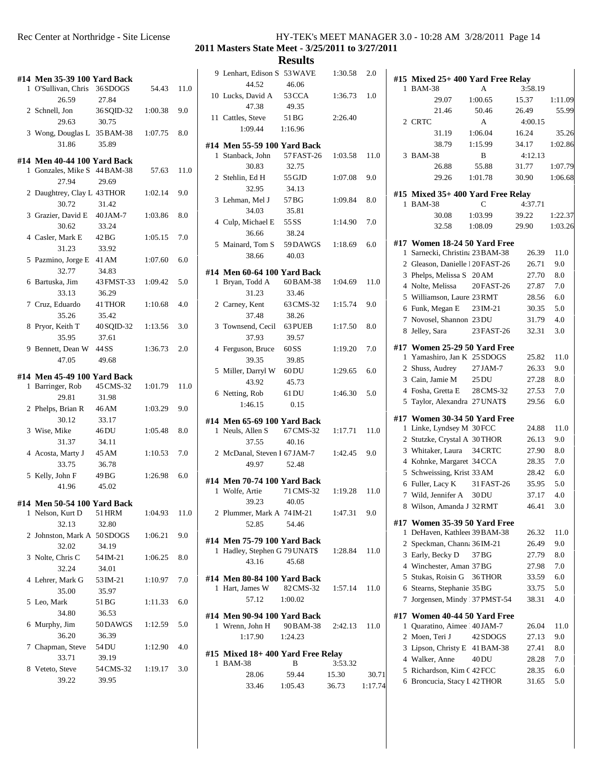## 2011 Masters State Meet - 3/25/2011 to 3/27/2011

### Results

#### #14 Men 35-39 100 Yard Back

| Place | Name | Age | Team | Time | Points |
|---|---|---|---|---|---|
| 1 | O'Sullivan, Chris | 36 | SDOGS | 54.43 | 11.0 |
| | 26.59 | 27.84 | | | |
| 2 | Schnell, Jon | 36 | SQID-32 | 1:00.38 | 9.0 |
| | 29.63 | 30.75 | | | |
| 3 | Wong, Douglas L | 35 | BAM-38 | 1:07.75 | 8.0 |
| | 31.86 | 35.89 | | | |

#### #14 Men 40-44 100 Yard Back

| Place | Name | Age | Team | Time | Points |
|---|---|---|---|---|---|
| 1 | Gonzales, Mike S | 44 | BAM-38 | 57.63 | 11.0 |
| | 27.94 | 29.69 | | | |
| 2 | Daughtrey, Clay L | 43 | THOR | 1:02.14 | 9.0 |
| | 30.72 | 31.42 | | | |
| 3 | Grazier, David E | 40 | JAM-7 | 1:03.86 | 8.0 |
| | 30.62 | 33.24 | | | |
| 4 | Casler, Mark E | 42 | BG | 1:05.15 | 7.0 |
| | 31.23 | 33.92 | | | |
| 5 | Pazmino, Jorge E | 41 | AM | 1:07.60 | 6.0 |
| | 32.77 | 34.83 | | | |
| 6 | Bartuska, Jim | 43 | FMST-33 | 1:09.42 | 5.0 |
| | 33.13 | 36.29 | | | |
| 7 | Cruz, Eduardo | 41 | THOR | 1:10.68 | 4.0 |
| | 35.26 | 35.42 | | | |
| 8 | Pryor, Keith T | 40 | SQID-32 | 1:13.56 | 3.0 |
| | 35.95 | 37.61 | | | |
| 9 | Bennett, Dean W | 44 | SS | 1:36.73 | 2.0 |
| | 47.05 | 49.68 | | | |

#### #14 Men 45-49 100 Yard Back

| Place | Name | Age | Team | Time | Points |
|---|---|---|---|---|---|
| 1 | Barringer, Rob | 45 | CMS-32 | 1:01.79 | 11.0 |
| | 29.81 | 31.98 | | | |
| 2 | Phelps, Brian R | 46 | AM | 1:03.29 | 9.0 |
| | 30.12 | 33.17 | | | |
| 3 | Wise, Mike | 46 | DU | 1:05.48 | 8.0 |
| | 31.37 | 34.11 | | | |
| 4 | Acosta, Marty J | 45 | AM | 1:10.53 | 7.0 |
| | 33.75 | 36.78 | | | |
| 5 | Kelly, John F | 49 | BG | 1:26.98 | 6.0 |
| | 41.96 | 45.02 | | | |

#### #14 Men 50-54 100 Yard Back

| Place | Name | Age | Team | Time | Points |
|---|---|---|---|---|---|
| 1 | Nelson, Kurt D | 51 | HRM | 1:04.93 | 11.0 |
| | 32.13 | 32.80 | | | |
| 2 | Johnston, Mark A | 50 | SDOGS | 1:06.21 | 9.0 |
| | 32.02 | 34.19 | | | |
| 3 | Nolte, Chris C | 54 | IM-21 | 1:06.25 | 8.0 |
| | 32.24 | 34.01 | | | |
| 4 | Lehrer, Mark G | 53 | IM-21 | 1:10.97 | 7.0 |
| | 35.00 | 35.97 | | | |
| 5 | Leo, Mark | 51 | BG | 1:11.33 | 6.0 |
| | 34.80 | 36.53 | | | |
| 6 | Murphy, Jim | 50 | DAWGS | 1:12.59 | 5.0 |
| | 36.20 | 36.39 | | | |
| 7 | Chapman, Steve | 54 | DU | 1:12.90 | 4.0 |
| | 33.71 | 39.19 | | | |
| 8 | Veteto, Steve | 54 | CMS-32 | 1:19.17 | 3.0 |
| | 39.22 | 39.95 | | | |
| 9 | Lenhart, Edison S | 53 | WAVE | 1:30.58 | 2.0 |
| | 44.52 | 46.06 | | | |
| 10 | Lucks, David A | 53 | CCA | 1:36.73 | 1.0 |
| | 47.38 | 49.35 | | | |
| 11 | Cattles, Steve | 51 | BG | 2:26.40 | |
| | 1:09.44 | 1:16.96 | | | |

#### #14 Men 55-59 100 Yard Back

| Place | Name | Age | Team | Time | Points |
|---|---|---|---|---|---|
| 1 | Stanback, John | 57 | FAST-26 | 1:03.58 | 11.0 |
| | 30.83 | 32.75 | | | |
| 2 | Stehlin, Ed H | 55 | GJD | 1:07.08 | 9.0 |
| | 32.95 | 34.13 | | | |
| 3 | Lehman, Mel J | 57 | BG | 1:09.84 | 8.0 |
| | 34.03 | 35.81 | | | |
| 4 | Culp, Michael E | 55 | SS | 1:14.90 | 7.0 |
| | 36.66 | 38.24 | | | |
| 5 | Mainard, Tom S | 59 | DAWGS | 1:18.69 | 6.0 |
| | 38.66 | 40.03 | | | |

#### #14 Men 60-64 100 Yard Back

| Place | Name | Age | Team | Time | Points |
|---|---|---|---|---|---|
| 1 | Bryan, Todd A | 60 | BAM-38 | 1:04.69 | 11.0 |
| | 31.23 | 33.46 | | | |
| 2 | Carney, Kent | 63 | CMS-32 | 1:15.74 | 9.0 |
| | 37.48 | 38.26 | | | |
| 3 | Townsend, Cecil | 63 | PUEB | 1:17.50 | 8.0 |
| | 37.93 | 39.57 | | | |
| 4 | Ferguson, Bruce | 60 | SS | 1:19.20 | 7.0 |
| | 39.35 | 39.85 | | | |
| 5 | Miller, Darryl W | 60 | DU | 1:29.65 | 6.0 |
| | 43.92 | 45.73 | | | |
| 6 | Netting, Rob | 61 | DU | 1:46.30 | 5.0 |
| | 1:46.15 | 0.15 | | | |

#### #14 Men 65-69 100 Yard Back

| Place | Name | Age | Team | Time | Points |
|---|---|---|---|---|---|
| 1 | Neuls, Allen S | 67 | CMS-32 | 1:17.71 | 11.0 |
| | 37.55 | 40.16 | | | |
| 2 | McDanal, Steven I | 67 | JAM-7 | 1:42.45 | 9.0 |
| | 49.97 | 52.48 | | | |

#### #14 Men 70-74 100 Yard Back

| Place | Name | Age | Team | Time | Points |
|---|---|---|---|---|---|
| 1 | Wolfe, Artie | 71 | CMS-32 | 1:19.28 | 11.0 |
| | 39.23 | 40.05 | | | |
| 2 | Plummer, Mark A | 74 | IM-21 | 1:47.31 | 9.0 |
| | 52.85 | 54.46 | | | |

#### #14 Men 75-79 100 Yard Back

| Place | Name | Age | Team | Time | Points |
|---|---|---|---|---|---|
| 1 | Hadley, Stephen G | 79 | UNAT$ | 1:28.84 | 11.0 |
| | 43.16 | 45.68 | | | |

#### #14 Men 80-84 100 Yard Back

| Place | Name | Age | Team | Time | Points |
|---|---|---|---|---|---|
| 1 | Hart, James W | 82 | CMS-32 | 1:57.14 | 11.0 |
| | 57.12 | 1:00.02 | | | |

#### #14 Men 90-94 100 Yard Back

| Place | Name | Age | Team | Time | Points |
|---|---|---|---|---|---|
| 1 | Wrenn, John H | 90 | BAM-38 | 2:42.13 | 11.0 |
| | 1:17.90 | 1:24.23 | | | |

#### #15 Mixed 18+ 400 Yard Free Relay

| Place | Team | Relay | Time | |
|---|---|---|---|---|
| 1 | BAM-38 | B | 3:53.32 | |
| | 28.06 | 59.44 | 15.30 | 30.71 |
| | 33.46 | 1:05.43 | 36.73 | 1:17.74 |

#### #15 Mixed 25+ 400 Yard Free Relay

| Place | Team | Relay | Time | |
|---|---|---|---|---|
| 1 | BAM-38 | A | 3:58.19 | |
| | 29.07 | 1:00.65 | 15.37 | 1:11.09 |
| | 21.46 | 50.46 | 26.49 | 55.99 |
| 2 | CRTC | A | 4:00.15 | |
| | 31.19 | 1:06.04 | 16.24 | 35.26 |
| | 38.79 | 1:15.99 | 34.17 | 1:02.86 |
| 3 | BAM-38 | B | 4:12.13 | |
| | 26.88 | 55.88 | 31.77 | 1:07.79 |
| | 29.26 | 1:01.78 | 30.90 | 1:06.68 |

#### #15 Mixed 35+ 400 Yard Free Relay

| Place | Team | Relay | Time | |
|---|---|---|---|---|
| 1 | BAM-38 | C | 4:37.71 | |
| | 30.08 | 1:03.99 | 39.22 | 1:22.37 |
| | 32.58 | 1:08.09 | 29.90 | 1:03.26 |

#### #17 Women 18-24 50 Yard Free

| Place | Name | Age | Team | Time | Points |
|---|---|---|---|---|---|
| 1 | Sarnecki, Christina | 23 | BAM-38 | 26.39 | 11.0 |
| 2 | Gleason, Danielle I | 20 | FAST-26 | 26.71 | 9.0 |
| 3 | Phelps, Melissa S | 20 | AM | 27.70 | 8.0 |
| 4 | Nolte, Melissa | 20 | FAST-26 | 27.87 | 7.0 |
| 5 | Williamson, Laure | 23 | RMT | 28.56 | 6.0 |
| 6 | Funk, Megan E | 23 | IM-21 | 30.35 | 5.0 |
| 7 | Novosel, Shannon | 23 | DU | 31.79 | 4.0 |
| 8 | Jelley, Sara | 23 | FAST-26 | 32.31 | 3.0 |

#### #17 Women 25-29 50 Yard Free

| Place | Name | Age | Team | Time | Points |
|---|---|---|---|---|---|
| 1 | Yamashiro, Jan K | 25 | SDOGS | 25.82 | 11.0 |
| 2 | Shuss, Audrey | 27 | JAM-7 | 26.33 | 9.0 |
| 3 | Cain, Jamie M | 25 | DU | 27.28 | 8.0 |
| 4 | Fosha, Gretta E | 28 | CMS-32 | 27.53 | 7.0 |
| 5 | Taylor, Alexandra | 27 | UNAT$ | 29.56 | 6.0 |

#### #17 Women 30-34 50 Yard Free

| Place | Name | Age | Team | Time | Points |
|---|---|---|---|---|---|
| 1 | Linke, Lyndsey M | 30 | FCC | 24.88 | 11.0 |
| 2 | Stutzke, Crystal A | 30 | THOR | 26.13 | 9.0 |
| 3 | Whitaker, Laura | 34 | CRTC | 27.90 | 8.0 |
| 4 | Kohnke, Margaret | 34 | CCA | 28.35 | 7.0 |
| 5 | Schweissing, Krist | 33 | AM | 28.42 | 6.0 |
| 6 | Fuller, Lacy K | 31 | FAST-26 | 35.95 | 5.0 |
| 7 | Wild, Jennifer A | 30 | DU | 37.17 | 4.0 |
| 8 | Wilson, Amanda J | 32 | RMT | 46.41 | 3.0 |

#### #17 Women 35-39 50 Yard Free

| Place | Name | Age | Team | Time | Points |
|---|---|---|---|---|---|
| 1 | DeHaven, Kathleen | 39 | BAM-38 | 26.32 | 11.0 |
| 2 | Speckman, Channa | 36 | IM-21 | 26.49 | 9.0 |
| 3 | Early, Becky D | 37 | BG | 27.79 | 8.0 |
| 4 | Winchester, Aman | 37 | BG | 27.98 | 7.0 |
| 5 | Stukas, Roisin G | 36 | THOR | 33.59 | 6.0 |
| 6 | Stearns, Stephanie | 35 | BG | 33.75 | 5.0 |
| 7 | Jorgensen, Mindy | 37 | PMST-54 | 38.31 | 4.0 |

#### #17 Women 40-44 50 Yard Free

| Place | Name | Age | Team | Time | Points |
|---|---|---|---|---|---|
| 1 | Quaratino, Aimee | 40 | JAM-7 | 26.04 | 11.0 |
| 2 | Moen, Teri J | 42 | SDOGS | 27.13 | 9.0 |
| 3 | Lipson, Christy E | 41 | BAM-38 | 27.41 | 8.0 |
| 4 | Walker, Anne | 40 | DU | 28.28 | 7.0 |
| 5 | Richardson, Kim C | 42 | FCC | 28.35 | 6.0 |
| 6 | Broncucia, Stacy L | 42 | THOR | 31.65 | 5.0 |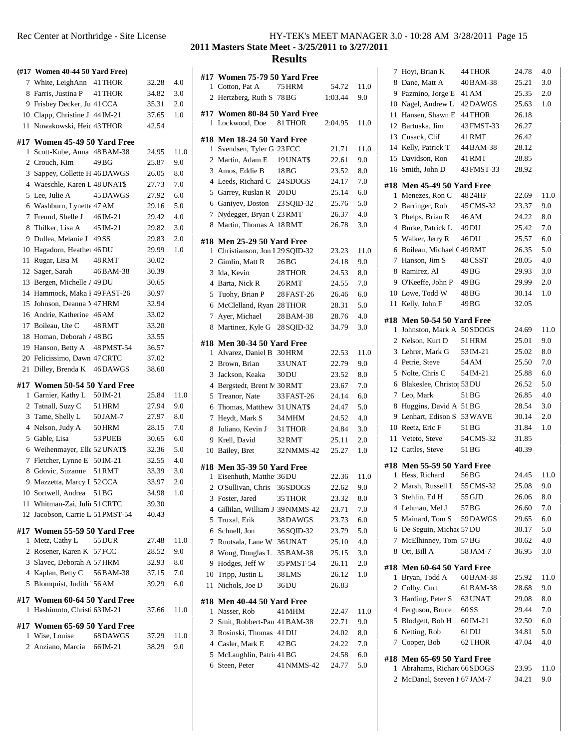## 2011 Masters State Meet - 3/25/2011 to 3/27/2011

## Results

### (#17 Women 40-44 50 Yard Free)

| Place | Name | Age | Team | Time | Points |
|---|---|---|---|---|---|
| 7 | White, LeighAnn | 41 | THOR | 32.28 | 4.0 |
| 8 | Farris, Justina P | 41 | THOR | 34.82 | 3.0 |
| 9 | Frisbey Decker, Ju | 41 | CCA | 35.31 | 2.0 |
| 10 | Clapp, Christine J | 44 | IM-21 | 37.65 | 1.0 |
| 11 | Nowakowski, Heic | 43 | THOR | 42.54 | |

### #17 Women 45-49 50 Yard Free

| Place | Name | Age | Team | Time | Points |
|---|---|---|---|---|---|
| 1 | Scott-Kube, Anna | 48 | BAM-38 | 24.95 | 11.0 |
| 2 | Crouch, Kim | 49 | BG | 25.87 | 9.0 |
| 3 | Sappey, Collette H | 46 | DAWGS | 26.05 | 8.0 |
| 4 | Waeschle, Karen L | 48 | UNAT$ | 27.73 | 7.0 |
| 5 | Lee, Julie A | 45 | DAWGS | 27.92 | 6.0 |
| 6 | Washburn, Lynette | 47 | AM | 29.16 | 5.0 |
| 7 | Freund, Shelle J | 46 | IM-21 | 29.42 | 4.0 |
| 8 | Thilker, Lisa A | 45 | IM-21 | 29.82 | 3.0 |
| 9 | Dullea, Melanie J | 49 | SS | 29.83 | 2.0 |
| 10 | Hagadorn, Heather | 46 | DU | 29.99 | 1.0 |
| 11 | Rugar, Lisa M | 48 | RMT | 30.02 | |
| 12 | Sager, Sarah | 46 | BAM-38 | 30.39 | |
| 13 | Bergen, Michelle A | 49 | DU | 30.65 | |
| 14 | Hammock, Maka I | 49 | FAST-26 | 30.97 | |
| 15 | Johnson, Deanna M | 47 | HRM | 32.94 | |
| 16 | Andrie, Katherine | 46 | AM | 33.02 | |
| 17 | Boileau, Ute C | 48 | RMT | 33.20 | |
| 18 | Homan, Deborah A | 48 | BG | 33.55 | |
| 19 | Hanson, Betty A | 48 | PMST-54 | 36.57 | |
| 20 | Felicissimo, Dawn | 47 | CRTC | 37.02 | |
| 21 | Dilley, Brenda K | 46 | DAWGS | 38.60 | |

### #17 Women 50-54 50 Yard Free

| Place | Name | Age | Team | Time | Points |
|---|---|---|---|---|---|
| 1 | Garnier, Kathy L | 50 | IM-21 | 25.84 | 11.0 |
| 2 | Tatnall, Suzy C | 51 | HRM | 27.94 | 9.0 |
| 3 | Tame, Shelly L | 50 | JAM-7 | 27.97 | 8.0 |
| 4 | Nelson, Judy A | 50 | HRM | 28.15 | 7.0 |
| 5 | Gable, Lisa | 53 | PUEB | 30.65 | 6.0 |
| 6 | Weihenmayer, Elle | 52 | UNAT$ | 32.36 | 5.0 |
| 7 | Fletcher, Lynne E | 50 | IM-21 | 32.55 | 4.0 |
| 8 | Gdovic, Suzanne | 51 | RMT | 33.39 | 3.0 |
| 9 | Mazzetta, Marcy L | 52 | CCA | 33.97 | 2.0 |
| 10 | Sortwell, Andrea | 51 | BG | 34.98 | 1.0 |
| 11 | Whitman-Zai, Julie | 51 | CRTC | 39.30 | |
| 12 | Jacobson, Carrie L | 51 | PMST-54 | 40.43 | |

### #17 Women 55-59 50 Yard Free

| Place | Name | Age | Team | Time | Points |
|---|---|---|---|---|---|
| 1 | Metz, Cathy L | 55 | DUR | 27.48 | 11.0 |
| 2 | Rosener, Karen K | 57 | FCC | 28.52 | 9.0 |
| 3 | Slavec, Deborah A | 57 | HRM | 32.93 | 8.0 |
| 4 | Kaplan, Betty C | 56 | BAM-38 | 37.15 | 7.0 |
| 5 | Blomquist, Judith | 56 | AM | 39.29 | 6.0 |

### #17 Women 60-64 50 Yard Free

| Place | Name | Age | Team | Time | Points |
|---|---|---|---|---|---|
| 1 | Hashimoto, Christi | 63 | IM-21 | 37.66 | 11.0 |

### #17 Women 65-69 50 Yard Free

| Place | Name | Age | Team | Time | Points |
|---|---|---|---|---|---|
| 1 | Wise, Louise | 68 | DAWGS | 37.29 | 11.0 |
| 2 | Anziano, Marcia | 66 | IM-21 | 38.29 | 9.0 |

### #17 Women 75-79 50 Yard Free

| Place | Name | Age | Team | Time | Points |
|---|---|---|---|---|---|
| 1 | Cotton, Pat A | 75 | HRM | 54.72 | 11.0 |
| 2 | Hertzberg, Ruth S | 78 | BG | 1:03.44 | 9.0 |

### #17 Women 80-84 50 Yard Free

| Place | Name | Age | Team | Time | Points |
|---|---|---|---|---|---|
| 1 | Lockwood, Doe | 81 | THOR | 2:04.95 | 11.0 |

### #18 Men 18-24 50 Yard Free

| Place | Name | Age | Team | Time | Points |
|---|---|---|---|---|---|
| 1 | Svendsen, Tyler G | 23 | FCC | 21.71 | 11.0 |
| 2 | Martin, Adam E | 19 | UNAT$ | 22.61 | 9.0 |
| 3 | Amos, Eddie B | 18 | BG | 23.52 | 8.0 |
| 4 | Leeds, Richard C | 24 | SDOGS | 24.17 | 7.0 |
| 5 | Garrey, Ruslan R | 20 | DU | 25.14 | 6.0 |
| 6 | Ganiyev, Doston | 23 | SQID-32 | 25.76 | 5.0 |
| 7 | Nydegger, Bryan C | 23 | RMT | 26.37 | 4.0 |
| 8 | Martin, Thomas A | 18 | RMT | 26.78 | 3.0 |

### #18 Men 25-29 50 Yard Free

| Place | Name | Age | Team | Time | Points |
|---|---|---|---|---|---|
| 1 | Christianson, Jon I | 29 | SQID-32 | 23.23 | 11.0 |
| 2 | Gimlin, Matt R | 26 | BG | 24.18 | 9.0 |
| 3 | Ida, Kevin | 28 | THOR | 24.53 | 8.0 |
| 4 | Barta, Nick R | 26 | RMT | 24.55 | 7.0 |
| 5 | Tuohy, Brian P | 28 | FAST-26 | 26.46 | 6.0 |
| 6 | McClelland, Ryan | 28 | THOR | 28.31 | 5.0 |
| 7 | Ayer, Michael | 28 | BAM-38 | 28.76 | 4.0 |
| 8 | Martinez, Kyle G | 28 | SQID-32 | 34.79 | 3.0 |

### #18 Men 30-34 50 Yard Free

| Place | Name | Age | Team | Time | Points |
|---|---|---|---|---|---|
| 1 | Alvarez, Daniel B | 30 | HRM | 22.53 | 11.0 |
| 2 | Brown, Brian | 33 | UNAT | 22.79 | 9.0 |
| 3 | Jackson, Keaka | 30 | DU | 23.52 | 8.0 |
| 4 | Bergstedt, Brent M | 30 | RMT | 23.67 | 7.0 |
| 5 | Treanor, Nate | 33 | FAST-26 | 24.14 | 6.0 |
| 6 | Thomas, Matthew | 31 | UNAT$ | 24.47 | 5.0 |
| 7 | Heydt, Mark S | 34 | MHM | 24.52 | 4.0 |
| 8 | Juliano, Kevin J | 31 | THOR | 24.84 | 3.0 |
| 9 | Krell, David | 32 | RMT | 25.11 | 2.0 |
| 10 | Bailey, Bret | 32 | NMMS-42 | 25.27 | 1.0 |

### #18 Men 35-39 50 Yard Free

| Place | Name | Age | Team | Time | Points |
|---|---|---|---|---|---|
| 1 | Eisenhuth, Matthe | 36 | DU | 22.36 | 11.0 |
| 2 | O'Sullivan, Chris | 36 | SDOGS | 22.62 | 9.0 |
| 3 | Foster, Jared | 35 | THOR | 23.32 | 8.0 |
| 4 | Gillilan, William J | 39 | NMMS-42 | 23.71 | 7.0 |
| 5 | Truxal, Erik | 38 | DAWGS | 23.73 | 6.0 |
| 6 | Schnell, Jon | 36 | SQID-32 | 23.79 | 5.0 |
| 7 | Ruotsala, Lane W | 36 | UNAT | 25.10 | 4.0 |
| 8 | Wong, Douglas L | 35 | BAM-38 | 25.15 | 3.0 |
| 9 | Hodges, Jeff W | 35 | PMST-54 | 26.11 | 2.0 |
| 10 | Tripp, Justin L | 38 | LMS | 26.12 | 1.0 |
| 11 | Nichols, Joe D | 36 | DU | 26.83 | |

### #18 Men 40-44 50 Yard Free

| Place | Name | Age | Team | Time | Points |
|---|---|---|---|---|---|
| 1 | Nasser, Rob | 41 | MHM | 22.47 | 11.0 |
| 2 | Smit, Robbert-Pau | 41 | BAM-38 | 22.71 | 9.0 |
| 3 | Rosinski, Thomas | 41 | DU | 24.02 | 8.0 |
| 4 | Casler, Mark E | 42 | BG | 24.22 | 7.0 |
| 5 | McLaughlin, Patri | 41 | BG | 24.58 | 6.0 |
| 6 | Steen, Peter | 41 | NMMS-42 | 24.77 | 5.0 |
| 7 | Hoyt, Brian K | 44 | THOR | 24.78 | 4.0 |
| 8 | Dane, Matt A | 40 | BAM-38 | 25.21 | 3.0 |
| 9 | Pazmino, Jorge E | 41 | AM | 25.35 | 2.0 |
| 10 | Nagel, Andrew L | 42 | DAWGS | 25.63 | 1.0 |
| 11 | Hansen, Shawn E | 44 | THOR | 26.18 | |
| 12 | Bartuska, Jim | 43 | FMST-33 | 26.27 | |
| 13 | Cusack, Clif | 41 | RMT | 26.42 | |
| 14 | Kelly, Patrick T | 44 | BAM-38 | 28.12 | |
| 15 | Davidson, Ron | 41 | RMT | 28.85 | |
| 16 | Smith, John D | 43 | FMST-33 | 28.92 | |

### #18 Men 45-49 50 Yard Free

| Place | Name | Age | Team | Time | Points |
|---|---|---|---|---|---|
| 1 | Menezes, Ron C | 48 | 24HF | 22.69 | 11.0 |
| 2 | Barringer, Rob | 45 | CMS-32 | 23.37 | 9.0 |
| 3 | Phelps, Brian R | 46 | AM | 24.22 | 8.0 |
| 4 | Burke, Patrick L | 49 | DU | 25.42 | 7.0 |
| 5 | Walker, Jerry R | 46 | DU | 25.57 | 6.0 |
| 6 | Boileau, Michael C | 49 | RMT | 26.35 | 5.0 |
| 7 | Hanson, Jim S | 48 | CSST | 28.05 | 4.0 |
| 8 | Ramirez, Al | 49 | BG | 29.93 | 3.0 |
| 9 | O'Keeffe, John P | 49 | BG | 29.99 | 2.0 |
| 10 | Lowe, Todd W | 48 | BG | 30.14 | 1.0 |
| 11 | Kelly, John F | 49 | BG | 32.05 | |

### #18 Men 50-54 50 Yard Free

| Place | Name | Age | Team | Time | Points |
|---|---|---|---|---|---|
| 1 | Johnston, Mark A | 50 | SDOGS | 24.69 | 11.0 |
| 2 | Nelson, Kurt D | 51 | HRM | 25.01 | 9.0 |
| 3 | Lehrer, Mark G | 53 | IM-21 | 25.02 | 8.0 |
| 4 | Petrie, Steve | 54 | AM | 25.50 | 7.0 |
| 5 | Nolte, Chris C | 54 | IM-21 | 25.88 | 6.0 |
| 6 | Blakeslee, Christop | 53 | DU | 26.52 | 5.0 |
| 7 | Leo, Mark | 51 | BG | 26.85 | 4.0 |
| 8 | Huggins, David A | 51 | BG | 28.54 | 3.0 |
| 9 | Lenhart, Edison S | 53 | WAVE | 30.14 | 2.0 |
| 10 | Reetz, Eric F | 51 | BG | 31.84 | 1.0 |
| 11 | Veteto, Steve | 54 | CMS-32 | 31.85 | |
| 12 | Cattles, Steve | 51 | BG | 40.39 | |

### #18 Men 55-59 50 Yard Free

| Place | Name | Age | Team | Time | Points |
|---|---|---|---|---|---|
| 1 | Hess, Richard | 56 | BG | 24.45 | 11.0 |
| 2 | Marsh, Russell L | 55 | CMS-32 | 25.08 | 9.0 |
| 3 | Stehlin, Ed H | 55 | GJD | 26.06 | 8.0 |
| 4 | Lehman, Mel J | 57 | BG | 26.60 | 7.0 |
| 5 | Mainard, Tom S | 59 | DAWGS | 29.65 | 6.0 |
| 6 | De Seguin, Michae | 57 | DU | 30.17 | 5.0 |
| 7 | McElhinney, Tom | 57 | BG | 30.62 | 4.0 |
| 8 | Ott, Bill A | 58 | JAM-7 | 36.95 | 3.0 |

### #18 Men 60-64 50 Yard Free

| Place | Name | Age | Team | Time | Points |
|---|---|---|---|---|---|
| 1 | Bryan, Todd A | 60 | BAM-38 | 25.92 | 11.0 |
| 2 | Colby, Curt | 61 | BAM-38 | 28.68 | 9.0 |
| 3 | Harding, Peter S | 63 | UNAT | 29.08 | 8.0 |
| 4 | Ferguson, Bruce | 60 | SS | 29.44 | 7.0 |
| 5 | Blodgett, Bob H | 60 | IM-21 | 32.50 | 6.0 |
| 6 | Netting, Rob | 61 | DU | 34.81 | 5.0 |
| 7 | Cooper, Bob | 62 | THOR | 47.04 | 4.0 |

### #18 Men 65-69 50 Yard Free

| Place | Name | Age | Team | Time | Points |
|---|---|---|---|---|---|
| 1 | Abrahams, Richard | 66 | SDOGS | 23.95 | 11.0 |
| 2 | McDanal, Steven F | 67 | JAM-7 | 34.21 | 9.0 |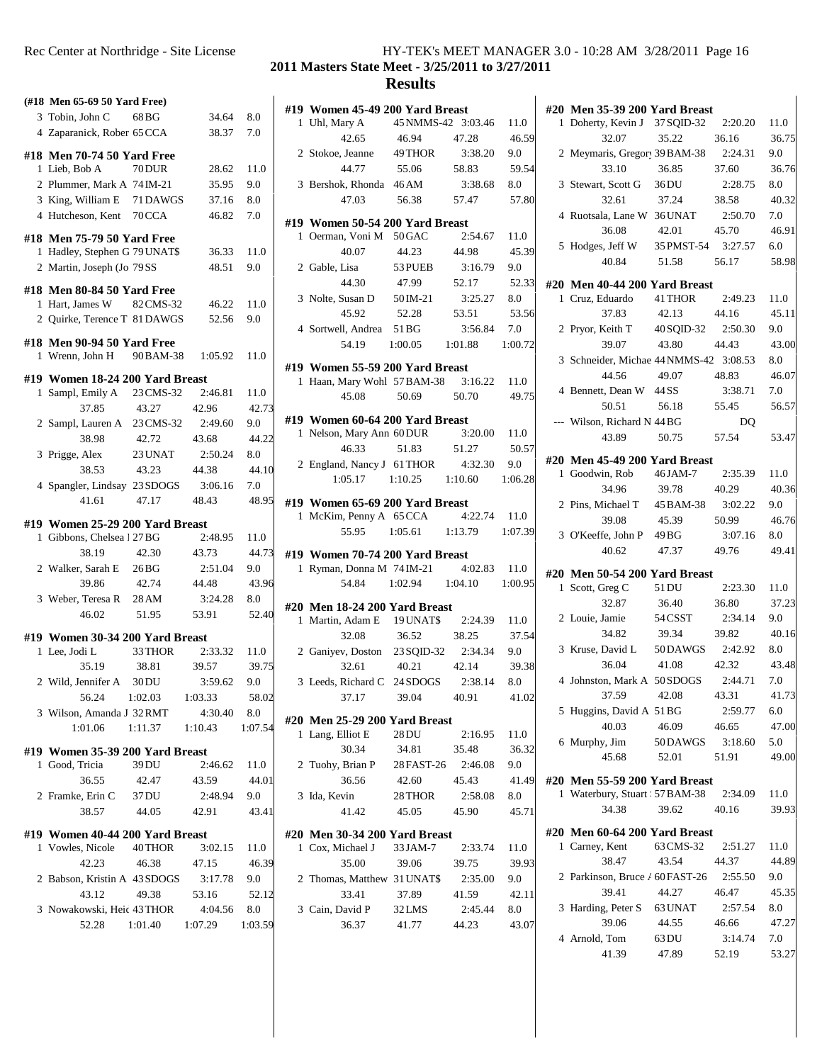## 2011 Masters State Meet - 3/25/2011 to 3/27/2011

## Results

### (#18 Men 65-69 50 Yard Free)

| Place | Name | Age | Team | Time | Points |
|---|---|---|---|---|---|
| 3 | Tobin, John C | 68 | BG | 34.64 | 8.0 |
| 4 | Zaparanick, Rober | 65 | CCA | 38.37 | 7.0 |

### #18 Men 70-74 50 Yard Free

| Place | Name | Age | Team | Time | Points |
|---|---|---|---|---|---|
| 1 | Lieb, Bob A | 70 | DUR | 28.62 | 11.0 |
| 2 | Plummer, Mark A | 74 | IM-21 | 35.95 | 9.0 |
| 3 | King, William E | 71 | DAWGS | 37.16 | 8.0 |
| 4 | Hutcheson, Kent | 70 | CCA | 46.82 | 7.0 |

### #18 Men 75-79 50 Yard Free

| Place | Name | Age | Team | Time | Points |
|---|---|---|---|---|---|
| 1 | Hadley, Stephen G | 79 | UNAT$ | 36.33 | 11.0 |
| 2 | Martin, Joseph (Jo | 79 | SS | 48.51 | 9.0 |

### #18 Men 80-84 50 Yard Free

| Place | Name | Age | Team | Time | Points |
|---|---|---|---|---|---|
| 1 | Hart, James W | 82 | CMS-32 | 46.22 | 11.0 |
| 2 | Quirke, Terence T | 81 | DAWGS | 52.56 | 9.0 |

### #18 Men 90-94 50 Yard Free

| Place | Name | Age | Team | Time | Points |
|---|---|---|---|---|---|
| 1 | Wrenn, John H | 90 | BAM-38 | 1:05.92 | 11.0 |

### #19 Women 18-24 200 Yard Breast

| Place | Name | Age | Team | Time | Points |
|---|---|---|---|---|---|
| 1 | Sampl, Emily A | 23 | CMS-32 | 2:46.81 | 11.0 |
| | 37.85 | 43.27 | 42.96 | 42.73 | |
| 2 | Sampl, Lauren A | 23 | CMS-32 | 2:49.60 | 9.0 |
| | 38.98 | 42.72 | 43.68 | 44.22 | |
| 3 | Prigge, Alex | 23 | UNAT | 2:50.24 | 8.0 |
| | 38.53 | 43.23 | 44.38 | 44.10 | |
| 4 | Spangler, Lindsay | 23 | SDOGS | 3:06.16 | 7.0 |
| | 41.61 | 47.17 | 48.43 | 48.95 | |

### #19 Women 25-29 200 Yard Breast

| Place | Name | Age | Team | Time | Points |
|---|---|---|---|---|---|
| 1 | Gibbons, Chelsea I | 27 | BG | 2:48.95 | 11.0 |
| | 38.19 | 42.30 | 43.73 | 44.73 | |
| 2 | Walker, Sarah E | 26 | BG | 2:51.04 | 9.0 |
| | 39.86 | 42.74 | 44.48 | 43.96 | |
| 3 | Weber, Teresa R | 28 | AM | 3:24.28 | 8.0 |
| | 46.02 | 51.95 | 53.91 | 52.40 | |

### #19 Women 30-34 200 Yard Breast

| Place | Name | Age | Team | Time | Points |
|---|---|---|---|---|---|
| 1 | Lee, Jodi L | 33 | THOR | 2:33.32 | 11.0 |
| | 35.19 | 38.81 | 39.57 | 39.75 | |
| 2 | Wild, Jennifer A | 30 | DU | 3:59.62 | 9.0 |
| | 56.24 | 1:02.03 | 1:03.33 | 58.02 | |
| 3 | Wilson, Amanda J | 32 | RMT | 4:30.40 | 8.0 |
| | 1:01.06 | 1:11.37 | 1:10.43 | 1:07.54 | |

### #19 Women 35-39 200 Yard Breast

| Place | Name | Age | Team | Time | Points |
|---|---|---|---|---|---|
| 1 | Good, Tricia | 39 | DU | 2:46.62 | 11.0 |
| | 36.55 | 42.47 | 43.59 | 44.01 | |
| 2 | Framke, Erin C | 37 | DU | 2:48.94 | 9.0 |
| | 38.57 | 44.05 | 42.91 | 43.41 | |

### #19 Women 40-44 200 Yard Breast

| Place | Name | Age | Team | Time | Points |
|---|---|---|---|---|---|
| 1 | Vowles, Nicole | 40 | THOR | 3:02.15 | 11.0 |
| | 42.23 | 46.38 | 47.15 | 46.39 | |
| 2 | Babson, Kristin A | 43 | SDOGS | 3:17.78 | 9.0 |
| | 43.12 | 49.38 | 53.16 | 52.12 | |
| 3 | Nowakowski, Heic | 43 | THOR | 4:04.56 | 8.0 |
| | 52.28 | 1:01.40 | 1:07.29 | 1:03.59 | |

### #19 Women 45-49 200 Yard Breast

| Place | Name | Age | Team | Time | Points |
|---|---|---|---|---|---|
| 1 | Uhl, Mary A | 45 | NMMS-42 | 3:03.46 | 11.0 |
| | 42.65 | 46.94 | 47.28 | 46.59 | |
| 2 | Stokoe, Jeanne | 49 | THOR | 3:38.20 | 9.0 |
| | 44.77 | 55.06 | 58.83 | 59.54 | |
| 3 | Bershok, Rhonda | 46 | AM | 3:38.68 | 8.0 |
| | 47.03 | 56.38 | 57.47 | 57.80 | |

### #19 Women 50-54 200 Yard Breast

| Place | Name | Age | Team | Time | Points |
|---|---|---|---|---|---|
| 1 | Oerman, Voni M | 50 | GAC | 2:54.67 | 11.0 |
| | 40.07 | 44.23 | 44.98 | 45.39 | |
| 2 | Gable, Lisa | 53 | PUEB | 3:16.79 | 9.0 |
| | 44.30 | 47.99 | 52.17 | 52.33 | |
| 3 | Nolte, Susan D | 50 | IM-21 | 3:25.27 | 8.0 |
| | 45.92 | 52.28 | 53.51 | 53.56 | |
| 4 | Sortwell, Andrea | 51 | BG | 3:56.84 | 7.0 |
| | 54.19 | 1:00.05 | 1:01.88 | 1:00.72 | |

### #19 Women 55-59 200 Yard Breast

| Place | Name | Age | Team | Time | Points |
|---|---|---|---|---|---|
| 1 | Haan, Mary Wohl | 57 | BAM-38 | 3:16.22 | 11.0 |
| | 45.08 | 50.69 | 50.70 | 49.75 | |

### #19 Women 60-64 200 Yard Breast

| Place | Name | Age | Team | Time | Points |
|---|---|---|---|---|---|
| 1 | Nelson, Mary Ann | 60 | DUR | 3:20.00 | 11.0 |
| | 46.33 | 51.83 | 51.27 | 50.57 | |
| 2 | England, Nancy J | 61 | THOR | 4:32.30 | 9.0 |
| | 1:05.17 | 1:10.25 | 1:10.60 | 1:06.28 | |

### #19 Women 65-69 200 Yard Breast

| Place | Name | Age | Team | Time | Points |
|---|---|---|---|---|---|
| 1 | McKim, Penny A | 65 | CCA | 4:22.74 | 11.0 |
| | 55.95 | 1:05.61 | 1:13.79 | 1:07.39 | |

### #19 Women 70-74 200 Yard Breast

| Place | Name | Age | Team | Time | Points |
|---|---|---|---|---|---|
| 1 | Ryman, Donna M | 74 | IM-21 | 4:02.83 | 11.0 |
| | 54.84 | 1:02.94 | 1:04.10 | 1:00.95 | |

### #20 Men 18-24 200 Yard Breast

| Place | Name | Age | Team | Time | Points |
|---|---|---|---|---|---|
| 1 | Martin, Adam E | 19 | UNAT$ | 2:24.39 | 11.0 |
| | 32.08 | 36.52 | 38.25 | 37.54 | |
| 2 | Ganiyev, Doston | 23 | SQID-32 | 2:34.34 | 9.0 |
| | 32.61 | 40.21 | 42.14 | 39.38 | |
| 3 | Leeds, Richard C | 24 | SDOGS | 2:38.14 | 8.0 |
| | 37.17 | 39.04 | 40.91 | 41.02 | |

### #20 Men 25-29 200 Yard Breast

| Place | Name | Age | Team | Time | Points |
|---|---|---|---|---|---|
| 1 | Lang, Elliot E | 28 | DU | 2:16.95 | 11.0 |
| | 30.34 | 34.81 | 35.48 | 36.32 | |
| 2 | Tuohy, Brian P | 28 | FAST-26 | 2:46.08 | 9.0 |
| | 36.56 | 42.60 | 45.43 | 41.49 | |
| 3 | Ida, Kevin | 28 | THOR | 2:58.08 | 8.0 |
| | 41.42 | 45.05 | 45.90 | 45.71 | |

### #20 Men 30-34 200 Yard Breast

| Place | Name | Age | Team | Time | Points |
|---|---|---|---|---|---|
| 1 | Cox, Michael J | 33 | JAM-7 | 2:33.74 | 11.0 |
| | 35.00 | 39.06 | 39.75 | 39.93 | |
| 2 | Thomas, Matthew | 31 | UNAT$ | 2:35.00 | 9.0 |
| | 33.41 | 37.89 | 41.59 | 42.11 | |
| 3 | Cain, David P | 32 | LMS | 2:45.44 | 8.0 |
| | 36.37 | 41.77 | 44.23 | 43.07 | |

### #20 Men 35-39 200 Yard Breast

| Place | Name | Age | Team | Time | Points |
|---|---|---|---|---|---|
| 1 | Doherty, Kevin J | 37 | SQID-32 | 2:20.20 | 11.0 |
| | 32.07 | 35.22 | 36.16 | 36.75 | |
| 2 | Meymaris, Gregory | 39 | BAM-38 | 2:24.31 | 9.0 |
| | 33.10 | 36.85 | 37.60 | 36.76 | |
| 3 | Stewart, Scott G | 36 | DU | 2:28.75 | 8.0 |
| | 32.61 | 37.24 | 38.58 | 40.32 | |
| 4 | Ruotsala, Lane W | 36 | UNAT | 2:50.70 | 7.0 |
| | 36.08 | 42.01 | 45.70 | 46.91 | |
| 5 | Hodges, Jeff W | 35 | PMST-54 | 3:27.57 | 6.0 |
| | 40.84 | 51.58 | 56.17 | 58.98 | |

### #20 Men 40-44 200 Yard Breast

| Place | Name | Age | Team | Time | Points |
|---|---|---|---|---|---|
| 1 | Cruz, Eduardo | 41 | THOR | 2:49.23 | 11.0 |
| | 37.83 | 42.13 | 44.16 | 45.11 | |
| 2 | Pryor, Keith T | 40 | SQID-32 | 2:50.30 | 9.0 |
| | 39.07 | 43.80 | 44.43 | 43.00 | |
| 3 | Schneider, Michae | 44 | NMMS-42 | 3:08.53 | 8.0 |
| | 44.56 | 49.07 | 48.83 | 46.07 | |
| 4 | Bennett, Dean W | 44 | SS | 3:38.71 | 7.0 |
| | 50.51 | 56.18 | 55.45 | 56.57 | |
| --- | Wilson, Richard N | 44 | BG | DQ | |
| | 43.89 | 50.75 | 57.54 | 53.47 | |

### #20 Men 45-49 200 Yard Breast

| Place | Name | Age | Team | Time | Points |
|---|---|---|---|---|---|
| 1 | Goodwin, Rob | 46 | JAM-7 | 2:35.39 | 11.0 |
| | 34.96 | 39.78 | 40.29 | 40.36 | |
| 2 | Pins, Michael T | 45 | BAM-38 | 3:02.22 | 9.0 |
| | 39.08 | 45.39 | 50.99 | 46.76 | |
| 3 | O'Keeffe, John P | 49 | BG | 3:07.16 | 8.0 |
| | 40.62 | 47.37 | 49.76 | 49.41 | |

### #20 Men 50-54 200 Yard Breast

| Place | Name | Age | Team | Time | Points |
|---|---|---|---|---|---|
| 1 | Scott, Greg C | 51 | DU | 2:23.30 | 11.0 |
| | 32.87 | 36.40 | 36.80 | 37.23 | |
| 2 | Louie, Jamie | 54 | CSST | 2:34.14 | 9.0 |
| | 34.82 | 39.34 | 39.82 | 40.16 | |
| 3 | Kruse, David L | 50 | DAWGS | 2:42.92 | 8.0 |
| | 36.04 | 41.08 | 42.32 | 43.48 | |
| 4 | Johnston, Mark A | 50 | SDOGS | 2:44.71 | 7.0 |
| | 37.59 | 42.08 | 43.31 | 41.73 | |
| 5 | Huggins, David A | 51 | BG | 2:59.77 | 6.0 |
| | 40.03 | 46.09 | 46.65 | 47.00 | |
| 6 | Murphy, Jim | 50 | DAWGS | 3:18.60 | 5.0 |
| | 45.68 | 52.01 | 51.91 | 49.00 | |

### #20 Men 55-59 200 Yard Breast

| Place | Name | Age | Team | Time | Points |
|---|---|---|---|---|---|
| 1 | Waterbury, Stuart | 57 | BAM-38 | 2:34.09 | 11.0 |
| | 34.38 | 39.62 | 40.16 | 39.93 | |

### #20 Men 60-64 200 Yard Breast

| Place | Name | Age | Team | Time | Points |
|---|---|---|---|---|---|
| 1 | Carney, Kent | 63 | CMS-32 | 2:51.27 | 11.0 |
| | 38.47 | 43.54 | 44.37 | 44.89 | |
| 2 | Parkinson, Bruce A | 60 | FAST-26 | 2:55.50 | 9.0 |
| | 39.41 | 44.27 | 46.47 | 45.35 | |
| 3 | Harding, Peter S | 63 | UNAT | 2:57.54 | 8.0 |
| | 39.06 | 44.55 | 46.66 | 47.27 | |
| 4 | Arnold, Tom | 63 | DU | 3:14.74 | 7.0 |
| | 41.39 | 47.89 | 52.19 | 53.27 | |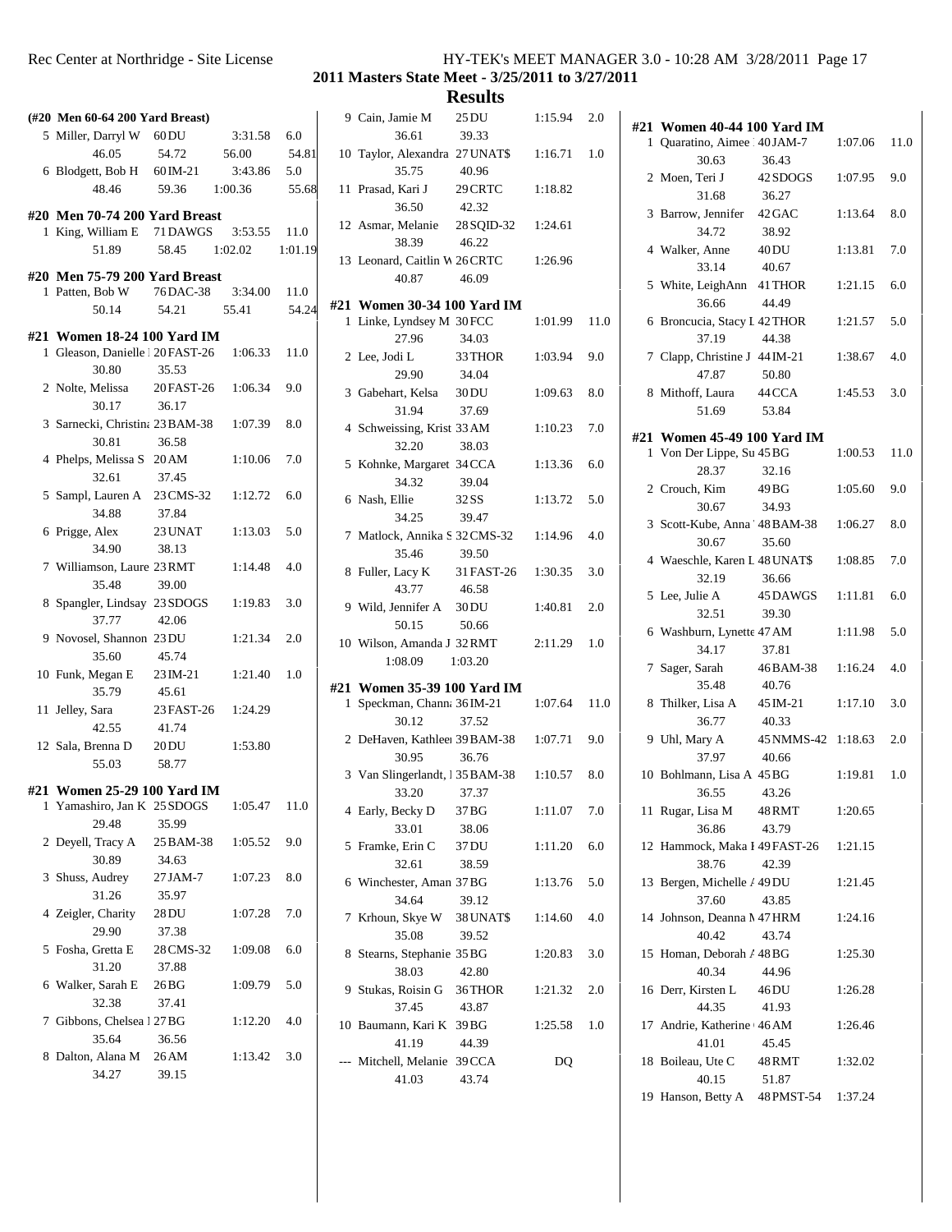## 2011 Masters State Meet - 3/25/2011 to 3/27/2011

## Results

### (#20 Men 60-64 200 Yard Breast)

| Place | Name | Age | Team | Time | Points |
|---|---|---|---|---|---|
| 5 | Miller, Darryl W | 60 | DU | 3:31.58 | 6.0 |
| | 46.05 | 54.72 | 56.00 | 54.81 | |
| 6 | Blodgett, Bob H | 60 | IM-21 | 3:43.86 | 5.0 |
| | 48.46 | 59.36 | 1:00.36 | 55.68 | |

### #20 Men 70-74 200 Yard Breast

| Place | Name | Age | Team | Time | Points |
|---|---|---|---|---|---|
| 1 | King, William E | 71 | DAWGS | 3:53.55 | 11.0 |
| | 51.89 | 58.45 | 1:02.02 | 1:01.19 | |

### #20 Men 75-79 200 Yard Breast

| Place | Name | Age | Team | Time | Points |
|---|---|---|---|---|---|
| 1 | Patten, Bob W | 76 | DAC-38 | 3:34.00 | 11.0 |
| | 50.14 | 54.21 | 55.41 | 54.24 | |

### #21 Women 18-24 100 Yard IM

| Place | Name | Age | Team | Time | Points |
|---|---|---|---|---|---|
| 1 | Gleason, Danielle | 20 | FAST-26 | 1:06.33 | 11.0 |
| | 30.80 | 35.53 | | | |
| 2 | Nolte, Melissa | 20 | FAST-26 | 1:06.34 | 9.0 |
| | 30.17 | 36.17 | | | |
| 3 | Sarnecki, Christina | 23 | BAM-38 | 1:07.39 | 8.0 |
| | 30.81 | 36.58 | | | |
| 4 | Phelps, Melissa S | 20 | AM | 1:10.06 | 7.0 |
| | 32.61 | 37.45 | | | |
| 5 | Sampl, Lauren A | 23 | CMS-32 | 1:12.72 | 6.0 |
| | 34.88 | 37.84 | | | |
| 6 | Prigge, Alex | 23 | UNAT | 1:13.03 | 5.0 |
| | 34.90 | 38.13 | | | |
| 7 | Williamson, Laure | 23 | RMT | 1:14.48 | 4.0 |
| | 35.48 | 39.00 | | | |
| 8 | Spangler, Lindsay | 23 | SDOGS | 1:19.83 | 3.0 |
| | 37.77 | 42.06 | | | |
| 9 | Novosel, Shannon | 23 | DU | 1:21.34 | 2.0 |
| | 35.60 | 45.74 | | | |
| 10 | Funk, Megan E | 23 | IM-21 | 1:21.40 | 1.0 |
| | 35.79 | 45.61 | | | |
| 11 | Jelley, Sara | 23 | FAST-26 | 1:24.29 | |
| | 42.55 | 41.74 | | | |
| 12 | Sala, Brenna D | 20 | DU | 1:53.80 | |
| | 55.03 | 58.77 | | | |

### #21 Women 25-29 100 Yard IM

| Place | Name | Age | Team | Time | Points |
|---|---|---|---|---|---|
| 1 | Yamashiro, Jan K | 25 | SDOGS | 1:05.47 | 11.0 |
| | 29.48 | 35.99 | | | |
| 2 | Deyell, Tracy A | 25 | BAM-38 | 1:05.52 | 9.0 |
| | 30.89 | 34.63 | | | |
| 3 | Shuss, Audrey | 27 | JAM-7 | 1:07.23 | 8.0 |
| | 31.26 | 35.97 | | | |
| 4 | Zeigler, Charity | 28 | DU | 1:07.28 | 7.0 |
| | 29.90 | 37.38 | | | |
| 5 | Fosha, Gretta E | 28 | CMS-32 | 1:09.08 | 6.0 |
| | 31.20 | 37.88 | | | |
| 6 | Walker, Sarah E | 26 | BG | 1:09.79 | 5.0 |
| | 32.38 | 37.41 | | | |
| 7 | Gibbons, Chelsea | 27 | BG | 1:12.20 | 4.0 |
| | 35.64 | 36.56 | | | |
| 8 | Dalton, Alana M | 26 | AM | 1:13.42 | 3.0 |
| | 34.27 | 39.15 | | | |
| 9 | Cain, Jamie M | 25 | DU | 1:15.94 | 2.0 |
| | 36.61 | 39.33 | | | |
| 10 | Taylor, Alexandra | 27 | UNAT$ | 1:16.71 | 1.0 |
| | 35.75 | 40.96 | | | |
| 11 | Prasad, Kari J | 29 | CRTC | 1:18.82 | |
| | 36.50 | 42.32 | | | |
| 12 | Asmar, Melanie | 28 | SQID-32 | 1:24.61 | |
| | 38.39 | 46.22 | | | |
| 13 | Leonard, Caitlin W | 26 | CRTC | 1:26.96 | |
| | 40.87 | 46.09 | | | |

### #21 Women 30-34 100 Yard IM

| Place | Name | Age | Team | Time | Points |
|---|---|---|---|---|---|
| 1 | Linke, Lyndsey M | 30 | FCC | 1:01.99 | 11.0 |
| | 27.96 | 34.03 | | | |
| 2 | Lee, Jodi L | 33 | THOR | 1:03.94 | 9.0 |
| | 29.90 | 34.04 | | | |
| 3 | Gabehart, Kelsa | 30 | DU | 1:09.63 | 8.0 |
| | 31.94 | 37.69 | | | |
| 4 | Schweissing, Krist | 33 | AM | 1:10.23 | 7.0 |
| | 32.20 | 38.03 | | | |
| 5 | Kohnke, Margaret | 34 | CCA | 1:13.36 | 6.0 |
| | 34.32 | 39.04 | | | |
| 6 | Nash, Ellie | 32 | SS | 1:13.72 | 5.0 |
| | 34.25 | 39.47 | | | |
| 7 | Matlock, Annika S | 32 | CMS-32 | 1:14.96 | 4.0 |
| | 35.46 | 39.50 | | | |
| 8 | Fuller, Lacy K | 31 | FAST-26 | 1:30.35 | 3.0 |
| | 43.77 | 46.58 | | | |
| 9 | Wild, Jennifer A | 30 | DU | 1:40.81 | 2.0 |
| | 50.15 | 50.66 | | | |
| 10 | Wilson, Amanda J | 32 | RMT | 2:11.29 | 1.0 |
| | 1:08.09 | 1:03.20 | | | |

### #21 Women 35-39 100 Yard IM

| Place | Name | Age | Team | Time | Points |
|---|---|---|---|---|---|
| 1 | Speckman, Channa | 36 | IM-21 | 1:07.64 | 11.0 |
| | 30.12 | 37.52 | | | |
| 2 | DeHaven, Kathleen | 39 | BAM-38 | 1:07.71 | 9.0 |
| | 30.95 | 36.76 | | | |
| 3 | Van Slingerlandt, | 35 | BAM-38 | 1:10.57 | 8.0 |
| | 33.20 | 37.37 | | | |
| 4 | Early, Becky D | 37 | BG | 1:11.07 | 7.0 |
| | 33.01 | 38.06 | | | |
| 5 | Framke, Erin C | 37 | DU | 1:11.20 | 6.0 |
| | 32.61 | 38.59 | | | |
| 6 | Winchester, Aman | 37 | BG | 1:13.76 | 5.0 |
| | 34.64 | 39.12 | | | |
| 7 | Krhoun, Skye W | 38 | UNAT$ | 1:14.60 | 4.0 |
| | 35.08 | 39.52 | | | |
| 8 | Stearns, Stephanie | 35 | BG | 1:20.83 | 3.0 |
| | 38.03 | 42.80 | | | |
| 9 | Stukas, Roisin G | 36 | THOR | 1:21.32 | 2.0 |
| | 37.45 | 43.87 | | | |
| 10 | Baumann, Kari K | 39 | BG | 1:25.58 | 1.0 |
| | 41.19 | 44.39 | | | |
| --- | Mitchell, Melanie | 39 | CCA | DQ | |
| | 41.03 | 43.74 | | | |

### #21 Women 40-44 100 Yard IM

| Place | Name | Age | Team | Time | Points |
|---|---|---|---|---|---|
| 1 | Quaratino, Aimee | 40 | JAM-7 | 1:07.06 | 11.0 |
| | 30.63 | 36.43 | | | |
| 2 | Moen, Teri J | 42 | SDOGS | 1:07.95 | 9.0 |
| | 31.68 | 36.27 | | | |
| 3 | Barrow, Jennifer | 42 | GAC | 1:13.64 | 8.0 |
| | 34.72 | 38.92 | | | |
| 4 | Walker, Anne | 40 | DU | 1:13.81 | 7.0 |
| | 33.14 | 40.67 | | | |
| 5 | White, LeighAnn | 41 | THOR | 1:21.15 | 6.0 |
| | 36.66 | 44.49 | | | |
| 6 | Broncucia, Stacy L | 42 | THOR | 1:21.57 | 5.0 |
| | 37.19 | 44.38 | | | |
| 7 | Clapp, Christine J | 44 | IM-21 | 1:38.67 | 4.0 |
| | 47.87 | 50.80 | | | |
| 8 | Mithoff, Laura | 44 | CCA | 1:45.53 | 3.0 |
| | 51.69 | 53.84 | | | |

### #21 Women 45-49 100 Yard IM

| Place | Name | Age | Team | Time | Points |
|---|---|---|---|---|---|
| 1 | Von Der Lippe, Su | 45 | BG | 1:00.53 | 11.0 |
| | 28.37 | 32.16 | | | |
| 2 | Crouch, Kim | 49 | BG | 1:05.60 | 9.0 |
| | 30.67 | 34.93 | | | |
| 3 | Scott-Kube, Anna | 48 | BAM-38 | 1:06.27 | 8.0 |
| | 30.67 | 35.60 | | | |
| 4 | Waeschle, Karen L | 48 | UNAT$ | 1:08.85 | 7.0 |
| | 32.19 | 36.66 | | | |
| 5 | Lee, Julie A | 45 | DAWGS | 1:11.81 | 6.0 |
| | 32.51 | 39.30 | | | |
| 6 | Washburn, Lynette | 47 | AM | 1:11.98 | 5.0 |
| | 34.17 | 37.81 | | | |
| 7 | Sager, Sarah | 46 | BAM-38 | 1:16.24 | 4.0 |
| | 35.48 | 40.76 | | | |
| 8 | Thilker, Lisa A | 45 | IM-21 | 1:17.10 | 3.0 |
| | 36.77 | 40.33 | | | |
| 9 | Uhl, Mary A | 45 | NMMS-42 | 1:18.63 | 2.0 |
| | 37.97 | 40.66 | | | |
| 10 | Bohlmann, Lisa A | 45 | BG | 1:19.81 | 1.0 |
| | 36.55 | 43.26 | | | |
| 11 | Rugar, Lisa M | 48 | RMT | 1:20.65 | |
| | 36.86 | 43.79 | | | |
| 12 | Hammock, Maka I | 49 | FAST-26 | 1:21.15 | |
| | 38.76 | 42.39 | | | |
| 13 | Bergen, Michelle A | 49 | DU | 1:21.45 | |
| | 37.60 | 43.85 | | | |
| 14 | Johnson, Deanna M | 47 | HRM | 1:24.16 | |
| | 40.42 | 43.74 | | | |
| 15 | Homan, Deborah A | 48 | BG | 1:25.30 | |
| | 40.34 | 44.96 | | | |
| 16 | Derr, Kirsten L | 46 | DU | 1:26.28 | |
| | 44.35 | 41.93 | | | |
| 17 | Andrie, Katherine | 46 | AM | 1:26.46 | |
| | 41.01 | 45.45 | | | |
| 18 | Boileau, Ute C | 48 | RMT | 1:32.02 | |
| | 40.15 | 51.87 | | | |
| 19 | Hanson, Betty A | 48 | PMST-54 | 1:37.24 | |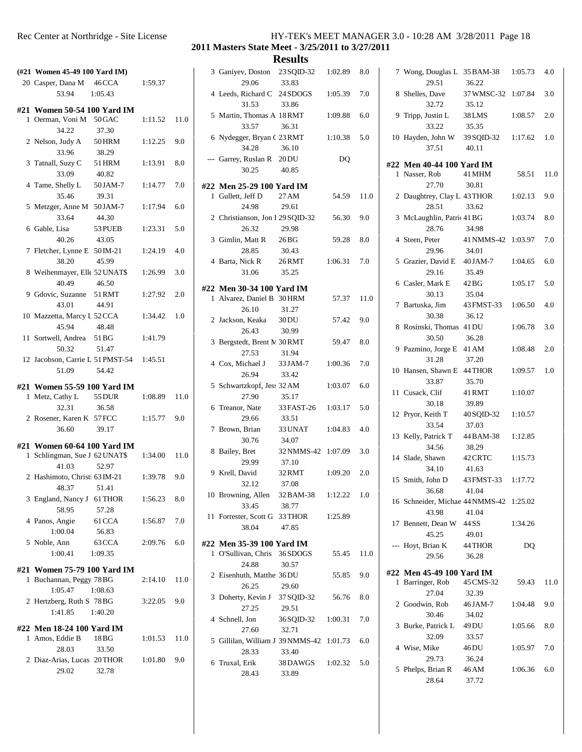**2011 Masters State Meet - 3/25/2011 to 3/27/2011**

**Results**

**(#21 Women 45-49 100 Yard IM)**

| Place | Name | Age | Team | Time | Points |
|---|---|---|---|---|---|
| 20 | Casper, Dana M | 46 | CCA | 1:59.37 | |
| | 53.94 | 1:05.43 | | | |

**#21 Women 50-54 100 Yard IM**

| Place | Name | Age | Team | Time | Points |
|---|---|---|---|---|---|
| 1 | Oerman, Voni M | 50 | GAC | 1:11.52 | 11.0 |
| | 34.22 | 37.30 | | | |
| 2 | Nelson, Judy A | 50 | HRM | 1:12.25 | 9.0 |
| | 33.96 | 38.29 | | | |
| 3 | Tatnall, Suzy C | 51 | HRM | 1:13.91 | 8.0 |
| | 33.09 | 40.82 | | | |
| 4 | Tame, Shelly L | 50 | JAM-7 | 1:14.77 | 7.0 |
| | 35.46 | 39.31 | | | |
| 5 | Metzger, Anne M | 50 | JAM-7 | 1:17.94 | 6.0 |
| | 33.64 | 44.30 | | | |
| 6 | Gable, Lisa | 53 | PUEB | 1:23.31 | 5.0 |
| | 40.26 | 43.05 | | | |
| 7 | Fletcher, Lynne E | 50 | IM-21 | 1:24.19 | 4.0 |
| | 38.20 | 45.99 | | | |
| 8 | Weihenmayer, Elle | 52 | UNAT$ | 1:26.99 | 3.0 |
| | 40.49 | 46.50 | | | |
| 9 | Gdovic, Suzanne | 51 | RMT | 1:27.92 | 2.0 |
| | 43.01 | 44.91 | | | |
| 10 | Mazzetta, Marcy L | 52 | CCA | 1:34.42 | 1.0 |
| | 45.94 | 48.48 | | | |
| 11 | Sortwell, Andrea | 51 | BG | 1:41.79 | |
| | 50.32 | 51.47 | | | |
| 12 | Jacobson, Carrie L | 51 | PMST-54 | 1:45.51 | |
| | 51.09 | 54.42 | | | |

**#21 Women 55-59 100 Yard IM**

| Place | Name | Age | Team | Time | Points |
|---|---|---|---|---|---|
| 1 | Metz, Cathy L | 55 | DUR | 1:08.89 | 11.0 |
| | 32.31 | 36.58 | | | |
| 2 | Rosener, Karen K | 57 | FCC | 1:15.77 | 9.0 |
| | 36.60 | 39.17 | | | |

**#21 Women 60-64 100 Yard IM**

| Place | Name | Age | Team | Time | Points |
|---|---|---|---|---|---|
| 1 | Schlingman, Sue J | 62 | UNAT$ | 1:34.00 | 11.0 |
| | 41.03 | 52.97 | | | |
| 2 | Hashimoto, Christi | 63 | IM-21 | 1:39.78 | 9.0 |
| | 48.37 | 51.41 | | | |
| 3 | England, Nancy J | 61 | THOR | 1:56.23 | 8.0 |
| | 58.95 | 57.28 | | | |
| 4 | Panos, Angie | 61 | CCA | 1:56.87 | 7.0 |
| | 1:00.04 | 56.83 | | | |
| 5 | Noble, Ann | 63 | CCA | 2:09.76 | 6.0 |
| | 1:00.41 | 1:09.35 | | | |

**#21 Women 75-79 100 Yard IM**

| Place | Name | Age | Team | Time | Points |
|---|---|---|---|---|---|
| 1 | Buchannan, Peggy | 78 | BG | 2:14.10 | 11.0 |
| | 1:05.47 | 1:08.63 | | | |
| 2 | Hertzberg, Ruth S | 78 | BG | 3:22.05 | 9.0 |
| | 1:41.85 | 1:40.20 | | | |

**#22 Men 18-24 100 Yard IM**

| Place | Name | Age | Team | Time | Points |
|---|---|---|---|---|---|
| 1 | Amos, Eddie B | 18 | BG | 1:01.53 | 11.0 |
| | 28.03 | 33.50 | | | |
| 2 | Diaz-Arias, Lucas | 20 | THOR | 1:01.80 | 9.0 |
| | 29.02 | 32.78 | | | |
| 3 | Ganiyev, Doston | 23 | SQID-32 | 1:02.89 | 8.0 |
| | 29.06 | 33.83 | | | |
| 4 | Leeds, Richard C | 24 | SDOGS | 1:05.39 | 7.0 |
| | 31.53 | 33.86 | | | |
| 5 | Martin, Thomas A | 18 | RMT | 1:09.88 | 6.0 |
| | 33.57 | 36.31 | | | |
| 6 | Nydegger, Bryan C | 23 | RMT | 1:10.38 | 5.0 |
| | 34.28 | 36.10 | | | |
| --- | Garrey, Ruslan R | 20 | DU | DQ | |
| | 30.25 | 40.85 | | | |

**#22 Men 25-29 100 Yard IM**

| Place | Name | Age | Team | Time | Points |
|---|---|---|---|---|---|
| 1 | Gullett, Jeff D | 27 | AM | 54.59 | 11.0 |
| | 24.98 | 29.61 | | | |
| 2 | Christianson, Jon I | 29 | SQID-32 | 56.30 | 9.0 |
| | 26.32 | 29.98 | | | |
| 3 | Gimlin, Matt R | 26 | BG | 59.28 | 8.0 |
| | 28.85 | 30.43 | | | |
| 4 | Barta, Nick R | 26 | RMT | 1:06.31 | 7.0 |
| | 31.06 | 35.25 | | | |

**#22 Men 30-34 100 Yard IM**

| Place | Name | Age | Team | Time | Points |
|---|---|---|---|---|---|
| 1 | Alvarez, Daniel B | 30 | HRM | 57.37 | 11.0 |
| | 26.10 | 31.27 | | | |
| 2 | Jackson, Keaka | 30 | DU | 57.42 | 9.0 |
| | 26.43 | 30.99 | | | |
| 3 | Bergstedt, Brent M | 30 | RMT | 59.47 | 8.0 |
| | 27.53 | 31.94 | | | |
| 4 | Cox, Michael J | 33 | JAM-7 | 1:00.36 | 7.0 |
| | 26.94 | 33.42 | | | |
| 5 | Schwartzkopf, Jess | 32 | AM | 1:03.07 | 6.0 |
| | 27.90 | 35.17 | | | |
| 6 | Treanor, Nate | 33 | FAST-26 | 1:03.17 | 5.0 |
| | 29.66 | 33.51 | | | |
| 7 | Brown, Brian | 33 | UNAT | 1:04.83 | 4.0 |
| | 30.76 | 34.07 | | | |
| 8 | Bailey, Bret | 32 | NMMS-42 | 1:07.09 | 3.0 |
| | 29.99 | 37.10 | | | |
| 9 | Krell, David | 32 | RMT | 1:09.20 | 2.0 |
| | 32.12 | 37.08 | | | |
| 10 | Browning, Allen | 32 | BAM-38 | 1:12.22 | 1.0 |
| | 33.45 | 38.77 | | | |
| 11 | Forrester, Scott G | 33 | THOR | 1:25.89 | |
| | 38.04 | 47.85 | | | |

**#22 Men 35-39 100 Yard IM**

| Place | Name | Age | Team | Time | Points |
|---|---|---|---|---|---|
| 1 | O'Sullivan, Chris | 36 | SDOGS | 55.45 | 11.0 |
| | 24.88 | 30.57 | | | |
| 2 | Eisenhuth, Matthe | 36 | DU | 55.85 | 9.0 |
| | 26.25 | 29.60 | | | |
| 3 | Doherty, Kevin J | 37 | SQID-32 | 56.76 | 8.0 |
| | 27.25 | 29.51 | | | |
| 4 | Schnell, Jon | 36 | SQID-32 | 1:00.31 | 7.0 |
| | 27.60 | 32.71 | | | |
| 5 | Gillilan, William J | 39 | NMMS-42 | 1:01.73 | 6.0 |
| | 28.33 | 33.40 | | | |
| 6 | Truxal, Erik | 38 | DAWGS | 1:02.32 | 5.0 |
| | 28.43 | 33.89 | | | |
| 7 | Wong, Douglas L | 35 | BAM-38 | 1:05.73 | 4.0 |
| | 29.51 | 36.22 | | | |
| 8 | Shelles, Dave | 37 | WMSC-32 | 1:07.84 | 3.0 |
| | 32.72 | 35.12 | | | |
| 9 | Tripp, Justin L | 38 | LMS | 1:08.57 | 2.0 |
| | 33.22 | 35.35 | | | |
| 10 | Hayden, John W | 39 | SQID-32 | 1:17.62 | 1.0 |
| | 37.51 | 40.11 | | | |

**#22 Men 40-44 100 Yard IM**

| Place | Name | Age | Team | Time | Points |
|---|---|---|---|---|---|
| 1 | Nasser, Rob | 41 | MHM | 58.51 | 11.0 |
| | 27.70 | 30.81 | | | |
| 2 | Daughtrey, Clay L | 43 | THOR | 1:02.13 | 9.0 |
| | 28.51 | 33.62 | | | |
| 3 | McLaughlin, Patric | 41 | BG | 1:03.74 | 8.0 |
| | 28.76 | 34.98 | | | |
| 4 | Steen, Peter | 41 | NMMS-42 | 1:03.97 | 7.0 |
| | 29.96 | 34.01 | | | |
| 5 | Grazier, David E | 40 | JAM-7 | 1:04.65 | 6.0 |
| | 29.16 | 35.49 | | | |
| 6 | Casler, Mark E | 42 | BG | 1:05.17 | 5.0 |
| | 30.13 | 35.04 | | | |
| 7 | Bartuska, Jim | 43 | FMST-33 | 1:06.50 | 4.0 |
| | 30.38 | 36.12 | | | |
| 8 | Rosinski, Thomas | 41 | DU | 1:06.78 | 3.0 |
| | 30.50 | 36.28 | | | |
| 9 | Pazmino, Jorge E | 41 | AM | 1:08.48 | 2.0 |
| | 31.28 | 37.20 | | | |
| 10 | Hansen, Shawn E | 44 | THOR | 1:09.57 | 1.0 |
| | 33.87 | 35.70 | | | |
| 11 | Cusack, Clif | 41 | RMT | 1:10.07 | |
| | 30.18 | 39.89 | | | |
| 12 | Pryor, Keith T | 40 | SQID-32 | 1:10.57 | |
| | 33.54 | 37.03 | | | |
| 13 | Kelly, Patrick T | 44 | BAM-38 | 1:12.85 | |
| | 34.56 | 38.29 | | | |
| 14 | Slade, Shawn | 42 | CRTC | 1:15.73 | |
| | 34.10 | 41.63 | | | |
| 15 | Smith, John D | 43 | FMST-33 | 1:17.72 | |
| | 36.68 | 41.04 | | | |
| 16 | Schneider, Michae | 44 | NMMS-42 | 1:25.02 | |
| | 43.98 | 41.04 | | | |
| 17 | Bennett, Dean W | 44 | SS | 1:34.26 | |
| | 45.25 | 49.01 | | | |
| --- | Hoyt, Brian K | 44 | THOR | DQ | |
| | 29.56 | 36.28 | | | |

**#22 Men 45-49 100 Yard IM**

| Place | Name | Age | Team | Time | Points |
|---|---|---|---|---|---|
| 1 | Barringer, Rob | 45 | CMS-32 | 59.43 | 11.0 |
| | 27.04 | 32.39 | | | |
| 2 | Goodwin, Rob | 46 | JAM-7 | 1:04.48 | 9.0 |
| | 30.46 | 34.02 | | | |
| 3 | Burke, Patrick L | 49 | DU | 1:05.66 | 8.0 |
| | 32.09 | 33.57 | | | |
| 4 | Wise, Mike | 46 | DU | 1:05.97 | 7.0 |
| | 29.73 | 36.24 | | | |
| 5 | Phelps, Brian R | 46 | AM | 1:06.36 | 6.0 |
| | 28.64 | 37.72 | | | |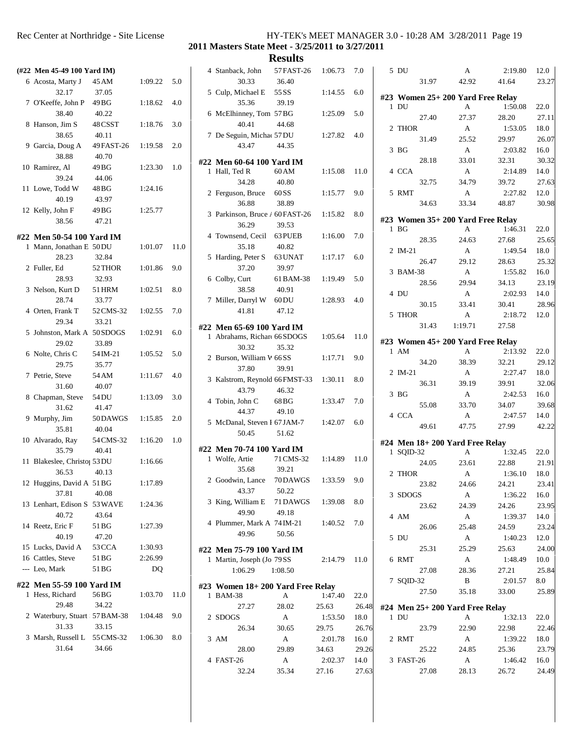**2011 Masters State Meet - 3/25/2011 to 3/27/2011**

**Results**

**(#22 Men 45-49 100 Yard IM)**

| Place | Name | Age | Team | Finals Time | Points |
|---|---|---|---|---|---|
| 6 | Acosta, Marty J | 45 | AM | 1:09.22 | 5.0 |
| | 32.17 | 37.05 | | | |
| 7 | O'Keeffe, John P | 49 | BG | 1:18.62 | 4.0 |
| | 38.40 | 40.22 | | | |
| 8 | Hanson, Jim S | 48 | CSST | 1:18.76 | 3.0 |
| | 38.65 | 40.11 | | | |
| 9 | Garcia, Doug A | 49 | FAST-26 | 1:19.58 | 2.0 |
| | 38.88 | 40.70 | | | |
| 10 | Ramirez, Al | 49 | BG | 1:23.30 | 1.0 |
| | 39.24 | 44.06 | | | |
| 11 | Lowe, Todd W | 48 | BG | 1:24.16 | |
| | 40.19 | 43.97 | | | |
| 12 | Kelly, John F | 49 | BG | 1:25.77 | |
| | 38.56 | 47.21 | | | |

**#22 Men 50-54 100 Yard IM**

| Place | Name | Age | Team | Finals Time | Points |
|---|---|---|---|---|---|
| 1 | Mann, Jonathan E | 50 | DU | 1:01.07 | 11.0 |
| | 28.23 | 32.84 | | | |
| 2 | Fuller, Ed | 52 | THOR | 1:01.86 | 9.0 |
| | 28.93 | 32.93 | | | |
| 3 | Nelson, Kurt D | 51 | HRM | 1:02.51 | 8.0 |
| | 28.74 | 33.77 | | | |
| 4 | Orten, Frank T | 52 | CMS-32 | 1:02.55 | 7.0 |
| | 29.34 | 33.21 | | | |
| 5 | Johnston, Mark A | 50 | SDOGS | 1:02.91 | 6.0 |
| | 29.02 | 33.89 | | | |
| 6 | Nolte, Chris C | 54 | IM-21 | 1:05.52 | 5.0 |
| | 29.75 | 35.77 | | | |
| 7 | Petrie, Steve | 54 | AM | 1:11.67 | 4.0 |
| | 31.60 | 40.07 | | | |
| 8 | Chapman, Steve | 54 | DU | 1:13.09 | 3.0 |
| | 31.62 | 41.47 | | | |
| 9 | Murphy, Jim | 50 | DAWGS | 1:15.85 | 2.0 |
| | 35.81 | 40.04 | | | |
| 10 | Alvarado, Ray | 54 | CMS-32 | 1:16.20 | 1.0 |
| | 35.79 | 40.41 | | | |
| 11 | Blakeslee, Christo| | 53 | DU | 1:16.66 | |
| | 36.53 | 40.13 | | | |
| 12 | Huggins, David A | 51 | BG | 1:17.89 | |
| | 37.81 | 40.08 | | | |
| 13 | Lenhart, Edison S | 53 | WAVE | 1:24.36 | |
| | 40.72 | 43.64 | | | |
| 14 | Reetz, Eric F | 51 | BG | 1:27.39 | |
| | 40.19 | 47.20 | | | |
| 15 | Lucks, David A | 53 | CCA | 1:30.93 | |
| 16 | Cattles, Steve | 51 | BG | 2:26.99 | |
| --- | Leo, Mark | 51 | BG | DQ | |

**#22 Men 55-59 100 Yard IM**

| Place | Name | Age | Team | Finals Time | Points |
|---|---|---|---|---|---|
| 1 | Hess, Richard | 56 | BG | 1:03.70 | 11.0 |
| | 29.48 | 34.22 | | | |
| 2 | Waterbury, Stuart | 57 | BAM-38 | 1:04.48 | 9.0 |
| | 31.33 | 33.15 | | | |
| 3 | Marsh, Russell L | 55 | CMS-32 | 1:06.30 | 8.0 |
| | 31.64 | 34.66 | | | |
| 4 | Stanback, John | 57 | FAST-26 | 1:06.73 | 7.0 |
| | 30.33 | 36.40 | | | |
| 5 | Culp, Michael E | 55 | SS | 1:14.55 | 6.0 |
| | 35.36 | 39.19 | | | |
| 6 | McElhinney, Tom | 57 | BG | 1:25.09 | 5.0 |
| | 40.41 | 44.68 | | | |
| 7 | De Seguin, Michae | 57 | DU | 1:27.82 | 4.0 |
| | 43.47 | 44.35 | | | |

**#22 Men 60-64 100 Yard IM**

| Place | Name | Age | Team | Finals Time | Points |
|---|---|---|---|---|---|
| 1 | Hall, Ted R | 60 | AM | 1:15.08 | 11.0 |
| | 34.28 | 40.80 | | | |
| 2 | Ferguson, Bruce | 60 | SS | 1:15.77 | 9.0 |
| | 36.88 | 38.89 | | | |
| 3 | Parkinson, Bruce A | 60 | FAST-26 | 1:15.82 | 8.0 |
| | 36.29 | 39.53 | | | |
| 4 | Townsend, Cecil | 63 | PUEB | 1:16.00 | 7.0 |
| | 35.18 | 40.82 | | | |
| 5 | Harding, Peter S | 63 | UNAT | 1:17.17 | 6.0 |
| | 37.20 | 39.97 | | | |
| 6 | Colby, Curt | 61 | BAM-38 | 1:19.49 | 5.0 |
| | 38.58 | 40.91 | | | |
| 7 | Miller, Darryl W | 60 | DU | 1:28.93 | 4.0 |
| | 41.81 | 47.12 | | | |

**#22 Men 65-69 100 Yard IM**

| Place | Name | Age | Team | Finals Time | Points |
|---|---|---|---|---|---|
| 1 | Abrahams, Richar | 66 | SDOGS | 1:05.64 | 11.0 |
| | 30.32 | 35.32 | | | |
| 2 | Burson, William W | 66 | SS | 1:17.71 | 9.0 |
| | 37.80 | 39.91 | | | |
| 3 | Kalstrom, Reynold | 66 | FMST-33 | 1:30.11 | 8.0 |
| | 43.79 | 46.32 | | | |
| 4 | Tobin, John C | 68 | BG | 1:33.47 | 7.0 |
| | 44.37 | 49.10 | | | |
| 5 | McDanal, Steven I | 67 | JAM-7 | 1:42.07 | 6.0 |
| | 50.45 | 51.62 | | | |

**#22 Men 70-74 100 Yard IM**

| Place | Name | Age | Team | Finals Time | Points |
|---|---|---|---|---|---|
| 1 | Wolfe, Artie | 71 | CMS-32 | 1:14.89 | 11.0 |
| | 35.68 | 39.21 | | | |
| 2 | Goodwin, Lance | 70 | DAWGS | 1:33.59 | 9.0 |
| | 43.37 | 50.22 | | | |
| 3 | King, William E | 71 | DAWGS | 1:39.08 | 8.0 |
| | 49.90 | 49.18 | | | |
| 4 | Plummer, Mark A | 74 | IM-21 | 1:40.52 | 7.0 |
| | 49.96 | 50.56 | | | |

**#22 Men 75-79 100 Yard IM**

| Place | Name | Age | Team | Finals Time | Points |
|---|---|---|---|---|---|
| 1 | Martin, Joseph (Jo | 79 | SS | 2:14.79 | 11.0 |
| | 1:06.29 | 1:08.50 | | | |

**#23 Women 18+ 200 Yard Free Relay**

| Place | Team | Relay | Finals Time | Points |
|---|---|---|---|---|
| 1 | BAM-38 | A | 1:47.40 | 22.0 |
| | 27.27 | 28.02 | 25.63 | 26.48 |
| 2 | SDOGS | A | 1:53.50 | 18.0 |
| | 26.34 | 30.65 | 29.75 | 26.76 |
| 3 | AM | A | 2:01.78 | 16.0 |
| | 28.00 | 29.89 | 34.63 | 29.26 |
| 4 | FAST-26 | A | 2:02.37 | 14.0 |
| | 32.24 | 35.34 | 27.16 | 27.63 |
| 5 | DU | A | 2:19.80 | 12.0 |
| | 31.97 | 42.92 | 41.64 | 23.27 |

**#23 Women 25+ 200 Yard Free Relay**

| Place | Team | Relay | Finals Time | Points |
|---|---|---|---|---|
| 1 | DU | A | 1:50.08 | 22.0 |
| | 27.40 | 27.37 | 28.20 | 27.11 |
| 2 | THOR | A | 1:53.05 | 18.0 |
| | 31.49 | 25.52 | 29.97 | 26.07 |
| 3 | BG | A | 2:03.82 | 16.0 |
| | 28.18 | 33.01 | 32.31 | 30.32 |
| 4 | CCA | A | 2:14.89 | 14.0 |
| | 32.75 | 34.79 | 39.72 | 27.63 |
| 5 | RMT | A | 2:27.82 | 12.0 |
| | 34.63 | 33.34 | 48.87 | 30.98 |

**#23 Women 35+ 200 Yard Free Relay**

| Place | Team | Relay | Finals Time | Points |
|---|---|---|---|---|
| 1 | BG | A | 1:46.31 | 22.0 |
| | 28.35 | 24.63 | 27.68 | 25.65 |
| 2 | IM-21 | A | 1:49.54 | 18.0 |
| | 26.47 | 29.12 | 28.63 | 25.32 |
| 3 | BAM-38 | A | 1:55.82 | 16.0 |
| | 28.56 | 29.94 | 34.13 | 23.19 |
| 4 | DU | A | 2:02.93 | 14.0 |
| | 30.15 | 33.41 | 30.41 | 28.96 |
| 5 | THOR | A | 2:18.72 | 12.0 |
| | 31.43 | 1:19.71 | 27.58 | |

**#23 Women 45+ 200 Yard Free Relay**

| Place | Team | Relay | Finals Time | Points |
|---|---|---|---|---|
| 1 | AM | A | 2:13.92 | 22.0 |
| | 34.20 | 38.39 | 32.21 | 29.12 |
| 2 | IM-21 | A | 2:27.47 | 18.0 |
| | 36.31 | 39.19 | 39.91 | 32.06 |
| 3 | BG | A | 2:42.53 | 16.0 |
| | 55.08 | 33.70 | 34.07 | 39.68 |
| 4 | CCA | A | 2:47.57 | 14.0 |
| | 49.61 | 47.75 | 27.99 | 42.22 |

**#24 Men 18+ 200 Yard Free Relay**

| Place | Team | Relay | Finals Time | Points |
|---|---|---|---|---|
| 1 | SQID-32 | A | 1:32.45 | 22.0 |
| | 24.05 | 23.61 | 22.88 | 21.91 |
| 2 | THOR | A | 1:36.10 | 18.0 |
| | 23.82 | 24.66 | 24.21 | 23.41 |
| 3 | SDOGS | A | 1:36.22 | 16.0 |
| | 23.62 | 24.39 | 24.26 | 23.95 |
| 4 | AM | A | 1:39.37 | 14.0 |
| | 26.06 | 25.48 | 24.59 | 23.24 |
| 5 | DU | A | 1:40.23 | 12.0 |
| | 25.31 | 25.29 | 25.63 | 24.00 |
| 6 | RMT | A | 1:48.49 | 10.0 |
| | 27.08 | 28.36 | 27.21 | 25.84 |
| 7 | SQID-32 | B | 2:01.57 | 8.0 |
| | 27.50 | 35.18 | 33.00 | 25.89 |

**#24 Men 25+ 200 Yard Free Relay**

| Place | Team | Relay | Finals Time | Points |
|---|---|---|---|---|
| 1 | DU | A | 1:32.13 | 22.0 |
| | 23.79 | 22.90 | 22.98 | 22.46 |
| 2 | RMT | A | 1:39.22 | 18.0 |
| | 25.22 | 24.85 | 25.36 | 23.79 |
| 3 | FAST-26 | A | 1:46.42 | 16.0 |
| | 27.08 | 28.13 | 26.72 | 24.49 |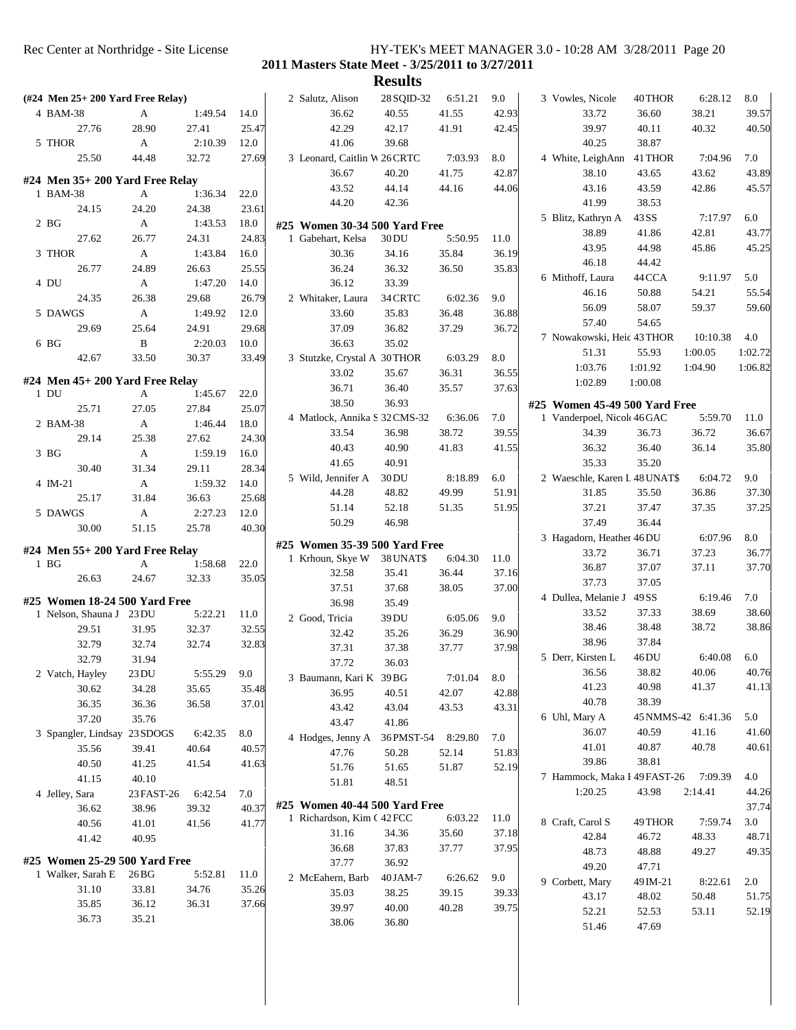## 2011 Masters State Meet - 3/25/2011 to 3/27/2011

## Results

### (#24 Men 25+ 200 Yard Free Relay)

| Place | Team | Relay | Time | Points |
|---|---|---|---|---|
| 4 | BAM-38 | A | 1:49.54 | 14.0 |
| | 27.76 | 28.90 | 27.41 | 25.47 |
| 5 | THOR | A | 2:10.39 | 12.0 |
| | 25.50 | 44.48 | 32.72 | 27.69 |

### #24 Men 35+ 200 Yard Free Relay

| Place | Team | Relay | Time | Points |
|---|---|---|---|---|
| 1 | BAM-38 | A | 1:36.34 | 22.0 |
| | 24.15 | 24.20 | 24.38 | 23.61 |
| 2 | BG | A | 1:43.53 | 18.0 |
| | 27.62 | 26.77 | 24.31 | 24.83 |
| 3 | THOR | A | 1:43.84 | 16.0 |
| | 26.77 | 24.89 | 26.63 | 25.55 |
| 4 | DU | A | 1:47.20 | 14.0 |
| | 24.35 | 26.38 | 29.68 | 26.79 |
| 5 | DAWGS | A | 1:49.92 | 12.0 |
| | 29.69 | 25.64 | 24.91 | 29.68 |
| 6 | BG | B | 2:20.03 | 10.0 |
| | 42.67 | 33.50 | 30.37 | 33.49 |

### #24 Men 45+ 200 Yard Free Relay

| Place | Team | Relay | Time | Points |
|---|---|---|---|---|
| 1 | DU | A | 1:45.67 | 22.0 |
| | 25.71 | 27.05 | 27.84 | 25.07 |
| 2 | BAM-38 | A | 1:46.44 | 18.0 |
| | 29.14 | 25.38 | 27.62 | 24.30 |
| 3 | BG | A | 1:59.19 | 16.0 |
| | 30.40 | 31.34 | 29.11 | 28.34 |
| 4 | IM-21 | A | 1:59.32 | 14.0 |
| | 25.17 | 31.84 | 36.63 | 25.68 |
| 5 | DAWGS | A | 2:27.23 | 12.0 |
| | 30.00 | 51.15 | 25.78 | 40.30 |

### #24 Men 55+ 200 Yard Free Relay

| Place | Team | Relay | Time | Points |
|---|---|---|---|---|
| 1 | BG | A | 1:58.68 | 22.0 |
| | 26.63 | 24.67 | 32.33 | 35.05 |

### #25 Women 18-24 500 Yard Free

| Place | Name | Age/Team | Time | Points |
|---|---|---|---|---|
| 1 | Nelson, Shauna J | 23 DU | 5:22.21 | 11.0 |
| | 29.51 | 31.95 | 32.37 | 32.55 |
| | 32.79 | 32.74 | 32.74 | 32.83 |
| | 32.79 | 31.94 | | |
| 2 | Vatch, Hayley | 23 DU | 5:55.29 | 9.0 |
| | 30.62 | 34.28 | 35.65 | 35.48 |
| | 36.35 | 36.36 | 36.58 | 37.01 |
| | 37.20 | 35.76 | | |
| 3 | Spangler, Lindsay | 23 SDOGS | 6:42.35 | 8.0 |
| | 35.56 | 39.41 | 40.64 | 40.57 |
| | 40.50 | 41.25 | 41.54 | 41.63 |
| | 41.15 | 40.10 | | |
| 4 | Jelley, Sara | 23 FAST-26 | 6:42.54 | 7.0 |
| | 36.62 | 38.96 | 39.32 | 40.37 |
| | 40.56 | 41.01 | 41.56 | 41.77 |
| | 41.42 | 40.95 | | |

### #25 Women 25-29 500 Yard Free

| Place | Name | Age/Team | Time | Points |
|---|---|---|---|---|
| 1 | Walker, Sarah E | 26 BG | 5:52.81 | 11.0 |
| | 31.10 | 33.81 | 34.76 | 35.26 |
| | 35.85 | 36.12 | 36.31 | 37.66 |
| | 36.73 | 35.21 | | |
| 2 | Salutz, Alison | 28 SQID-32 | 6:51.21 | 9.0 |
| | 36.62 | 40.55 | 41.55 | 42.93 |
| | 42.29 | 42.17 | 41.91 | 42.45 |
| | 41.06 | 39.68 | | |
| 3 | Leonard, Caitlin W | 26 CRTC | 7:03.93 | 8.0 |
| | 36.67 | 40.20 | 41.75 | 42.87 |
| | 43.52 | 44.14 | 44.16 | 44.06 |
| | 44.20 | 42.36 | | |

### #25 Women 30-34 500 Yard Free

| Place | Name | Age/Team | Time | Points |
|---|---|---|---|---|
| 1 | Gabehart, Kelsa | 30 DU | 5:50.95 | 11.0 |
| | 30.36 | 34.16 | 35.84 | 36.19 |
| | 36.24 | 36.32 | 36.50 | 35.83 |
| | 36.12 | 33.39 | | |
| 2 | Whitaker, Laura | 34 CRTC | 6:02.36 | 9.0 |
| | 33.60 | 35.83 | 36.48 | 36.88 |
| | 37.09 | 36.82 | 37.29 | 36.72 |
| | 36.63 | 35.02 | | |
| 3 | Stutzke, Crystal A | 30 THOR | 6:03.29 | 8.0 |
| | 33.02 | 35.67 | 36.31 | 36.55 |
| | 36.71 | 36.40 | 35.57 | 37.63 |
| | 38.50 | 36.93 | | |
| 4 | Matlock, Annika S | 32 CMS-32 | 6:36.06 | 7.0 |
| | 33.54 | 36.98 | 38.72 | 39.55 |
| | 40.43 | 40.90 | 41.83 | 41.55 |
| | 41.65 | 40.91 | | |
| 5 | Wild, Jennifer A | 30 DU | 8:18.89 | 6.0 |
| | 44.28 | 48.82 | 49.99 | 51.91 |
| | 51.14 | 52.18 | 51.35 | 51.95 |
| | 50.29 | 46.98 | | |

### #25 Women 35-39 500 Yard Free

| Place | Name | Age/Team | Time | Points |
|---|---|---|---|---|
| 1 | Krhoun, Skye W | 38 UNAT$ | 6:04.30 | 11.0 |
| | 32.58 | 35.41 | 36.44 | 37.16 |
| | 37.51 | 37.68 | 38.05 | 37.00 |
| | 36.98 | 35.49 | | |
| 2 | Good, Tricia | 39 DU | 6:05.06 | 9.0 |
| | 32.42 | 35.26 | 36.29 | 36.90 |
| | 37.31 | 37.38 | 37.77 | 37.98 |
| | 37.72 | 36.03 | | |
| 3 | Baumann, Kari K | 39 BG | 7:01.04 | 8.0 |
| | 36.95 | 40.51 | 42.07 | 42.88 |
| | 43.42 | 43.04 | 43.53 | 43.31 |
| | 43.47 | 41.86 | | |
| 4 | Hodges, Jenny A | 36 PMST-54 | 8:29.80 | 7.0 |
| | 47.76 | 50.28 | 52.14 | 51.83 |
| | 51.76 | 51.65 | 51.87 | 52.19 |
| | 51.81 | 48.51 | | |

### #25 Women 40-44 500 Yard Free

| Place | Name | Age/Team | Time | Points |
|---|---|---|---|---|
| 1 | Richardson, Kim C | 42 FCC | 6:03.22 | 11.0 |
| | 31.16 | 34.36 | 35.60 | 37.18 |
| | 36.68 | 37.83 | 37.77 | 37.95 |
| | 37.77 | 36.92 | | |
| 2 | McEahern, Barb | 40 JAM-7 | 6:26.62 | 9.0 |
| | 35.03 | 38.25 | 39.15 | 39.33 |
| | 39.97 | 40.00 | 40.28 | 39.75 |
| | 38.06 | 36.80 | | |
| 3 | Vowles, Nicole | 40 THOR | 6:28.12 | 8.0 |
| | 33.72 | 36.60 | 38.21 | 39.57 |
| | 39.97 | 40.11 | 40.32 | 40.50 |
| | 40.25 | 38.87 | | |
| 4 | White, LeighAnn | 41 THOR | 7:04.96 | 7.0 |
| | 38.10 | 43.65 | 43.62 | 43.89 |
| | 43.16 | 43.59 | 42.86 | 45.57 |
| | 41.99 | 38.53 | | |
| 5 | Blitz, Kathryn A | 43 SS | 7:17.97 | 6.0 |
| | 38.89 | 41.86 | 42.81 | 43.77 |
| | 43.95 | 44.98 | 45.86 | 45.25 |
| | 46.18 | 44.42 | | |
| 6 | Mithoff, Laura | 44 CCA | 9:11.97 | 5.0 |
| | 46.16 | 50.88 | 54.21 | 55.54 |
| | 56.09 | 58.07 | 59.37 | 59.60 |
| | 57.40 | 54.65 | | |
| 7 | Nowakowski, Heid | 43 THOR | 10:10.38 | 4.0 |
| | 51.31 | 55.93 | 1:00.05 | 1:02.72 |
| | 1:03.76 | 1:01.92 | 1:04.90 | 1:06.82 |
| | 1:02.89 | 1:00.08 | | |

### #25 Women 45-49 500 Yard Free

| Place | Name | Age/Team | Time | Points |
|---|---|---|---|---|
| 1 | Vanderpoel, Nicole | 46 GAC | 5:59.70 | 11.0 |
| | 34.39 | 36.73 | 36.72 | 36.67 |
| | 36.32 | 36.40 | 36.14 | 35.80 |
| | 35.33 | 35.20 | | |
| 2 | Waeschle, Karen L | 48 UNAT$ | 6:04.72 | 9.0 |
| | 31.85 | 35.50 | 36.86 | 37.30 |
| | 37.21 | 37.47 | 37.35 | 37.25 |
| | 37.49 | 36.44 | | |
| 3 | Hagadorn, Heather | 46 DU | 6:07.96 | 8.0 |
| | 33.72 | 36.71 | 37.23 | 36.77 |
| | 36.87 | 37.07 | 37.11 | 37.70 |
| | 37.73 | 37.05 | | |
| 4 | Dullea, Melanie J | 49 SS | 6:19.46 | 7.0 |
| | 33.52 | 37.33 | 38.69 | 38.60 |
| | 38.46 | 38.48 | 38.72 | 38.86 |
| | 38.96 | 37.84 | | |
| 5 | Derr, Kirsten L | 46 DU | 6:40.08 | 6.0 |
| | 36.56 | 38.82 | 40.06 | 40.76 |
| | 41.23 | 40.98 | 41.37 | 41.13 |
| | 40.78 | 38.39 | | |
| 6 | Uhl, Mary A | 45 NMMS-42 | 6:41.36 | 5.0 |
| | 36.07 | 40.59 | 41.16 | 41.60 |
| | 41.01 | 40.87 | 40.78 | 40.61 |
| | 39.86 | 38.81 | | |
| 7 | Hammock, Maka I | 49 FAST-26 | 7:09.39 | 4.0 |
| | 1:20.25 | 43.98 | 2:14.41 | 44.26 |
| | | | | 37.74 |
| 8 | Craft, Carol S | 49 THOR | 7:59.74 | 3.0 |
| | 42.84 | 46.72 | 48.33 | 48.71 |
| | 48.73 | 48.88 | 49.27 | 49.35 |
| | 49.20 | 47.71 | | |
| 9 | Corbett, Mary | 49 IM-21 | 8:22.61 | 2.0 |
| | 43.17 | 48.02 | 50.48 | 51.75 |
| | 52.21 | 52.53 | 53.11 | 52.19 |
| | 51.46 | 47.69 | | |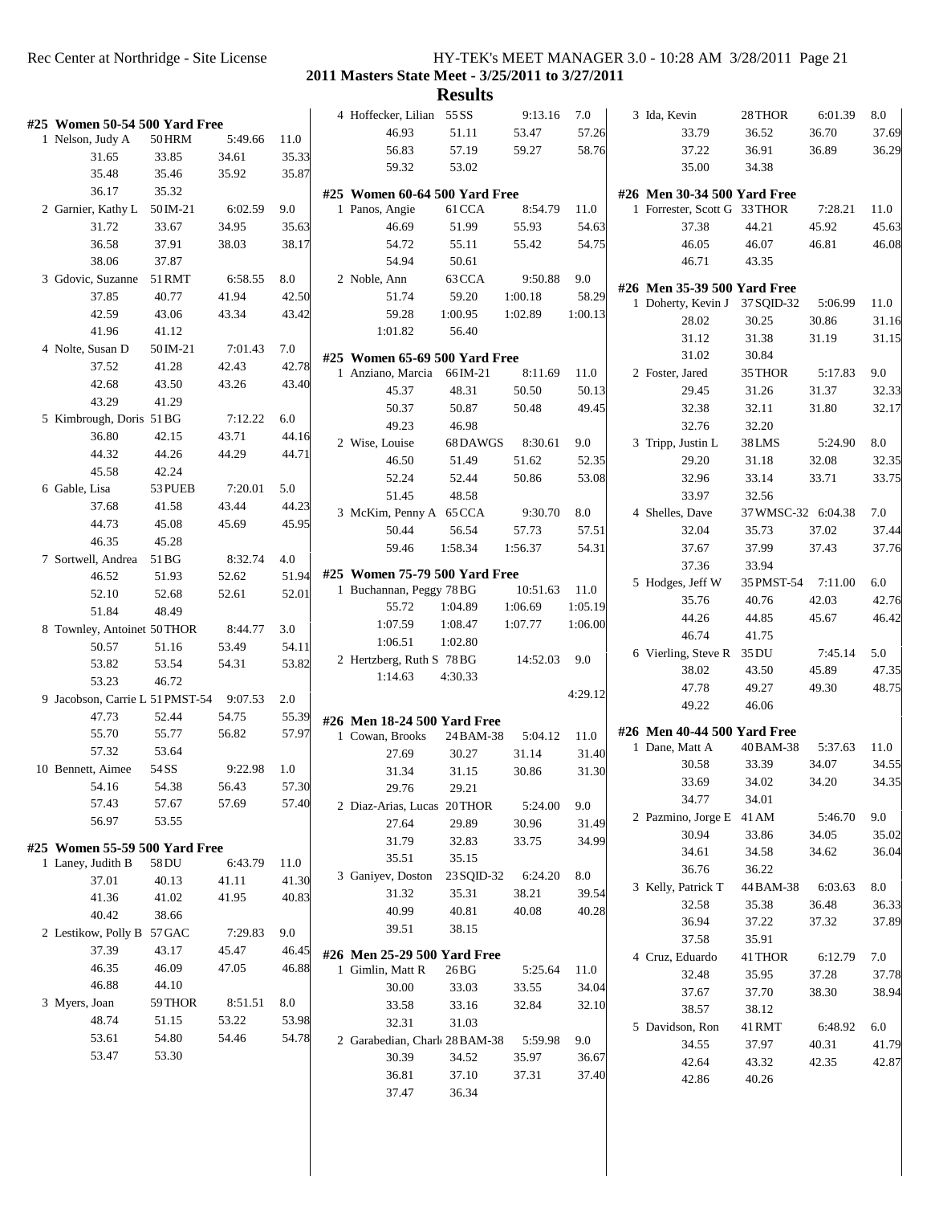## 2011 Masters State Meet - 3/25/2011 to 3/27/2011

## Results

### #25 Women 50-54 500 Yard Free

1 Nelson, Judy A 50 HRM 5:49.66 11.0
31.65 33.85 34.61 35.33
35.48 35.46 35.92 35.87
36.17 35.32

2 Garnier, Kathy L 50 IM-21 6:02.59 9.0
31.72 33.67 34.95 35.63
36.58 37.91 38.03 38.17
38.06 37.87

3 Gdovic, Suzanne 51 RMT 6:58.55 8.0
37.85 40.77 41.94 42.50
42.59 43.06 43.34 43.42
41.96 41.12

4 Nolte, Susan D 50 IM-21 7:01.43 7.0
37.52 41.28 42.43 42.78
42.68 43.50 43.26 43.40
43.29 41.29

5 Kimbrough, Doris 51 BG 7:12.22 6.0
36.80 42.15 43.71 44.16
44.32 44.26 44.29 44.71
45.58 42.24

6 Gable, Lisa 53 PUEB 7:20.01 5.0
37.68 41.58 43.44 44.23
44.73 45.08 45.69 45.95
46.35 45.28

7 Sortwell, Andrea 51 BG 8:32.74 4.0
46.52 51.93 52.62 51.94
52.10 52.68 52.61 52.01
51.84 48.49

8 Townley, Antoinet 50 THOR 8:44.77 3.0
50.57 51.16 53.49 54.11
53.82 53.54 54.31 53.82
53.23 46.72

9 Jacobson, Carrie L 51 PMST-54 9:07.53 2.0
47.73 52.44 54.75 55.39
55.70 55.77 56.82 57.97
57.32 53.64

10 Bennett, Aimee 54 SS 9:22.98 1.0
54.16 54.38 56.43 57.30
57.43 57.67 57.69 57.40
56.97 53.55

### #25 Women 55-59 500 Yard Free

1 Laney, Judith B 58 DU 6:43.79 11.0
37.01 40.13 41.11 41.30
41.36 41.02 41.95 40.83
40.42 38.66

2 Lestikow, Polly B 57 GAC 7:29.83 9.0
37.39 43.17 45.47 46.45
46.35 46.09 47.05 46.88
46.88 44.10

3 Myers, Joan 59 THOR 8:51.51 8.0
48.74 51.15 53.22 53.98
53.61 54.80 54.46 54.78
53.47 53.30

4 Hoffecker, Lilian 55 SS 9:13.16 7.0
46.93 51.11 53.47 57.26
56.83 57.19 59.27 58.76
59.32 53.02

### #25 Women 60-64 500 Yard Free

1 Panos, Angie 61 CCA 8:54.79 11.0
46.69 51.99 55.93 54.63
54.72 55.11 55.42 54.75
54.94 50.61

2 Noble, Ann 63 CCA 9:50.88 9.0
51.74 59.20 1:00.18 58.29
59.28 1:00.95 1:02.89 1:00.13
1:01.82 56.40

### #25 Women 65-69 500 Yard Free

1 Anziano, Marcia 66 IM-21 8:11.69 11.0
45.37 48.31 50.50 50.13
50.37 50.87 50.48 49.45
49.23 46.98

2 Wise, Louise 68 DAWGS 8:30.61 9.0
46.50 51.49 51.62 52.35
52.24 52.44 50.86 53.08
51.45 48.58

3 McKim, Penny A 65 CCA 9:30.70 8.0
50.44 56.54 57.73 57.51
59.46 1:58.34 1:56.37 54.31

### #25 Women 75-79 500 Yard Free

1 Buchannan, Peggy 78 BG 10:51.63 11.0
55.72 1:04.89 1:06.69 1:05.19
1:07.59 1:08.47 1:07.77 1:06.00
1:06.51 1:02.80

2 Hertzberg, Ruth S 78 BG 14:52.03 9.0
1:14.63 4:30.33 4:29.12

### #26 Men 18-24 500 Yard Free

1 Cowan, Brooks 24 BAM-38 5:04.12 11.0
27.69 30.27 31.14 31.40
31.34 31.15 30.86 31.30
29.76 29.21

2 Diaz-Arias, Lucas 20 THOR 5:24.00 9.0
27.64 29.89 30.96 31.49
31.79 32.83 33.75 34.99
35.51 35.15

3 Ganiyev, Doston 23 SQID-32 6:24.20 8.0
31.32 35.31 38.21 39.54
40.99 40.81 40.08 40.28
39.51 38.15

### #26 Men 25-29 500 Yard Free

1 Gimlin, Matt R 26 BG 5:25.64 11.0
30.00 33.03 33.55 34.04
33.58 33.16 32.84 32.10
32.31 31.03

2 Garabedian, Charl 28 BAM-38 5:59.98 9.0
30.39 34.52 35.97 36.67
36.81 37.10 37.31 37.40
37.47 36.34

3 Ida, Kevin 28 THOR 6:01.39 8.0
33.79 36.52 36.70 37.69
37.22 36.91 36.89 36.29
35.00 34.38

### #26 Men 30-34 500 Yard Free

1 Forrester, Scott G 33 THOR 7:28.21 11.0
37.38 44.21 45.92 45.63
46.05 46.07 46.81 46.08
46.71 43.35

### #26 Men 35-39 500 Yard Free

1 Doherty, Kevin J 37 SQID-32 5:06.99 11.0
28.02 30.25 30.86 31.16
31.12 31.38 31.19 31.15
31.02 30.84

2 Foster, Jared 35 THOR 5:17.83 9.0
29.45 31.26 31.37 32.33
32.38 32.11 31.80 32.17
32.76 32.20

3 Tripp, Justin L 38 LMS 5:24.90 8.0
29.20 31.18 32.08 32.35
32.96 33.14 33.71 33.75
33.97 32.56

4 Shelles, Dave 37 WMSC-32 6:04.38 7.0
32.04 35.73 37.02 37.44
37.67 37.99 37.43 37.76
37.36 33.94

5 Hodges, Jeff W 35 PMST-54 7:11.00 6.0
35.76 40.76 42.03 42.76
44.26 44.85 45.67 46.42
46.74 41.75

6 Vierling, Steve R 35 DU 7:45.14 5.0
38.02 43.50 45.89 47.35
47.78 49.27 49.30 48.75
49.22 46.06

### #26 Men 40-44 500 Yard Free

1 Dane, Matt A 40 BAM-38 5:37.63 11.0
30.58 33.39 34.07 34.55
33.69 34.02 34.20 34.35
34.77 34.01

2 Pazmino, Jorge E 41 AM 5:46.70 9.0
30.94 33.86 34.05 35.02
34.61 34.58 34.62 36.04
36.76 36.22

3 Kelly, Patrick T 44 BAM-38 6:03.63 8.0
32.58 35.38 36.48 36.33
36.94 37.22 37.32 37.89
37.58 35.91

4 Cruz, Eduardo 41 THOR 6:12.79 7.0
32.48 35.95 37.28 37.78
37.67 37.70 38.30 38.94
38.57 38.12

5 Davidson, Ron 41 RMT 6:48.92 6.0
34.55 37.97 40.31 41.79
42.64 43.32 42.35 42.87
42.86 40.26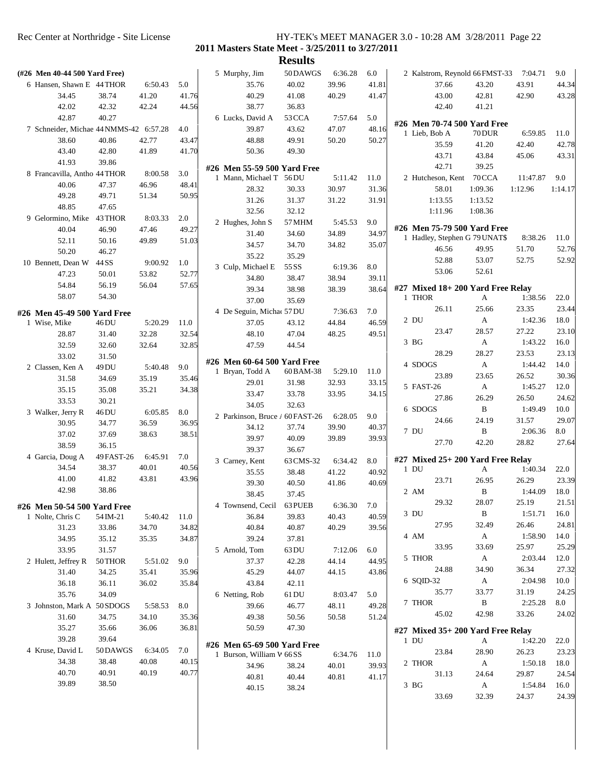2011 Masters State Meet - 3/25/2011 to 3/27/2011

## Results

### (#26 Men 40-44 500 Yard Free)

| Place | Name | Age/Team | Time | Points |
|---|---|---|---|---|
| 6 | Hansen, Shawn E | 44 THOR | 6:50.43 | 5.0 |
| | 34.45 | 38.74 | 41.20 | 41.76 |
| | 42.02 | 42.32 | 42.24 | 44.56 |
| | 42.87 | 40.27 | | |
| 7 | Schneider, Michae | 44 NMMS-42 | 6:57.28 | 4.0 |
| | 38.60 | 40.86 | 42.77 | 43.47 |
| | 43.40 | 42.80 | 41.89 | 41.70 |
| | 41.93 | 39.86 | | |
| 8 | Francavilla, Antho | 44 THOR | 8:00.58 | 3.0 |
| | 40.06 | 47.37 | 46.96 | 48.41 |
| | 49.28 | 49.71 | 51.34 | 50.95 |
| | 48.85 | 47.65 | | |
| 9 | Gelormino, Mike | 43 THOR | 8:03.33 | 2.0 |
| | 40.04 | 46.90 | 47.46 | 49.27 |
| | 52.11 | 50.16 | 49.89 | 51.03 |
| | 50.20 | 46.27 | | |
| 10 | Bennett, Dean W | 44 SS | 9:00.92 | 1.0 |
| | 47.23 | 50.01 | 53.82 | 52.77 |
| | 54.84 | 56.19 | 56.04 | 57.65 |
| | 58.07 | 54.30 | | |

### #26 Men 45-49 500 Yard Free

| Place | Name | Age/Team | Time | Points |
|---|---|---|---|---|
| 1 | Wise, Mike | 46 DU | 5:20.29 | 11.0 |
| | 28.87 | 31.40 | 32.28 | 32.54 |
| | 32.59 | 32.60 | 32.64 | 32.85 |
| | 33.02 | 31.50 | | |
| 2 | Classen, Ken A | 49 DU | 5:40.48 | 9.0 |
| | 31.58 | 34.69 | 35.19 | 35.46 |
| | 35.15 | 35.08 | 35.21 | 34.38 |
| | 33.53 | 30.21 | | |
| 3 | Walker, Jerry R | 46 DU | 6:05.85 | 8.0 |
| | 30.95 | 34.77 | 36.59 | 36.95 |
| | 37.02 | 37.69 | 38.63 | 38.51 |
| | 38.59 | 36.15 | | |
| 4 | Garcia, Doug A | 49 FAST-26 | 6:45.91 | 7.0 |
| | 34.54 | 38.37 | 40.01 | 40.56 |
| | 41.00 | 41.82 | 43.81 | 43.96 |
| | 42.98 | 38.86 | | |

### #26 Men 50-54 500 Yard Free

| Place | Name | Age/Team | Time | Points |
|---|---|---|---|---|
| 1 | Nolte, Chris C | 54 IM-21 | 5:40.42 | 11.0 |
| | 31.23 | 33.86 | 34.70 | 34.82 |
| | 34.95 | 35.12 | 35.35 | 34.87 |
| | 33.95 | 31.57 | | |
| 2 | Hulett, Jeffrey R | 50 THOR | 5:51.02 | 9.0 |
| | 31.40 | 34.25 | 35.41 | 35.96 |
| | 36.18 | 36.11 | 36.02 | 35.84 |
| | 35.76 | 34.09 | | |
| 3 | Johnston, Mark A | 50 SDOGS | 5:58.53 | 8.0 |
| | 31.60 | 34.75 | 34.10 | 35.36 |
| | 35.27 | 35.66 | 36.06 | 36.81 |
| | 39.28 | 39.64 | | |
| 4 | Kruse, David L | 50 DAWGS | 6:34.05 | 7.0 |
| | 34.38 | 38.48 | 40.08 | 40.15 |
| | 40.70 | 40.91 | 40.19 | 40.77 |
| | 39.89 | 38.50 | | |
| 5 | Murphy, Jim | 50 DAWGS | 6:36.28 | 6.0 |
| | 35.76 | 40.02 | 39.96 | 41.81 |
| | 40.29 | 41.08 | 40.29 | 41.47 |
| | 38.77 | 36.83 | | |
| 6 | Lucks, David A | 53 CCA | 7:57.64 | 5.0 |
| | 39.87 | 43.62 | 47.07 | 48.16 |
| | 48.88 | 49.91 | 50.20 | 50.27 |
| | 50.36 | 49.30 | | |

### #26 Men 55-59 500 Yard Free

| Place | Name | Age/Team | Time | Points |
|---|---|---|---|---|
| 1 | Mann, Michael T | 56 DU | 5:11.42 | 11.0 |
| | 28.32 | 30.33 | 30.97 | 31.36 |
| | 31.26 | 31.37 | 31.22 | 31.91 |
| | 32.56 | 32.12 | | |
| 2 | Hughes, John S | 57 MHM | 5:45.53 | 9.0 |
| | 31.40 | 34.60 | 34.89 | 34.97 |
| | 34.57 | 34.70 | 34.82 | 35.07 |
| | 35.22 | 35.29 | | |
| 3 | Culp, Michael E | 55 SS | 6:19.36 | 8.0 |
| | 34.80 | 38.47 | 38.94 | 39.11 |
| | 39.34 | 38.98 | 38.39 | 38.64 |
| | 37.00 | 35.69 | | |
| 4 | De Seguin, Michae | 57 DU | 7:36.63 | 7.0 |
| | 37.05 | 43.12 | 44.84 | 46.59 |
| | 48.10 | 47.04 | 48.25 | 49.51 |
| | 47.59 | 44.54 | | |

### #26 Men 60-64 500 Yard Free

| Place | Name | Age/Team | Time | Points |
|---|---|---|---|---|
| 1 | Bryan, Todd A | 60 BAM-38 | 5:29.10 | 11.0 |
| | 29.01 | 31.98 | 32.93 | 33.15 |
| | 33.47 | 33.78 | 33.95 | 34.15 |
| | 34.05 | 32.63 | | |
| 2 | Parkinson, Bruce A | 60 FAST-26 | 6:28.05 | 9.0 |
| | 34.12 | 37.74 | 39.90 | 40.37 |
| | 39.97 | 40.09 | 39.89 | 39.93 |
| | 39.37 | 36.67 | | |
| 3 | Carney, Kent | 63 CMS-32 | 6:34.42 | 8.0 |
| | 35.55 | 38.48 | 41.22 | 40.92 |
| | 39.30 | 40.50 | 41.86 | 40.69 |
| | 38.45 | 37.45 | | |
| 4 | Townsend, Cecil | 63 PUEB | 6:36.30 | 7.0 |
| | 36.84 | 39.83 | 40.43 | 40.59 |
| | 40.84 | 40.87 | 40.29 | 39.56 |
| | 39.24 | 37.81 | | |
| 5 | Arnold, Tom | 63 DU | 7:12.06 | 6.0 |
| | 37.37 | 42.28 | 44.14 | 44.95 |
| | 45.29 | 44.07 | 44.15 | 43.86 |
| | 43.84 | 42.11 | | |
| 6 | Netting, Rob | 61 DU | 8:03.47 | 5.0 |
| | 39.66 | 46.77 | 48.11 | 49.28 |
| | 49.38 | 50.56 | 50.58 | 51.24 |
| | 50.59 | 47.30 | | |

### #26 Men 65-69 500 Yard Free

| Place | Name | Age/Team | Time | Points |
|---|---|---|---|---|
| 1 | Burson, William W | 66 SS | 6:34.76 | 11.0 |
| | 34.96 | 38.24 | 40.01 | 39.93 |
| | 40.81 | 40.44 | 40.81 | 41.17 |
| | 40.15 | 38.24 | | |
| 2 | Kalstrom, Reynold | 66 FMST-33 | 7:04.71 | 9.0 |
| | 37.66 | 43.20 | 43.91 | 44.34 |
| | 43.00 | 42.81 | 42.90 | 43.28 |
| | 42.40 | 41.21 | | |

### #26 Men 70-74 500 Yard Free

| Place | Name | Age/Team | Time | Points |
|---|---|---|---|---|
| 1 | Lieb, Bob A | 70 DUR | 6:59.85 | 11.0 |
| | 35.59 | 41.20 | 42.40 | 42.78 |
| | 43.71 | 43.84 | 45.06 | 43.31 |
| | 42.71 | 39.25 | | |
| 2 | Hutcheson, Kent | 70 CCA | 11:47.87 | 9.0 |
| | 58.01 | 1:09.36 | 1:12.96 | 1:14.17 |
| | 1:13.55 | 1:13.52 | | |
| | 1:11.96 | 1:08.36 | | |

### #26 Men 75-79 500 Yard Free

| Place | Name | Age/Team | Time | Points |
|---|---|---|---|---|
| 1 | Hadley, Stephen G | 79 UNAT$ | 8:38.26 | 11.0 |
| | 46.56 | 49.95 | 51.70 | 52.76 |
| | 52.88 | 53.07 | 52.75 | 52.92 |
| | 53.06 | 52.61 | | |

### #27 Mixed 18+ 200 Yard Free Relay

| Place | Team | Relay | Time | Points |
|---|---|---|---|---|
| 1 | THOR | A | 1:38.56 | 22.0 |
| | 26.11 | 25.66 | 23.35 | 23.44 |
| 2 | DU | A | 1:42.36 | 18.0 |
| | 23.47 | 28.57 | 27.22 | 23.10 |
| 3 | BG | A | 1:43.22 | 16.0 |
| | 28.29 | 28.27 | 23.53 | 23.13 |
| 4 | SDOGS | A | 1:44.42 | 14.0 |
| | 23.89 | 23.65 | 26.52 | 30.36 |
| 5 | FAST-26 | A | 1:45.27 | 12.0 |
| | 27.86 | 26.29 | 26.50 | 24.62 |
| 6 | SDOGS | B | 1:49.49 | 10.0 |
| | 24.66 | 24.19 | 31.57 | 29.07 |
| 7 | DU | B | 2:06.36 | 8.0 |
| | 27.70 | 42.20 | 28.82 | 27.64 |

### #27 Mixed 25+ 200 Yard Free Relay

| Place | Team | Relay | Time | Points |
|---|---|---|---|---|
| 1 | DU | A | 1:40.34 | 22.0 |
| | 23.71 | 26.95 | 26.29 | 23.39 |
| 2 | AM | B | 1:44.09 | 18.0 |
| | 29.32 | 28.07 | 25.19 | 21.51 |
| 3 | DU | B | 1:51.71 | 16.0 |
| | 27.95 | 32.49 | 26.46 | 24.81 |
| 4 | AM | A | 1:58.90 | 14.0 |
| | 33.95 | 33.69 | 25.97 | 25.29 |
| 5 | THOR | A | 2:03.44 | 12.0 |
| | 24.88 | 34.90 | 36.34 | 27.32 |
| 6 | SQID-32 | A | 2:04.98 | 10.0 |
| | 35.77 | 33.77 | 31.19 | 24.25 |
| 7 | THOR | B | 2:25.28 | 8.0 |
| | 45.02 | 42.98 | 33.26 | 24.02 |

### #27 Mixed 35+ 200 Yard Free Relay

| Place | Team | Relay | Time | Points |
|---|---|---|---|---|
| 1 | DU | A | 1:42.20 | 22.0 |
| | 23.84 | 28.90 | 26.23 | 23.23 |
| 2 | THOR | A | 1:50.18 | 18.0 |
| | 31.13 | 24.64 | 29.87 | 24.54 |
| 3 | BG | A | 1:54.84 | 16.0 |
| | 33.69 | 32.39 | 24.37 | 24.39 |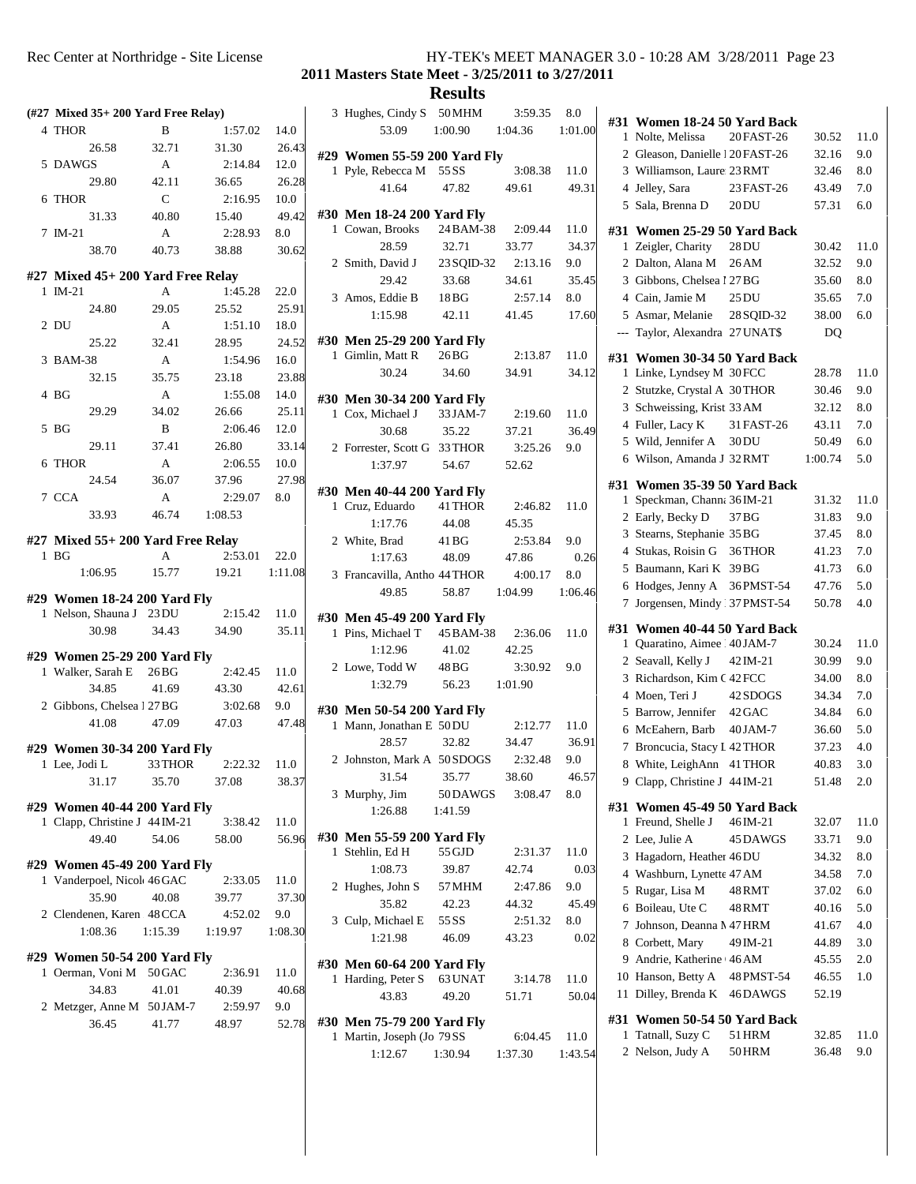**2011 Masters State Meet - 3/25/2011 to 3/27/2011**

**Results**

### (#27 Mixed 35+ 200 Yard Free Relay)

| Place | Team | Relay | Time | Points |
|---|---|---|---|---|
| 4 | THOR | B | 1:57.02 | 14.0 |
| | 26.58 | 32.71 | 31.30 | 26.43 |
| 5 | DAWGS | A | 2:14.84 | 12.0 |
| | 29.80 | 42.11 | 36.65 | 26.28 |
| 6 | THOR | C | 2:16.95 | 10.0 |
| | 31.33 | 40.80 | 15.40 | 49.42 |
| 7 | IM-21 | A | 2:28.93 | 8.0 |
| | 38.70 | 40.73 | 38.88 | 30.62 |

### #27 Mixed 45+ 200 Yard Free Relay

| Place | Team | Relay | Time | Points |
|---|---|---|---|---|
| 1 | IM-21 | A | 1:45.28 | 22.0 |
| | 24.80 | 29.05 | 25.52 | 25.91 |
| 2 | DU | A | 1:51.10 | 18.0 |
| | 25.22 | 32.41 | 28.95 | 24.52 |
| 3 | BAM-38 | A | 1:54.96 | 16.0 |
| | 32.15 | 35.75 | 23.18 | 23.88 |
| 4 | BG | A | 1:55.08 | 14.0 |
| | 29.29 | 34.02 | 26.66 | 25.11 |
| 5 | BG | B | 2:06.46 | 12.0 |
| | 29.11 | 37.41 | 26.80 | 33.14 |
| 6 | THOR | A | 2:06.55 | 10.0 |
| | 24.54 | 36.07 | 37.96 | 27.98 |
| 7 | CCA | A | 2:29.07 | 8.0 |
| | 33.93 | 46.74 | 1:08.53 | |

### #27 Mixed 55+ 200 Yard Free Relay

| Place | Team | Relay | Time | Points |
|---|---|---|---|---|
| 1 | BG | A | 2:53.01 | 22.0 |
| | 1:06.95 | 15.77 | 19.21 | 1:11.08 |

### #29 Women 18-24 200 Yard Fly

| Place | Name | Age Team | Time | Points |
|---|---|---|---|---|
| 1 | Nelson, Shauna J | 23 DU | 2:15.42 | 11.0 |
| | 30.98 | 34.43 | 34.90 | 35.11 |

### #29 Women 25-29 200 Yard Fly

| Place | Name | Age Team | Time | Points |
|---|---|---|---|---|
| 1 | Walker, Sarah E | 26 BG | 2:42.45 | 11.0 |
| | 34.85 | 41.69 | 43.30 | 42.61 |
| 2 | Gibbons, Chelsea I | 27 BG | 3:02.68 | 9.0 |
| | 41.08 | 47.09 | 47.03 | 47.48 |

### #29 Women 30-34 200 Yard Fly

| Place | Name | Age Team | Time | Points |
|---|---|---|---|---|
| 1 | Lee, Jodi L | 33 THOR | 2:22.32 | 11.0 |
| | 31.17 | 35.70 | 37.08 | 38.37 |

### #29 Women 40-44 200 Yard Fly

| Place | Name | Age Team | Time | Points |
|---|---|---|---|---|
| 1 | Clapp, Christine J | 44 IM-21 | 3:38.42 | 11.0 |
| | 49.40 | 54.06 | 58.00 | 56.96 |

### #29 Women 45-49 200 Yard Fly

| Place | Name | Age Team | Time | Points |
|---|---|---|---|---|
| 1 | Vanderpoel, Nicol | 46 GAC | 2:33.05 | 11.0 |
| | 35.90 | 40.08 | 39.77 | 37.30 |
| 2 | Clendenen, Karen | 48 CCA | 4:52.02 | 9.0 |
| | 1:08.36 | 1:15.39 | 1:19.97 | 1:08.30 |

### #29 Women 50-54 200 Yard Fly

| Place | Name | Age Team | Time | Points |
|---|---|---|---|---|
| 1 | Oerman, Voni M | 50 GAC | 2:36.91 | 11.0 |
| | 34.83 | 41.01 | 40.39 | 40.68 |
| 2 | Metzger, Anne M | 50 JAM-7 | 2:59.97 | 9.0 |
| | 36.45 | 41.77 | 48.97 | 52.78 |
| 3 | Hughes, Cindy S | 50 MHM | 3:59.35 | 8.0 |
| | 53.09 | 1:00.90 | 1:04.36 | 1:01.00 |

### #29 Women 55-59 200 Yard Fly

| Place | Name | Age Team | Time | Points |
|---|---|---|---|---|
| 1 | Pyle, Rebecca M | 55 SS | 3:08.38 | 11.0 |
| | 41.64 | 47.82 | 49.61 | 49.31 |

### #30 Men 18-24 200 Yard Fly

| Place | Name | Age Team | Time | Points |
|---|---|---|---|---|
| 1 | Cowan, Brooks | 24 BAM-38 | 2:09.44 | 11.0 |
| | 28.59 | 32.71 | 33.77 | 34.37 |
| 2 | Smith, David J | 23 SQID-32 | 2:13.16 | 9.0 |
| | 29.42 | 33.68 | 34.61 | 35.45 |
| 3 | Amos, Eddie B | 18 BG | 2:57.14 | 8.0 |
| | 1:15.98 | 42.11 | 41.45 | 17.60 |

### #30 Men 25-29 200 Yard Fly

| Place | Name | Age Team | Time | Points |
|---|---|---|---|---|
| 1 | Gimlin, Matt R | 26 BG | 2:13.87 | 11.0 |
| | 30.24 | 34.60 | 34.91 | 34.12 |

### #30 Men 30-34 200 Yard Fly

| Place | Name | Age Team | Time | Points |
|---|---|---|---|---|
| 1 | Cox, Michael J | 33 JAM-7 | 2:19.60 | 11.0 |
| | 30.68 | 35.22 | 37.21 | 36.49 |
| 2 | Forrester, Scott G | 33 THOR | 3:25.26 | 9.0 |
| | 1:37.97 | 54.67 | 52.62 | |

### #30 Men 40-44 200 Yard Fly

| Place | Name | Age Team | Time | Points |
|---|---|---|---|---|
| 1 | Cruz, Eduardo | 41 THOR | 2:46.82 | 11.0 |
| | 1:17.76 | 44.08 | 45.35 | |
| 2 | White, Brad | 41 BG | 2:53.84 | 9.0 |
| | 1:17.63 | 48.09 | 47.86 | 0.26 |
| 3 | Francavilla, Antho | 44 THOR | 4:00.17 | 8.0 |
| | 49.85 | 58.87 | 1:04.99 | 1:06.46 |

### #30 Men 45-49 200 Yard Fly

| Place | Name | Age Team | Time | Points |
|---|---|---|---|---|
| 1 | Pins, Michael T | 45 BAM-38 | 2:36.06 | 11.0 |
| | 1:12.96 | 41.02 | 42.25 | |
| 2 | Lowe, Todd W | 48 BG | 3:30.92 | 9.0 |
| | 1:32.79 | 56.23 | 1:01.90 | |

### #30 Men 50-54 200 Yard Fly

| Place | Name | Age Team | Time | Points |
|---|---|---|---|---|
| 1 | Mann, Jonathan E | 50 DU | 2:12.77 | 11.0 |
| | 28.57 | 32.82 | 34.47 | 36.91 |
| 2 | Johnston, Mark A | 50 SDOGS | 2:32.48 | 9.0 |
| | 31.54 | 35.77 | 38.60 | 46.57 |
| 3 | Murphy, Jim | 50 DAWGS | 3:08.47 | 8.0 |
| | 1:26.88 | 1:41.59 | | |

### #30 Men 55-59 200 Yard Fly

| Place | Name | Age Team | Time | Points |
|---|---|---|---|---|
| 1 | Stehlin, Ed H | 55 GJD | 2:31.37 | 11.0 |
| | 1:08.73 | 39.87 | 42.74 | 0.03 |
| 2 | Hughes, John S | 57 MHM | 2:47.86 | 9.0 |
| | 35.82 | 42.23 | 44.32 | 45.49 |
| 3 | Culp, Michael E | 55 SS | 2:51.32 | 8.0 |
| | 1:21.98 | 46.09 | 43.23 | 0.02 |

### #30 Men 60-64 200 Yard Fly

| Place | Name | Age Team | Time | Points |
|---|---|---|---|---|
| 1 | Harding, Peter S | 63 UNAT | 3:14.78 | 11.0 |
| | 43.83 | 49.20 | 51.71 | 50.04 |

### #30 Men 75-79 200 Yard Fly

| Place | Name | Age Team | Time | Points |
|---|---|---|---|---|
| 1 | Martin, Joseph (Jo | 79 SS | 6:04.45 | 11.0 |
| | 1:12.67 | 1:30.94 | 1:37.30 | 1:43.54 |

### #31 Women 18-24 50 Yard Back

| Place | Name | Age Team | Time | Points |
|---|---|---|---|---|
| 1 | Nolte, Melissa | 20 FAST-26 | 30.52 | 11.0 |
| 2 | Gleason, Danielle I | 20 FAST-26 | 32.16 | 9.0 |
| 3 | Williamson, Laure | 23 RMT | 32.46 | 8.0 |
| 4 | Jelley, Sara | 23 FAST-26 | 43.49 | 7.0 |
| 5 | Sala, Brenna D | 20 DU | 57.31 | 6.0 |

### #31 Women 25-29 50 Yard Back

| Place | Name | Age Team | Time | Points |
|---|---|---|---|---|
| 1 | Zeigler, Charity | 28 DU | 30.42 | 11.0 |
| 2 | Dalton, Alana M | 26 AM | 32.52 | 9.0 |
| 3 | Gibbons, Chelsea I | 27 BG | 35.60 | 8.0 |
| 4 | Cain, Jamie M | 25 DU | 35.65 | 7.0 |
| 5 | Asmar, Melanie | 28 SQID-32 | 38.00 | 6.0 |
| --- | Taylor, Alexandra | 27 UNAT$ | DQ | |

### #31 Women 30-34 50 Yard Back

| Place | Name | Age Team | Time | Points |
|---|---|---|---|---|
| 1 | Linke, Lyndsey M | 30 FCC | 28.78 | 11.0 |
| 2 | Stutzke, Crystal A | 30 THOR | 30.46 | 9.0 |
| 3 | Schweissing, Krist | 33 AM | 32.12 | 8.0 |
| 4 | Fuller, Lacy K | 31 FAST-26 | 43.11 | 7.0 |
| 5 | Wild, Jennifer A | 30 DU | 50.49 | 6.0 |
| 6 | Wilson, Amanda J | 32 RMT | 1:00.74 | 5.0 |

### #31 Women 35-39 50 Yard Back

| Place | Name | Age Team | Time | Points |
|---|---|---|---|---|
| 1 | Speckman, Channa | 36 IM-21 | 31.32 | 11.0 |
| 2 | Early, Becky D | 37 BG | 31.83 | 9.0 |
| 3 | Stearns, Stephanie | 35 BG | 37.45 | 8.0 |
| 4 | Stukas, Roisin G | 36 THOR | 41.23 | 7.0 |
| 5 | Baumann, Kari K | 39 BG | 41.73 | 6.0 |
| 6 | Hodges, Jenny A | 36 PMST-54 | 47.76 | 5.0 |
| 7 | Jorgensen, Mindy | 37 PMST-54 | 50.78 | 4.0 |

### #31 Women 40-44 50 Yard Back

| Place | Name | Age Team | Time | Points |
|---|---|---|---|---|
| 1 | Quaratino, Aimee | 40 JAM-7 | 30.24 | 11.0 |
| 2 | Seavall, Kelly J | 42 IM-21 | 30.99 | 9.0 |
| 3 | Richardson, Kim C | 42 FCC | 34.00 | 8.0 |
| 4 | Moen, Teri J | 42 SDOGS | 34.34 | 7.0 |
| 5 | Barrow, Jennifer | 42 GAC | 34.84 | 6.0 |
| 6 | McEahern, Barb | 40 JAM-7 | 36.60 | 5.0 |
| 7 | Broncucia, Stacy L | 42 THOR | 37.23 | 4.0 |
| 8 | White, LeighAnn | 41 THOR | 40.83 | 3.0 |
| 9 | Clapp, Christine J | 44 IM-21 | 51.48 | 2.0 |

### #31 Women 45-49 50 Yard Back

| Place | Name | Age Team | Time | Points |
|---|---|---|---|---|
| 1 | Freund, Shelle J | 46 IM-21 | 32.07 | 11.0 |
| 2 | Lee, Julie A | 45 DAWGS | 33.71 | 9.0 |
| 3 | Hagadorn, Heather | 46 DU | 34.32 | 8.0 |
| 4 | Washburn, Lynette | 47 AM | 34.58 | 7.0 |
| 5 | Rugar, Lisa M | 48 RMT | 37.02 | 6.0 |
| 6 | Boileau, Ute C | 48 RMT | 40.16 | 5.0 |
| 7 | Johnson, Deanna M | 47 HRM | 41.67 | 4.0 |
| 8 | Corbett, Mary | 49 IM-21 | 44.89 | 3.0 |
| 9 | Andrie, Katherine | 46 AM | 45.55 | 2.0 |
| 10 | Hanson, Betty A | 48 PMST-54 | 46.55 | 1.0 |
| 11 | Dilley, Brenda K | 46 DAWGS | 52.19 | |

### #31 Women 50-54 50 Yard Back

| Place | Name | Age Team | Time | Points |
|---|---|---|---|---|
| 1 | Tatnall, Suzy C | 51 HRM | 32.85 | 11.0 |
| 2 | Nelson, Judy A | 50 HRM | 36.48 | 9.0 |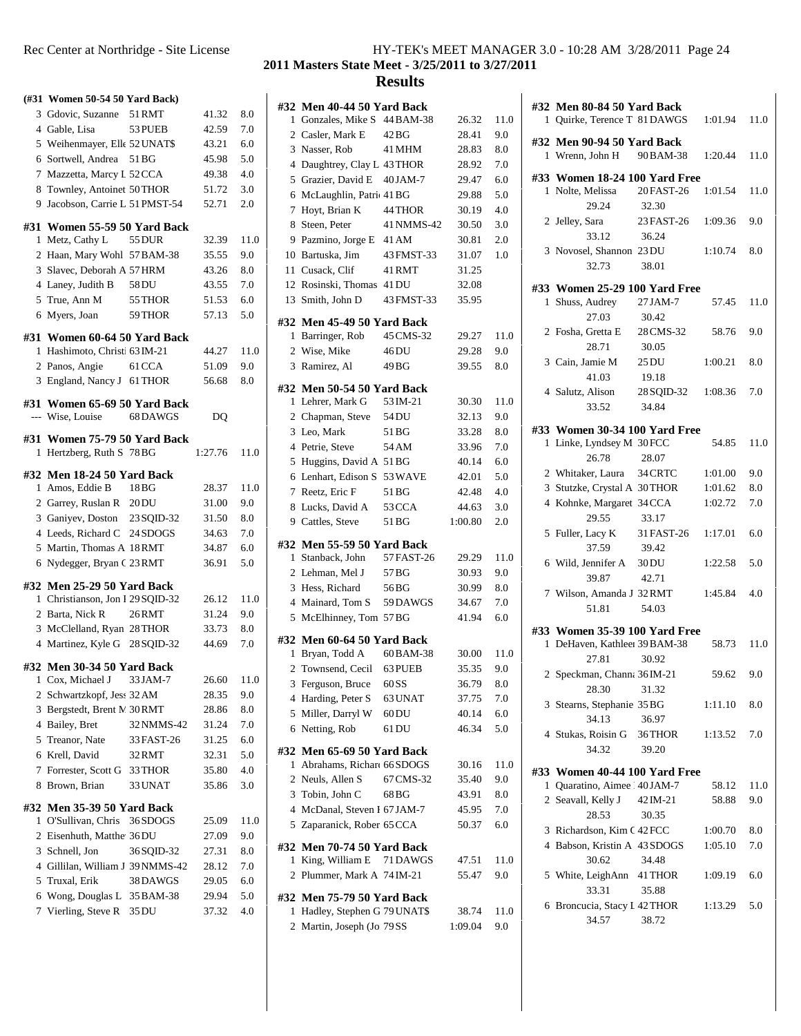**2011 Masters State Meet - 3/25/2011 to 3/27/2011**

**Results**

### (#31 Women 50-54 50 Yard Back)

| Place | Name | Age | Team | Time | Points |
|---|---|---|---|---|---|
| 3 | Gdovic, Suzanne | 51 | RMT | 41.32 | 8.0 |
| 4 | Gable, Lisa | 53 | PUEB | 42.59 | 7.0 |
| 5 | Weihenmayer, Elle | 52 | UNAT$ | 43.21 | 6.0 |
| 6 | Sortwell, Andrea | 51 | BG | 45.98 | 5.0 |
| 7 | Mazzetta, Marcy L | 52 | CCA | 49.38 | 4.0 |
| 8 | Townley, Antoinet | 50 | THOR | 51.72 | 3.0 |
| 9 | Jacobson, Carrie L | 51 | PMST-54 | 52.71 | 2.0 |

### #31 Women 55-59 50 Yard Back

| Place | Name | Age | Team | Time | Points |
|---|---|---|---|---|---|
| 1 | Metz, Cathy L | 55 | DUR | 32.39 | 11.0 |
| 2 | Haan, Mary Wohl | 57 | BAM-38 | 35.55 | 9.0 |
| 3 | Slavec, Deborah A | 57 | HRM | 43.26 | 8.0 |
| 4 | Laney, Judith B | 58 | DU | 43.55 | 7.0 |
| 5 | True, Ann M | 55 | THOR | 51.53 | 6.0 |
| 6 | Myers, Joan | 59 | THOR | 57.13 | 5.0 |

### #31 Women 60-64 50 Yard Back

| Place | Name | Age | Team | Time | Points |
|---|---|---|---|---|---|
| 1 | Hashimoto, Christi | 63 | IM-21 | 44.27 | 11.0 |
| 2 | Panos, Angie | 61 | CCA | 51.09 | 9.0 |
| 3 | England, Nancy J | 61 | THOR | 56.68 | 8.0 |

### #31 Women 65-69 50 Yard Back

| Place | Name | Age | Team | Time | Points |
|---|---|---|---|---|---|
| --- | Wise, Louise | 68 | DAWGS | DQ | |

### #31 Women 75-79 50 Yard Back

| Place | Name | Age | Team | Time | Points |
|---|---|---|---|---|---|
| 1 | Hertzberg, Ruth S | 78 | BG | 1:27.76 | 11.0 |

### #32 Men 18-24 50 Yard Back

| Place | Name | Age | Team | Time | Points |
|---|---|---|---|---|---|
| 1 | Amos, Eddie B | 18 | BG | 28.37 | 11.0 |
| 2 | Garrey, Ruslan R | 20 | DU | 31.00 | 9.0 |
| 3 | Ganiyev, Doston | 23 | SQID-32 | 31.50 | 8.0 |
| 4 | Leeds, Richard C | 24 | SDOGS | 34.63 | 7.0 |
| 5 | Martin, Thomas A | 18 | RMT | 34.87 | 6.0 |
| 6 | Nydegger, Bryan C | 23 | RMT | 36.91 | 5.0 |

### #32 Men 25-29 50 Yard Back

| Place | Name | Age | Team | Time | Points |
|---|---|---|---|---|---|
| 1 | Christianson, Jon I | 29 | SQID-32 | 26.12 | 11.0 |
| 2 | Barta, Nick R | 26 | RMT | 31.24 | 9.0 |
| 3 | McClelland, Ryan | 28 | THOR | 33.73 | 8.0 |
| 4 | Martinez, Kyle G | 28 | SQID-32 | 44.69 | 7.0 |

### #32 Men 30-34 50 Yard Back

| Place | Name | Age | Team | Time | Points |
|---|---|---|---|---|---|
| 1 | Cox, Michael J | 33 | JAM-7 | 26.60 | 11.0 |
| 2 | Schwartzkopf, Jess | 32 | AM | 28.35 | 9.0 |
| 3 | Bergstedt, Brent M | 30 | RMT | 28.86 | 8.0 |
| 4 | Bailey, Bret | 32 | NMMS-42 | 31.24 | 7.0 |
| 5 | Treanor, Nate | 33 | FAST-26 | 31.25 | 6.0 |
| 6 | Krell, David | 32 | RMT | 32.31 | 5.0 |
| 7 | Forrester, Scott G | 33 | THOR | 35.80 | 4.0 |
| 8 | Brown, Brian | 33 | UNAT | 35.86 | 3.0 |

### #32 Men 35-39 50 Yard Back

| Place | Name | Age | Team | Time | Points |
|---|---|---|---|---|---|
| 1 | O'Sullivan, Chris | 36 | SDOGS | 25.09 | 11.0 |
| 2 | Eisenhuth, Matthe | 36 | DU | 27.09 | 9.0 |
| 3 | Schnell, Jon | 36 | SQID-32 | 27.31 | 8.0 |
| 4 | Gillilan, William J | 39 | NMMS-42 | 28.12 | 7.0 |
| 5 | Truxal, Erik | 38 | DAWGS | 29.05 | 6.0 |
| 6 | Wong, Douglas L | 35 | BAM-38 | 29.94 | 5.0 |
| 7 | Vierling, Steve R | 35 | DU | 37.32 | 4.0 |

### #32 Men 40-44 50 Yard Back

| Place | Name | Age | Team | Time | Points |
|---|---|---|---|---|---|
| 1 | Gonzales, Mike S | 44 | BAM-38 | 26.32 | 11.0 |
| 2 | Casler, Mark E | 42 | BG | 28.41 | 9.0 |
| 3 | Nasser, Rob | 41 | MHM | 28.83 | 8.0 |
| 4 | Daughtrey, Clay L | 43 | THOR | 28.92 | 7.0 |
| 5 | Grazier, David E | 40 | JAM-7 | 29.47 | 6.0 |
| 6 | McLaughlin, Patri | 41 | BG | 29.88 | 5.0 |
| 7 | Hoyt, Brian K | 44 | THOR | 30.19 | 4.0 |
| 8 | Steen, Peter | 41 | NMMS-42 | 30.50 | 3.0 |
| 9 | Pazmino, Jorge E | 41 | AM | 30.81 | 2.0 |
| 10 | Bartuska, Jim | 43 | FMST-33 | 31.07 | 1.0 |
| 11 | Cusack, Clif | 41 | RMT | 31.25 | |
| 12 | Rosinski, Thomas | 41 | DU | 32.08 | |
| 13 | Smith, John D | 43 | FMST-33 | 35.95 | |

### #32 Men 45-49 50 Yard Back

| Place | Name | Age | Team | Time | Points |
|---|---|---|---|---|---|
| 1 | Barringer, Rob | 45 | CMS-32 | 29.27 | 11.0 |
| 2 | Wise, Mike | 46 | DU | 29.28 | 9.0 |
| 3 | Ramirez, Al | 49 | BG | 39.55 | 8.0 |

### #32 Men 50-54 50 Yard Back

| Place | Name | Age | Team | Time | Points |
|---|---|---|---|---|---|
| 1 | Lehrer, Mark G | 53 | IM-21 | 30.30 | 11.0 |
| 2 | Chapman, Steve | 54 | DU | 32.13 | 9.0 |
| 3 | Leo, Mark | 51 | BG | 33.28 | 8.0 |
| 4 | Petrie, Steve | 54 | AM | 33.96 | 7.0 |
| 5 | Huggins, David A | 51 | BG | 40.14 | 6.0 |
| 6 | Lenhart, Edison S | 53 | WAVE | 42.01 | 5.0 |
| 7 | Reetz, Eric F | 51 | BG | 42.48 | 4.0 |
| 8 | Lucks, David A | 53 | CCA | 44.63 | 3.0 |
| 9 | Cattles, Steve | 51 | BG | 1:00.80 | 2.0 |

### #32 Men 55-59 50 Yard Back

| Place | Name | Age | Team | Time | Points |
|---|---|---|---|---|---|
| 1 | Stanback, John | 57 | FAST-26 | 29.29 | 11.0 |
| 2 | Lehman, Mel J | 57 | BG | 30.93 | 9.0 |
| 3 | Hess, Richard | 56 | BG | 30.99 | 8.0 |
| 4 | Mainard, Tom S | 59 | DAWGS | 34.67 | 7.0 |
| 5 | McElhinney, Tom | 57 | BG | 41.94 | 6.0 |

### #32 Men 60-64 50 Yard Back

| Place | Name | Age | Team | Time | Points |
|---|---|---|---|---|---|
| 1 | Bryan, Todd A | 60 | BAM-38 | 30.00 | 11.0 |
| 2 | Townsend, Cecil | 63 | PUEB | 35.35 | 9.0 |
| 3 | Ferguson, Bruce | 60 | SS | 36.79 | 8.0 |
| 4 | Harding, Peter S | 63 | UNAT | 37.75 | 7.0 |
| 5 | Miller, Darryl W | 60 | DU | 40.14 | 6.0 |
| 6 | Netting, Rob | 61 | DU | 46.34 | 5.0 |

### #32 Men 65-69 50 Yard Back

| Place | Name | Age | Team | Time | Points |
|---|---|---|---|---|---|
| 1 | Abrahams, Richard | 66 | SDOGS | 30.16 | 11.0 |
| 2 | Neuls, Allen S | 67 | CMS-32 | 35.40 | 9.0 |
| 3 | Tobin, John C | 68 | BG | 43.91 | 8.0 |
| 4 | McDanal, Steven I | 67 | JAM-7 | 45.95 | 7.0 |
| 5 | Zaparanick, Rober | 65 | CCA | 50.37 | 6.0 |

### #32 Men 70-74 50 Yard Back

| Place | Name | Age | Team | Time | Points |
|---|---|---|---|---|---|
| 1 | King, William E | 71 | DAWGS | 47.51 | 11.0 |
| 2 | Plummer, Mark A | 74 | IM-21 | 55.47 | 9.0 |

### #32 Men 75-79 50 Yard Back

| Place | Name | Age | Team | Time | Points |
|---|---|---|---|---|---|
| 1 | Hadley, Stephen G | 79 | UNAT$ | 38.74 | 11.0 |
| 2 | Martin, Joseph (Jo | 79 | SS | 1:09.04 | 9.0 |

### #32 Men 80-84 50 Yard Back

| Place | Name | Age | Team | Time | Points |
|---|---|---|---|---|---|
| 1 | Quirke, Terence T | 81 | DAWGS | 1:01.94 | 11.0 |

### #32 Men 90-94 50 Yard Back

| Place | Name | Age | Team | Time | Points |
|---|---|---|---|---|---|
| 1 | Wrenn, John H | 90 | BAM-38 | 1:20.44 | 11.0 |

### #33 Women 18-24 100 Yard Free

| Place | Name | Age | Team | Time | Points |
|---|---|---|---|---|---|
| 1 | Nolte, Melissa | 20 | FAST-26 | 1:01.54 | 11.0 |
| | 29.24 | 32.30 | | | |
| 2 | Jelley, Sara | 23 | FAST-26 | 1:09.36 | 9.0 |
| | 33.12 | 36.24 | | | |
| 3 | Novosel, Shannon | 23 | DU | 1:10.74 | 8.0 |
| | 32.73 | 38.01 | | | |

### #33 Women 25-29 100 Yard Free

| Place | Name | Age | Team | Time | Points |
|---|---|---|---|---|---|
| 1 | Shuss, Audrey | 27 | JAM-7 | 57.45 | 11.0 |
| | 27.03 | 30.42 | | | |
| 2 | Fosha, Gretta E | 28 | CMS-32 | 58.76 | 9.0 |
| | 28.71 | 30.05 | | | |
| 3 | Cain, Jamie M | 25 | DU | 1:00.21 | 8.0 |
| | 41.03 | 19.18 | | | |
| 4 | Salutz, Alison | 28 | SQID-32 | 1:08.36 | 7.0 |
| | 33.52 | 34.84 | | | |

### #33 Women 30-34 100 Yard Free

| Place | Name | Age | Team | Time | Points |
|---|---|---|---|---|---|
| 1 | Linke, Lyndsey M | 30 | FCC | 54.85 | 11.0 |
| | 26.78 | 28.07 | | | |
| 2 | Whitaker, Laura | 34 | CRTC | 1:01.00 | 9.0 |
| 3 | Stutzke, Crystal A | 30 | THOR | 1:01.62 | 8.0 |
| 4 | Kohnke, Margaret | 34 | CCA | 1:02.72 | 7.0 |
| | 29.55 | 33.17 | | | |
| 5 | Fuller, Lacy K | 31 | FAST-26 | 1:17.01 | 6.0 |
| | 37.59 | 39.42 | | | |
| 6 | Wild, Jennifer A | 30 | DU | 1:22.58 | 5.0 |
| | 39.87 | 42.71 | | | |
| 7 | Wilson, Amanda J | 32 | RMT | 1:45.84 | 4.0 |
| | 51.81 | 54.03 | | | |

### #33 Women 35-39 100 Yard Free

| Place | Name | Age | Team | Time | Points |
|---|---|---|---|---|---|
| 1 | DeHaven, Kathleen | 39 | BAM-38 | 58.73 | 11.0 |
| | 27.81 | 30.92 | | | |
| 2 | Speckman, Channa | 36 | IM-21 | 59.62 | 9.0 |
| | 28.30 | 31.32 | | | |
| 3 | Stearns, Stephanie | 35 | BG | 1:11.10 | 8.0 |
| | 34.13 | 36.97 | | | |
| 4 | Stukas, Roisin G | 36 | THOR | 1:13.52 | 7.0 |
| | 34.32 | 39.20 | | | |

### #33 Women 40-44 100 Yard Free

| Place | Name | Age | Team | Time | Points |
|---|---|---|---|---|---|
| 1 | Quaratino, Aimee | 40 | JAM-7 | 58.12 | 11.0 |
| 2 | Seavall, Kelly J | 42 | IM-21 | 58.88 | 9.0 |
| | 28.53 | 30.35 | | | |
| 3 | Richardson, Kim C | 42 | FCC | 1:00.70 | 8.0 |
| 4 | Babson, Kristin A | 43 | SDOGS | 1:05.10 | 7.0 |
| | 30.62 | 34.48 | | | |
| 5 | White, LeighAnn | 41 | THOR | 1:09.19 | 6.0 |
| | 33.31 | 35.88 | | | |
| 6 | Broncucia, Stacy L | 42 | THOR | 1:13.29 | 5.0 |
| | 34.57 | 38.72 | | | |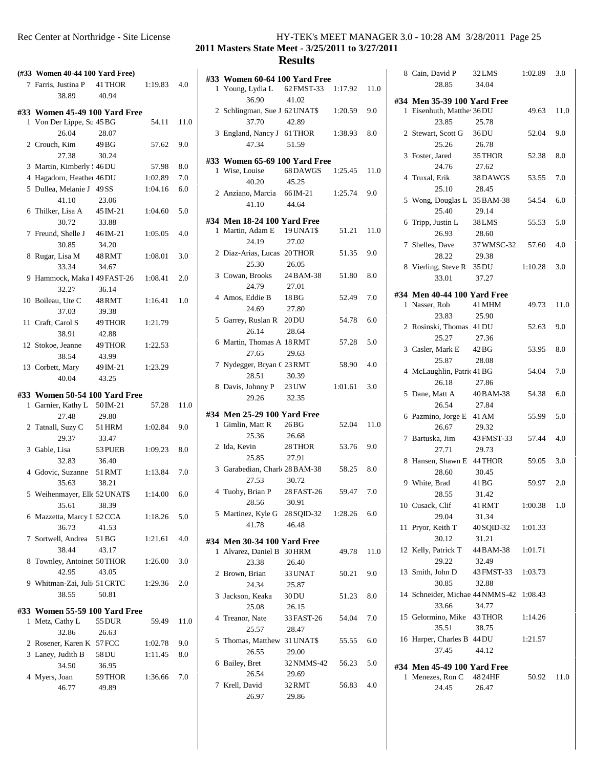## 2011 Masters State Meet - 3/25/2011 to 3/27/2011

## Results

### (#33 Women 40-44 100 Yard Free)

| Place | Name | Age Team | Time | Points |
|---|---|---|---|---|
| 7 | Farris, Justina P | 41 THOR | 1:19.83 | 4.0 |
| | 38.89 | 40.94 | | |

### #33 Women 45-49 100 Yard Free

| Place | Name | Age Team | Time | Points |
|---|---|---|---|---|
| 1 | Von Der Lippe, Su | 45 BG | 54.11 | 11.0 |
| | 26.04 | 28.07 | | |
| 2 | Crouch, Kim | 49 BG | 57.62 | 9.0 |
| | 27.38 | 30.24 | | |
| 3 | Martin, Kimberly S | 46 DU | 57.98 | 8.0 |
| 4 | Hagadorn, Heather | 46 DU | 1:02.89 | 7.0 |
| 5 | Dullea, Melanie J | 49 SS | 1:04.16 | 6.0 |
| | 41.10 | 23.06 | | |
| 6 | Thilker, Lisa A | 45 IM-21 | 1:04.60 | 5.0 |
| | 30.72 | 33.88 | | |
| 7 | Freund, Shelle J | 46 IM-21 | 1:05.05 | 4.0 |
| | 30.85 | 34.20 | | |
| 8 | Rugar, Lisa M | 48 RMT | 1:08.01 | 3.0 |
| | 33.34 | 34.67 | | |
| 9 | Hammock, Maka I | 49 FAST-26 | 1:08.41 | 2.0 |
| | 32.27 | 36.14 | | |
| 10 | Boileau, Ute C | 48 RMT | 1:16.41 | 1.0 |
| | 37.03 | 39.38 | | |
| 11 | Craft, Carol S | 49 THOR | 1:21.79 | |
| | 38.91 | 42.88 | | |
| 12 | Stokoe, Jeanne | 49 THOR | 1:22.53 | |
| | 38.54 | 43.99 | | |
| 13 | Corbett, Mary | 49 IM-21 | 1:23.29 | |
| | 40.04 | 43.25 | | |

### #33 Women 50-54 100 Yard Free

| Place | Name | Age Team | Time | Points |
|---|---|---|---|---|
| 1 | Garnier, Kathy L | 50 IM-21 | 57.28 | 11.0 |
| | 27.48 | 29.80 | | |
| 2 | Tatnall, Suzy C | 51 HRM | 1:02.84 | 9.0 |
| | 29.37 | 33.47 | | |
| 3 | Gable, Lisa | 53 PUEB | 1:09.23 | 8.0 |
| | 32.83 | 36.40 | | |
| 4 | Gdovic, Suzanne | 51 RMT | 1:13.84 | 7.0 |
| | 35.63 | 38.21 | | |
| 5 | Weihenmayer, Elle | 52 UNAT$ | 1:14.00 | 6.0 |
| | 35.61 | 38.39 | | |
| 6 | Mazzetta, Marcy L | 52 CCA | 1:18.26 | 5.0 |
| | 36.73 | 41.53 | | |
| 7 | Sortwell, Andrea | 51 BG | 1:21.61 | 4.0 |
| | 38.44 | 43.17 | | |
| 8 | Townley, Antoinet | 50 THOR | 1:26.00 | 3.0 |
| | 42.95 | 43.05 | | |
| 9 | Whitman-Zai, Juli | 51 CRTC | 1:29.36 | 2.0 |
| | 38.55 | 50.81 | | |

### #33 Women 55-59 100 Yard Free

| Place | Name | Age Team | Time | Points |
|---|---|---|---|---|
| 1 | Metz, Cathy L | 55 DUR | 59.49 | 11.0 |
| | 32.86 | 26.63 | | |
| 2 | Rosener, Karen K | 57 FCC | 1:02.78 | 9.0 |
| 3 | Laney, Judith B | 58 DU | 1:11.45 | 8.0 |
| | 34.50 | 36.95 | | |
| 4 | Myers, Joan | 59 THOR | 1:36.66 | 7.0 |
| | 46.77 | 49.89 | | |

### #33 Women 60-64 100 Yard Free

| Place | Name | Age Team | Time | Points |
|---|---|---|---|---|
| 1 | Young, Lydia L | 62 FMST-33 | 1:17.92 | 11.0 |
| | 36.90 | 41.02 | | |
| 2 | Schlingman, Sue J | 62 UNAT$ | 1:20.59 | 9.0 |
| | 37.70 | 42.89 | | |
| 3 | England, Nancy J | 61 THOR | 1:38.93 | 8.0 |
| | 47.34 | 51.59 | | |

### #33 Women 65-69 100 Yard Free

| Place | Name | Age Team | Time | Points |
|---|---|---|---|---|
| 1 | Wise, Louise | 68 DAWGS | 1:25.45 | 11.0 |
| | 40.20 | 45.25 | | |
| 2 | Anziano, Marcia | 66 IM-21 | 1:25.74 | 9.0 |
| | 41.10 | 44.64 | | |

### #34 Men 18-24 100 Yard Free

| Place | Name | Age Team | Time | Points |
|---|---|---|---|---|
| 1 | Martin, Adam E | 19 UNAT$ | 51.21 | 11.0 |
| | 24.19 | 27.02 | | |
| 2 | Diaz-Arias, Lucas | 20 THOR | 51.35 | 9.0 |
| | 25.30 | 26.05 | | |
| 3 | Cowan, Brooks | 24 BAM-38 | 51.80 | 8.0 |
| | 24.79 | 27.01 | | |
| 4 | Amos, Eddie B | 18 BG | 52.49 | 7.0 |
| | 24.69 | 27.80 | | |
| 5 | Garrey, Ruslan R | 20 DU | 54.78 | 6.0 |
| | 26.14 | 28.64 | | |
| 6 | Martin, Thomas A | 18 RMT | 57.28 | 5.0 |
| | 27.65 | 29.63 | | |
| 7 | Nydegger, Bryan C | 23 RMT | 58.90 | 4.0 |
| | 28.51 | 30.39 | | |
| 8 | Davis, Johnny P | 23 UW | 1:01.61 | 3.0 |
| | 29.26 | 32.35 | | |

### #34 Men 25-29 100 Yard Free

| Place | Name | Age Team | Time | Points |
|---|---|---|---|---|
| 1 | Gimlin, Matt R | 26 BG | 52.04 | 11.0 |
| | 25.36 | 26.68 | | |
| 2 | Ida, Kevin | 28 THOR | 53.76 | 9.0 |
| | 25.85 | 27.91 | | |
| 3 | Garabedian, Charl | 28 BAM-38 | 58.25 | 8.0 |
| | 27.53 | 30.72 | | |
| 4 | Tuohy, Brian P | 28 FAST-26 | 59.47 | 7.0 |
| | 28.56 | 30.91 | | |
| 5 | Martinez, Kyle G | 28 SQID-32 | 1:28.26 | 6.0 |
| | 41.78 | 46.48 | | |

### #34 Men 30-34 100 Yard Free

| Place | Name | Age Team | Time | Points |
|---|---|---|---|---|
| 1 | Alvarez, Daniel B | 30 HRM | 49.78 | 11.0 |
| | 23.38 | 26.40 | | |
| 2 | Brown, Brian | 33 UNAT | 50.21 | 9.0 |
| | 24.34 | 25.87 | | |
| 3 | Jackson, Keaka | 30 DU | 51.23 | 8.0 |
| | 25.08 | 26.15 | | |
| 4 | Treanor, Nate | 33 FAST-26 | 54.04 | 7.0 |
| | 25.57 | 28.47 | | |
| 5 | Thomas, Matthew | 31 UNAT$ | 55.55 | 6.0 |
| | 26.55 | 29.00 | | |
| 6 | Bailey, Bret | 32 NMMS-42 | 56.23 | 5.0 |
| | 26.54 | 29.69 | | |
| 7 | Krell, David | 32 RMT | 56.83 | 4.0 |
| | 26.97 | 29.86 | | |
| 8 | Cain, David P | 32 LMS | 1:02.89 | 3.0 |
| | 28.85 | 34.04 | | |

### #34 Men 35-39 100 Yard Free

| Place | Name | Age Team | Time | Points |
|---|---|---|---|---|
| 1 | Eisenhuth, Matthe | 36 DU | 49.63 | 11.0 |
| | 23.85 | 25.78 | | |
| 2 | Stewart, Scott G | 36 DU | 52.04 | 9.0 |
| | 25.26 | 26.78 | | |
| 3 | Foster, Jared | 35 THOR | 52.38 | 8.0 |
| | 24.76 | 27.62 | | |
| 4 | Truxal, Erik | 38 DAWGS | 53.55 | 7.0 |
| | 25.10 | 28.45 | | |
| 5 | Wong, Douglas L | 35 BAM-38 | 54.54 | 6.0 |
| | 25.40 | 29.14 | | |
| 6 | Tripp, Justin L | 38 LMS | 55.53 | 5.0 |
| | 26.93 | 28.60 | | |
| 7 | Shelles, Dave | 37 WMSC-32 | 57.60 | 4.0 |
| | 28.22 | 29.38 | | |
| 8 | Vierling, Steve R | 35 DU | 1:10.28 | 3.0 |
| | 33.01 | 37.27 | | |

### #34 Men 40-44 100 Yard Free

| Place | Name | Age Team | Time | Points |
|---|---|---|---|---|
| 1 | Nasser, Rob | 41 MHM | 49.73 | 11.0 |
| | 23.83 | 25.90 | | |
| 2 | Rosinski, Thomas | 41 DU | 52.63 | 9.0 |
| | 25.27 | 27.36 | | |
| 3 | Casler, Mark E | 42 BG | 53.95 | 8.0 |
| | 25.87 | 28.08 | | |
| 4 | McLaughlin, Patri | 41 BG | 54.04 | 7.0 |
| | 26.18 | 27.86 | | |
| 5 | Dane, Matt A | 40 BAM-38 | 54.38 | 6.0 |
| | 26.54 | 27.84 | | |
| 6 | Pazmino, Jorge E | 41 AM | 55.99 | 5.0 |
| | 26.67 | 29.32 | | |
| 7 | Bartuska, Jim | 43 FMST-33 | 57.44 | 4.0 |
| | 27.71 | 29.73 | | |
| 8 | Hansen, Shawn E | 44 THOR | 59.05 | 3.0 |
| | 28.60 | 30.45 | | |
| 9 | White, Brad | 41 BG | 59.97 | 2.0 |
| | 28.55 | 31.42 | | |
| 10 | Cusack, Clif | 41 RMT | 1:00.38 | 1.0 |
| | 29.04 | 31.34 | | |
| 11 | Pryor, Keith T | 40 SQID-32 | 1:01.33 | |
| | 30.12 | 31.21 | | |
| 12 | Kelly, Patrick T | 44 BAM-38 | 1:01.71 | |
| | 29.22 | 32.49 | | |
| 13 | Smith, John D | 43 FMST-33 | 1:03.73 | |
| | 30.85 | 32.88 | | |
| 14 | Schneider, Michae | 44 NMMS-42 | 1:08.43 | |
| | 33.66 | 34.77 | | |
| 15 | Gelormino, Mike | 43 THOR | 1:14.26 | |
| | 35.51 | 38.75 | | |
| 16 | Harper, Charles B | 44 DU | 1:21.57 | |
| | 37.45 | 44.12 | | |

### #34 Men 45-49 100 Yard Free

| Place | Name | Age Team | Time | Points |
|---|---|---|---|---|
| 1 | Menezes, Ron C | 48 24HF | 50.92 | 11.0 |
| | 24.45 | 26.47 | | |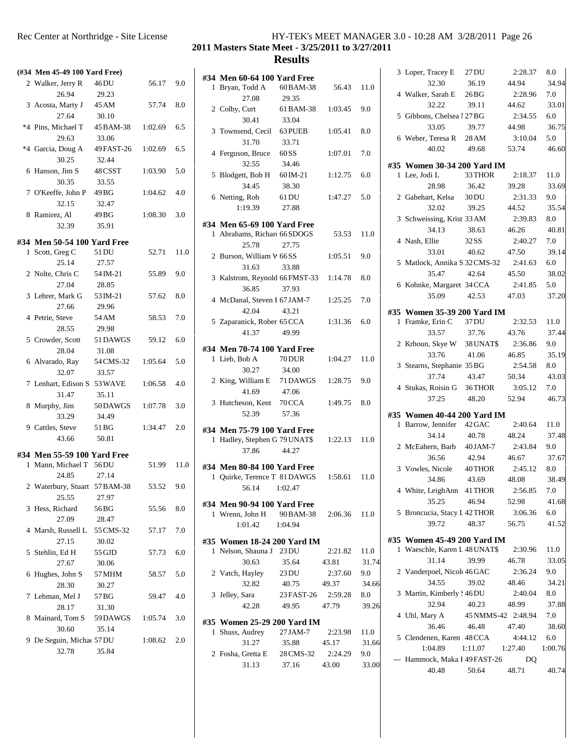## 2011 Masters State Meet - 3/25/2011 to 3/27/2011

## Results

### (#34 Men 45-49 100 Yard Free)

| Place | Name | Age | Team | Time | Points |
|---|---|---|---|---|---|
| 2 | Walker, Jerry R | 46 | DU | 56.17 | 9.0 |
| | 26.94 | 29.23 | | | |
| 3 | Acosta, Marty J | 45 | AM | 57.74 | 8.0 |
| | 27.64 | 30.10 | | | |
| *4 | Pins, Michael T | 45 | BAM-38 | 1:02.69 | 6.5 |
| | 29.63 | 33.06 | | | |
| *4 | Garcia, Doug A | 49 | FAST-26 | 1:02.69 | 6.5 |
| | 30.25 | 32.44 | | | |
| 6 | Hanson, Jim S | 48 | CSST | 1:03.90 | 5.0 |
| | 30.35 | 33.55 | | | |
| 7 | O'Keeffe, John P | 49 | BG | 1:04.62 | 4.0 |
| | 32.15 | 32.47 | | | |
| 8 | Ramirez, Al | 49 | BG | 1:08.30 | 3.0 |
| | 32.39 | 35.91 | | | |

### #34 Men 50-54 100 Yard Free

| Place | Name | Age | Team | Time | Points |
|---|---|---|---|---|---|
| 1 | Scott, Greg C | 51 | DU | 52.71 | 11.0 |
| | 25.14 | 27.57 | | | |
| 2 | Nolte, Chris C | 54 | IM-21 | 55.89 | 9.0 |
| | 27.04 | 28.85 | | | |
| 3 | Lehrer, Mark G | 53 | IM-21 | 57.62 | 8.0 |
| | 27.66 | 29.96 | | | |
| 4 | Petrie, Steve | 54 | AM | 58.53 | 7.0 |
| | 28.55 | 29.98 | | | |
| 5 | Crowder, Scott | 51 | DAWGS | 59.12 | 6.0 |
| | 28.04 | 31.08 | | | |
| 6 | Alvarado, Ray | 54 | CMS-32 | 1:05.64 | 5.0 |
| | 32.07 | 33.57 | | | |
| 7 | Lenhart, Edison S | 53 | WAVE | 1:06.58 | 4.0 |
| | 31.47 | 35.11 | | | |
| 8 | Murphy, Jim | 50 | DAWGS | 1:07.78 | 3.0 |
| | 33.29 | 34.49 | | | |
| 9 | Cattles, Steve | 51 | BG | 1:34.47 | 2.0 |
| | 43.66 | 50.81 | | | |

### #34 Men 55-59 100 Yard Free

| Place | Name | Age | Team | Time | Points |
|---|---|---|---|---|---|
| 1 | Mann, Michael T | 56 | DU | 51.99 | 11.0 |
| | 24.85 | 27.14 | | | |
| 2 | Waterbury, Stuart | 57 | BAM-38 | 53.52 | 9.0 |
| | 25.55 | 27.97 | | | |
| 3 | Hess, Richard | 56 | BG | 55.56 | 8.0 |
| | 27.09 | 28.47 | | | |
| 4 | Marsh, Russell L | 55 | CMS-32 | 57.17 | 7.0 |
| | 27.15 | 30.02 | | | |
| 5 | Stehlin, Ed H | 55 | GJD | 57.73 | 6.0 |
| | 27.67 | 30.06 | | | |
| 6 | Hughes, John S | 57 | MHM | 58.57 | 5.0 |
| | 28.30 | 30.27 | | | |
| 7 | Lehman, Mel J | 57 | BG | 59.47 | 4.0 |
| | 28.17 | 31.30 | | | |
| 8 | Mainard, Tom S | 59 | DAWGS | 1:05.74 | 3.0 |
| | 30.60 | 35.14 | | | |
| 9 | De Seguin, Michae | 57 | DU | 1:08.62 | 2.0 |
| | 32.78 | 35.84 | | | |

### #34 Men 60-64 100 Yard Free

| Place | Name | Age | Team | Time | Points |
|---|---|---|---|---|---|
| 1 | Bryan, Todd A | 60 | BAM-38 | 56.43 | 11.0 |
| | 27.08 | 29.35 | | | |
| 2 | Colby, Curt | 61 | BAM-38 | 1:03.45 | 9.0 |
| | 30.41 | 33.04 | | | |
| 3 | Townsend, Cecil | 63 | PUEB | 1:05.41 | 8.0 |
| | 31.70 | 33.71 | | | |
| 4 | Ferguson, Bruce | 60 | SS | 1:07.01 | 7.0 |
| | 32.55 | 34.46 | | | |
| 5 | Blodgett, Bob H | 60 | IM-21 | 1:12.75 | 6.0 |
| | 34.45 | 38.30 | | | |
| 6 | Netting, Rob | 61 | DU | 1:47.27 | 5.0 |
| | 1:19.39 | 27.88 | | | |

### #34 Men 65-69 100 Yard Free

| Place | Name | Age | Team | Time | Points |
|---|---|---|---|---|---|
| 1 | Abrahams, Richard | 66 | SDOGS | 53.53 | 11.0 |
| | 25.78 | 27.75 | | | |
| 2 | Burson, William W | 66 | SS | 1:05.51 | 9.0 |
| | 31.63 | 33.88 | | | |
| 3 | Kalstrom, Reynold | 66 | FMST-33 | 1:14.78 | 8.0 |
| | 36.85 | 37.93 | | | |
| 4 | McDanal, Steven I | 67 | JAM-7 | 1:25.25 | 7.0 |
| | 42.04 | 43.21 | | | |
| 5 | Zaparanick, Rober | 65 | CCA | 1:31.36 | 6.0 |
| | 41.37 | 49.99 | | | |

### #34 Men 70-74 100 Yard Free

| Place | Name | Age | Team | Time | Points |
|---|---|---|---|---|---|
| 1 | Lieb, Bob A | 70 | DUR | 1:04.27 | 11.0 |
| | 30.27 | 34.00 | | | |
| 2 | King, William E | 71 | DAWGS | 1:28.75 | 9.0 |
| | 41.69 | 47.06 | | | |
| 3 | Hutcheson, Kent | 70 | CCA | 1:49.75 | 8.0 |
| | 52.39 | 57.36 | | | |

### #34 Men 75-79 100 Yard Free

| Place | Name | Age | Team | Time | Points |
|---|---|---|---|---|---|
| 1 | Hadley, Stephen G | 79 | UNAT$ | 1:22.13 | 11.0 |
| | 37.86 | 44.27 | | | |

### #34 Men 80-84 100 Yard Free

| Place | Name | Age | Team | Time | Points |
|---|---|---|---|---|---|
| 1 | Quirke, Terence T | 81 | DAWGS | 1:58.61 | 11.0 |
| | 56.14 | 1:02.47 | | | |

### #34 Men 90-94 100 Yard Free

| Place | Name | Age | Team | Time | Points |
|---|---|---|---|---|---|
| 1 | Wrenn, John H | 90 | BAM-38 | 2:06.36 | 11.0 |
| | 1:01.42 | 1:04.94 | | | |

### #35 Women 18-24 200 Yard IM

| Place | Name | Age | Team | Time | Points |
|---|---|---|---|---|---|
| 1 | Nelson, Shauna J | 23 | DU | 2:21.82 | 11.0 |
| | 30.63 | 35.64 | 43.81 | 31.74 | |
| 2 | Vatch, Hayley | 23 | DU | 2:37.60 | 9.0 |
| | 32.82 | 40.75 | 49.37 | 34.66 | |
| 3 | Jelley, Sara | 23 | FAST-26 | 2:59.28 | 8.0 |
| | 42.28 | 49.95 | 47.79 | 39.26 | |

### #35 Women 25-29 200 Yard IM

| Place | Name | Age | Team | Time | Points |
|---|---|---|---|---|---|
| 1 | Shuss, Audrey | 27 | JAM-7 | 2:23.98 | 11.0 |
| | 31.27 | 35.88 | 45.17 | 31.66 | |
| 2 | Fosha, Gretta E | 28 | CMS-32 | 2:24.29 | 9.0 |
| | 31.13 | 37.16 | 43.00 | 33.00 | |
| 3 | Loper, Tracey E | 27 | DU | 2:28.37 | 8.0 |
| | 32.30 | 36.19 | 44.94 | 34.94 | |
| 4 | Walker, Sarah E | 26 | BG | 2:28.96 | 7.0 |
| | 32.22 | 39.11 | 44.62 | 33.01 | |
| 5 | Gibbons, Chelsea I | 27 | BG | 2:34.55 | 6.0 |
| | 33.05 | 39.77 | 44.98 | 36.75 | |
| 6 | Weber, Teresa R | 28 | AM | 3:10.04 | 5.0 |
| | 40.02 | 49.68 | 53.74 | 46.60 | |

### #35 Women 30-34 200 Yard IM

| Place | Name | Age | Team | Time | Points |
|---|---|---|---|---|---|
| 1 | Lee, Jodi L | 33 | THOR | 2:18.37 | 11.0 |
| | 28.98 | 36.42 | 39.28 | 33.69 | |
| 2 | Gabehart, Kelsa | 30 | DU | 2:31.33 | 9.0 |
| | 32.02 | 39.25 | 44.52 | 35.54 | |
| 3 | Schweissing, Krist | 33 | AM | 2:39.83 | 8.0 |
| | 34.13 | 38.63 | 46.26 | 40.81 | |
| 4 | Nash, Ellie | 32 | SS | 2:40.27 | 7.0 |
| | 33.01 | 40.62 | 47.50 | 39.14 | |
| 5 | Matlock, Annika S | 32 | CMS-32 | 2:41.63 | 6.0 |
| | 35.47 | 42.64 | 45.50 | 38.02 | |
| 6 | Kohnke, Margaret | 34 | CCA | 2:41.85 | 5.0 |
| | 35.09 | 42.53 | 47.03 | 37.20 | |

### #35 Women 35-39 200 Yard IM

| Place | Name | Age | Team | Time | Points |
|---|---|---|---|---|---|
| 1 | Framke, Erin C | 37 | DU | 2:32.53 | 11.0 |
| | 33.57 | 37.76 | 43.76 | 37.44 | |
| 2 | Krhoun, Skye W | 38 | UNAT$ | 2:36.86 | 9.0 |
| | 33.76 | 41.06 | 46.85 | 35.19 | |
| 3 | Stearns, Stephanie | 35 | BG | 2:54.58 | 8.0 |
| | 37.74 | 43.47 | 50.34 | 43.03 | |
| 4 | Stukas, Roisin G | 36 | THOR | 3:05.12 | 7.0 |
| | 37.25 | 48.20 | 52.94 | 46.73 | |

### #35 Women 40-44 200 Yard IM

| Place | Name | Age | Team | Time | Points |
|---|---|---|---|---|---|
| 1 | Barrow, Jennifer | 42 | GAC | 2:40.64 | 11.0 |
| | 34.14 | 40.78 | 48.24 | 37.48 | |
| 2 | McEahern, Barb | 40 | JAM-7 | 2:43.84 | 9.0 |
| | 36.56 | 42.94 | 46.67 | 37.67 | |
| 3 | Vowles, Nicole | 40 | THOR | 2:45.12 | 8.0 |
| | 34.86 | 43.69 | 48.08 | 38.49 | |
| 4 | White, LeighAnn | 41 | THOR | 2:56.85 | 7.0 |
| | 35.25 | 46.94 | 52.98 | 41.68 | |
| 5 | Broncucia, Stacy L | 42 | THOR | 3:06.36 | 6.0 |
| | 39.72 | 48.37 | 56.75 | 41.52 | |

### #35 Women 45-49 200 Yard IM

| Place | Name | Age | Team | Time | Points |
|---|---|---|---|---|---|
| 1 | Waeschle, Karen L | 48 | UNAT$ | 2:30.96 | 11.0 |
| | 31.14 | 39.99 | 46.78 | 33.05 | |
| 2 | Vanderpoel, Nicole | 46 | GAC | 2:36.24 | 9.0 |
| | 34.55 | 39.02 | 48.46 | 34.21 | |
| 3 | Martin, Kimberly S | 46 | DU | 2:40.04 | 8.0 |
| | 32.94 | 40.23 | 48.99 | 37.88 | |
| 4 | Uhl, Mary A | 45 | NMMS-42 | 2:48.94 | 7.0 |
| | 36.46 | 46.48 | 47.40 | 38.60 | |
| 5 | Clendenen, Karen | 48 | CCA | 4:44.12 | 6.0 |
| | 1:04.89 | 1:11.07 | 1:27.40 | 1:00.76 | |
| --- | Hammock, Maka I | 49 | FAST-26 | DQ | |
| | 40.48 | 50.64 | 48.71 | 40.74 | |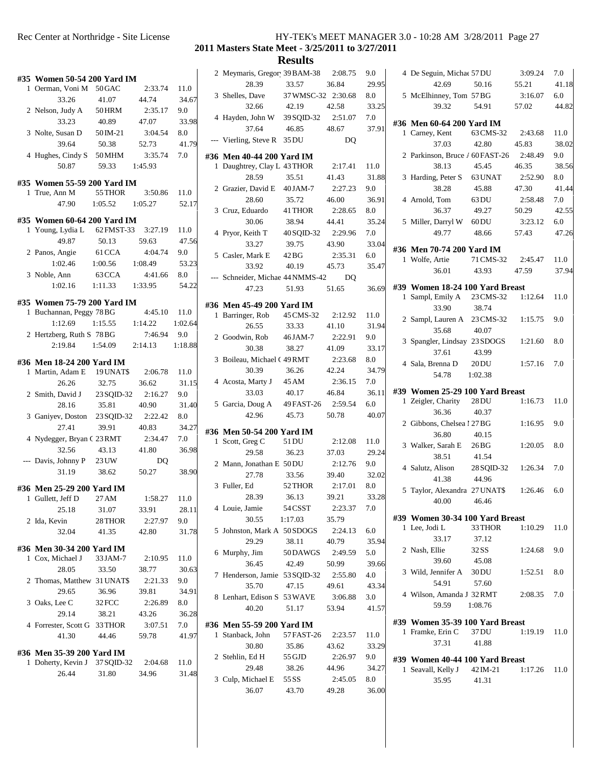**2011 Masters State Meet - 3/25/2011 to 3/27/2011**

**Results**

#### #35 Women 50-54 200 Yard IM

| Place | Name | Age | Team | Finals Time | Points |
|---|---|---|---|---|---|
| 1 | Oerman, Voni M | 50 | GAC | 2:33.74 | 11.0 |
| | 33.26 | 41.07 | 44.74 | 34.67 | |
| 2 | Nelson, Judy A | 50 | HRM | 2:35.17 | 9.0 |
| | 33.23 | 40.89 | 47.07 | 33.98 | |
| 3 | Nolte, Susan D | 50 | IM-21 | 3:04.54 | 8.0 |
| | 39.64 | 50.38 | 52.73 | 41.79 | |
| 4 | Hughes, Cindy S | 50 | MHM | 3:35.74 | 7.0 |
| | 50.87 | 59.33 | 1:45.93 | | |

#### #35 Women 55-59 200 Yard IM

| Place | Name | Age | Team | Finals Time | Points |
|---|---|---|---|---|---|
| 1 | True, Ann M | 55 | THOR | 3:50.86 | 11.0 |
| | 47.90 | 1:05.52 | 1:05.27 | 52.17 | |

#### #35 Women 60-64 200 Yard IM

| Place | Name | Age | Team | Finals Time | Points |
|---|---|---|---|---|---|
| 1 | Young, Lydia L | 62 | FMST-33 | 3:27.19 | 11.0 |
| | 49.87 | 50.13 | 59.63 | 47.56 | |
| 2 | Panos, Angie | 61 | CCA | 4:04.74 | 9.0 |
| | 1:02.46 | 1:00.56 | 1:08.49 | 53.23 | |
| 3 | Noble, Ann | 63 | CCA | 4:41.66 | 8.0 |
| | 1:02.16 | 1:11.33 | 1:33.95 | 54.22 | |

#### #35 Women 75-79 200 Yard IM

| Place | Name | Age | Team | Finals Time | Points |
|---|---|---|---|---|---|
| 1 | Buchannan, Peggy | 78 | BG | 4:45.10 | 11.0 |
| | 1:12.69 | 1:15.55 | 1:14.22 | 1:02.64 | |
| 2 | Hertzberg, Ruth S | 78 | BG | 7:46.94 | 9.0 |
| | 2:19.84 | 1:54.09 | 2:14.13 | 1:18.88 | |

#### #36 Men 18-24 200 Yard IM

| Place | Name | Age | Team | Finals Time | Points |
|---|---|---|---|---|---|
| 1 | Martin, Adam E | 19 | UNAT$ | 2:06.78 | 11.0 |
| | 26.26 | 32.75 | 36.62 | 31.15 | |
| 2 | Smith, David J | 23 | SQID-32 | 2:16.27 | 9.0 |
| | 28.16 | 35.81 | 40.90 | 31.40 | |
| 3 | Ganiyev, Doston | 23 | SQID-32 | 2:22.42 | 8.0 |
| | 27.41 | 39.91 | 40.83 | 34.27 | |
| 4 | Nydegger, Bryan C | 23 | RMT | 2:34.47 | 7.0 |
| | 32.56 | 43.13 | 41.80 | 36.98 | |
| --- | Davis, Johnny P | 23 | UW | DQ | |
| | 31.19 | 38.62 | 50.27 | 38.90 | |

#### #36 Men 25-29 200 Yard IM

| Place | Name | Age | Team | Finals Time | Points |
|---|---|---|---|---|---|
| 1 | Gullett, Jeff D | 27 | AM | 1:58.27 | 11.0 |
| | 25.18 | 31.07 | 33.91 | 28.11 | |
| 2 | Ida, Kevin | 28 | THOR | 2:27.97 | 9.0 |
| | 32.04 | 41.35 | 42.80 | 31.78 | |

#### #36 Men 30-34 200 Yard IM

| Place | Name | Age | Team | Finals Time | Points |
|---|---|---|---|---|---|
| 1 | Cox, Michael J | 33 | JAM-7 | 2:10.95 | 11.0 |
| | 28.05 | 33.50 | 38.77 | 30.63 | |
| 2 | Thomas, Matthew | 31 | UNAT$ | 2:21.33 | 9.0 |
| | 29.65 | 36.96 | 39.81 | 34.91 | |
| 3 | Oaks, Lee C | 32 | FCC | 2:26.89 | 8.0 |
| | 29.14 | 38.21 | 43.26 | 36.28 | |
| 4 | Forrester, Scott G | 33 | THOR | 3:07.51 | 7.0 |
| | 41.30 | 44.46 | 59.78 | 41.97 | |

#### #36 Men 35-39 200 Yard IM

| Place | Name | Age | Team | Finals Time | Points |
|---|---|---|---|---|---|
| 1 | Doherty, Kevin J | 37 | SQID-32 | 2:04.68 | 11.0 |
| | 26.44 | 31.80 | 34.96 | 31.48 | |
| 2 | Meymaris, Gregory | 39 | BAM-38 | 2:08.75 | 9.0 |
| | 28.39 | 33.57 | 36.84 | 29.95 | |
| 3 | Shelles, Dave | 37 | WMSC-32 | 2:30.68 | 8.0 |
| | 32.66 | 42.19 | 42.58 | 33.25 | |
| 4 | Hayden, John W | 39 | SQID-32 | 2:51.07 | 7.0 |
| | 37.64 | 46.85 | 48.67 | 37.91 | |
| --- | Vierling, Steve R | 35 | DU | DQ | |

#### #36 Men 40-44 200 Yard IM

| Place | Name | Age | Team | Finals Time | Points |
|---|---|---|---|---|---|
| 1 | Daughtrey, Clay L | 43 | THOR | 2:17.41 | 11.0 |
| | 28.59 | 35.51 | 41.43 | 31.88 | |
| 2 | Grazier, David E | 40 | JAM-7 | 2:27.23 | 9.0 |
| | 28.60 | 35.72 | 46.00 | 36.91 | |
| 3 | Cruz, Eduardo | 41 | THOR | 2:28.65 | 8.0 |
| | 30.06 | 38.94 | 44.41 | 35.24 | |
| 4 | Pryor, Keith T | 40 | SQID-32 | 2:29.96 | 7.0 |
| | 33.27 | 39.75 | 43.90 | 33.04 | |
| 5 | Casler, Mark E | 42 | BG | 2:35.31 | 6.0 |
| | 33.92 | 40.19 | 45.73 | 35.47 | |
| --- | Schneider, Michael | 44 | NMMS-42 | DQ | |
| | 47.23 | 51.93 | 51.65 | 36.69 | |

#### #36 Men 45-49 200 Yard IM

| Place | Name | Age | Team | Finals Time | Points |
|---|---|---|---|---|---|
| 1 | Barringer, Rob | 45 | CMS-32 | 2:12.92 | 11.0 |
| | 26.55 | 33.33 | 41.10 | 31.94 | |
| 2 | Goodwin, Rob | 46 | JAM-7 | 2:22.91 | 9.0 |
| | 30.38 | 38.27 | 41.09 | 33.17 | |
| 3 | Boileau, Michael C | 49 | RMT | 2:23.68 | 8.0 |
| | 30.39 | 36.26 | 42.24 | 34.79 | |
| 4 | Acosta, Marty J | 45 | AM | 2:36.15 | 7.0 |
| | 33.03 | 40.17 | 46.84 | 36.11 | |
| 5 | Garcia, Doug A | 49 | FAST-26 | 2:59.54 | 6.0 |
| | 42.96 | 45.73 | 50.78 | 40.07 | |

#### #36 Men 50-54 200 Yard IM

| Place | Name | Age | Team | Finals Time | Points |
|---|---|---|---|---|---|
| 1 | Scott, Greg C | 51 | DU | 2:12.08 | 11.0 |
| | 29.58 | 36.23 | 37.03 | 29.24 | |
| 2 | Mann, Jonathan E | 50 | DU | 2:12.76 | 9.0 |
| | 27.78 | 33.56 | 39.40 | 32.02 | |
| 3 | Fuller, Ed | 52 | THOR | 2:17.01 | 8.0 |
| | 28.39 | 36.13 | 39.21 | 33.28 | |
| 4 | Louie, Jamie | 54 | CSST | 2:23.37 | 7.0 |
| | 30.55 | 1:17.03 | 35.79 | | |
| 5 | Johnston, Mark A | 50 | SDOGS | 2:24.13 | 6.0 |
| | 29.29 | 38.11 | 40.79 | 35.94 | |
| 6 | Murphy, Jim | 50 | DAWGS | 2:49.59 | 5.0 |
| | 36.45 | 42.49 | 50.99 | 39.66 | |
| 7 | Henderson, Jamie | 53 | SQID-32 | 2:55.80 | 4.0 |
| | 35.70 | 47.15 | 49.61 | 43.34 | |
| 8 | Lenhart, Edison S | 53 | WAVE | 3:06.88 | 3.0 |
| | 40.20 | 51.17 | 53.94 | 41.57 | |

#### #36 Men 55-59 200 Yard IM

| Place | Name | Age | Team | Finals Time | Points |
|---|---|---|---|---|---|
| 1 | Stanback, John | 57 | FAST-26 | 2:23.57 | 11.0 |
| | 30.80 | 35.86 | 43.62 | 33.29 | |
| 2 | Stehlin, Ed H | 55 | GJD | 2:26.97 | 9.0 |
| | 29.48 | 38.26 | 44.96 | 34.27 | |
| 3 | Culp, Michael E | 55 | SS | 2:45.05 | 8.0 |
| | 36.07 | 43.70 | 49.28 | 36.00 | |
| 4 | De Seguin, Michael | 57 | DU | 3:09.24 | 7.0 |
| | 42.69 | 50.16 | 55.21 | 41.18 | |
| 5 | McElhinney, Tom | 57 | BG | 3:16.07 | 6.0 |
| | 39.32 | 54.91 | 57.02 | 44.82 | |

#### #36 Men 60-64 200 Yard IM

| Place | Name | Age | Team | Finals Time | Points |
|---|---|---|---|---|---|
| 1 | Carney, Kent | 63 | CMS-32 | 2:43.68 | 11.0 |
| | 37.03 | 42.80 | 45.83 | 38.02 | |
| 2 | Parkinson, Bruce A | 60 | FAST-26 | 2:48.49 | 9.0 |
| | 38.13 | 45.45 | 46.35 | 38.56 | |
| 3 | Harding, Peter S | 63 | UNAT | 2:52.90 | 8.0 |
| | 38.28 | 45.88 | 47.30 | 41.44 | |
| 4 | Arnold, Tom | 63 | DU | 2:58.48 | 7.0 |
| | 36.37 | 49.27 | 50.29 | 42.55 | |
| 5 | Miller, Darryl W | 60 | DU | 3:23.12 | 6.0 |
| | 49.77 | 48.66 | 57.43 | 47.26 | |

#### #36 Men 70-74 200 Yard IM

| Place | Name | Age | Team | Finals Time | Points |
|---|---|---|---|---|---|
| 1 | Wolfe, Artie | 71 | CMS-32 | 2:45.47 | 11.0 |
| | 36.01 | 43.93 | 47.59 | 37.94 | |

#### #39 Women 18-24 100 Yard Breast

| Place | Name | Age | Team | Finals Time | Points |
|---|---|---|---|---|---|
| 1 | Sampl, Emily A | 23 | CMS-32 | 1:12.64 | 11.0 |
| | 33.90 | 38.74 | | | |
| 2 | Sampl, Lauren A | 23 | CMS-32 | 1:15.75 | 9.0 |
| | 35.68 | 40.07 | | | |
| 3 | Spangler, Lindsay | 23 | SDOGS | 1:21.60 | 8.0 |
| | 37.61 | 43.99 | | | |
| 4 | Sala, Brenna D | 20 | DU | 1:57.16 | 7.0 |
| | 54.78 | 1:02.38 | | | |

#### #39 Women 25-29 100 Yard Breast

| Place | Name | Age | Team | Finals Time | Points |
|---|---|---|---|---|---|
| 1 | Zeigler, Charity | 28 | DU | 1:16.73 | 11.0 |
| | 36.36 | 40.37 | | | |
| 2 | Gibbons, Chelsea L | 27 | BG | 1:16.95 | 9.0 |
| | 36.80 | 40.15 | | | |
| 3 | Walker, Sarah E | 26 | BG | 1:20.05 | 8.0 |
| | 38.51 | 41.54 | | | |
| 4 | Salutz, Alison | 28 | SQID-32 | 1:26.34 | 7.0 |
| | 41.38 | 44.96 | | | |
| 5 | Taylor, Alexandra | 27 | UNAT$ | 1:26.46 | 6.0 |
| | 40.00 | 46.46 | | | |

#### #39 Women 30-34 100 Yard Breast

| Place | Name | Age | Team | Finals Time | Points |
|---|---|---|---|---|---|
| 1 | Lee, Jodi L | 33 | THOR | 1:10.29 | 11.0 |
| | 33.17 | 37.12 | | | |
| 2 | Nash, Ellie | 32 | SS | 1:24.68 | 9.0 |
| | 39.60 | 45.08 | | | |
| 3 | Wild, Jennifer A | 30 | DU | 1:52.51 | 8.0 |
| | 54.91 | 57.60 | | | |
| 4 | Wilson, Amanda J | 32 | RMT | 2:08.35 | 7.0 |
| | 59.59 | 1:08.76 | | | |

#### #39 Women 35-39 100 Yard Breast

| Place | Name | Age | Team | Finals Time | Points |
|---|---|---|---|---|---|
| 1 | Framke, Erin C | 37 | DU | 1:19.19 | 11.0 |
| | 37.31 | 41.88 | | | |

#### #39 Women 40-44 100 Yard Breast

| Place | Name | Age | Team | Finals Time | Points |
|---|---|---|---|---|---|
| 1 | Seavall, Kelly J | 42 | IM-21 | 1:17.26 | 11.0 |
| | 35.95 | 41.31 | | | |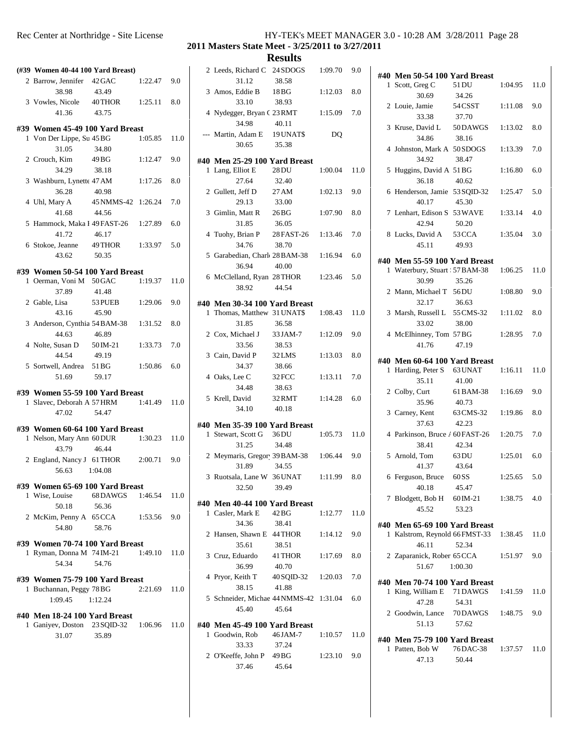## 2011 Masters State Meet - 3/25/2011 to 3/27/2011

## Results

**(#39 Women 40-44 100 Yard Breast)**

| Place | Name | Age | Team | Time | Points |
|---|---|---|---|---|---|
| 2 | Barrow, Jennifer | 42 | GAC | 1:22.47 | 9.0 |
| | 38.98 | 43.49 | | | |
| 3 | Vowles, Nicole | 40 | THOR | 1:25.11 | 8.0 |
| | 41.36 | 43.75 | | | |

**#39 Women 45-49 100 Yard Breast**

| Place | Name | Age | Team | Time | Points |
|---|---|---|---|---|---|
| 1 | Von Der Lippe, Su | 45 | BG | 1:05.85 | 11.0 |
| | 31.05 | 34.80 | | | |
| 2 | Crouch, Kim | 49 | BG | 1:12.47 | 9.0 |
| | 34.29 | 38.18 | | | |
| 3 | Washburn, Lynette | 47 | AM | 1:17.26 | 8.0 |
| | 36.28 | 40.98 | | | |
| 4 | Uhl, Mary A | 45 | NMMS-42 | 1:26.24 | 7.0 |
| | 41.68 | 44.56 | | | |
| 5 | Hammock, Maka I | 49 | FAST-26 | 1:27.89 | 6.0 |
| | 41.72 | 46.17 | | | |
| 6 | Stokoe, Jeanne | 49 | THOR | 1:33.97 | 5.0 |
| | 43.62 | 50.35 | | | |

**#39 Women 50-54 100 Yard Breast**

| Place | Name | Age | Team | Time | Points |
|---|---|---|---|---|---|
| 1 | Oerman, Voni M | 50 | GAC | 1:19.37 | 11.0 |
| | 37.89 | 41.48 | | | |
| 2 | Gable, Lisa | 53 | PUEB | 1:29.06 | 9.0 |
| | 43.16 | 45.90 | | | |
| 3 | Anderson, Cynthia | 54 | BAM-38 | 1:31.52 | 8.0 |
| | 44.63 | 46.89 | | | |
| 4 | Nolte, Susan D | 50 | IM-21 | 1:33.73 | 7.0 |
| | 44.54 | 49.19 | | | |
| 5 | Sortwell, Andrea | 51 | BG | 1:50.86 | 6.0 |
| | 51.69 | 59.17 | | | |

**#39 Women 55-59 100 Yard Breast**

| Place | Name | Age | Team | Time | Points |
|---|---|---|---|---|---|
| 1 | Slavec, Deborah A | 57 | HRM | 1:41.49 | 11.0 |
| | 47.02 | 54.47 | | | |

**#39 Women 60-64 100 Yard Breast**

| Place | Name | Age | Team | Time | Points |
|---|---|---|---|---|---|
| 1 | Nelson, Mary Ann | 60 | DUR | 1:30.23 | 11.0 |
| | 43.79 | 46.44 | | | |
| 2 | England, Nancy J | 61 | THOR | 2:00.71 | 9.0 |
| | 56.63 | 1:04.08 | | | |

**#39 Women 65-69 100 Yard Breast**

| Place | Name | Age | Team | Time | Points |
|---|---|---|---|---|---|
| 1 | Wise, Louise | 68 | DAWGS | 1:46.54 | 11.0 |
| | 50.18 | 56.36 | | | |
| 2 | McKim, Penny A | 65 | CCA | 1:53.56 | 9.0 |
| | 54.80 | 58.76 | | | |

**#39 Women 70-74 100 Yard Breast**

| Place | Name | Age | Team | Time | Points |
|---|---|---|---|---|---|
| 1 | Ryman, Donna M | 74 | IM-21 | 1:49.10 | 11.0 |
| | 54.34 | 54.76 | | | |

**#39 Women 75-79 100 Yard Breast**

| Place | Name | Age | Team | Time | Points |
|---|---|---|---|---|---|
| 1 | Buchannan, Peggy | 78 | BG | 2:21.69 | 11.0 |
| | 1:09.45 | 1:12.24 | | | |

**#40 Men 18-24 100 Yard Breast**

| Place | Name | Age | Team | Time | Points |
|---|---|---|---|---|---|
| 1 | Ganiyev, Doston | 23 | SQID-32 | 1:06.96 | 11.0 |
| | 31.07 | 35.89 | | | |
| 2 | Leeds, Richard C | 24 | SDOGS | 1:09.70 | 9.0 |
| | 31.12 | 38.58 | | | |
| 3 | Amos, Eddie B | 18 | BG | 1:12.03 | 8.0 |
| | 33.10 | 38.93 | | | |
| 4 | Nydegger, Bryan C | 23 | RMT | 1:15.09 | 7.0 |
| | 34.98 | 40.11 | | | |
| --- | Martin, Adam E | 19 | UNAT$ | DQ | |
| | 30.65 | 35.38 | | | |

**#40 Men 25-29 100 Yard Breast**

| Place | Name | Age | Team | Time | Points |
|---|---|---|---|---|---|
| 1 | Lang, Elliot E | 28 | DU | 1:00.04 | 11.0 |
| | 27.64 | 32.40 | | | |
| 2 | Gullett, Jeff D | 27 | AM | 1:02.13 | 9.0 |
| | 29.13 | 33.00 | | | |
| 3 | Gimlin, Matt R | 26 | BG | 1:07.90 | 8.0 |
| | 31.85 | 36.05 | | | |
| 4 | Tuohy, Brian P | 28 | FAST-26 | 1:13.46 | 7.0 |
| | 34.76 | 38.70 | | | |
| 5 | Garabedian, Charl | 28 | BAM-38 | 1:16.94 | 6.0 |
| | 36.94 | 40.00 | | | |
| 6 | McClelland, Ryan | 28 | THOR | 1:23.46 | 5.0 |
| | 38.92 | 44.54 | | | |

**#40 Men 30-34 100 Yard Breast**

| Place | Name | Age | Team | Time | Points |
|---|---|---|---|---|---|
| 1 | Thomas, Matthew | 31 | UNAT$ | 1:08.43 | 11.0 |
| | 31.85 | 36.58 | | | |
| 2 | Cox, Michael J | 33 | JAM-7 | 1:12.09 | 9.0 |
| | 33.56 | 38.53 | | | |
| 3 | Cain, David P | 32 | LMS | 1:13.03 | 8.0 |
| | 34.37 | 38.66 | | | |
| 4 | Oaks, Lee C | 32 | FCC | 1:13.11 | 7.0 |
| | 34.48 | 38.63 | | | |
| 5 | Krell, David | 32 | RMT | 1:14.28 | 6.0 |
| | 34.10 | 40.18 | | | |

**#40 Men 35-39 100 Yard Breast**

| Place | Name | Age | Team | Time | Points |
|---|---|---|---|---|---|
| 1 | Stewart, Scott G | 36 | DU | 1:05.73 | 11.0 |
| | 31.25 | 34.48 | | | |
| 2 | Meymaris, Gregory | 39 | BAM-38 | 1:06.44 | 9.0 |
| | 31.89 | 34.55 | | | |
| 3 | Ruotsala, Lane W | 36 | UNAT | 1:11.99 | 8.0 |
| | 32.50 | 39.49 | | | |

**#40 Men 40-44 100 Yard Breast**

| Place | Name | Age | Team | Time | Points |
|---|---|---|---|---|---|
| 1 | Casler, Mark E | 42 | BG | 1:12.77 | 11.0 |
| | 34.36 | 38.41 | | | |
| 2 | Hansen, Shawn E | 44 | THOR | 1:14.12 | 9.0 |
| | 35.61 | 38.51 | | | |
| 3 | Cruz, Eduardo | 41 | THOR | 1:17.69 | 8.0 |
| | 36.99 | 40.70 | | | |
| 4 | Pryor, Keith T | 40 | SQID-32 | 1:20.03 | 7.0 |
| | 38.15 | 41.88 | | | |
| 5 | Schneider, Michae | 44 | NMMS-42 | 1:31.04 | 6.0 |
| | 45.40 | 45.64 | | | |

**#40 Men 45-49 100 Yard Breast**

| Place | Name | Age | Team | Time | Points |
|---|---|---|---|---|---|
| 1 | Goodwin, Rob | 46 | JAM-7 | 1:10.57 | 11.0 |
| | 33.33 | 37.24 | | | |
| 2 | O'Keeffe, John P | 49 | BG | 1:23.10 | 9.0 |
| | 37.46 | 45.64 | | | |

**#40 Men 50-54 100 Yard Breast**

| Place | Name | Age | Team | Time | Points |
|---|---|---|---|---|---|
| 1 | Scott, Greg C | 51 | DU | 1:04.95 | 11.0 |
| | 30.69 | 34.26 | | | |
| 2 | Louie, Jamie | 54 | CSST | 1:11.08 | 9.0 |
| | 33.38 | 37.70 | | | |
| 3 | Kruse, David L | 50 | DAWGS | 1:13.02 | 8.0 |
| | 34.86 | 38.16 | | | |
| 4 | Johnston, Mark A | 50 | SDOGS | 1:13.39 | 7.0 |
| | 34.92 | 38.47 | | | |
| 5 | Huggins, David A | 51 | BG | 1:16.80 | 6.0 |
| | 36.18 | 40.62 | | | |
| 6 | Henderson, Jamie | 53 | SQID-32 | 1:25.47 | 5.0 |
| | 40.17 | 45.30 | | | |
| 7 | Lenhart, Edison S | 53 | WAVE | 1:33.14 | 4.0 |
| | 42.94 | 50.20 | | | |
| 8 | Lucks, David A | 53 | CCA | 1:35.04 | 3.0 |
| | 45.11 | 49.93 | | | |

**#40 Men 55-59 100 Yard Breast**

| Place | Name | Age | Team | Time | Points |
|---|---|---|---|---|---|
| 1 | Waterbury, Stuart | 57 | BAM-38 | 1:06.25 | 11.0 |
| | 30.99 | 35.26 | | | |
| 2 | Mann, Michael T | 56 | DU | 1:08.80 | 9.0 |
| | 32.17 | 36.63 | | | |
| 3 | Marsh, Russell L | 55 | CMS-32 | 1:11.02 | 8.0 |
| | 33.02 | 38.00 | | | |
| 4 | McElhinney, Tom | 57 | BG | 1:28.95 | 7.0 |
| | 41.76 | 47.19 | | | |

**#40 Men 60-64 100 Yard Breast**

| Place | Name | Age | Team | Time | Points |
|---|---|---|---|---|---|
| 1 | Harding, Peter S | 63 | UNAT | 1:16.11 | 11.0 |
| | 35.11 | 41.00 | | | |
| 2 | Colby, Curt | 61 | BAM-38 | 1:16.69 | 9.0 |
| | 35.96 | 40.73 | | | |
| 3 | Carney, Kent | 63 | CMS-32 | 1:19.86 | 8.0 |
| | 37.63 | 42.23 | | | |
| 4 | Parkinson, Bruce A | 60 | FAST-26 | 1:20.75 | 7.0 |
| | 38.41 | 42.34 | | | |
| 5 | Arnold, Tom | 63 | DU | 1:25.01 | 6.0 |
| | 41.37 | 43.64 | | | |
| 6 | Ferguson, Bruce | 60 | SS | 1:25.65 | 5.0 |
| | 40.18 | 45.47 | | | |
| 7 | Blodgett, Bob H | 60 | IM-21 | 1:38.75 | 4.0 |
| | 45.52 | 53.23 | | | |

**#40 Men 65-69 100 Yard Breast**

| Place | Name | Age | Team | Time | Points |
|---|---|---|---|---|---|
| 1 | Kalstrom, Reynold | 66 | FMST-33 | 1:38.45 | 11.0 |
| | 46.11 | 52.34 | | | |
| 2 | Zaparanick, Rober | 65 | CCA | 1:51.97 | 9.0 |
| | 51.67 | 1:00.30 | | | |

**#40 Men 70-74 100 Yard Breast**

| Place | Name | Age | Team | Time | Points |
|---|---|---|---|---|---|
| 1 | King, William E | 71 | DAWGS | 1:41.59 | 11.0 |
| | 47.28 | 54.31 | | | |
| 2 | Goodwin, Lance | 70 | DAWGS | 1:48.75 | 9.0 |
| | 51.13 | 57.62 | | | |

**#40 Men 75-79 100 Yard Breast**

| Place | Name | Age | Team | Time | Points |
|---|---|---|---|---|---|
| 1 | Patten, Bob W | 76 | DAC-38 | 1:37.57 | 11.0 |
| | 47.13 | 50.44 | | | |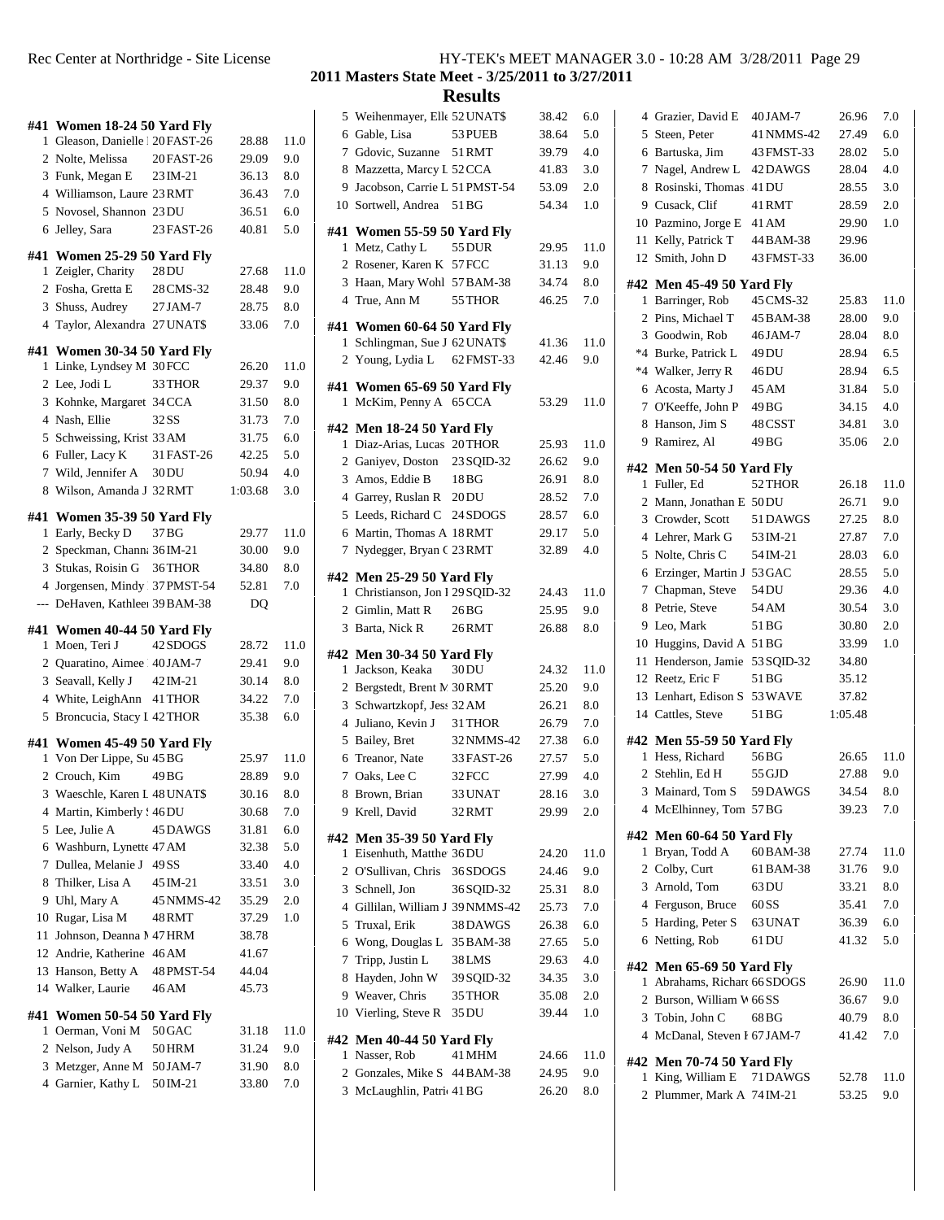**2011 Masters State Meet - 3/25/2011 to 3/27/2011**

**Results**

#### #41 Women 18-24 50 Yard Fly

| | Name | Age | Team | Time | Points |
|---|---|---|---|---|---|
| 1 | Gleason, Danielle | 20 | FAST-26 | 28.88 | 11.0 |
| 2 | Nolte, Melissa | 20 | FAST-26 | 29.09 | 9.0 |
| 3 | Funk, Megan E | 23 | IM-21 | 36.13 | 8.0 |
| 4 | Williamson, Laure | 23 | RMT | 36.43 | 7.0 |
| 5 | Novosel, Shannon | 23 | DU | 36.51 | 6.0 |
| 6 | Jelley, Sara | 23 | FAST-26 | 40.81 | 5.0 |

#### #41 Women 25-29 50 Yard Fly

| | Name | Age | Team | Time | Points |
|---|---|---|---|---|---|
| 1 | Zeigler, Charity | 28 | DU | 27.68 | 11.0 |
| 2 | Fosha, Gretta E | 28 | CMS-32 | 28.48 | 9.0 |
| 3 | Shuss, Audrey | 27 | JAM-7 | 28.75 | 8.0 |
| 4 | Taylor, Alexandra | 27 | UNAT$ | 33.06 | 7.0 |

#### #41 Women 30-34 50 Yard Fly

| | Name | Age | Team | Time | Points |
|---|---|---|---|---|---|
| 1 | Linke, Lyndsey M | 30 | FCC | 26.20 | 11.0 |
| 2 | Lee, Jodi L | 33 | THOR | 29.37 | 9.0 |
| 3 | Kohnke, Margaret | 34 | CCA | 31.50 | 8.0 |
| 4 | Nash, Ellie | 32 | SS | 31.73 | 7.0 |
| 5 | Schweissing, Krist | 33 | AM | 31.75 | 6.0 |
| 6 | Fuller, Lacy K | 31 | FAST-26 | 42.25 | 5.0 |
| 7 | Wild, Jennifer A | 30 | DU | 50.94 | 4.0 |
| 8 | Wilson, Amanda J | 32 | RMT | 1:03.68 | 3.0 |

#### #41 Women 35-39 50 Yard Fly

| | Name | Age | Team | Time | Points |
|---|---|---|---|---|---|
| 1 | Early, Becky D | 37 | BG | 29.77 | 11.0 |
| 2 | Speckman, Chann | 36 | IM-21 | 30.00 | 9.0 |
| 3 | Stukas, Roisin G | 36 | THOR | 34.80 | 8.0 |
| 4 | Jorgensen, Mindy | 37 | PMST-54 | 52.81 | 7.0 |
| --- | DeHaven, Kathleen | 39 | BAM-38 | DQ | |

#### #41 Women 40-44 50 Yard Fly

| | Name | Age | Team | Time | Points |
|---|---|---|---|---|---|
| 1 | Moen, Teri J | 42 | SDOGS | 28.72 | 11.0 |
| 2 | Quaratino, Aimee | 40 | JAM-7 | 29.41 | 9.0 |
| 3 | Seavall, Kelly J | 42 | IM-21 | 30.14 | 8.0 |
| 4 | White, LeighAnn | 41 | THOR | 34.22 | 7.0 |
| 5 | Broncucia, Stacy L | 42 | THOR | 35.38 | 6.0 |

#### #41 Women 45-49 50 Yard Fly

| | Name | Age | Team | Time | Points |
|---|---|---|---|---|---|
| 1 | Von Der Lippe, Su | 45 | BG | 25.97 | 11.0 |
| 2 | Crouch, Kim | 49 | BG | 28.89 | 9.0 |
| 3 | Waeschle, Karen L | 48 | UNAT$ | 30.16 | 8.0 |
| 4 | Martin, Kimberly | 46 | DU | 30.68 | 7.0 |
| 5 | Lee, Julie A | 45 | DAWGS | 31.81 | 6.0 |
| 6 | Washburn, Lynette | 47 | AM | 32.38 | 5.0 |
| 7 | Dullea, Melanie J | 49 | SS | 33.40 | 4.0 |
| 8 | Thilker, Lisa A | 45 | IM-21 | 33.51 | 3.0 |
| 9 | Uhl, Mary A | 45 | NMMS-42 | 35.29 | 2.0 |
| 10 | Rugar, Lisa M | 48 | RMT | 37.29 | 1.0 |
| 11 | Johnson, Deanna M | 47 | HRM | 38.78 | |
| 12 | Andrie, Katherine | 46 | AM | 41.67 | |
| 13 | Hanson, Betty A | 48 | PMST-54 | 44.04 | |
| 14 | Walker, Laurie | 46 | AM | 45.73 | |

#### #41 Women 50-54 50 Yard Fly

| | Name | Age | Team | Time | Points |
|---|---|---|---|---|---|
| 1 | Oerman, Voni M | 50 | GAC | 31.18 | 11.0 |
| 2 | Nelson, Judy A | 50 | HRM | 31.24 | 9.0 |
| 3 | Metzger, Anne M | 50 | JAM-7 | 31.90 | 8.0 |
| 4 | Garnier, Kathy L | 50 | IM-21 | 33.80 | 7.0 |
| 5 | Weihenmayer, Elle | 52 | UNAT$ | 38.42 | 6.0 |
| 6 | Gable, Lisa | 53 | PUEB | 38.64 | 5.0 |
| 7 | Gdovic, Suzanne | 51 | RMT | 39.79 | 4.0 |
| 8 | Mazzetta, Marcy L | 52 | CCA | 41.83 | 3.0 |
| 9 | Jacobson, Carrie L | 51 | PMST-54 | 53.09 | 2.0 |
| 10 | Sortwell, Andrea | 51 | BG | 54.34 | 1.0 |

#### #41 Women 55-59 50 Yard Fly

| | Name | Age | Team | Time | Points |
|---|---|---|---|---|---|
| 1 | Metz, Cathy L | 55 | DUR | 29.95 | 11.0 |
| 2 | Rosener, Karen K | 57 | FCC | 31.13 | 9.0 |
| 3 | Haan, Mary Wohl | 57 | BAM-38 | 34.74 | 8.0 |
| 4 | True, Ann M | 55 | THOR | 46.25 | 7.0 |

#### #41 Women 60-64 50 Yard Fly

| | Name | Age | Team | Time | Points |
|---|---|---|---|---|---|
| 1 | Schlingman, Sue J | 62 | UNAT$ | 41.36 | 11.0 |
| 2 | Young, Lydia L | 62 | FMST-33 | 42.46 | 9.0 |

#### #41 Women 65-69 50 Yard Fly

| | Name | Age | Team | Time | Points |
|---|---|---|---|---|---|
| 1 | McKim, Penny A | 65 | CCA | 53.29 | 11.0 |

#### #42 Men 18-24 50 Yard Fly

| | Name | Age | Team | Time | Points |
|---|---|---|---|---|---|
| 1 | Diaz-Arias, Lucas | 20 | THOR | 25.93 | 11.0 |
| 2 | Ganiyev, Doston | 23 | SQID-32 | 26.62 | 9.0 |
| 3 | Amos, Eddie B | 18 | BG | 26.91 | 8.0 |
| 4 | Garrey, Ruslan R | 20 | DU | 28.52 | 7.0 |
| 5 | Leeds, Richard C | 24 | SDOGS | 28.57 | 6.0 |
| 6 | Martin, Thomas A | 18 | RMT | 29.17 | 5.0 |
| 7 | Nydegger, Bryan C | 23 | RMT | 32.89 | 4.0 |

#### #42 Men 25-29 50 Yard Fly

| | Name | Age | Team | Time | Points |
|---|---|---|---|---|---|
| 1 | Christianson, Jon I | 29 | SQID-32 | 24.43 | 11.0 |
| 2 | Gimlin, Matt R | 26 | BG | 25.95 | 9.0 |
| 3 | Barta, Nick R | 26 | RMT | 26.88 | 8.0 |

#### #42 Men 30-34 50 Yard Fly

| | Name | Age | Team | Time | Points |
|---|---|---|---|---|---|
| 1 | Jackson, Keaka | 30 | DU | 24.32 | 11.0 |
| 2 | Bergstedt, Brent M | 30 | RMT | 25.20 | 9.0 |
| 3 | Schwartzkopf, Jess | 32 | AM | 26.21 | 8.0 |
| 4 | Juliano, Kevin J | 31 | THOR | 26.79 | 7.0 |
| 5 | Bailey, Bret | 32 | NMMS-42 | 27.38 | 6.0 |
| 6 | Treanor, Nate | 33 | FAST-26 | 27.57 | 5.0 |
| 7 | Oaks, Lee C | 32 | FCC | 27.99 | 4.0 |
| 8 | Brown, Brian | 33 | UNAT | 28.16 | 3.0 |
| 9 | Krell, David | 32 | RMT | 29.99 | 2.0 |

#### #42 Men 35-39 50 Yard Fly

| | Name | Age | Team | Time | Points |
|---|---|---|---|---|---|
| 1 | Eisenhuth, Matthe | 36 | DU | 24.20 | 11.0 |
| 2 | O'Sullivan, Chris | 36 | SDOGS | 24.46 | 9.0 |
| 3 | Schnell, Jon | 36 | SQID-32 | 25.31 | 8.0 |
| 4 | Gillilan, William J | 39 | NMMS-42 | 25.73 | 7.0 |
| 5 | Truxal, Erik | 38 | DAWGS | 26.38 | 6.0 |
| 6 | Wong, Douglas L | 35 | BAM-38 | 27.65 | 5.0 |
| 7 | Tripp, Justin L | 38 | LMS | 29.63 | 4.0 |
| 8 | Hayden, John W | 39 | SQID-32 | 34.35 | 3.0 |
| 9 | Weaver, Chris | 35 | THOR | 35.08 | 2.0 |
| 10 | Vierling, Steve R | 35 | DU | 39.44 | 1.0 |

#### #42 Men 40-44 50 Yard Fly

| | Name | Age | Team | Time | Points |
|---|---|---|---|---|---|
| 1 | Nasser, Rob | 41 | MHM | 24.66 | 11.0 |
| 2 | Gonzales, Mike S | 44 | BAM-38 | 24.95 | 9.0 |
| 3 | McLaughlin, Patri | 41 | BG | 26.20 | 8.0 |
| 4 | Grazier, David E | 40 | JAM-7 | 26.96 | 7.0 |
| 5 | Steen, Peter | 41 | NMMS-42 | 27.49 | 6.0 |
| 6 | Bartuska, Jim | 43 | FMST-33 | 28.02 | 5.0 |
| 7 | Nagel, Andrew L | 42 | DAWGS | 28.04 | 4.0 |
| 8 | Rosinski, Thomas | 41 | DU | 28.55 | 3.0 |
| 9 | Cusack, Clif | 41 | RMT | 28.59 | 2.0 |
| 10 | Pazmino, Jorge E | 41 | AM | 29.90 | 1.0 |
| 11 | Kelly, Patrick T | 44 | BAM-38 | 29.96 | |
| 12 | Smith, John D | 43 | FMST-33 | 36.00 | |

#### #42 Men 45-49 50 Yard Fly

| | Name | Age | Team | Time | Points |
|---|---|---|---|---|---|
| 1 | Barringer, Rob | 45 | CMS-32 | 25.83 | 11.0 |
| 2 | Pins, Michael T | 45 | BAM-38 | 28.00 | 9.0 |
| 3 | Goodwin, Rob | 46 | JAM-7 | 28.04 | 8.0 |
| *4 | Burke, Patrick L | 49 | DU | 28.94 | 6.5 |
| *4 | Walker, Jerry R | 46 | DU | 28.94 | 6.5 |
| 6 | Acosta, Marty J | 45 | AM | 31.84 | 5.0 |
| 7 | O'Keeffe, John P | 49 | BG | 34.15 | 4.0 |
| 8 | Hanson, Jim S | 48 | CSST | 34.81 | 3.0 |
| 9 | Ramirez, Al | 49 | BG | 35.06 | 2.0 |

#### #42 Men 50-54 50 Yard Fly

| | Name | Age | Team | Time | Points |
|---|---|---|---|---|---|
| 1 | Fuller, Ed | 52 | THOR | 26.18 | 11.0 |
| 2 | Mann, Jonathan E | 50 | DU | 26.71 | 9.0 |
| 3 | Crowder, Scott | 51 | DAWGS | 27.25 | 8.0 |
| 4 | Lehrer, Mark G | 53 | IM-21 | 27.87 | 7.0 |
| 5 | Nolte, Chris C | 54 | IM-21 | 28.03 | 6.0 |
| 6 | Erzinger, Martin J | 53 | GAC | 28.55 | 5.0 |
| 7 | Chapman, Steve | 54 | DU | 29.36 | 4.0 |
| 8 | Petrie, Steve | 54 | AM | 30.54 | 3.0 |
| 9 | Leo, Mark | 51 | BG | 30.80 | 2.0 |
| 10 | Huggins, David A | 51 | BG | 33.99 | 1.0 |
| 11 | Henderson, Jamie | 53 | SQID-32 | 34.80 | |
| 12 | Reetz, Eric F | 51 | BG | 35.12 | |
| 13 | Lenhart, Edison S | 53 | WAVE | 37.82 | |
| 14 | Cattles, Steve | 51 | BG | 1:05.48 | |

#### #42 Men 55-59 50 Yard Fly

| | Name | Age | Team | Time | Points |
|---|---|---|---|---|---|
| 1 | Hess, Richard | 56 | BG | 26.65 | 11.0 |
| 2 | Stehlin, Ed H | 55 | GJD | 27.88 | 9.0 |
| 3 | Mainard, Tom S | 59 | DAWGS | 34.54 | 8.0 |
| 4 | McElhinney, Tom | 57 | BG | 39.23 | 7.0 |

#### #42 Men 60-64 50 Yard Fly

| | Name | Age | Team | Time | Points |
|---|---|---|---|---|---|
| 1 | Bryan, Todd A | 60 | BAM-38 | 27.74 | 11.0 |
| 2 | Colby, Curt | 61 | BAM-38 | 31.76 | 9.0 |
| 3 | Arnold, Tom | 63 | DU | 33.21 | 8.0 |
| 4 | Ferguson, Bruce | 60 | SS | 35.41 | 7.0 |
| 5 | Harding, Peter S | 63 | UNAT | 36.39 | 6.0 |
| 6 | Netting, Rob | 61 | DU | 41.32 | 5.0 |

#### #42 Men 65-69 50 Yard Fly

| | Name | Age | Team | Time | Points |
|---|---|---|---|---|---|
| 1 | Abrahams, Richard | 66 | SDOGS | 26.90 | 11.0 |
| 2 | Burson, William W | 66 | SS | 36.67 | 9.0 |
| 3 | Tobin, John C | 68 | BG | 40.79 | 8.0 |
| 4 | McDanal, Steven F | 67 | JAM-7 | 41.42 | 7.0 |

#### #42 Men 70-74 50 Yard Fly

| | Name | Age | Team | Time | Points |
|---|---|---|---|---|---|
| 1 | King, William E | 71 | DAWGS | 52.78 | 11.0 |
| 2 | Plummer, Mark A | 74 | IM-21 | 53.25 | 9.0 |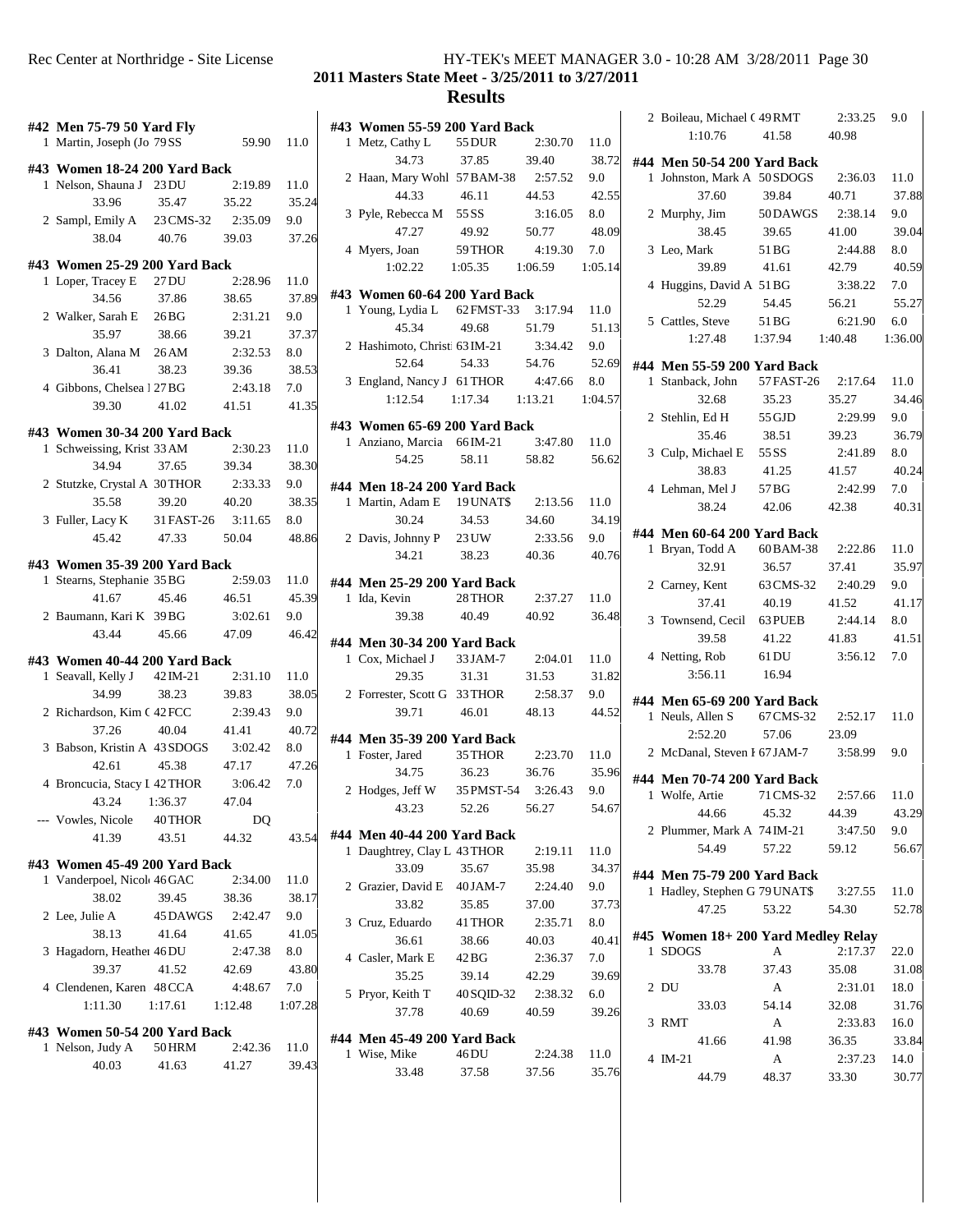**2011 Masters State Meet - 3/25/2011 to 3/27/2011**

**Results**

#42 Men 75-79 50 Yard Fly

| | Name | Age | Team | Time | Points |
|---|---|---|---|---|---|
| 1 | Martin, Joseph (Jo | 79 | SS | 59.90 | 11.0 |

#43 Women 18-24 200 Yard Back

| | Name | Age | Team | Time | Points |
|---|---|---|---|---|---|
| 1 | Nelson, Shauna J | 23 | DU | 2:19.89 | 11.0 |
| | 33.96 | 35.47 | 35.22 | 35.24 | |
| 2 | Sampl, Emily A | 23 | CMS-32 | 2:35.09 | 9.0 |
| | 38.04 | 40.76 | 39.03 | 37.26 | |

#43 Women 25-29 200 Yard Back

| | Name | Age | Team | Time | Points |
|---|---|---|---|---|---|
| 1 | Loper, Tracey E | 27 | DU | 2:28.96 | 11.0 |
| | 34.56 | 37.86 | 38.65 | 37.89 | |
| 2 | Walker, Sarah E | 26 | BG | 2:31.21 | 9.0 |
| | 35.97 | 38.66 | 39.21 | 37.37 | |
| 3 | Dalton, Alana M | 26 | AM | 2:32.53 | 8.0 |
| | 36.41 | 38.23 | 39.36 | 38.53 | |
| 4 | Gibbons, Chelsea I | 27 | BG | 2:43.18 | 7.0 |
| | 39.30 | 41.02 | 41.51 | 41.35 | |

#43 Women 30-34 200 Yard Back

| | Name | Age | Team | Time | Points |
|---|---|---|---|---|---|
| 1 | Schweissing, Krist | 33 | AM | 2:30.23 | 11.0 |
| | 34.94 | 37.65 | 39.34 | 38.30 | |
| 2 | Stutzke, Crystal A | 30 | THOR | 2:33.33 | 9.0 |
| | 35.58 | 39.20 | 40.20 | 38.35 | |
| 3 | Fuller, Lacy K | 31 | FAST-26 | 3:11.65 | 8.0 |
| | 45.42 | 47.33 | 50.04 | 48.86 | |

#43 Women 35-39 200 Yard Back

| | Name | Age | Team | Time | Points |
|---|---|---|---|---|---|
| 1 | Stearns, Stephanie | 35 | BG | 2:59.03 | 11.0 |
| | 41.67 | 45.46 | 46.51 | 45.39 | |
| 2 | Baumann, Kari K | 39 | BG | 3:02.61 | 9.0 |
| | 43.44 | 45.66 | 47.09 | 46.42 | |

#43 Women 40-44 200 Yard Back

| | Name | Age | Team | Time | Points |
|---|---|---|---|---|---|
| 1 | Seavall, Kelly J | 42 | IM-21 | 2:31.10 | 11.0 |
| | 34.99 | 38.23 | 39.83 | 38.05 | |
| 2 | Richardson, Kim ( | 42 | FCC | 2:39.43 | 9.0 |
| | 37.26 | 40.04 | 41.41 | 40.72 | |
| 3 | Babson, Kristin A | 43 | SDOGS | 3:02.42 | 8.0 |
| | 42.61 | 45.38 | 47.17 | 47.26 | |
| 4 | Broncucia, Stacy I | 42 | THOR | 3:06.42 | 7.0 |
| | 43.24 | 1:36.37 | 47.04 | | |
| --- | Vowles, Nicole | 40 | THOR | DQ | |
| | 41.39 | 43.51 | 44.32 | 43.54 | |

#43 Women 45-49 200 Yard Back

| | Name | Age | Team | Time | Points |
|---|---|---|---|---|---|
| 1 | Vanderpoel, Nicol | 46 | GAC | 2:34.00 | 11.0 |
| | 38.02 | 39.45 | 38.36 | 38.17 | |
| 2 | Lee, Julie A | 45 | DAWGS | 2:42.47 | 9.0 |
| | 38.13 | 41.64 | 41.65 | 41.05 | |
| 3 | Hagadorn, Heather | 46 | DU | 2:47.38 | 8.0 |
| | 39.37 | 41.52 | 42.69 | 43.80 | |
| 4 | Clendenen, Karen | 48 | CCA | 4:48.67 | 7.0 |
| | 1:11.30 | 1:17.61 | 1:12.48 | 1:07.28 | |

#43 Women 50-54 200 Yard Back

| | Name | Age | Team | Time | Points |
|---|---|---|---|---|---|
| 1 | Nelson, Judy A | 50 | HRM | 2:42.36 | 11.0 |
| | 40.03 | 41.63 | 41.27 | 39.43 | |

#43 Women 55-59 200 Yard Back

| | Name | Age | Team | Time | Points |
|---|---|---|---|---|---|
| 1 | Metz, Cathy L | 55 | DUR | 2:30.70 | 11.0 |
| | 34.73 | 37.85 | 39.40 | 38.72 | |
| 2 | Haan, Mary Wohl | 57 | BAM-38 | 2:57.52 | 9.0 |
| | 44.33 | 46.11 | 44.53 | 42.55 | |
| 3 | Pyle, Rebecca M | 55 | SS | 3:16.05 | 8.0 |
| | 47.27 | 49.92 | 50.77 | 48.09 | |
| 4 | Myers, Joan | 59 | THOR | 4:19.30 | 7.0 |
| | 1:02.22 | 1:05.35 | 1:06.59 | 1:05.14 | |

#43 Women 60-64 200 Yard Back

| | Name | Age | Team | Time | Points |
|---|---|---|---|---|---|
| 1 | Young, Lydia L | 62 | FMST-33 | 3:17.94 | 11.0 |
| | 45.34 | 49.68 | 51.79 | 51.13 | |
| 2 | Hashimoto, Christi | 63 | IM-21 | 3:34.42 | 9.0 |
| | 52.64 | 54.33 | 54.76 | 52.69 | |
| 3 | England, Nancy J | 61 | THOR | 4:47.66 | 8.0 |
| | 1:12.54 | 1:17.34 | 1:13.21 | 1:04.57 | |

#43 Women 65-69 200 Yard Back

| | Name | Age | Team | Time | Points |
|---|---|---|---|---|---|
| 1 | Anziano, Marcia | 66 | IM-21 | 3:47.80 | 11.0 |
| | 54.25 | 58.11 | 58.82 | 56.62 | |

#44 Men 18-24 200 Yard Back

| | Name | Age | Team | Time | Points |
|---|---|---|---|---|---|
| 1 | Martin, Adam E | 19 | UNAT$ | 2:13.56 | 11.0 |
| | 30.24 | 34.53 | 34.60 | 34.19 | |
| 2 | Davis, Johnny P | 23 | UW | 2:33.56 | 9.0 |
| | 34.21 | 38.23 | 40.36 | 40.76 | |

#44 Men 25-29 200 Yard Back

| | Name | Age | Team | Time | Points |
|---|---|---|---|---|---|
| 1 | Ida, Kevin | 28 | THOR | 2:37.27 | 11.0 |
| | 39.38 | 40.49 | 40.92 | 36.48 | |

#44 Men 30-34 200 Yard Back

| | Name | Age | Team | Time | Points |
|---|---|---|---|---|---|
| 1 | Cox, Michael J | 33 | JAM-7 | 2:04.01 | 11.0 |
| | 29.35 | 31.31 | 31.53 | 31.82 | |
| 2 | Forrester, Scott G | 33 | THOR | 2:58.37 | 9.0 |
| | 39.71 | 46.01 | 48.13 | 44.52 | |

#44 Men 35-39 200 Yard Back

| | Name | Age | Team | Time | Points |
|---|---|---|---|---|---|
| 1 | Foster, Jared | 35 | THOR | 2:23.70 | 11.0 |
| | 34.75 | 36.23 | 36.76 | 35.96 | |
| 2 | Hodges, Jeff W | 35 | PMST-54 | 3:26.43 | 9.0 |
| | 43.23 | 52.26 | 56.27 | 54.67 | |

#44 Men 40-44 200 Yard Back

| | Name | Age | Team | Time | Points |
|---|---|---|---|---|---|
| 1 | Daughtrey, Clay L | 43 | THOR | 2:19.11 | 11.0 |
| | 33.09 | 35.67 | 35.98 | 34.37 | |
| 2 | Grazier, David E | 40 | JAM-7 | 2:24.40 | 9.0 |
| | 33.82 | 35.85 | 37.00 | 37.73 | |
| 3 | Cruz, Eduardo | 41 | THOR | 2:35.71 | 8.0 |
| | 36.61 | 38.66 | 40.03 | 40.41 | |
| 4 | Casler, Mark E | 42 | BG | 2:36.37 | 7.0 |
| | 35.25 | 39.14 | 42.29 | 39.69 | |
| 5 | Pryor, Keith T | 40 | SQID-32 | 2:38.32 | 6.0 |
| | 37.78 | 40.69 | 40.59 | 39.26 | |

#44 Men 45-49 200 Yard Back

| | Name | Age | Team | Time | Points |
|---|---|---|---|---|---|
| 1 | Wise, Mike | 46 | DU | 2:24.38 | 11.0 |
| | 33.48 | 37.58 | 37.56 | 35.76 | |
| 2 | Boileau, Michael ( | 49 | RMT | 2:33.25 | 9.0 |
| | 1:10.76 | 41.58 | 40.98 | | |

#44 Men 50-54 200 Yard Back

| | Name | Age | Team | Time | Points |
|---|---|---|---|---|---|
| 1 | Johnston, Mark A | 50 | SDOGS | 2:36.03 | 11.0 |
| | 37.60 | 39.84 | 40.71 | 37.88 | |
| 2 | Murphy, Jim | 50 | DAWGS | 2:38.14 | 9.0 |
| | 38.45 | 39.65 | 41.00 | 39.04 | |
| 3 | Leo, Mark | 51 | BG | 2:44.88 | 8.0 |
| | 39.89 | 41.61 | 42.79 | 40.59 | |
| 4 | Huggins, David A | 51 | BG | 3:38.22 | 7.0 |
| | 52.29 | 54.45 | 56.21 | 55.27 | |
| 5 | Cattles, Steve | 51 | BG | 6:21.90 | 6.0 |
| | 1:27.48 | 1:37.94 | 1:40.48 | 1:36.00 | |

#44 Men 55-59 200 Yard Back

| | Name | Age | Team | Time | Points |
|---|---|---|---|---|---|
| 1 | Stanback, John | 57 | FAST-26 | 2:17.64 | 11.0 |
| | 32.68 | 35.23 | 35.27 | 34.46 | |
| 2 | Stehlin, Ed H | 55 | GJD | 2:29.99 | 9.0 |
| | 35.46 | 38.51 | 39.23 | 36.79 | |
| 3 | Culp, Michael E | 55 | SS | 2:41.89 | 8.0 |
| | 38.83 | 41.25 | 41.57 | 40.24 | |
| 4 | Lehman, Mel J | 57 | BG | 2:42.99 | 7.0 |
| | 38.24 | 42.06 | 42.38 | 40.31 | |

#44 Men 60-64 200 Yard Back

| | Name | Age | Team | Time | Points |
|---|---|---|---|---|---|
| 1 | Bryan, Todd A | 60 | BAM-38 | 2:22.86 | 11.0 |
| | 32.91 | 36.57 | 37.41 | 35.97 | |
| 2 | Carney, Kent | 63 | CMS-32 | 2:40.29 | 9.0 |
| | 37.41 | 40.19 | 41.52 | 41.17 | |
| 3 | Townsend, Cecil | 63 | PUEB | 2:44.14 | 8.0 |
| | 39.58 | 41.22 | 41.83 | 41.51 | |
| 4 | Netting, Rob | 61 | DU | 3:56.12 | 7.0 |
| | 3:56.11 | 16.94 | | | |

#44 Men 65-69 200 Yard Back

| | Name | Age | Team | Time | Points |
|---|---|---|---|---|---|
| 1 | Neuls, Allen S | 67 | CMS-32 | 2:52.17 | 11.0 |
| | 2:52.20 | 57.06 | 23.09 | | |
| 2 | McDanal, Steven I | 67 | JAM-7 | 3:58.99 | 9.0 |

#44 Men 70-74 200 Yard Back

| | Name | Age | Team | Time | Points |
|---|---|---|---|---|---|
| 1 | Wolfe, Artie | 71 | CMS-32 | 2:57.66 | 11.0 |
| | 44.66 | 45.32 | 44.39 | 43.29 | |
| 2 | Plummer, Mark A | 74 | IM-21 | 3:47.50 | 9.0 |
| | 54.49 | 57.22 | 59.12 | 56.67 | |

#44 Men 75-79 200 Yard Back

| | Name | Age | Team | Time | Points |
|---|---|---|---|---|---|
| 1 | Hadley, Stephen G | 79 | UNAT$ | 3:27.55 | 11.0 |
| | 47.25 | 53.22 | 54.30 | 52.78 | |

#45 Women 18+ 200 Yard Medley Relay

| | Team | Relay | Time | Points |
|---|---|---|---|---|
| 1 | SDOGS | A | 2:17.37 | 22.0 |
| | 33.78 | 37.43 | 35.08 | 31.08 |
| 2 | DU | A | 2:31.01 | 18.0 |
| | 33.03 | 54.14 | 32.08 | 31.76 |
| 3 | RMT | A | 2:33.83 | 16.0 |
| | 41.66 | 41.98 | 36.35 | 33.84 |
| 4 | IM-21 | A | 2:37.23 | 14.0 |
| | 44.79 | 48.37 | 33.30 | 30.77 |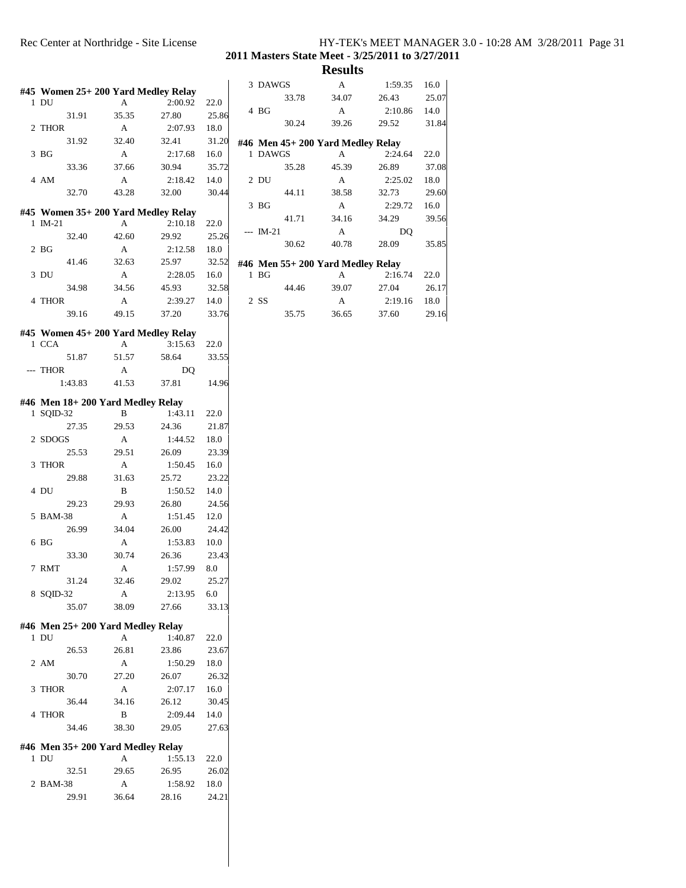## 2011 Masters State Meet - 3/25/2011 to 3/27/2011

## Results

### #45 Women 25+ 200 Yard Medley Relay

| | | | | |
|---|---|---|---|---|
| 1 DU | A | | 2:00.92 | 22.0 |
| 31.91 | 35.35 | 27.80 | 25.86 | |
| 2 THOR | A | | 2:07.93 | 18.0 |
| 31.92 | 32.40 | 32.41 | 31.20 | |
| 3 BG | A | | 2:17.68 | 16.0 |
| 33.36 | 37.66 | 30.94 | 35.72 | |
| 4 AM | A | | 2:18.42 | 14.0 |
| 32.70 | 43.28 | 32.00 | 30.44 | |

### #45 Women 35+ 200 Yard Medley Relay

| | | | | |
|---|---|---|---|---|
| 1 IM-21 | A | | 2:10.18 | 22.0 |
| 32.40 | 42.60 | 29.92 | 25.26 | |
| 2 BG | A | | 2:12.58 | 18.0 |
| 41.46 | 32.63 | 25.97 | 32.52 | |
| 3 DU | A | | 2:28.05 | 16.0 |
| 34.98 | 34.56 | 45.93 | 32.58 | |
| 4 THOR | A | | 2:39.27 | 14.0 |
| 39.16 | 49.15 | 37.20 | 33.76 | |

### #45 Women 45+ 200 Yard Medley Relay

| | | | | |
|---|---|---|---|---|
| 1 CCA | A | | 3:15.63 | 22.0 |
| 51.87 | 51.57 | 58.64 | 33.55 | |
| --- THOR | A | | DQ | |
| 1:43.83 | 41.53 | 37.81 | 14.96 | |

### #46 Men 18+ 200 Yard Medley Relay

| | | | | |
|---|---|---|---|---|
| 1 SQID-32 | B | | 1:43.11 | 22.0 |
| 27.35 | 29.53 | 24.36 | 21.87 | |
| 2 SDOGS | A | | 1:44.52 | 18.0 |
| 25.53 | 29.51 | 26.09 | 23.39 | |
| 3 THOR | A | | 1:50.45 | 16.0 |
| 29.88 | 31.63 | 25.72 | 23.22 | |
| 4 DU | B | | 1:50.52 | 14.0 |
| 29.23 | 29.93 | 26.80 | 24.56 | |
| 5 BAM-38 | A | | 1:51.45 | 12.0 |
| 26.99 | 34.04 | 26.00 | 24.42 | |
| 6 BG | A | | 1:53.83 | 10.0 |
| 33.30 | 30.74 | 26.36 | 23.43 | |
| 7 RMT | A | | 1:57.99 | 8.0 |
| 31.24 | 32.46 | 29.02 | 25.27 | |
| 8 SQID-32 | A | | 2:13.95 | 6.0 |
| 35.07 | 38.09 | 27.66 | 33.13 | |

### #46 Men 25+ 200 Yard Medley Relay

| | | | | |
|---|---|---|---|---|
| 1 DU | A | | 1:40.87 | 22.0 |
| 26.53 | 26.81 | 23.86 | 23.67 | |
| 2 AM | A | | 1:50.29 | 18.0 |
| 30.70 | 27.20 | 26.07 | 26.32 | |
| 3 THOR | A | | 2:07.17 | 16.0 |
| 36.44 | 34.16 | 26.12 | 30.45 | |
| 4 THOR | B | | 2:09.44 | 14.0 |
| 34.46 | 38.30 | 29.05 | 27.63 | |

### #46 Men 35+ 200 Yard Medley Relay

| | | | | |
|---|---|---|---|---|
| 1 DU | A | | 1:55.13 | 22.0 |
| 32.51 | 29.65 | 26.95 | 26.02 | |
| 2 BAM-38 | A | | 1:58.92 | 18.0 |
| 29.91 | 36.64 | 28.16 | 24.21 | |
| 3 DAWGS | A | | 1:59.35 | 16.0 |
| 33.78 | 34.07 | 26.43 | 25.07 | |
| 4 BG | A | | 2:10.86 | 14.0 |
| 30.24 | 39.26 | 29.52 | 31.84 | |

### #46 Men 45+ 200 Yard Medley Relay

| | | | | |
|---|---|---|---|---|
| 1 DAWGS | A | | 2:24.64 | 22.0 |
| 35.28 | 45.39 | 26.89 | 37.08 | |
| 2 DU | A | | 2:25.02 | 18.0 |
| 44.11 | 38.58 | 32.73 | 29.60 | |
| 3 BG | A | | 2:29.72 | 16.0 |
| 41.71 | 34.16 | 34.29 | 39.56 | |
| --- IM-21 | A | | DQ | |
| 30.62 | 40.78 | 28.09 | 35.85 | |

### #46 Men 55+ 200 Yard Medley Relay

| | | | | |
|---|---|---|---|---|
| 1 BG | A | | 2:16.74 | 22.0 |
| 44.46 | 39.07 | 27.04 | 26.17 | |
| 2 SS | A | | 2:19.16 | 18.0 |
| 35.75 | 36.65 | 37.60 | 29.16 | |